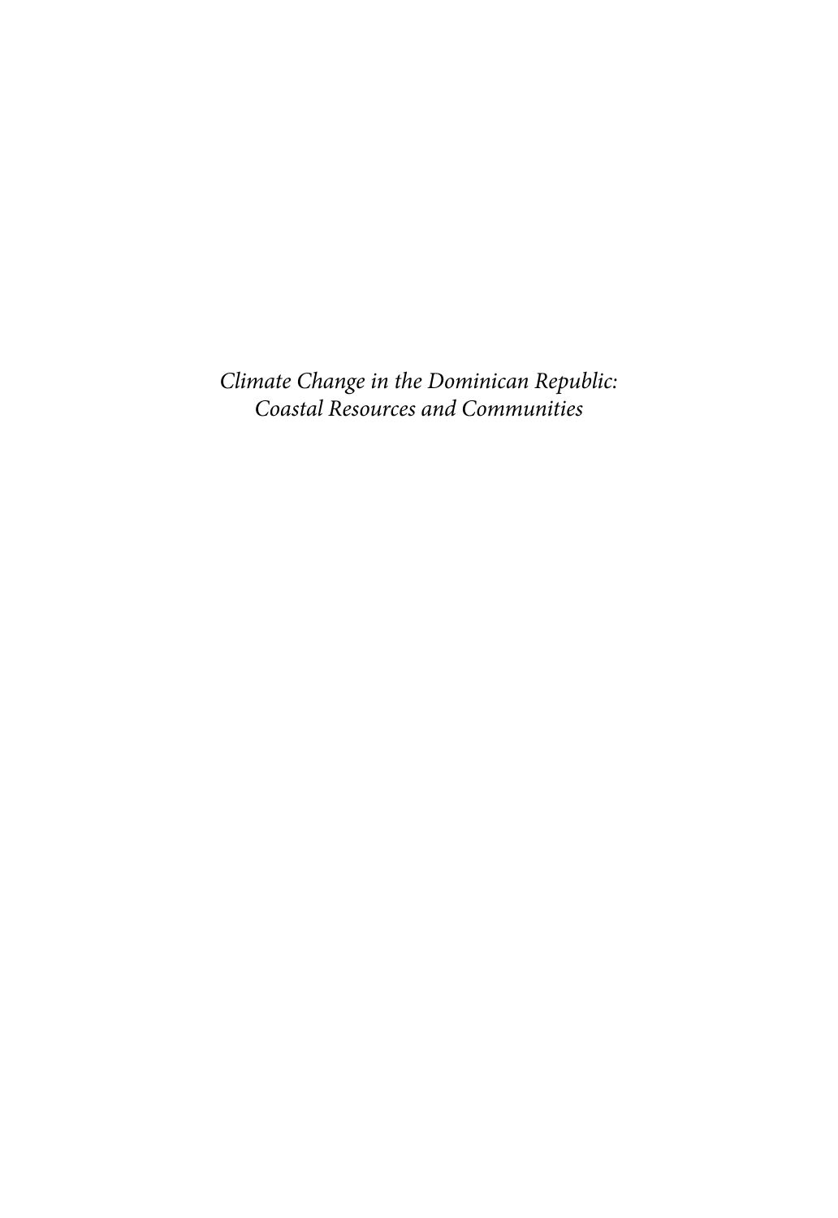*Climate Change in the Dominican Republic: Coastal Resources and Communities*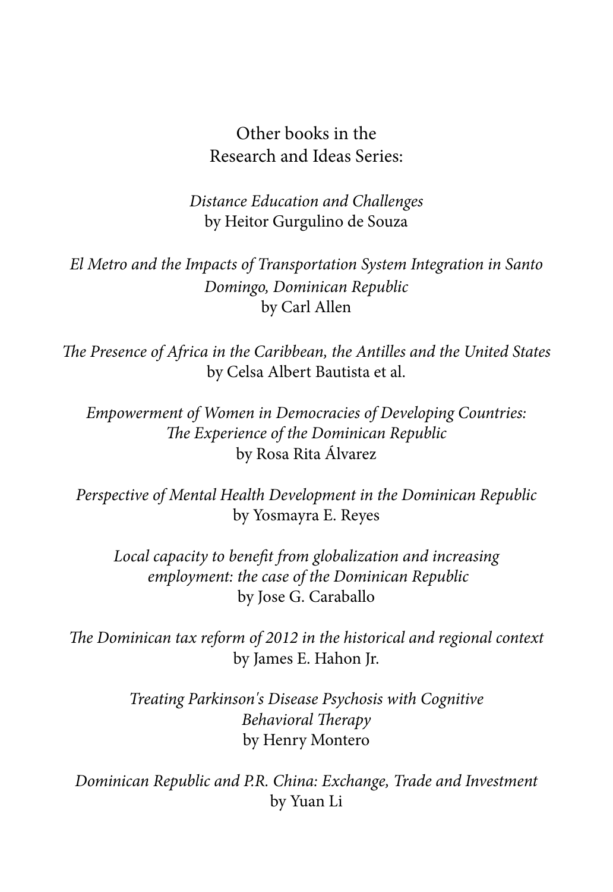Other books in the
Research and Ideas Series:

*Distance Education and Challenges*
by Heitor Gurgulino de Souza

*El Metro and the Impacts of Transportation System Integration in Santo Domingo, Dominican Republic*
by Carl Allen

*The Presence of Africa in the Caribbean, the Antilles and the United States*
by Celsa Albert Bautista et al.

*Empowerment of Women in Democracies of Developing Countries: The Experience of the Dominican Republic*
by Rosa Rita Álvarez

*Perspective of Mental Health Development in the Dominican Republic*
by Yosmayra E. Reyes

*Local capacity to benefit from globalization and increasing employment: the case of the Dominican Republic*
by Jose G. Caraballo

*The Dominican tax reform of 2012 in the historical and regional context*
by James E. Hahon Jr.

*Treating Parkinson's Disease Psychosis with Cognitive Behavioral Therapy*
by Henry Montero

*Dominican Republic and P.R. China: Exchange, Trade and Investment*
by Yuan Li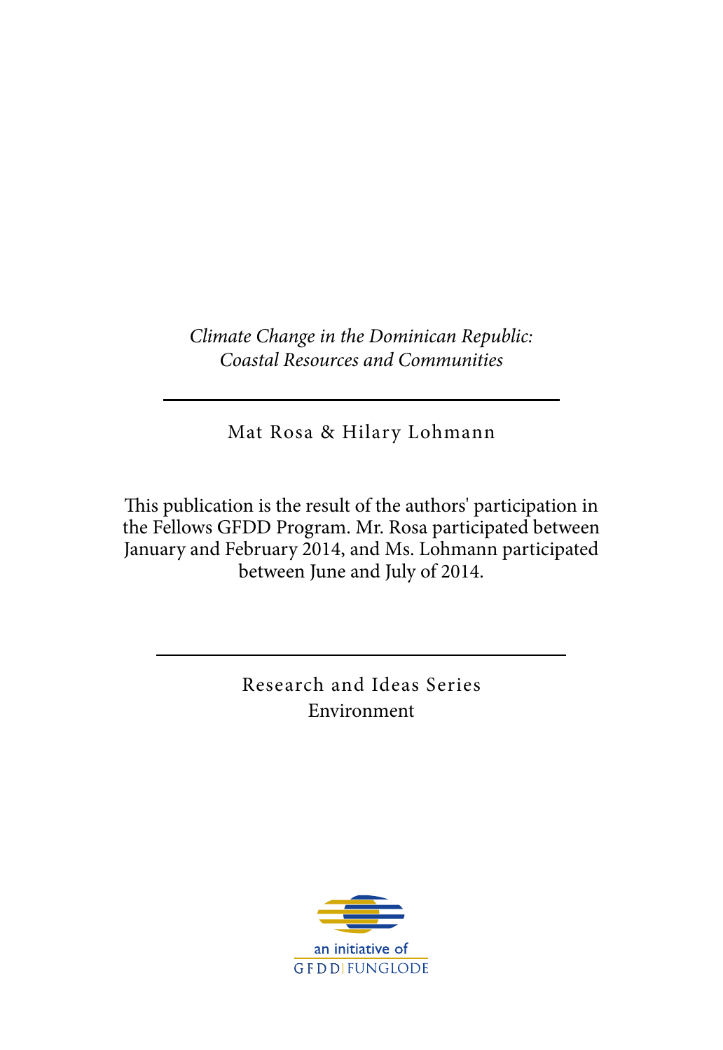*Climate Change in the Dominican Republic: Coastal Resources and Communities*

---

Mat Rosa & Hilary Lohmann

This publication is the result of the authors' participation in the Fellows GFDD Program. Mr. Rosa participated between January and February 2014, and Ms. Lohmann participated between June and July of 2014.

---

Research and Ideas Series
Environment

an initiative of
GFDD | FUNGLODE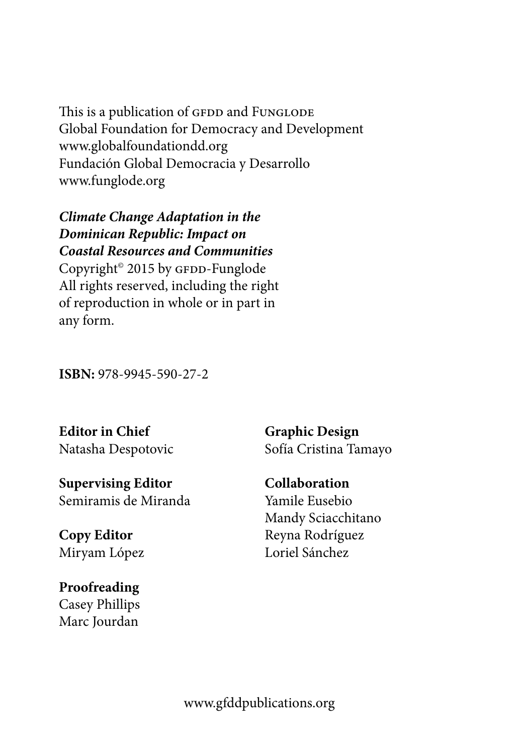This is a publication of GFDD and FUNGLODE
Global Foundation for Democracy and Development
www.globalfoundationdd.org
Fundación Global Democracia y Desarrollo
www.funglode.org

***Climate Change Adaptation in the Dominican Republic: Impact on Coastal Resources and Communities***
Copyright© 2015 by GFDD-Funglode
All rights reserved, including the right of reproduction in whole or in part in any form.

**ISBN:** 978-9945-590-27-2

**Editor in Chief**
Natasha Despotovic

**Supervising Editor**
Semiramis de Miranda

**Copy Editor**
Miryam López

**Proofreading**
Casey Phillips
Marc Jourdan

**Graphic Design**
Sofía Cristina Tamayo

**Collaboration**
Yamile Eusebio
Mandy Sciacchitano
Reyna Rodríguez
Loriel Sánchez

www.gfddpublications.org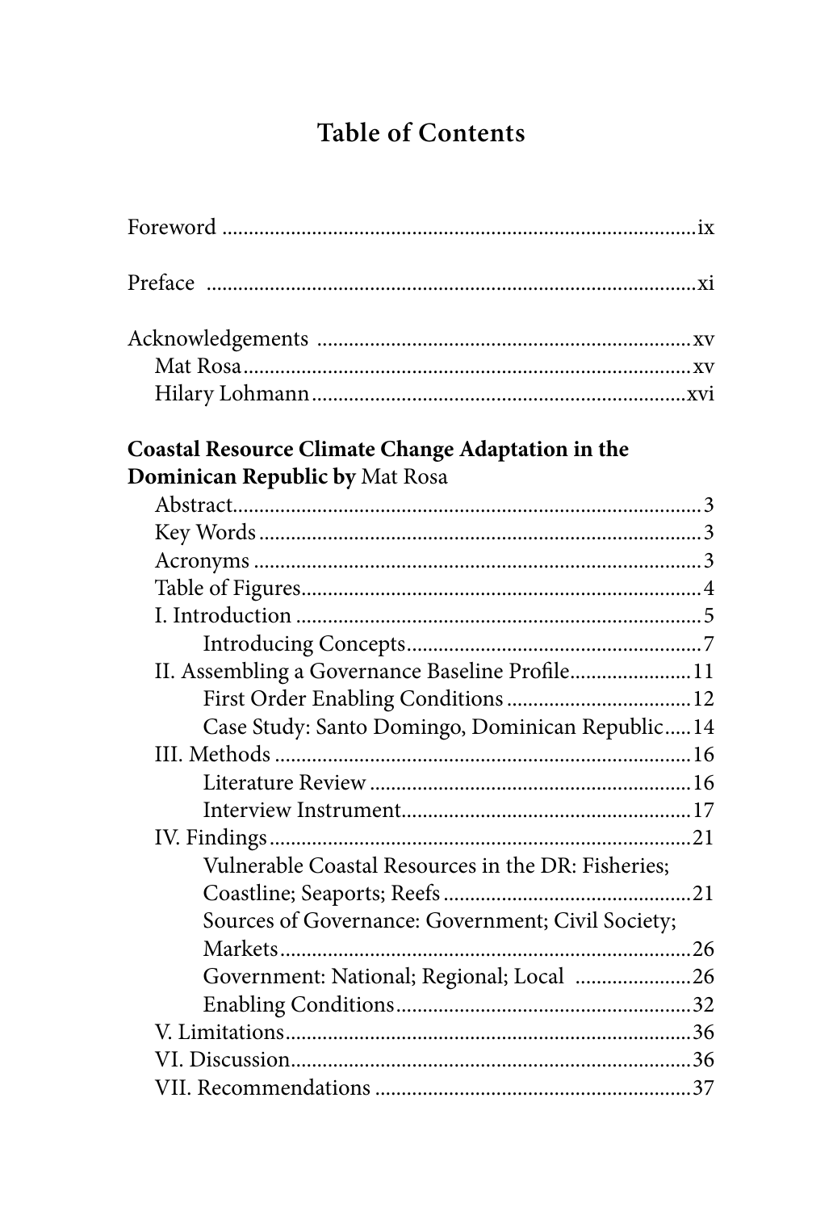# Table of Contents

Foreword .......................................................................................ix

Preface .........................................................................................xi

Acknowledgements .....................................................................xv
- Mat Rosa.....................................................................................xv
- Hilary Lohmann.........................................................................xvi

**Coastal Resource Climate Change Adaptation in the Dominican Republic by** Mat Rosa

- Abstract.........................................................................................3
- Key Words.....................................................................................3
- Acronyms .....................................................................................3
- Table of Figures............................................................................4
- I. Introduction ...............................................................................5
  - Introducing Concepts..........................................................7
- II. Assembling a Governance Baseline Profile.......................11
  - First Order Enabling Conditions ....................................12
  - Case Study: Santo Domingo, Dominican Republic.....14
- III. Methods .................................................................................16
  - Literature Review ...............................................................16
  - Interview Instrument.........................................................17
- IV. Findings..................................................................................21
  - Vulnerable Coastal Resources in the DR: Fisheries; Coastline; Seaports; Reefs ...............................................21
  - Sources of Governance: Government; Civil Society; Markets..............................................................................26
  - Government: National; Regional; Local ......................26
  - Enabling Conditions..........................................................32
- V. Limitations..............................................................................36
- VI. Discussion..............................................................................36
- VII. Recommendations ..............................................................37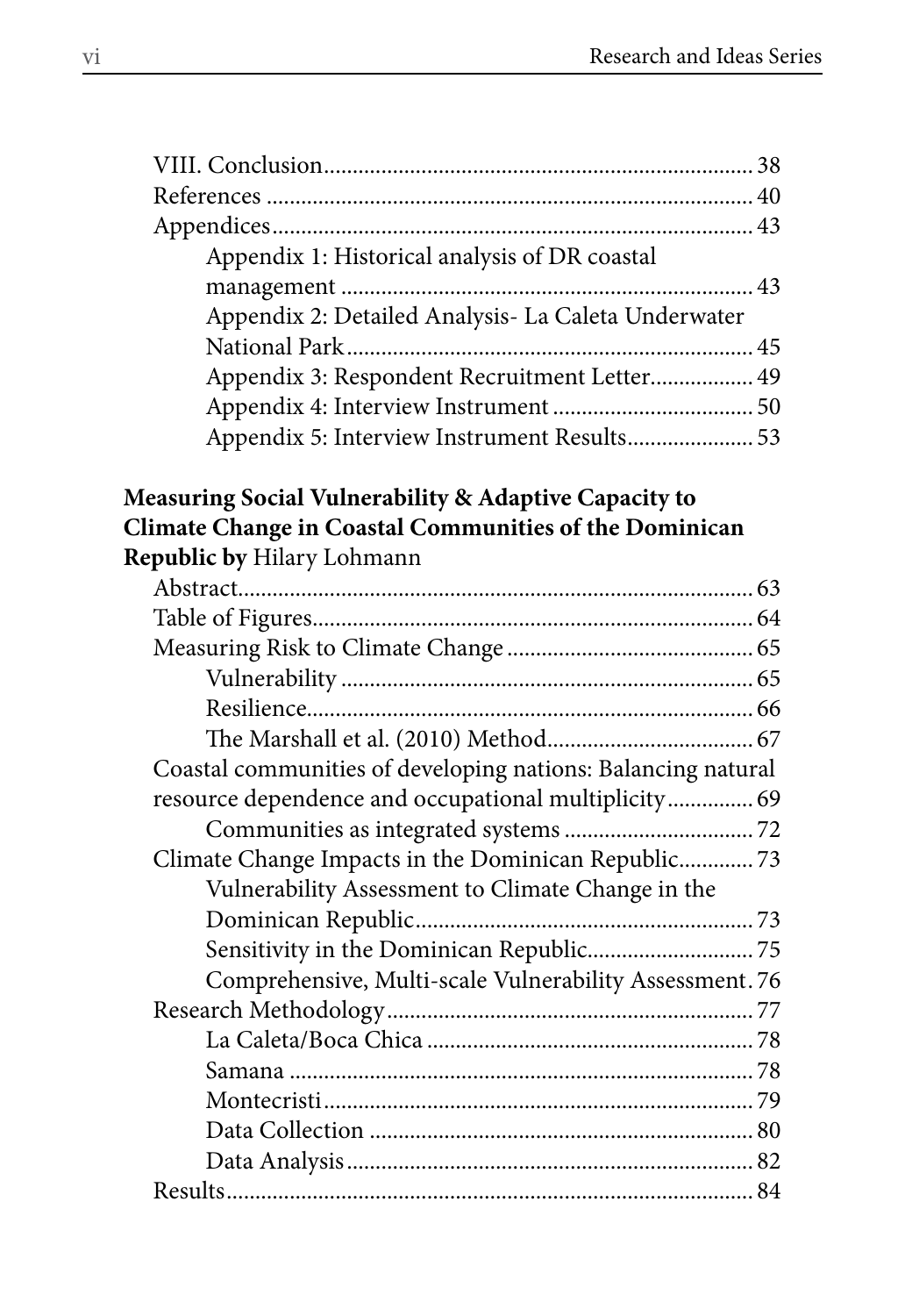VIII. Conclusion........................................................................ 38
References ................................................................................... 40
Appendices.................................................................................. 43
    Appendix 1: Historical analysis of DR coastal management ...................................................................... 43
    Appendix 2: Detailed Analysis- La Caleta Underwater National Park...................................................................... 45
    Appendix 3: Respondent Recruitment Letter................. 49
    Appendix 4: Interview Instrument .................................. 50
    Appendix 5: Interview Instrument Results..................... 53

**Measuring Social Vulnerability & Adaptive Capacity to Climate Change in Coastal Communities of the Dominican Republic by** Hilary Lohmann

Abstract....................................................................................... 63
Table of Figures........................................................................... 64
Measuring Risk to Climate Change .......................................... 65
    Vulnerability ...................................................................... 65
    Resilience............................................................................ 66
    The Marshall et al. (2010) Method.................................... 67
Coastal communities of developing nations: Balancing natural resource dependence and occupational multiplicity.............. 69
    Communities as integrated systems ................................ 72
Climate Change Impacts in the Dominican Republic............ 73
    Vulnerability Assessment to Climate Change in the Dominican Republic......................................................... 73
    Sensitivity in the Dominican Republic............................ 75
    Comprehensive, Multi-scale Vulnerability Assessment. 76
Research Methodology............................................................... 77
    La Caleta/Boca Chica ........................................................ 78
    Samana ................................................................................ 78
    Montecristi.......................................................................... 79
    Data Collection .................................................................. 80
    Data Analysis...................................................................... 82
Results.......................................................................................... 84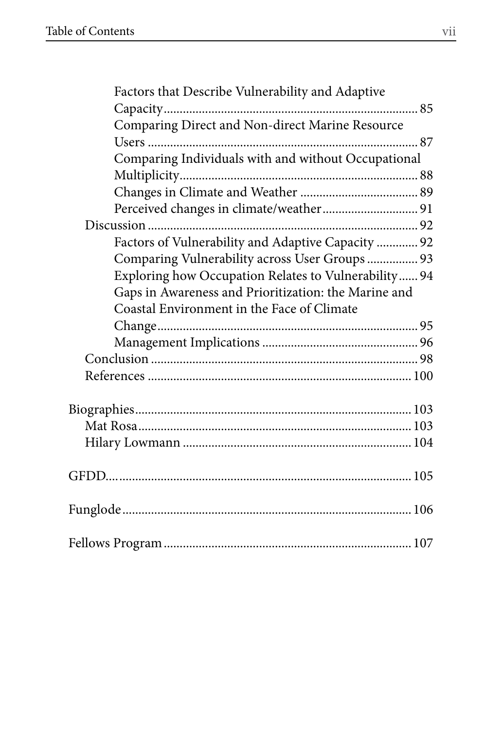Factors that Describe Vulnerability and Adaptive Capacity ... 85
Comparing Direct and Non-direct Marine Resource Users ... 87
Comparing Individuals with and without Occupational Multiplicity ... 88
Changes in Climate and Weather ... 89
Perceived changes in climate/weather ... 91

Discussion ... 92
Factors of Vulnerability and Adaptive Capacity ... 92
Comparing Vulnerability across User Groups ... 93
Exploring how Occupation Relates to Vulnerability ... 94
Gaps in Awareness and Prioritization: the Marine and Coastal Environment in the Face of Climate Change ... 95
Management Implications ... 96

Conclusion ... 98

References ... 100

Biographies ... 103
Mat Rosa ... 103
Hilary Lowmann ... 104

GFDD ... 105

Funglode ... 106

Fellows Program ... 107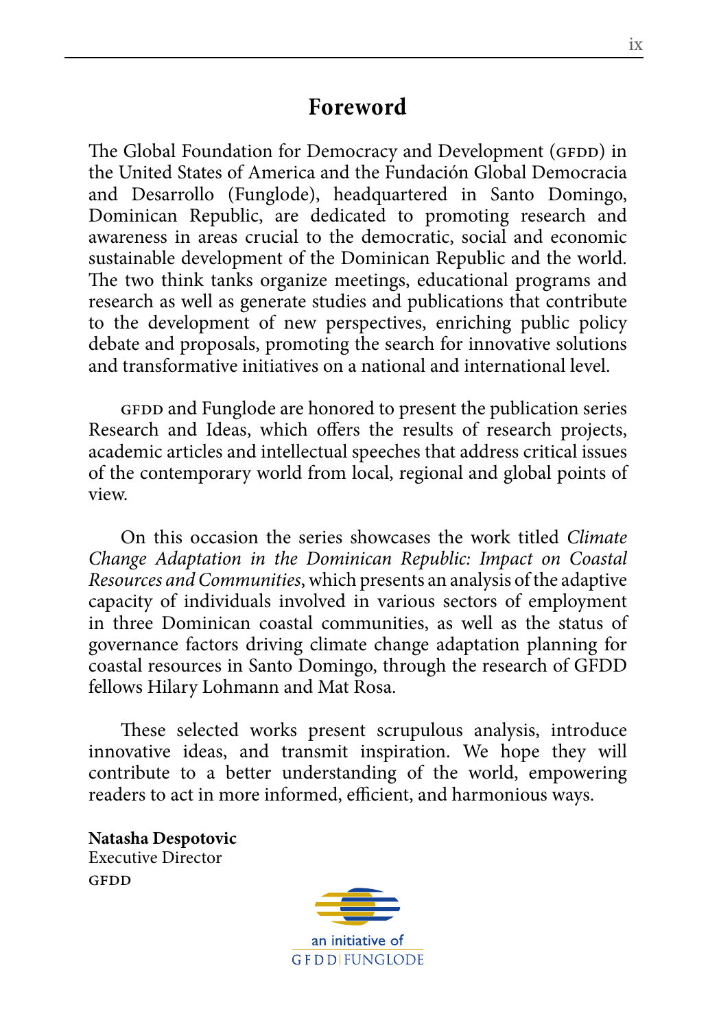# Foreword

The Global Foundation for Democracy and Development (GFDD) in the United States of America and the Fundación Global Democracia and Desarrollo (Funglode), headquartered in Santo Domingo, Dominican Republic, are dedicated to promoting research and awareness in areas crucial to the democratic, social and economic sustainable development of the Dominican Republic and the world. The two think tanks organize meetings, educational programs and research as well as generate studies and publications that contribute to the development of new perspectives, enriching public policy debate and proposals, promoting the search for innovative solutions and transformative initiatives on a national and international level.

GFDD and Funglode are honored to present the publication series Research and Ideas, which offers the results of research projects, academic articles and intellectual speeches that address critical issues of the contemporary world from local, regional and global points of view.

On this occasion the series showcases the work titled *Climate Change Adaptation in the Dominican Republic: Impact on Coastal Resources and Communities*, which presents an analysis of the adaptive capacity of individuals involved in various sectors of employment in three Dominican coastal communities, as well as the status of governance factors driving climate change adaptation planning for coastal resources in Santo Domingo, through the research of GFDD fellows Hilary Lohmann and Mat Rosa.

These selected works present scrupulous analysis, introduce innovative ideas, and transmit inspiration. We hope they will contribute to a better understanding of the world, empowering readers to act in more informed, efficient, and harmonious ways.

**Natasha Despotovic**
Executive Director
GFDD

an initiative of
GFDD | FUNGLODE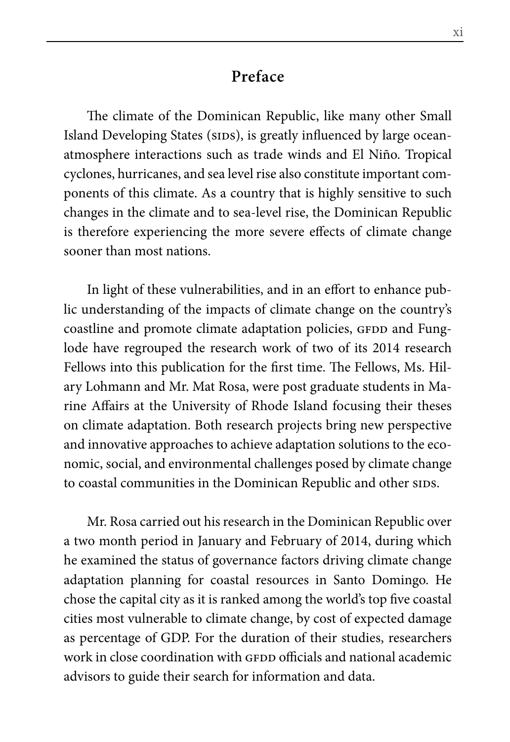# Preface

The climate of the Dominican Republic, like many other Small Island Developing States (SIDS), is greatly influenced by large ocean-atmosphere interactions such as trade winds and El Niño. Tropical cyclones, hurricanes, and sea level rise also constitute important components of this climate. As a country that is highly sensitive to such changes in the climate and to sea-level rise, the Dominican Republic is therefore experiencing the more severe effects of climate change sooner than most nations.

In light of these vulnerabilities, and in an effort to enhance public understanding of the impacts of climate change on the country's coastline and promote climate adaptation policies, GFDD and Funglode have regrouped the research work of two of its 2014 research Fellows into this publication for the first time. The Fellows, Ms. Hilary Lohmann and Mr. Mat Rosa, were post graduate students in Marine Affairs at the University of Rhode Island focusing their theses on climate adaptation. Both research projects bring new perspective and innovative approaches to achieve adaptation solutions to the economic, social, and environmental challenges posed by climate change to coastal communities in the Dominican Republic and other SIDS.

Mr. Rosa carried out his research in the Dominican Republic over a two month period in January and February of 2014, during which he examined the status of governance factors driving climate change adaptation planning for coastal resources in Santo Domingo. He chose the capital city as it is ranked among the world's top five coastal cities most vulnerable to climate change, by cost of expected damage as percentage of GDP. For the duration of their studies, researchers work in close coordination with GFDD officials and national academic advisors to guide their search for information and data.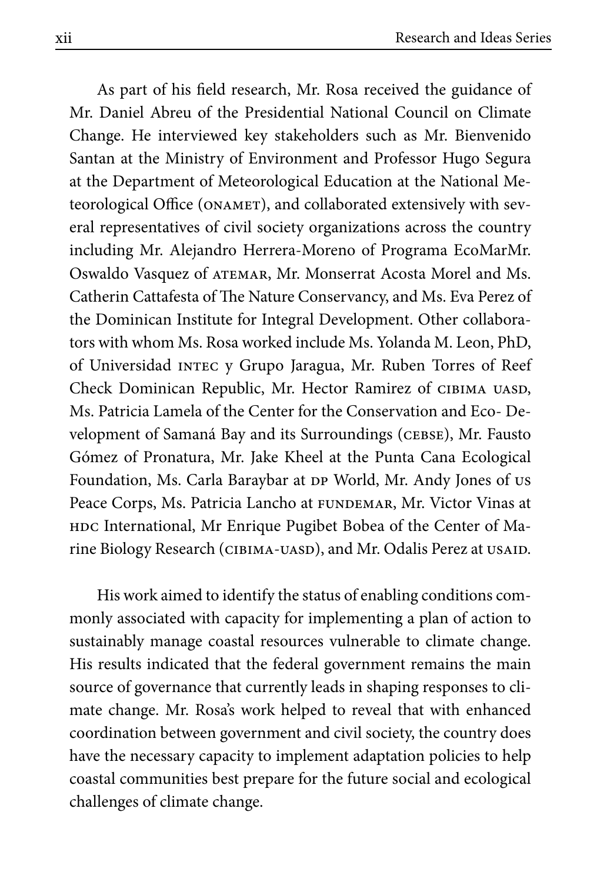As part of his field research, Mr. Rosa received the guidance of Mr. Daniel Abreu of the Presidential National Council on Climate Change. He interviewed key stakeholders such as Mr. Bienvenido Santan at the Ministry of Environment and Professor Hugo Segura at the Department of Meteorological Education at the National Meteorological Office (ONAMET), and collaborated extensively with several representatives of civil society organizations across the country including Mr. Alejandro Herrera-Moreno of Programa EcoMarMr. Oswaldo Vasquez of ATEMAR, Mr. Monserrat Acosta Morel and Ms. Catherin Cattafesta of The Nature Conservancy, and Ms. Eva Perez of the Dominican Institute for Integral Development. Other collaborators with whom Ms. Rosa worked include Ms. Yolanda M. Leon, PhD, of Universidad INTEC y Grupo Jaragua, Mr. Ruben Torres of Reef Check Dominican Republic, Mr. Hector Ramirez of CIBIMA UASD, Ms. Patricia Lamela of the Center for the Conservation and Eco- Development of Samaná Bay and its Surroundings (CEBSE), Mr. Fausto Gómez of Pronatura, Mr. Jake Kheel at the Punta Cana Ecological Foundation, Ms. Carla Baraybar at DP World, Mr. Andy Jones of US Peace Corps, Ms. Patricia Lancho at FUNDEMAR, Mr. Victor Vinas at HDC International, Mr Enrique Pugibet Bobea of the Center of Marine Biology Research (CIBIMA-UASD), and Mr. Odalis Perez at USAID.

His work aimed to identify the status of enabling conditions commonly associated with capacity for implementing a plan of action to sustainably manage coastal resources vulnerable to climate change. His results indicated that the federal government remains the main source of governance that currently leads in shaping responses to climate change. Mr. Rosa's work helped to reveal that with enhanced coordination between government and civil society, the country does have the necessary capacity to implement adaptation policies to help coastal communities best prepare for the future social and ecological challenges of climate change.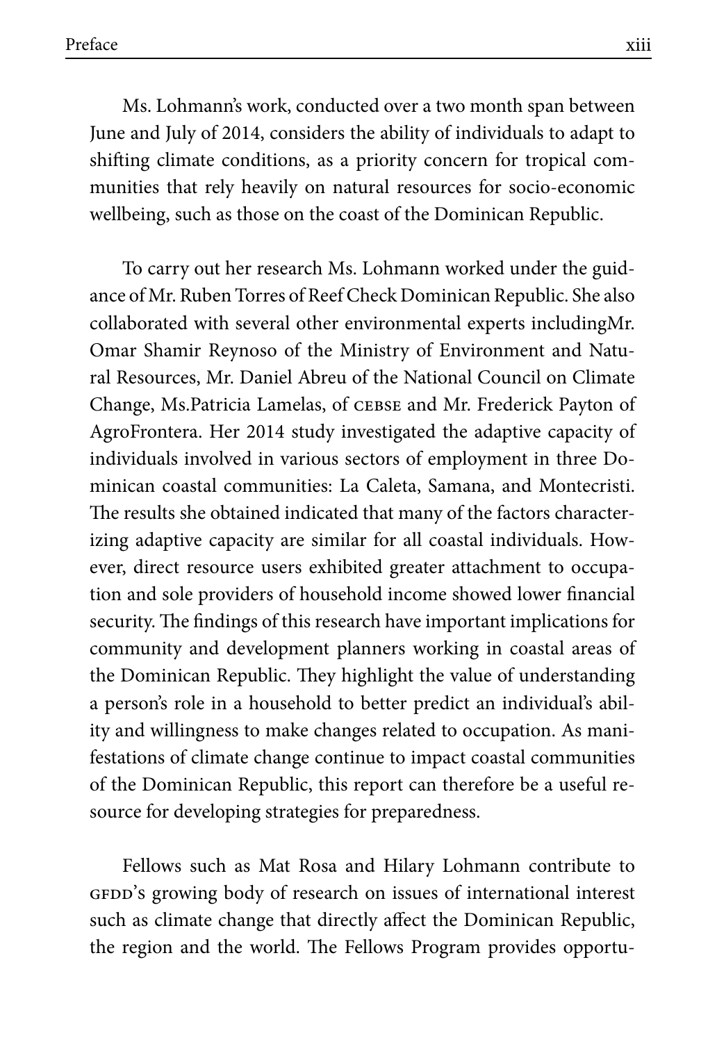Ms. Lohmann's work, conducted over a two month span between June and July of 2014, considers the ability of individuals to adapt to shifting climate conditions, as a priority concern for tropical communities that rely heavily on natural resources for socio-economic wellbeing, such as those on the coast of the Dominican Republic.

To carry out her research Ms. Lohmann worked under the guidance of Mr. Ruben Torres of Reef Check Dominican Republic. She also collaborated with several other environmental experts includingMr. Omar Shamir Reynoso of the Ministry of Environment and Natural Resources, Mr. Daniel Abreu of the National Council on Climate Change, Ms.Patricia Lamelas, of CEBSE and Mr. Frederick Payton of AgroFrontera. Her 2014 study investigated the adaptive capacity of individuals involved in various sectors of employment in three Dominican coastal communities: La Caleta, Samana, and Montecristi. The results she obtained indicated that many of the factors characterizing adaptive capacity are similar for all coastal individuals. However, direct resource users exhibited greater attachment to occupation and sole providers of household income showed lower financial security. The findings of this research have important implications for community and development planners working in coastal areas of the Dominican Republic. They highlight the value of understanding a person's role in a household to better predict an individual's ability and willingness to make changes related to occupation. As manifestations of climate change continue to impact coastal communities of the Dominican Republic, this report can therefore be a useful resource for developing strategies for preparedness.

Fellows such as Mat Rosa and Hilary Lohmann contribute to GFDD's growing body of research on issues of international interest such as climate change that directly affect the Dominican Republic, the region and the world. The Fellows Program provides opportu-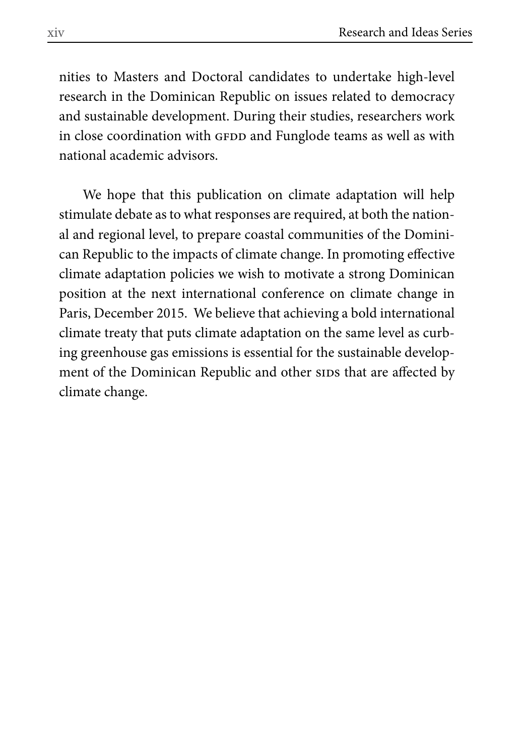nities to Masters and Doctoral candidates to undertake high-level research in the Dominican Republic on issues related to democracy and sustainable development. During their studies, researchers work in close coordination with GFDD and Funglode teams as well as with national academic advisors.

We hope that this publication on climate adaptation will help stimulate debate as to what responses are required, at both the national and regional level, to prepare coastal communities of the Dominican Republic to the impacts of climate change. In promoting effective climate adaptation policies we wish to motivate a strong Dominican position at the next international conference on climate change in Paris, December 2015. We believe that achieving a bold international climate treaty that puts climate adaptation on the same level as curbing greenhouse gas emissions is essential for the sustainable development of the Dominican Republic and other SIDS that are affected by climate change.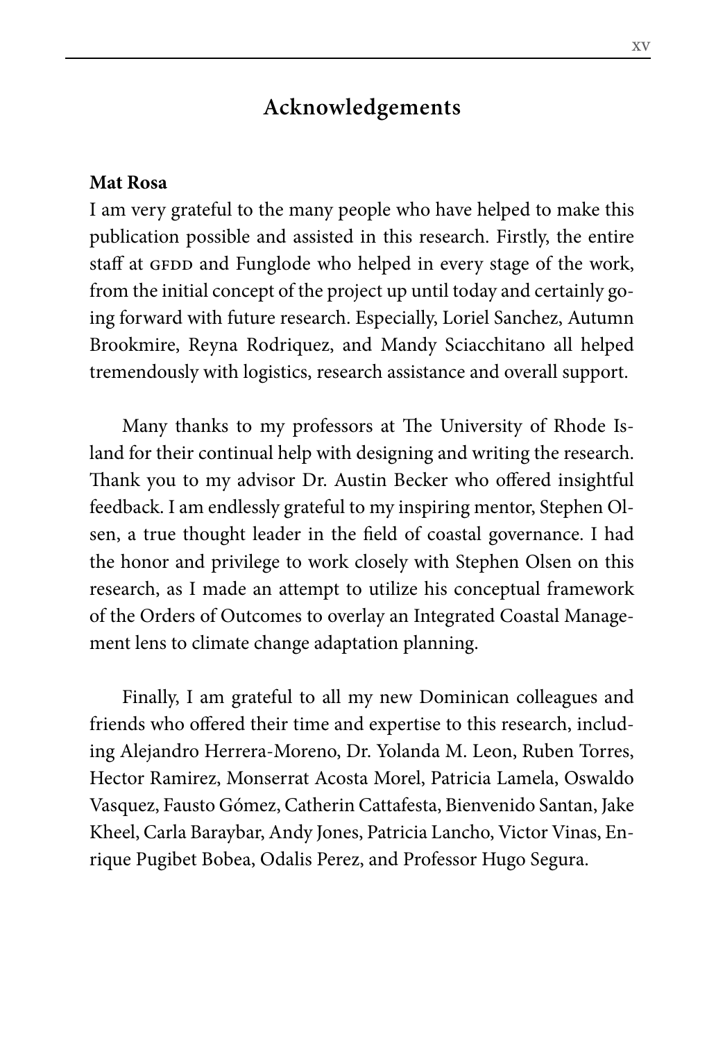## Acknowledgements

**Mat Rosa**

I am very grateful to the many people who have helped to make this publication possible and assisted in this research. Firstly, the entire staff at GFDD and Funglode who helped in every stage of the work, from the initial concept of the project up until today and certainly going forward with future research. Especially, Loriel Sanchez, Autumn Brookmire, Reyna Rodriquez, and Mandy Sciacchitano all helped tremendously with logistics, research assistance and overall support.

Many thanks to my professors at The University of Rhode Island for their continual help with designing and writing the research. Thank you to my advisor Dr. Austin Becker who offered insightful feedback. I am endlessly grateful to my inspiring mentor, Stephen Olsen, a true thought leader in the field of coastal governance. I had the honor and privilege to work closely with Stephen Olsen on this research, as I made an attempt to utilize his conceptual framework of the Orders of Outcomes to overlay an Integrated Coastal Management lens to climate change adaptation planning.

Finally, I am grateful to all my new Dominican colleagues and friends who offered their time and expertise to this research, including Alejandro Herrera-Moreno, Dr. Yolanda M. Leon, Ruben Torres, Hector Ramirez, Monserrat Acosta Morel, Patricia Lamela, Oswaldo Vasquez, Fausto Gómez, Catherin Cattafesta, Bienvenido Santan, Jake Kheel, Carla Baraybar, Andy Jones, Patricia Lancho, Victor Vinas, Enrique Pugibet Bobea, Odalis Perez, and Professor Hugo Segura.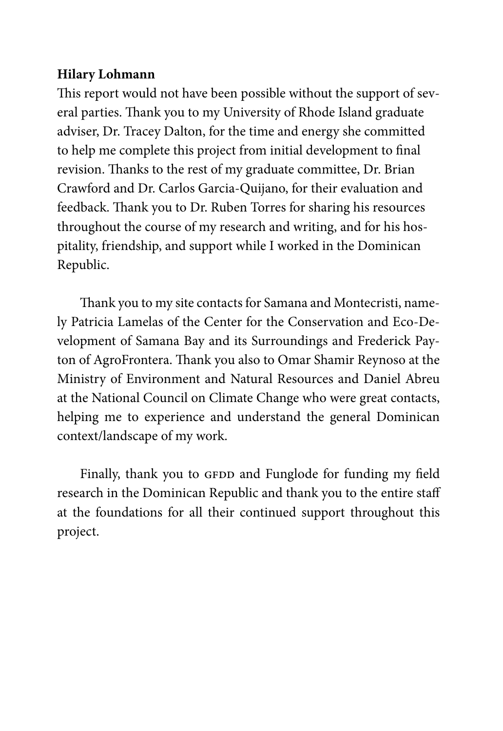**Hilary Lohmann**

This report would not have been possible without the support of several parties. Thank you to my University of Rhode Island graduate adviser, Dr. Tracey Dalton, for the time and energy she committed to help me complete this project from initial development to final revision. Thanks to the rest of my graduate committee, Dr. Brian Crawford and Dr. Carlos Garcia-Quijano, for their evaluation and feedback. Thank you to Dr. Ruben Torres for sharing his resources throughout the course of my research and writing, and for his hospitality, friendship, and support while I worked in the Dominican Republic.

Thank you to my site contacts for Samana and Montecristi, namely Patricia Lamelas of the Center for the Conservation and Eco-Development of Samana Bay and its Surroundings and Frederick Payton of AgroFrontera. Thank you also to Omar Shamir Reynoso at the Ministry of Environment and Natural Resources and Daniel Abreu at the National Council on Climate Change who were great contacts, helping me to experience and understand the general Dominican context/landscape of my work.

Finally, thank you to GFDD and Funglode for funding my field research in the Dominican Republic and thank you to the entire staff at the foundations for all their continued support throughout this project.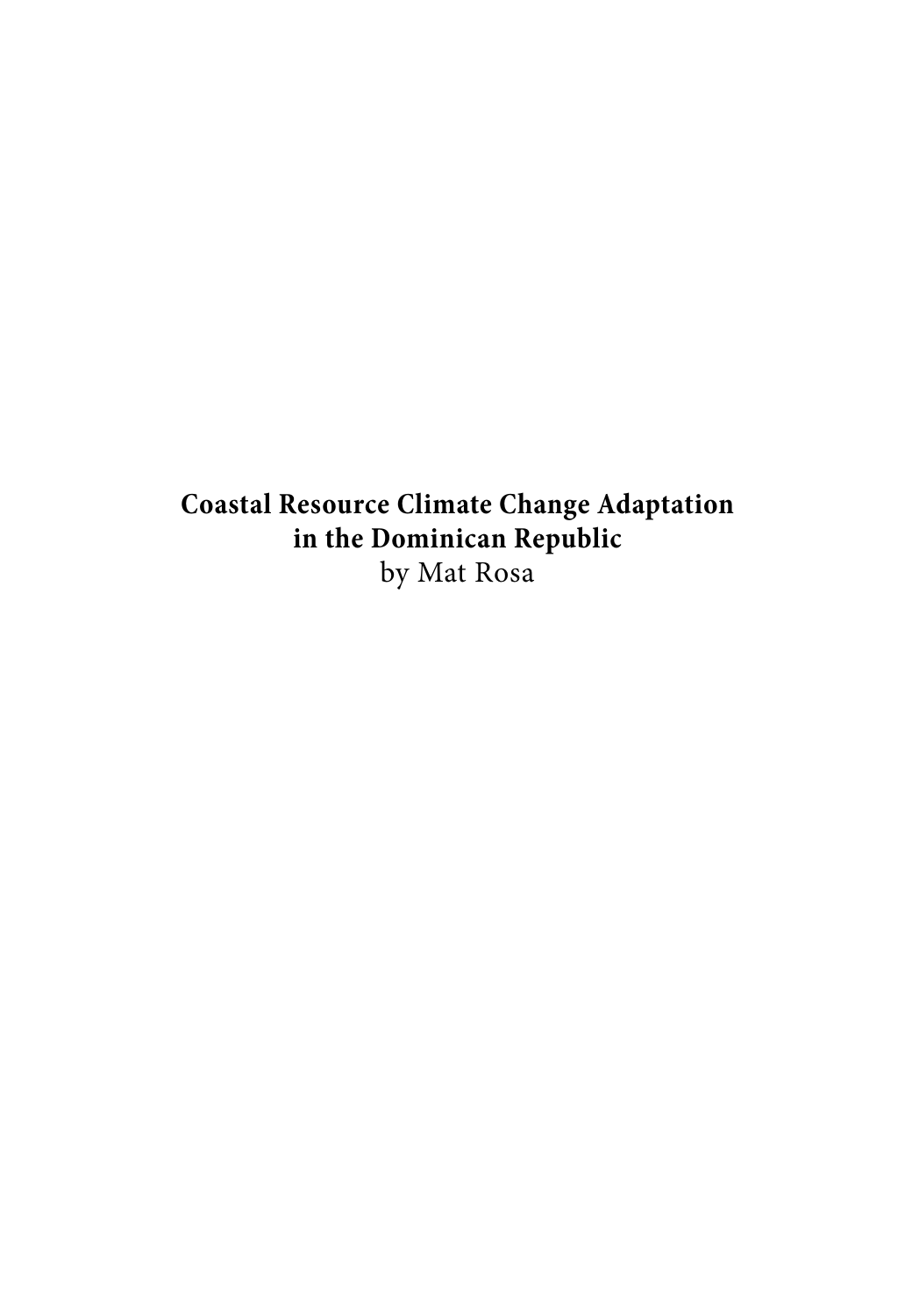**Coastal Resource Climate Change Adaptation in the Dominican Republic**

by Mat Rosa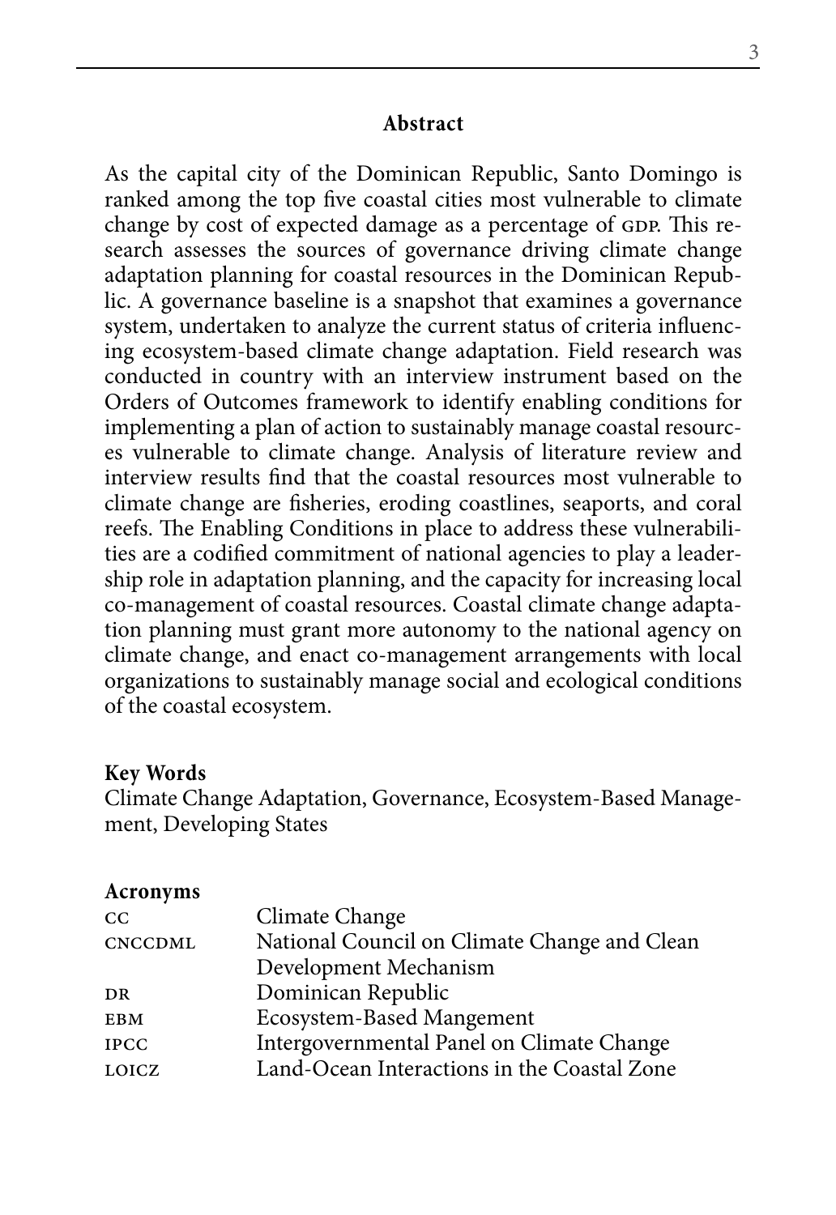## Abstract

As the capital city of the Dominican Republic, Santo Domingo is ranked among the top five coastal cities most vulnerable to climate change by cost of expected damage as a percentage of GDP. This research assesses the sources of governance driving climate change adaptation planning for coastal resources in the Dominican Republic. A governance baseline is a snapshot that examines a governance system, undertaken to analyze the current status of criteria influencing ecosystem-based climate change adaptation. Field research was conducted in country with an interview instrument based on the Orders of Outcomes framework to identify enabling conditions for implementing a plan of action to sustainably manage coastal resources vulnerable to climate change. Analysis of literature review and interview results find that the coastal resources most vulnerable to climate change are fisheries, eroding coastlines, seaports, and coral reefs. The Enabling Conditions in place to address these vulnerabilities are a codified commitment of national agencies to play a leadership role in adaptation planning, and the capacity for increasing local co-management of coastal resources. Coastal climate change adaptation planning must grant more autonomy to the national agency on climate change, and enact co-management arrangements with local organizations to sustainably manage social and ecological conditions of the coastal ecosystem.

**Key Words**
Climate Change Adaptation, Governance, Ecosystem-Based Management, Developing States

**Acronyms**

| | |
|---|---|
| CC | Climate Change |
| CNCCDML | National Council on Climate Change and Clean Development Mechanism |
| DR | Dominican Republic |
| EBM | Ecosystem-Based Mangement |
| IPCC | Intergovernmental Panel on Climate Change |
| LOICZ | Land-Ocean Interactions in the Coastal Zone |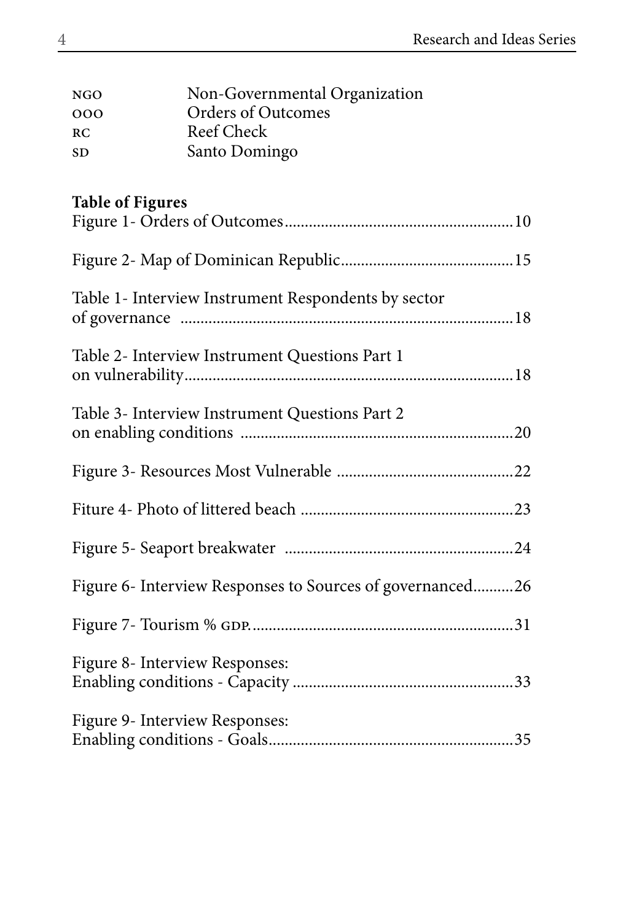| | |
|---|---|
| NGO | Non-Governmental Organization |
| OOO | Orders of Outcomes |
| RC | Reef Check |
| SD | Santo Domingo |

**Table of Figures**

Figure 1- Orders of Outcomes........................................................10

Figure 2- Map of Dominican Republic..........................................15

Table 1- Interview Instrument Respondents by sector of governance ..................................................................................18

Table 2- Interview Instrument Questions Part 1 on vulnerability..................................................................................18

Table 3- Interview Instrument Questions Part 2 on enabling conditions ....................................................................20

Figure 3- Resources Most Vulnerable ...........................................22

Fiture 4- Photo of littered beach ....................................................23

Figure 5- Seaport breakwater ........................................................24

Figure 6- Interview Responses to Sources of governanced..........26

Figure 7- Tourism % GDP.................................................................31

Figure 8- Interview Responses: Enabling conditions - Capacity ......................................................33

Figure 9- Interview Responses: Enabling conditions - Goals............................................................35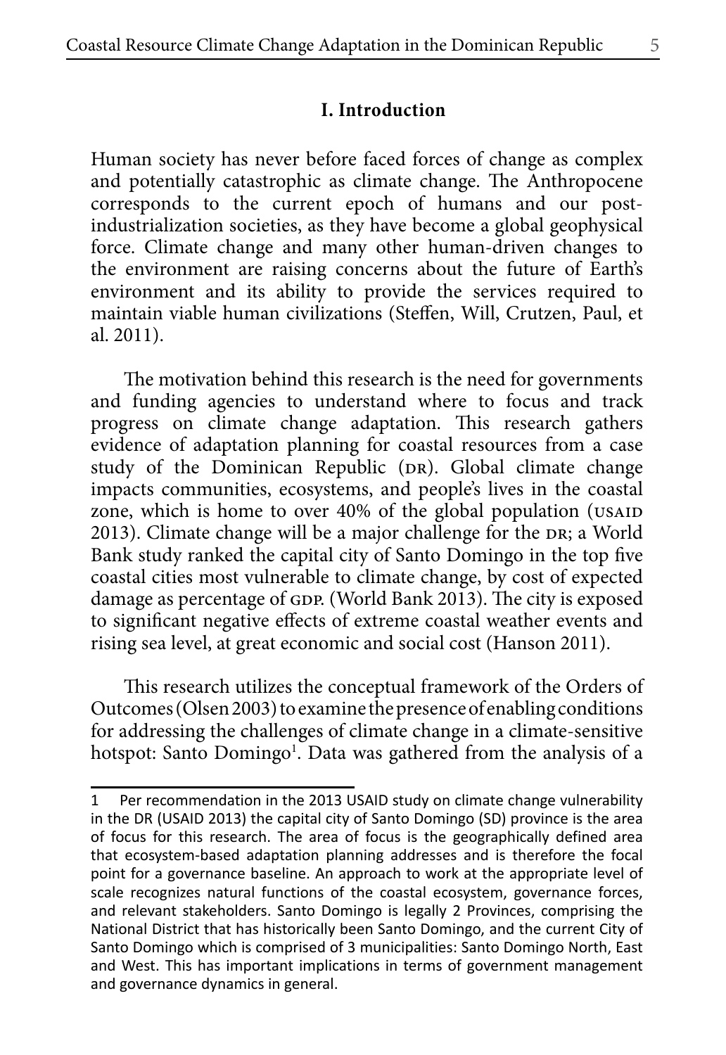## I. Introduction

Human society has never before faced forces of change as complex and potentially catastrophic as climate change. The Anthropocene corresponds to the current epoch of humans and our post-industrialization societies, as they have become a global geophysical force. Climate change and many other human-driven changes to the environment are raising concerns about the future of Earth's environment and its ability to provide the services required to maintain viable human civilizations (Steffen, Will, Crutzen, Paul, et al. 2011).

The motivation behind this research is the need for governments and funding agencies to understand where to focus and track progress on climate change adaptation. This research gathers evidence of adaptation planning for coastal resources from a case study of the Dominican Republic (DR). Global climate change impacts communities, ecosystems, and people's lives in the coastal zone, which is home to over 40% of the global population (USAID 2013). Climate change will be a major challenge for the DR; a World Bank study ranked the capital city of Santo Domingo in the top five coastal cities most vulnerable to climate change, by cost of expected damage as percentage of GDP. (World Bank 2013). The city is exposed to significant negative effects of extreme coastal weather events and rising sea level, at great economic and social cost (Hanson 2011).

This research utilizes the conceptual framework of the Orders of Outcomes (Olsen 2003) to examine the presence of enabling conditions for addressing the challenges of climate change in a climate-sensitive hotspot: Santo Domingo[1]. Data was gathered from the analysis of a

---

1 Per recommendation in the 2013 USAID study on climate change vulnerability in the DR (USAID 2013) the capital city of Santo Domingo (SD) province is the area of focus for this research. The area of focus is the geographically defined area that ecosystem-based adaptation planning addresses and is therefore the focal point for a governance baseline. An approach to work at the appropriate level of scale recognizes natural functions of the coastal ecosystem, governance forces, and relevant stakeholders. Santo Domingo is legally 2 Provinces, comprising the National District that has historically been Santo Domingo, and the current City of Santo Domingo which is comprised of 3 municipalities: Santo Domingo North, East and West. This has important implications in terms of government management and governance dynamics in general.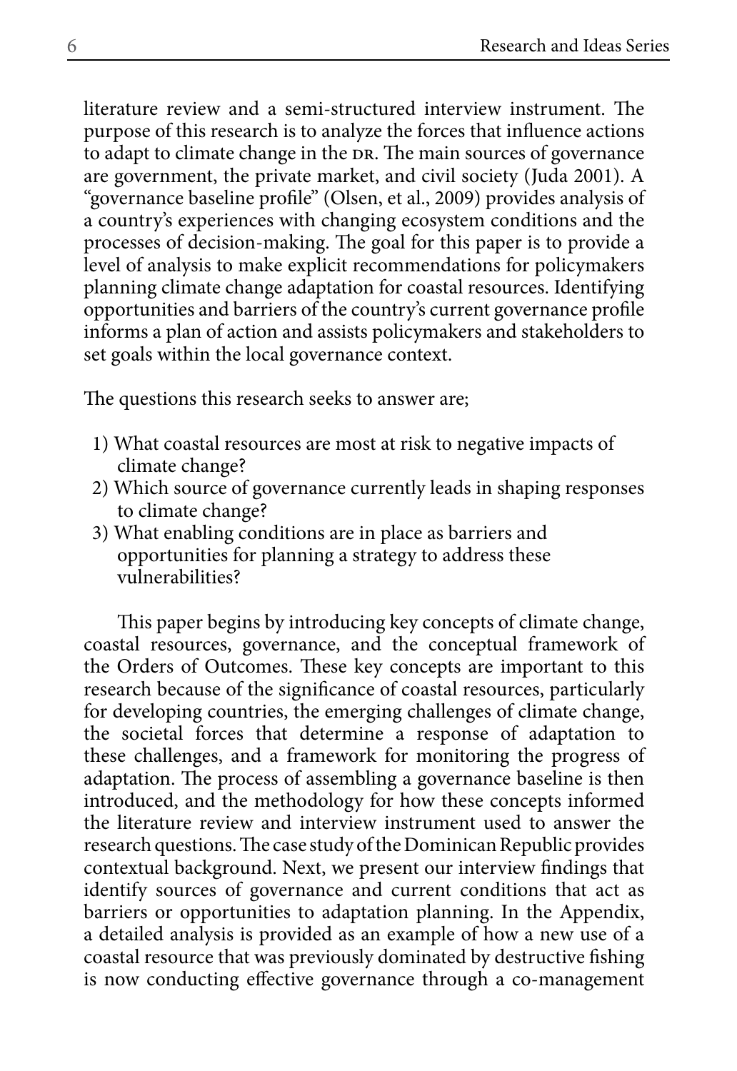literature review and a semi-structured interview instrument. The purpose of this research is to analyze the forces that influence actions to adapt to climate change in the DR. The main sources of governance are government, the private market, and civil society (Juda 2001). A "governance baseline profile" (Olsen, et al., 2009) provides analysis of a country's experiences with changing ecosystem conditions and the processes of decision-making. The goal for this paper is to provide a level of analysis to make explicit recommendations for policymakers planning climate change adaptation for coastal resources. Identifying opportunities and barriers of the country's current governance profile informs a plan of action and assists policymakers and stakeholders to set goals within the local governance context.

The questions this research seeks to answer are;

1) What coastal resources are most at risk to negative impacts of climate change?
2) Which source of governance currently leads in shaping responses to climate change?
3) What enabling conditions are in place as barriers and opportunities for planning a strategy to address these vulnerabilities?

This paper begins by introducing key concepts of climate change, coastal resources, governance, and the conceptual framework of the Orders of Outcomes. These key concepts are important to this research because of the significance of coastal resources, particularly for developing countries, the emerging challenges of climate change, the societal forces that determine a response of adaptation to these challenges, and a framework for monitoring the progress of adaptation. The process of assembling a governance baseline is then introduced, and the methodology for how these concepts informed the literature review and interview instrument used to answer the research questions. The case study of the Dominican Republic provides contextual background. Next, we present our interview findings that identify sources of governance and current conditions that act as barriers or opportunities to adaptation planning. In the Appendix, a detailed analysis is provided as an example of how a new use of a coastal resource that was previously dominated by destructive fishing is now conducting effective governance through a co-management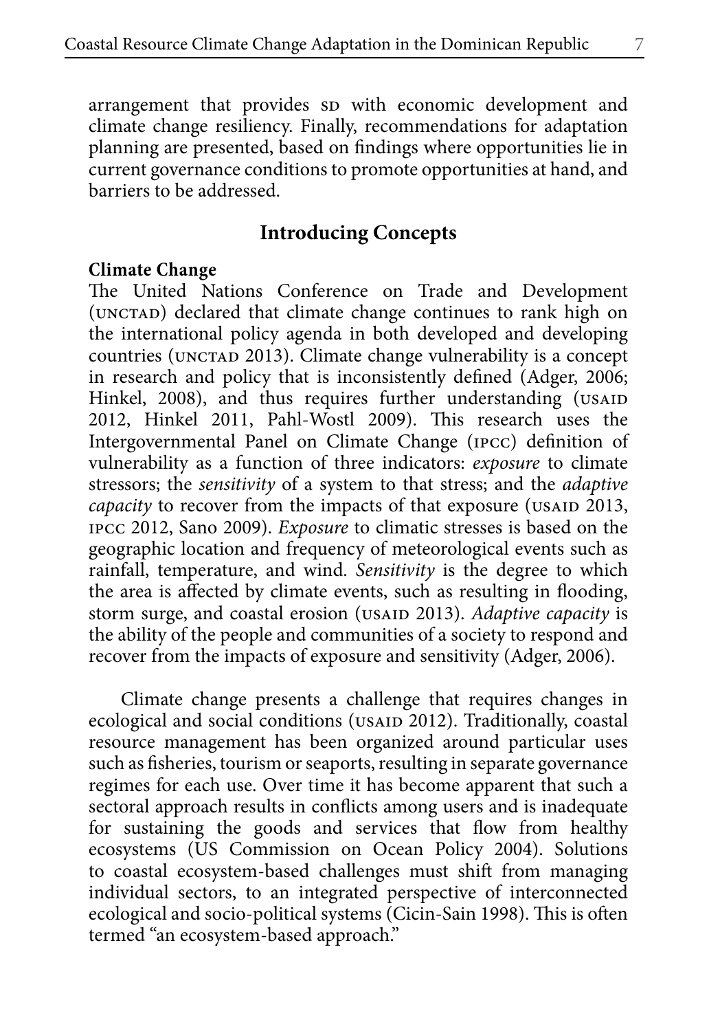arrangement that provides SD with economic development and climate change resiliency. Finally, recommendations for adaptation planning are presented, based on findings where opportunities lie in current governance conditions to promote opportunities at hand, and barriers to be addressed.

## Introducing Concepts

### Climate Change

The United Nations Conference on Trade and Development (UNCTAD) declared that climate change continues to rank high on the international policy agenda in both developed and developing countries (UNCTAD 2013). Climate change vulnerability is a concept in research and policy that is inconsistently defined (Adger, 2006; Hinkel, 2008), and thus requires further understanding (USAID 2012, Hinkel 2011, Pahl-Wostl 2009). This research uses the Intergovernmental Panel on Climate Change (IPCC) definition of vulnerability as a function of three indicators: *exposure* to climate stressors; the *sensitivity* of a system to that stress; and the *adaptive capacity* to recover from the impacts of that exposure (USAID 2013, IPCC 2012, Sano 2009). *Exposure* to climatic stresses is based on the geographic location and frequency of meteorological events such as rainfall, temperature, and wind. *Sensitivity* is the degree to which the area is affected by climate events, such as resulting in flooding, storm surge, and coastal erosion (USAID 2013). *Adaptive capacity* is the ability of the people and communities of a society to respond and recover from the impacts of exposure and sensitivity (Adger, 2006).

Climate change presents a challenge that requires changes in ecological and social conditions (USAID 2012). Traditionally, coastal resource management has been organized around particular uses such as fisheries, tourism or seaports, resulting in separate governance regimes for each use. Over time it has become apparent that such a sectoral approach results in conflicts among users and is inadequate for sustaining the goods and services that flow from healthy ecosystems (US Commission on Ocean Policy 2004). Solutions to coastal ecosystem-based challenges must shift from managing individual sectors, to an integrated perspective of interconnected ecological and socio-political systems (Cicin-Sain 1998). This is often termed "an ecosystem-based approach."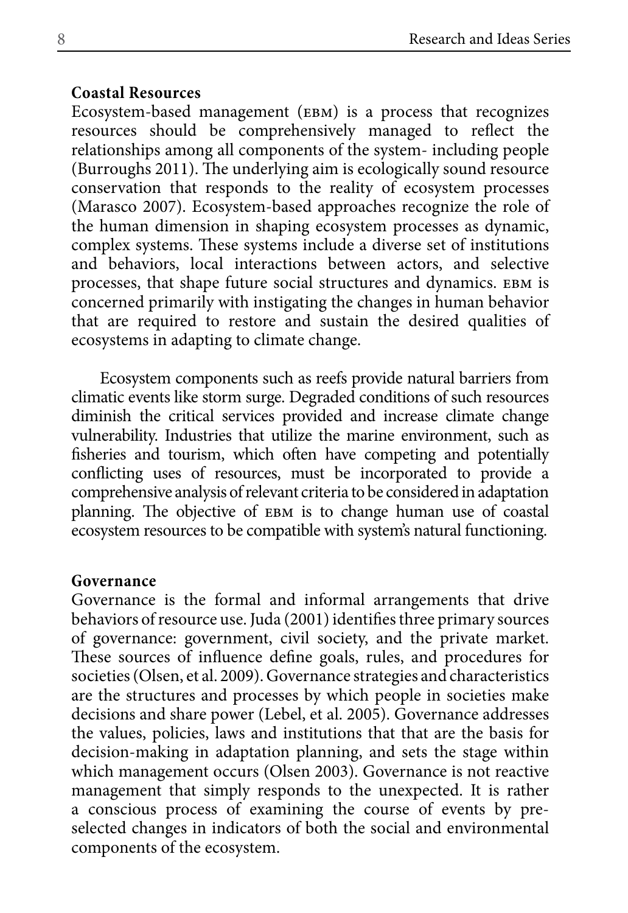**Coastal Resources**

Ecosystem-based management (EBM) is a process that recognizes resources should be comprehensively managed to reflect the relationships among all components of the system- including people (Burroughs 2011). The underlying aim is ecologically sound resource conservation that responds to the reality of ecosystem processes (Marasco 2007). Ecosystem-based approaches recognize the role of the human dimension in shaping ecosystem processes as dynamic, complex systems. These systems include a diverse set of institutions and behaviors, local interactions between actors, and selective processes, that shape future social structures and dynamics. EBM is concerned primarily with instigating the changes in human behavior that are required to restore and sustain the desired qualities of ecosystems in adapting to climate change.

Ecosystem components such as reefs provide natural barriers from climatic events like storm surge. Degraded conditions of such resources diminish the critical services provided and increase climate change vulnerability. Industries that utilize the marine environment, such as fisheries and tourism, which often have competing and potentially conflicting uses of resources, must be incorporated to provide a comprehensive analysis of relevant criteria to be considered in adaptation planning. The objective of EBM is to change human use of coastal ecosystem resources to be compatible with system's natural functioning.

**Governance**

Governance is the formal and informal arrangements that drive behaviors of resource use. Juda (2001) identifies three primary sources of governance: government, civil society, and the private market. These sources of influence define goals, rules, and procedures for societies (Olsen, et al. 2009). Governance strategies and characteristics are the structures and processes by which people in societies make decisions and share power (Lebel, et al. 2005). Governance addresses the values, policies, laws and institutions that that are the basis for decision-making in adaptation planning, and sets the stage within which management occurs (Olsen 2003). Governance is not reactive management that simply responds to the unexpected. It is rather a conscious process of examining the course of events by pre-selected changes in indicators of both the social and environmental components of the ecosystem.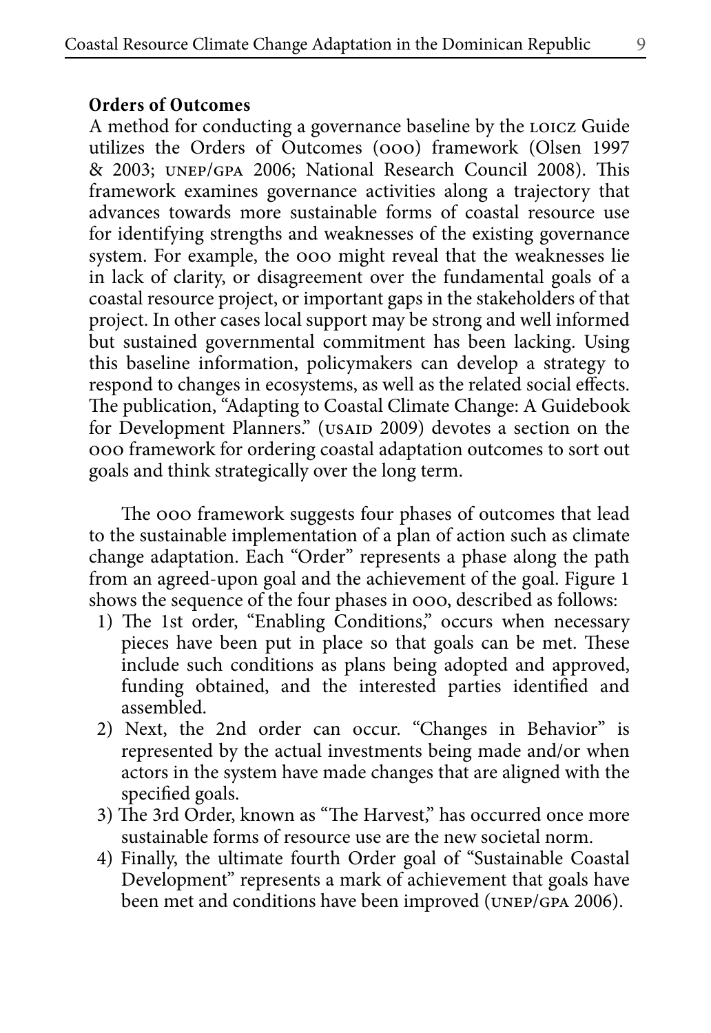**Orders of Outcomes**

A method for conducting a governance baseline by the LOICZ Guide utilizes the Orders of Outcomes (OOO) framework (Olsen 1997 & 2003; UNEP/GPA 2006; National Research Council 2008). This framework examines governance activities along a trajectory that advances towards more sustainable forms of coastal resource use for identifying strengths and weaknesses of the existing governance system. For example, the OOO might reveal that the weaknesses lie in lack of clarity, or disagreement over the fundamental goals of a coastal resource project, or important gaps in the stakeholders of that project. In other cases local support may be strong and well informed but sustained governmental commitment has been lacking. Using this baseline information, policymakers can develop a strategy to respond to changes in ecosystems, as well as the related social effects. The publication, "Adapting to Coastal Climate Change: A Guidebook for Development Planners." (USAID 2009) devotes a section on the OOO framework for ordering coastal adaptation outcomes to sort out goals and think strategically over the long term.

The OOO framework suggests four phases of outcomes that lead to the sustainable implementation of a plan of action such as climate change adaptation. Each "Order" represents a phase along the path from an agreed-upon goal and the achievement of the goal. Figure 1 shows the sequence of the four phases in OOO, described as follows:

1) The 1st order, "Enabling Conditions," occurs when necessary pieces have been put in place so that goals can be met. These include such conditions as plans being adopted and approved, funding obtained, and the interested parties identified and assembled.
2) Next, the 2nd order can occur. "Changes in Behavior" is represented by the actual investments being made and/or when actors in the system have made changes that are aligned with the specified goals.
3) The 3rd Order, known as "The Harvest," has occurred once more sustainable forms of resource use are the new societal norm.
4) Finally, the ultimate fourth Order goal of "Sustainable Coastal Development" represents a mark of achievement that goals have been met and conditions have been improved (UNEP/GPA 2006).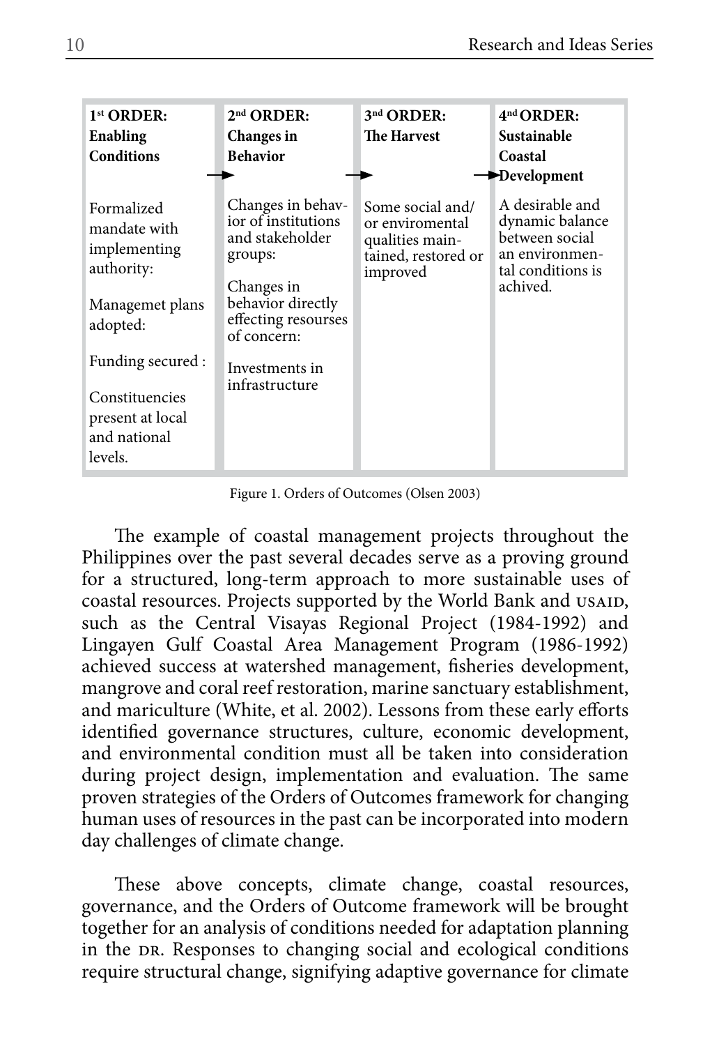| 1st ORDER: Enabling Conditions | 2nd ORDER: Changes in Behavior | 3rd ORDER: The Harvest | 4nd ORDER: Sustainable Coastal Development |
| --- | --- | --- | --- |
| Formalized mandate with implementing authority:<br><br>Managemet plans adopted:<br><br>Funding secured :<br><br>Constituencies present at local and national levels. | Changes in behavior of institutions and stakeholder groups:<br><br>Changes in behavior directly effecting resourses of concern:<br><br>Investments in infrastructure | Some social and/ or enviromental qualities maintained, restored or improved | A desirable and dynamic balance between social an environmental conditions is achived. |

Figure 1. Orders of Outcomes (Olsen 2003)

The example of coastal management projects throughout the Philippines over the past several decades serve as a proving ground for a structured, long-term approach to more sustainable uses of coastal resources. Projects supported by the World Bank and USAID, such as the Central Visayas Regional Project (1984-1992) and Lingayen Gulf Coastal Area Management Program (1986-1992) achieved success at watershed management, fisheries development, mangrove and coral reef restoration, marine sanctuary establishment, and mariculture (White, et al. 2002). Lessons from these early efforts identified governance structures, culture, economic development, and environmental condition must all be taken into consideration during project design, implementation and evaluation. The same proven strategies of the Orders of Outcomes framework for changing human uses of resources in the past can be incorporated into modern day challenges of climate change.

These above concepts, climate change, coastal resources, governance, and the Orders of Outcome framework will be brought together for an analysis of conditions needed for adaptation planning in the DR. Responses to changing social and ecological conditions require structural change, signifying adaptive governance for climate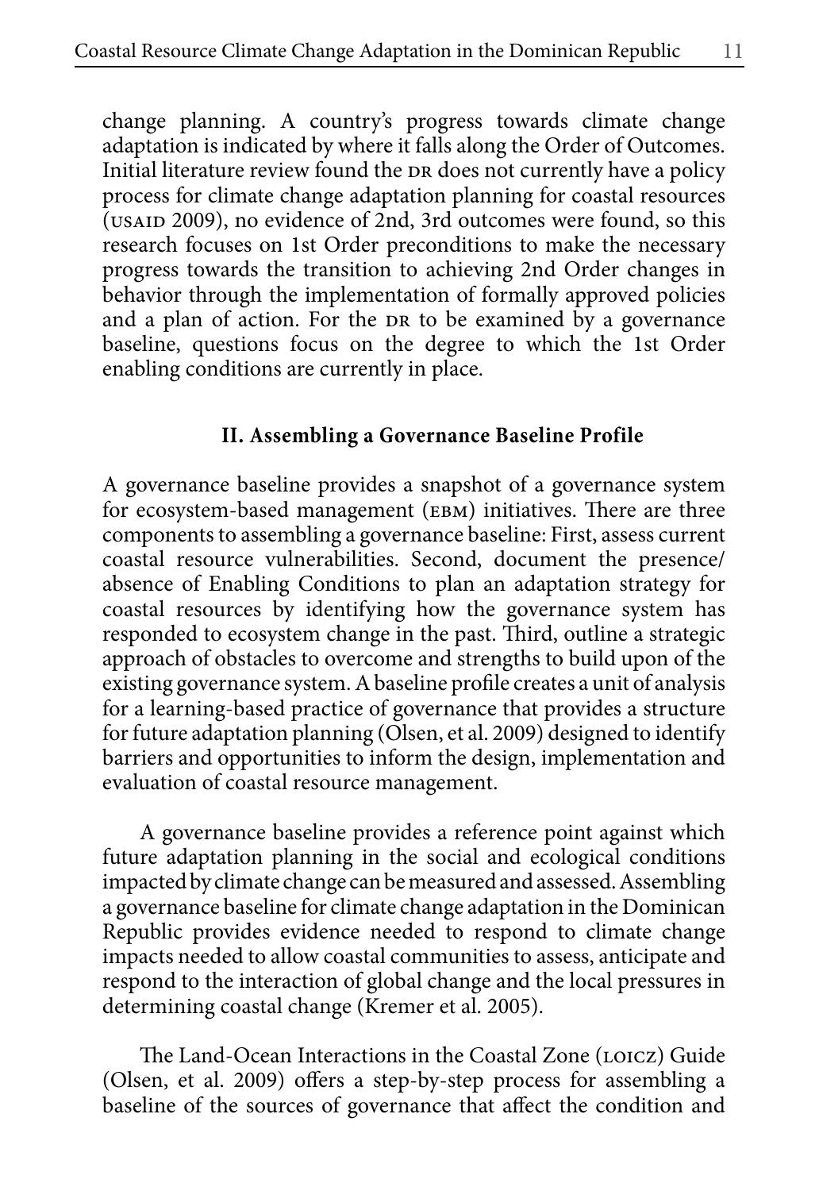change planning. A country's progress towards climate change adaptation is indicated by where it falls along the Order of Outcomes. Initial literature review found the DR does not currently have a policy process for climate change adaptation planning for coastal resources (USAID 2009), no evidence of 2nd, 3rd outcomes were found, so this research focuses on 1st Order preconditions to make the necessary progress towards the transition to achieving 2nd Order changes in behavior through the implementation of formally approved policies and a plan of action. For the DR to be examined by a governance baseline, questions focus on the degree to which the 1st Order enabling conditions are currently in place.

## II. Assembling a Governance Baseline Profile

A governance baseline provides a snapshot of a governance system for ecosystem-based management (EBM) initiatives. There are three components to assembling a governance baseline: First, assess current coastal resource vulnerabilities. Second, document the presence/absence of Enabling Conditions to plan an adaptation strategy for coastal resources by identifying how the governance system has responded to ecosystem change in the past. Third, outline a strategic approach of obstacles to overcome and strengths to build upon of the existing governance system. A baseline profile creates a unit of analysis for a learning-based practice of governance that provides a structure for future adaptation planning (Olsen, et al. 2009) designed to identify barriers and opportunities to inform the design, implementation and evaluation of coastal resource management.

A governance baseline provides a reference point against which future adaptation planning in the social and ecological conditions impacted by climate change can be measured and assessed. Assembling a governance baseline for climate change adaptation in the Dominican Republic provides evidence needed to respond to climate change impacts needed to allow coastal communities to assess, anticipate and respond to the interaction of global change and the local pressures in determining coastal change (Kremer et al. 2005).

The Land-Ocean Interactions in the Coastal Zone (LOICZ) Guide (Olsen, et al. 2009) offers a step-by-step process for assembling a baseline of the sources of governance that affect the condition and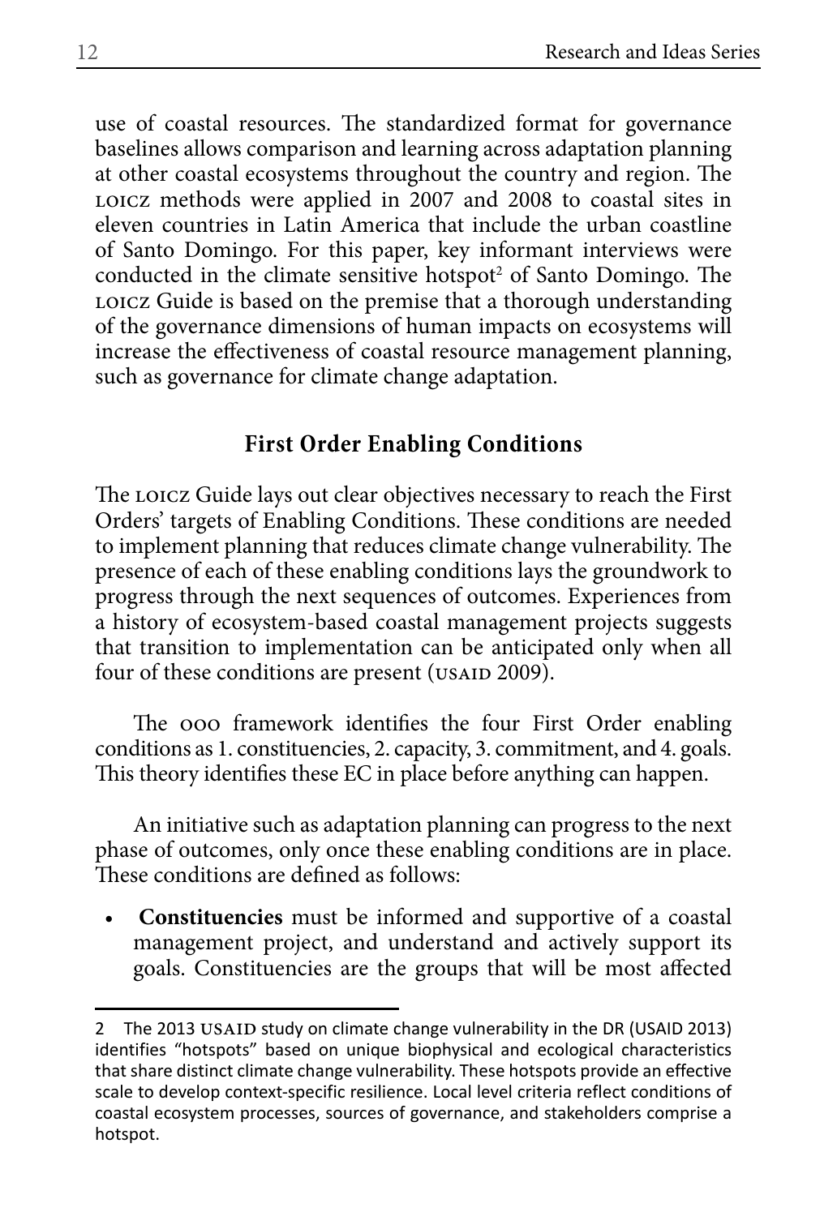use of coastal resources. The standardized format for governance baselines allows comparison and learning across adaptation planning at other coastal ecosystems throughout the country and region. The LOICZ methods were applied in 2007 and 2008 to coastal sites in eleven countries in Latin America that include the urban coastline of Santo Domingo. For this paper, key informant interviews were conducted in the climate sensitive hotspot[2] of Santo Domingo. The LOICZ Guide is based on the premise that a thorough understanding of the governance dimensions of human impacts on ecosystems will increase the effectiveness of coastal resource management planning, such as governance for climate change adaptation.

## First Order Enabling Conditions

The LOICZ Guide lays out clear objectives necessary to reach the First Orders' targets of Enabling Conditions. These conditions are needed to implement planning that reduces climate change vulnerability. The presence of each of these enabling conditions lays the groundwork to progress through the next sequences of outcomes. Experiences from a history of ecosystem-based coastal management projects suggests that transition to implementation can be anticipated only when all four of these conditions are present (USAID 2009).

The OOO framework identifies the four First Order enabling conditions as 1. constituencies, 2. capacity, 3. commitment, and 4. goals. This theory identifies these EC in place before anything can happen.

An initiative such as adaptation planning can progress to the next phase of outcomes, only once these enabling conditions are in place. These conditions are defined as follows:

- **Constituencies** must be informed and supportive of a coastal management project, and understand and actively support its goals. Constituencies are the groups that will be most affected

---

2 The 2013 USAID study on climate change vulnerability in the DR (USAID 2013) identifies "hotspots" based on unique biophysical and ecological characteristics that share distinct climate change vulnerability. These hotspots provide an effective scale to develop context-specific resilience. Local level criteria reflect conditions of coastal ecosystem processes, sources of governance, and stakeholders comprise a hotspot.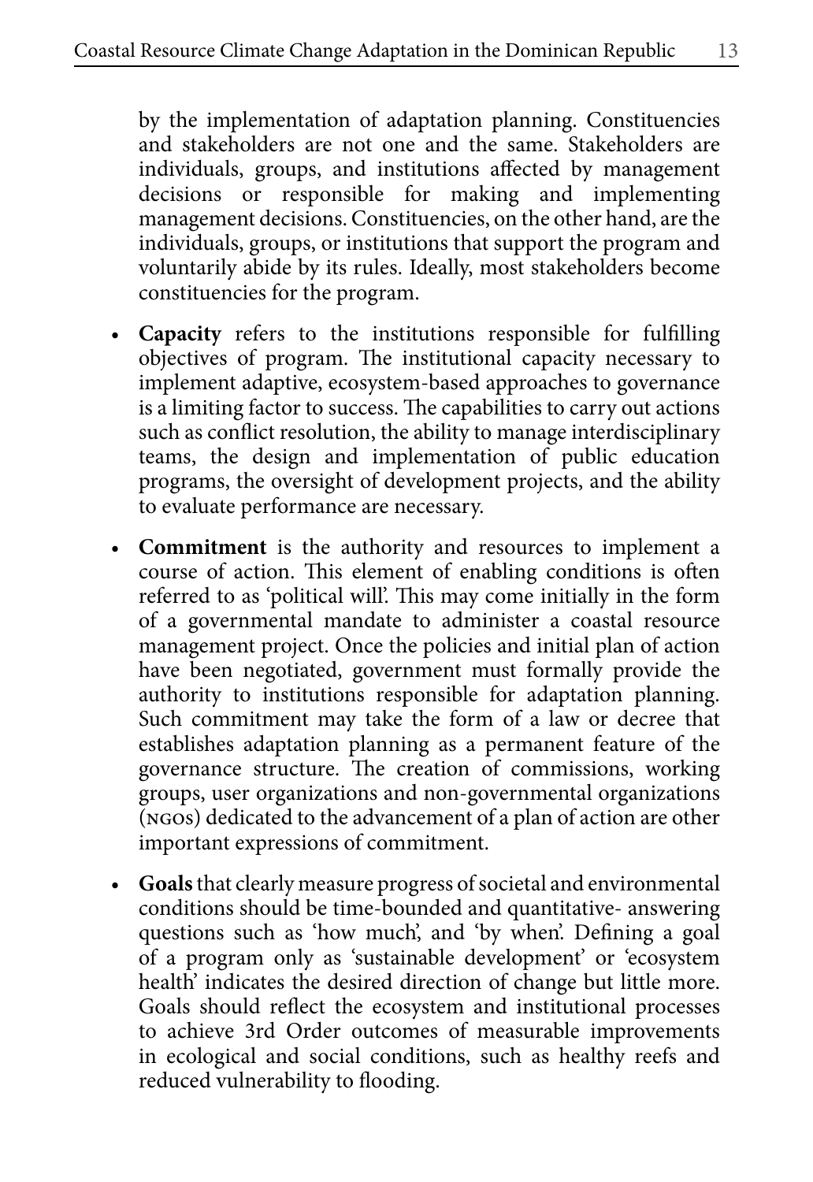by the implementation of adaptation planning. Constituencies and stakeholders are not one and the same. Stakeholders are individuals, groups, and institutions affected by management decisions or responsible for making and implementing management decisions. Constituencies, on the other hand, are the individuals, groups, or institutions that support the program and voluntarily abide by its rules. Ideally, most stakeholders become constituencies for the program.

- **Capacity** refers to the institutions responsible for fulfilling objectives of program. The institutional capacity necessary to implement adaptive, ecosystem-based approaches to governance is a limiting factor to success. The capabilities to carry out actions such as conflict resolution, the ability to manage interdisciplinary teams, the design and implementation of public education programs, the oversight of development projects, and the ability to evaluate performance are necessary.
- **Commitment** is the authority and resources to implement a course of action. This element of enabling conditions is often referred to as 'political will'. This may come initially in the form of a governmental mandate to administer a coastal resource management project. Once the policies and initial plan of action have been negotiated, government must formally provide the authority to institutions responsible for adaptation planning. Such commitment may take the form of a law or decree that establishes adaptation planning as a permanent feature of the governance structure. The creation of commissions, working groups, user organizations and non-governmental organizations (NGOs) dedicated to the advancement of a plan of action are other important expressions of commitment.
- **Goals** that clearly measure progress of societal and environmental conditions should be time-bounded and quantitative- answering questions such as 'how much', and 'by when'. Defining a goal of a program only as 'sustainable development' or 'ecosystem health' indicates the desired direction of change but little more. Goals should reflect the ecosystem and institutional processes to achieve 3rd Order outcomes of measurable improvements in ecological and social conditions, such as healthy reefs and reduced vulnerability to flooding.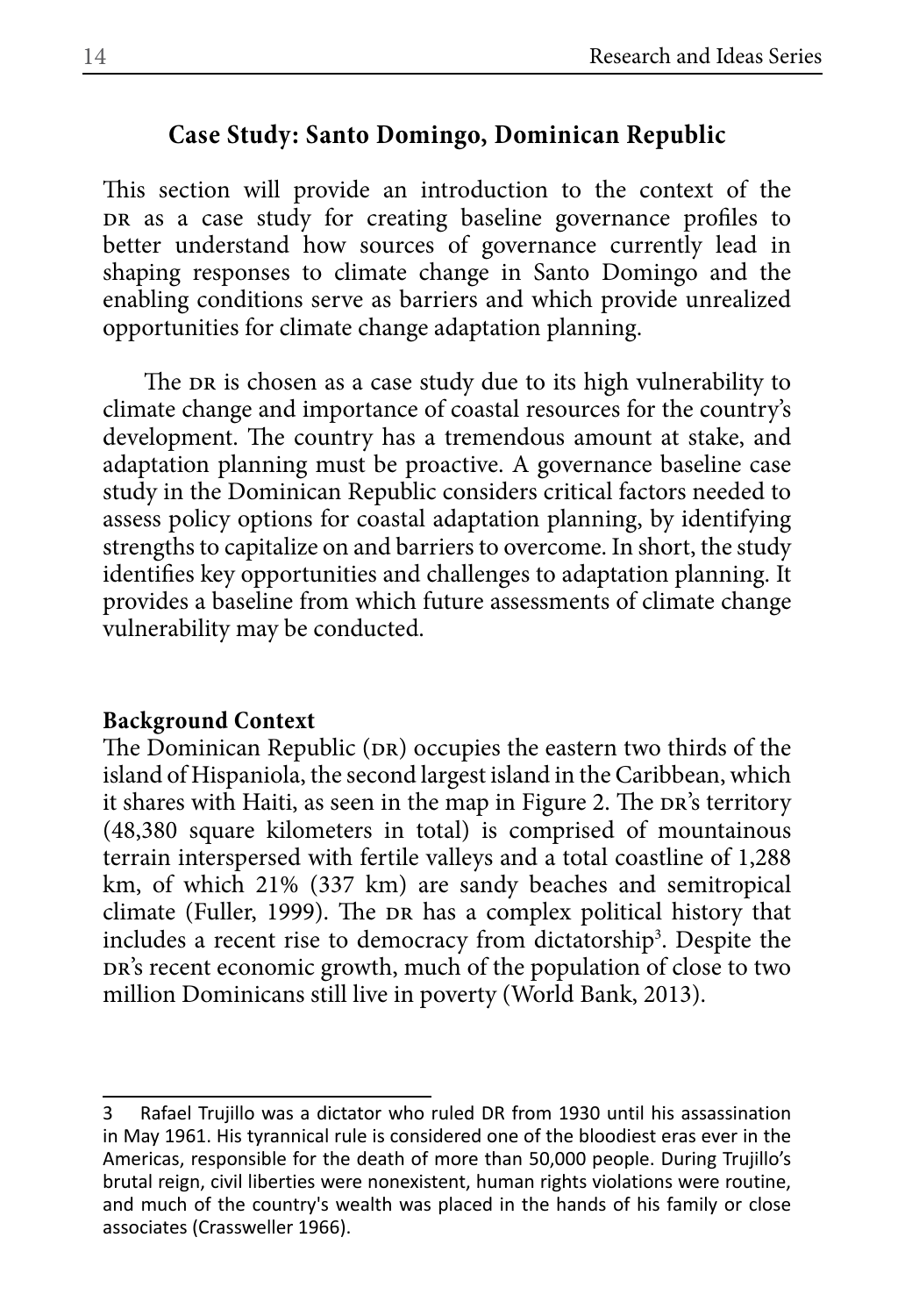## Case Study: Santo Domingo, Dominican Republic

This section will provide an introduction to the context of the DR as a case study for creating baseline governance profiles to better understand how sources of governance currently lead in shaping responses to climate change in Santo Domingo and the enabling conditions serve as barriers and which provide unrealized opportunities for climate change adaptation planning.

The DR is chosen as a case study due to its high vulnerability to climate change and importance of coastal resources for the country's development. The country has a tremendous amount at stake, and adaptation planning must be proactive. A governance baseline case study in the Dominican Republic considers critical factors needed to assess policy options for coastal adaptation planning, by identifying strengths to capitalize on and barriers to overcome. In short, the study identifies key opportunities and challenges to adaptation planning. It provides a baseline from which future assessments of climate change vulnerability may be conducted.

### Background Context

The Dominican Republic (DR) occupies the eastern two thirds of the island of Hispaniola, the second largest island in the Caribbean, which it shares with Haiti, as seen in the map in Figure 2. The DR's territory (48,380 square kilometers in total) is comprised of mountainous terrain interspersed with fertile valleys and a total coastline of 1,288 km, of which 21% (337 km) are sandy beaches and semitropical climate (Fuller, 1999). The DR has a complex political history that includes a recent rise to democracy from dictatorship[3]. Despite the DR's recent economic growth, much of the population of close to two million Dominicans still live in poverty (World Bank, 2013).

---

3 Rafael Trujillo was a dictator who ruled DR from 1930 until his assassination in May 1961. His tyrannical rule is considered one of the bloodiest eras ever in the Americas, responsible for the death of more than 50,000 people. During Trujillo's brutal reign, civil liberties were nonexistent, human rights violations were routine, and much of the country's wealth was placed in the hands of his family or close associates (Crassweller 1966).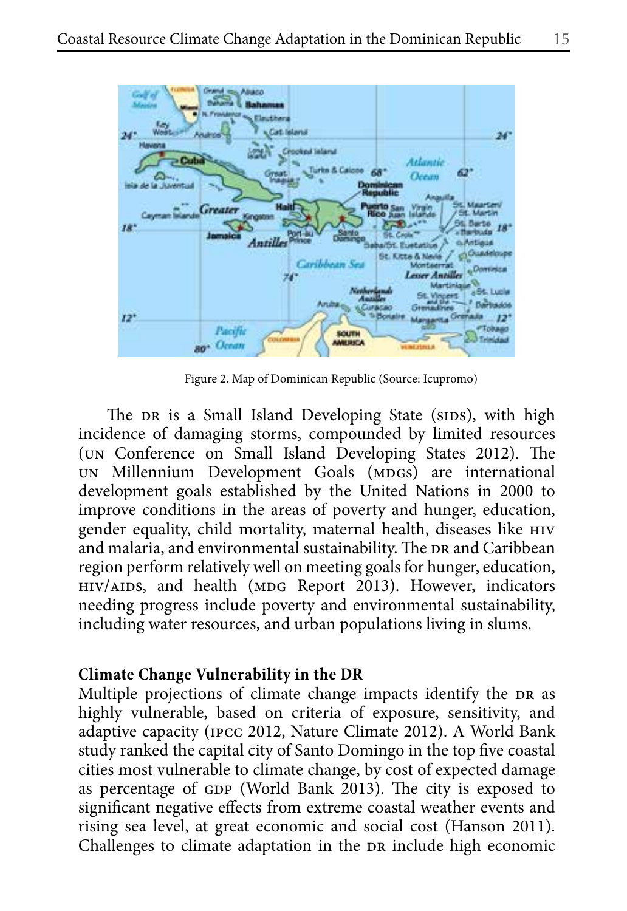Figure 2. Map of Dominican Republic (Source: Icupromo)

The DR is a Small Island Developing State (SIDS), with high incidence of damaging storms, compounded by limited resources (UN Conference on Small Island Developing States 2012). The UN Millennium Development Goals (MDGs) are international development goals established by the United Nations in 2000 to improve conditions in the areas of poverty and hunger, education, gender equality, child mortality, maternal health, diseases like HIV and malaria, and environmental sustainability. The DR and Caribbean region perform relatively well on meeting goals for hunger, education, HIV/AIDS, and health (MDG Report 2013). However, indicators needing progress include poverty and environmental sustainability, including water resources, and urban populations living in slums.

**Climate Change Vulnerability in the DR**

Multiple projections of climate change impacts identify the DR as highly vulnerable, based on criteria of exposure, sensitivity, and adaptive capacity (IPCC 2012, Nature Climate 2012). A World Bank study ranked the capital city of Santo Domingo in the top five coastal cities most vulnerable to climate change, by cost of expected damage as percentage of GDP (World Bank 2013). The city is exposed to significant negative effects from extreme coastal weather events and rising sea level, at great economic and social cost (Hanson 2011). Challenges to climate adaptation in the DR include high economic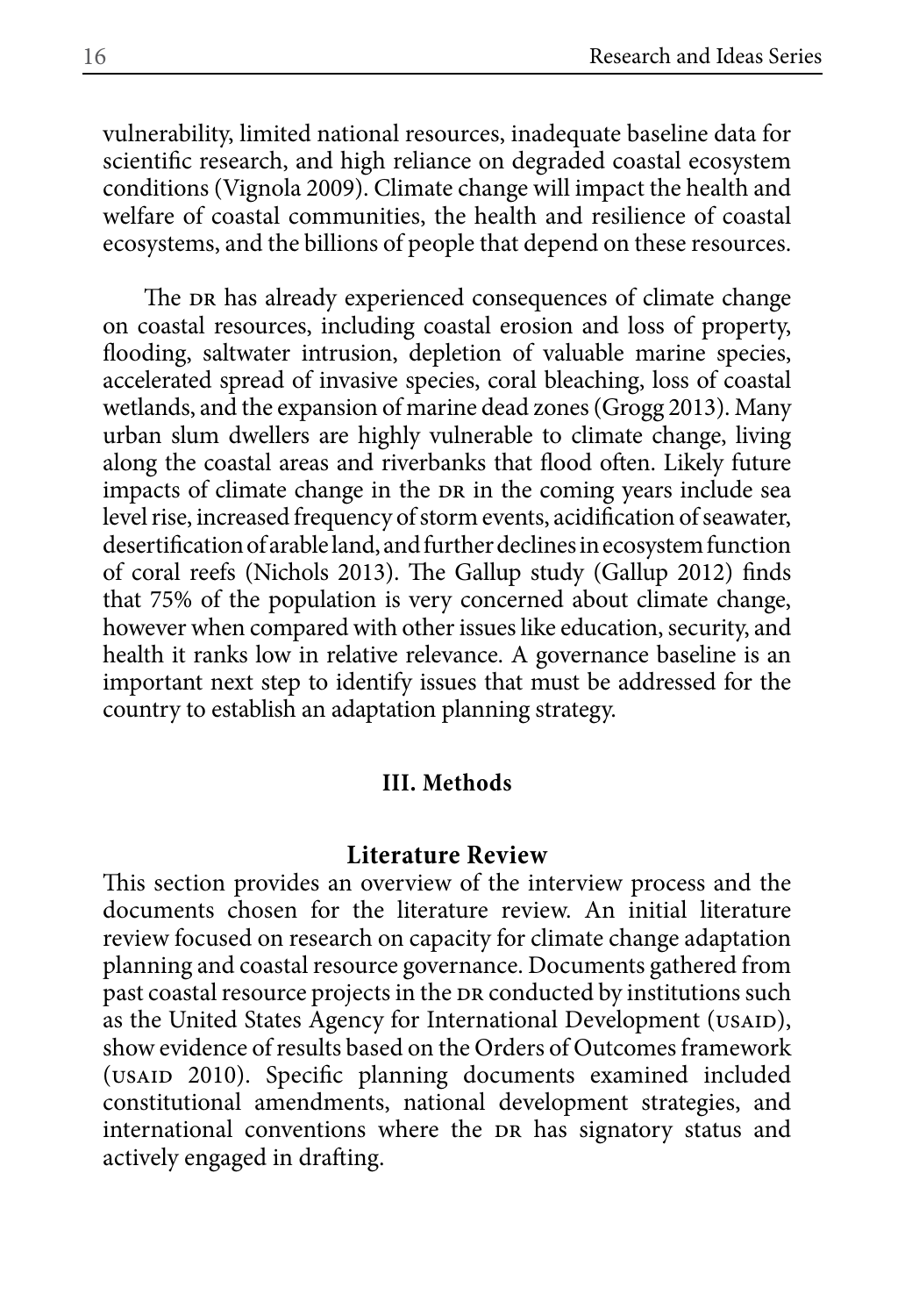vulnerability, limited national resources, inadequate baseline data for scientific research, and high reliance on degraded coastal ecosystem conditions (Vignola 2009). Climate change will impact the health and welfare of coastal communities, the health and resilience of coastal ecosystems, and the billions of people that depend on these resources.

The DR has already experienced consequences of climate change on coastal resources, including coastal erosion and loss of property, flooding, saltwater intrusion, depletion of valuable marine species, accelerated spread of invasive species, coral bleaching, loss of coastal wetlands, and the expansion of marine dead zones (Grogg 2013). Many urban slum dwellers are highly vulnerable to climate change, living along the coastal areas and riverbanks that flood often. Likely future impacts of climate change in the DR in the coming years include sea level rise, increased frequency of storm events, acidification of seawater, desertification of arable land, and further declines in ecosystem function of coral reefs (Nichols 2013). The Gallup study (Gallup 2012) finds that 75% of the population is very concerned about climate change, however when compared with other issues like education, security, and health it ranks low in relative relevance. A governance baseline is an important next step to identify issues that must be addressed for the country to establish an adaptation planning strategy.

## III. Methods

### Literature Review

This section provides an overview of the interview process and the documents chosen for the literature review. An initial literature review focused on research on capacity for climate change adaptation planning and coastal resource governance. Documents gathered from past coastal resource projects in the DR conducted by institutions such as the United States Agency for International Development (USAID), show evidence of results based on the Orders of Outcomes framework (USAID 2010). Specific planning documents examined included constitutional amendments, national development strategies, and international conventions where the DR has signatory status and actively engaged in drafting.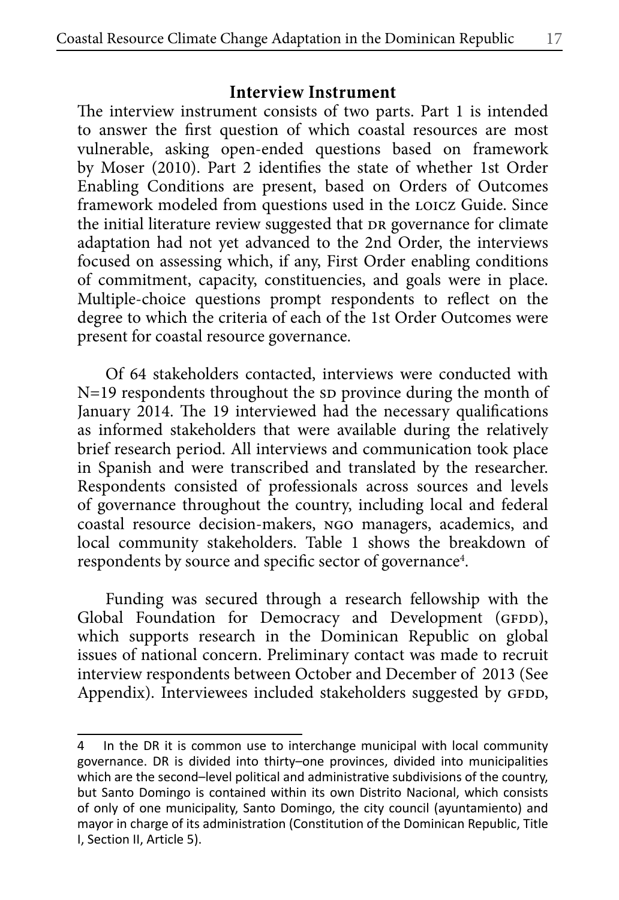## Interview Instrument

The interview instrument consists of two parts. Part 1 is intended to answer the first question of which coastal resources are most vulnerable, asking open-ended questions based on framework by Moser (2010). Part 2 identifies the state of whether 1st Order Enabling Conditions are present, based on Orders of Outcomes framework modeled from questions used in the LOICZ Guide. Since the initial literature review suggested that DR governance for climate adaptation had not yet advanced to the 2nd Order, the interviews focused on assessing which, if any, First Order enabling conditions of commitment, capacity, constituencies, and goals were in place. Multiple-choice questions prompt respondents to reflect on the degree to which the criteria of each of the 1st Order Outcomes were present for coastal resource governance.

Of 64 stakeholders contacted, interviews were conducted with N=19 respondents throughout the SD province during the month of January 2014. The 19 interviewed had the necessary qualifications as informed stakeholders that were available during the relatively brief research period. All interviews and communication took place in Spanish and were transcribed and translated by the researcher. Respondents consisted of professionals across sources and levels of governance throughout the country, including local and federal coastal resource decision-makers, NGO managers, academics, and local community stakeholders. Table 1 shows the breakdown of respondents by source and specific sector of governance[4].

Funding was secured through a research fellowship with the Global Foundation for Democracy and Development (GFDD), which supports research in the Dominican Republic on global issues of national concern. Preliminary contact was made to recruit interview respondents between October and December of 2013 (See Appendix). Interviewees included stakeholders suggested by GFDD,

---

4 In the DR it is common use to interchange municipal with local community governance. DR is divided into thirty–one provinces, divided into municipalities which are the second–level political and administrative subdivisions of the country, but Santo Domingo is contained within its own Distrito Nacional, which consists of only of one municipality, Santo Domingo, the city council (ayuntamiento) and mayor in charge of its administration (Constitution of the Dominican Republic, Title I, Section II, Article 5).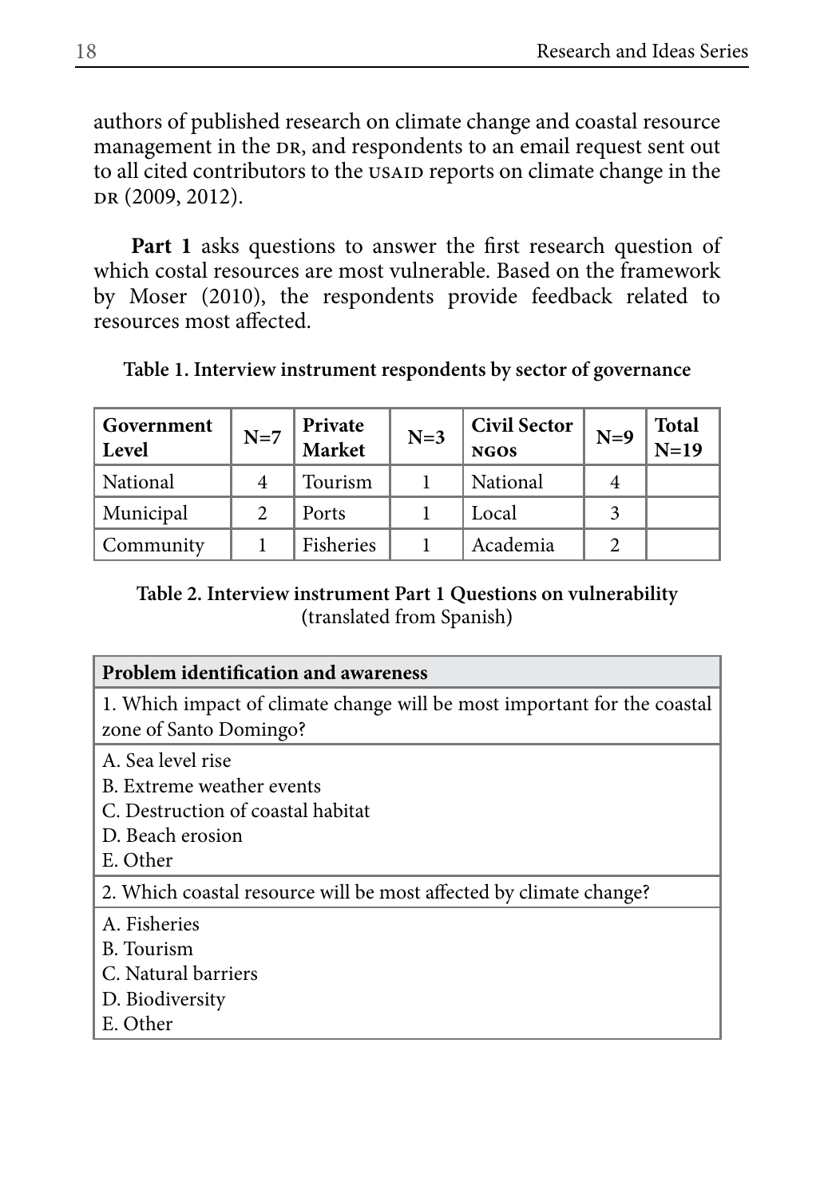authors of published research on climate change and coastal resource management in the DR, and respondents to an email request sent out to all cited contributors to the USAID reports on climate change in the DR (2009, 2012).

**Part 1** asks questions to answer the first research question of which costal resources are most vulnerable. Based on the framework by Moser (2010), the respondents provide feedback related to resources most affected.

**Table 1. Interview instrument respondents by sector of governance**

| Government Level | N=7 | Private Market | N=3 | Civil Sector NGOs | N=9 | Total N=19 |
|---|---|---|---|---|---|---|
| National | 4 | Tourism | 1 | National | 4 | |
| Municipal | 2 | Ports | 1 | Local | 3 | |
| Community | 1 | Fisheries | 1 | Academia | 2 | |

**Table 2. Interview instrument Part 1 Questions on vulnerability** (translated from Spanish)

| **Problem identification and awareness** |
|---|
| 1. Which impact of climate change will be most important for the coastal zone of Santo Domingo? |
| A. Sea level rise<br>B. Extreme weather events<br>C. Destruction of coastal habitat<br>D. Beach erosion<br>E. Other |
| 2. Which coastal resource will be most affected by climate change? |
| A. Fisheries<br>B. Tourism<br>C. Natural barriers<br>D. Biodiversity<br>E. Other |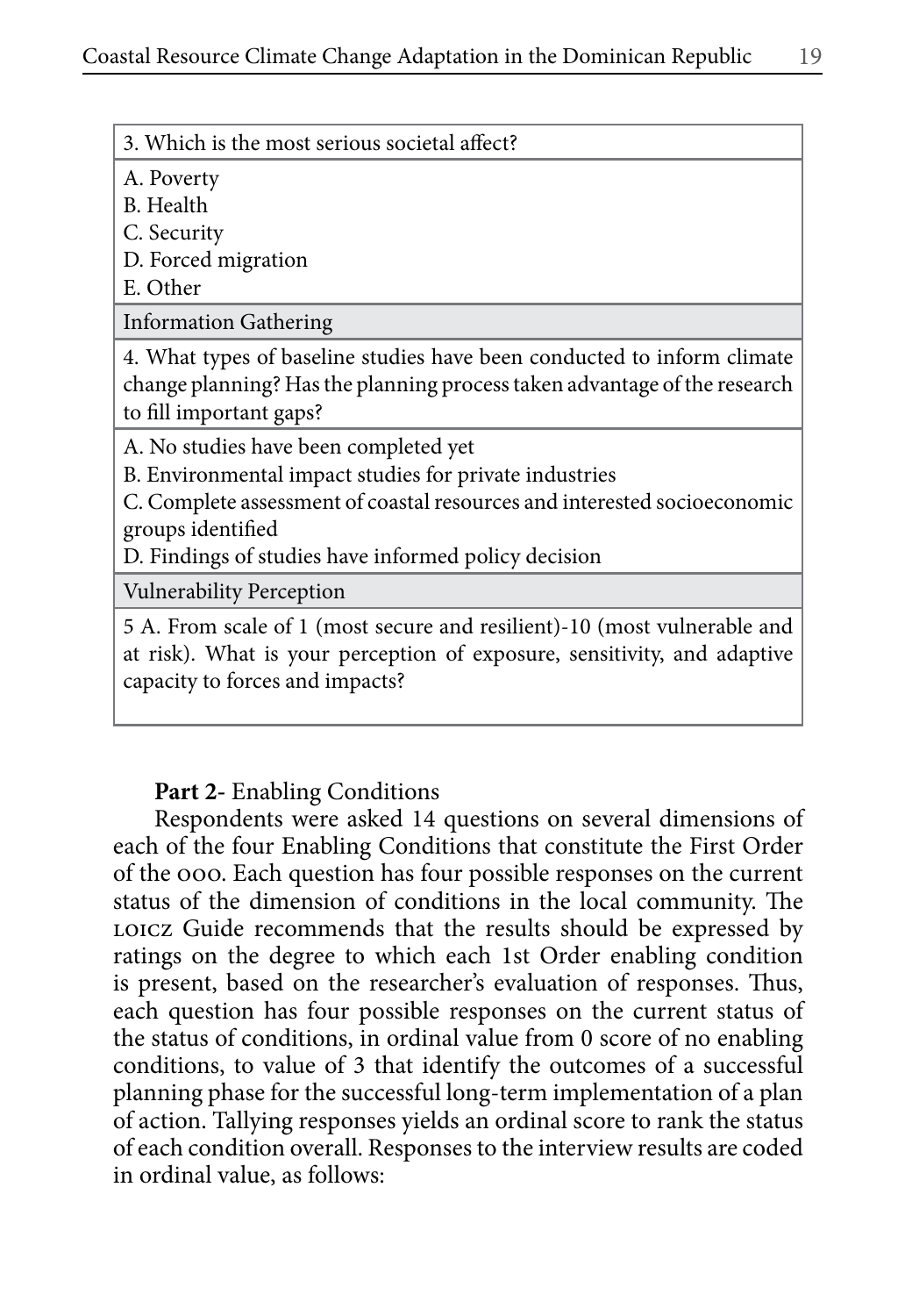| 3. Which is the most serious societal affect? |
|---|
| A. Poverty<br>B. Health<br>C. Security<br>D. Forced migration<br>E. Other |
| Information Gathering |
| 4. What types of baseline studies have been conducted to inform climate change planning? Has the planning process taken advantage of the research to fill important gaps? |
| A. No studies have been completed yet<br>B. Environmental impact studies for private industries<br>C. Complete assessment of coastal resources and interested socioeconomic groups identified<br>D. Findings of studies have informed policy decision |
| Vulnerability Perception |
| 5 A. From scale of 1 (most secure and resilient)-10 (most vulnerable and at risk). What is your perception of exposure, sensitivity, and adaptive capacity to forces and impacts? |

**Part 2**- Enabling Conditions

Respondents were asked 14 questions on several dimensions of each of the four Enabling Conditions that constitute the First Order of the OOO. Each question has four possible responses on the current status of the dimension of conditions in the local community. The LOICZ Guide recommends that the results should be expressed by ratings on the degree to which each 1st Order enabling condition is present, based on the researcher's evaluation of responses. Thus, each question has four possible responses on the current status of the status of conditions, in ordinal value from 0 score of no enabling conditions, to value of 3 that identify the outcomes of a successful planning phase for the successful long-term implementation of a plan of action. Tallying responses yields an ordinal score to rank the status of each condition overall. Responses to the interview results are coded in ordinal value, as follows: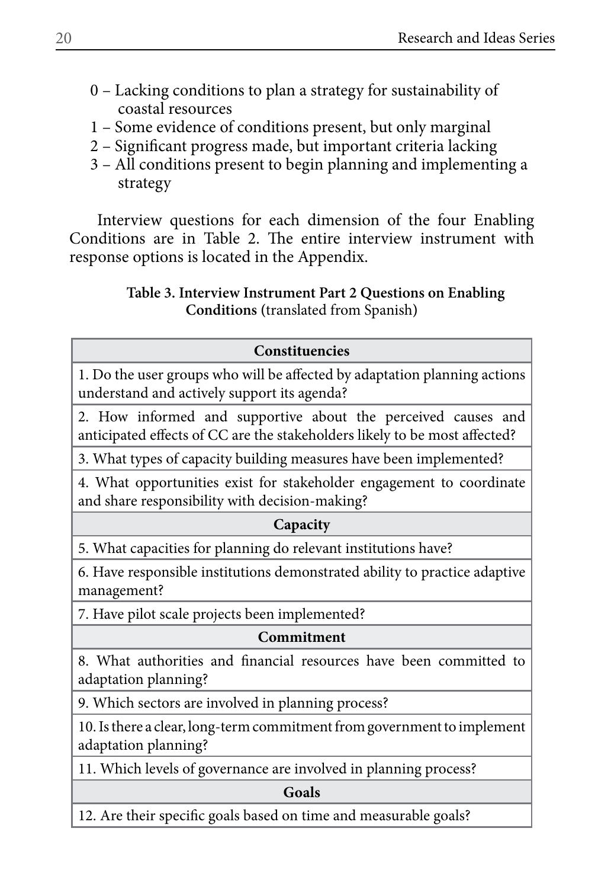0 – Lacking conditions to plan a strategy for sustainability of coastal resources
1 – Some evidence of conditions present, but only marginal
2 – Significant progress made, but important criteria lacking
3 – All conditions present to begin planning and implementing a strategy

Interview questions for each dimension of the four Enabling Conditions are in Table 2. The entire interview instrument with response options is located in the Appendix.

**Table 3. Interview Instrument Part 2 Questions on Enabling Conditions** (translated from Spanish)

| **Constituencies** |
|---|
| 1. Do the user groups who will be affected by adaptation planning actions understand and actively support its agenda? |
| 2. How informed and supportive about the perceived causes and anticipated effects of CC are the stakeholders likely to be most affected? |
| 3. What types of capacity building measures have been implemented? |
| 4. What opportunities exist for stakeholder engagement to coordinate and share responsibility with decision-making? |
| **Capacity** |
| 5. What capacities for planning do relevant institutions have? |
| 6. Have responsible institutions demonstrated ability to practice adaptive management? |
| 7. Have pilot scale projects been implemented? |
| **Commitment** |
| 8. What authorities and financial resources have been committed to adaptation planning? |
| 9. Which sectors are involved in planning process? |
| 10. Is there a clear, long-term commitment from government to implement adaptation planning? |
| 11. Which levels of governance are involved in planning process? |
| **Goals** |
| 12. Are their specific goals based on time and measurable goals? |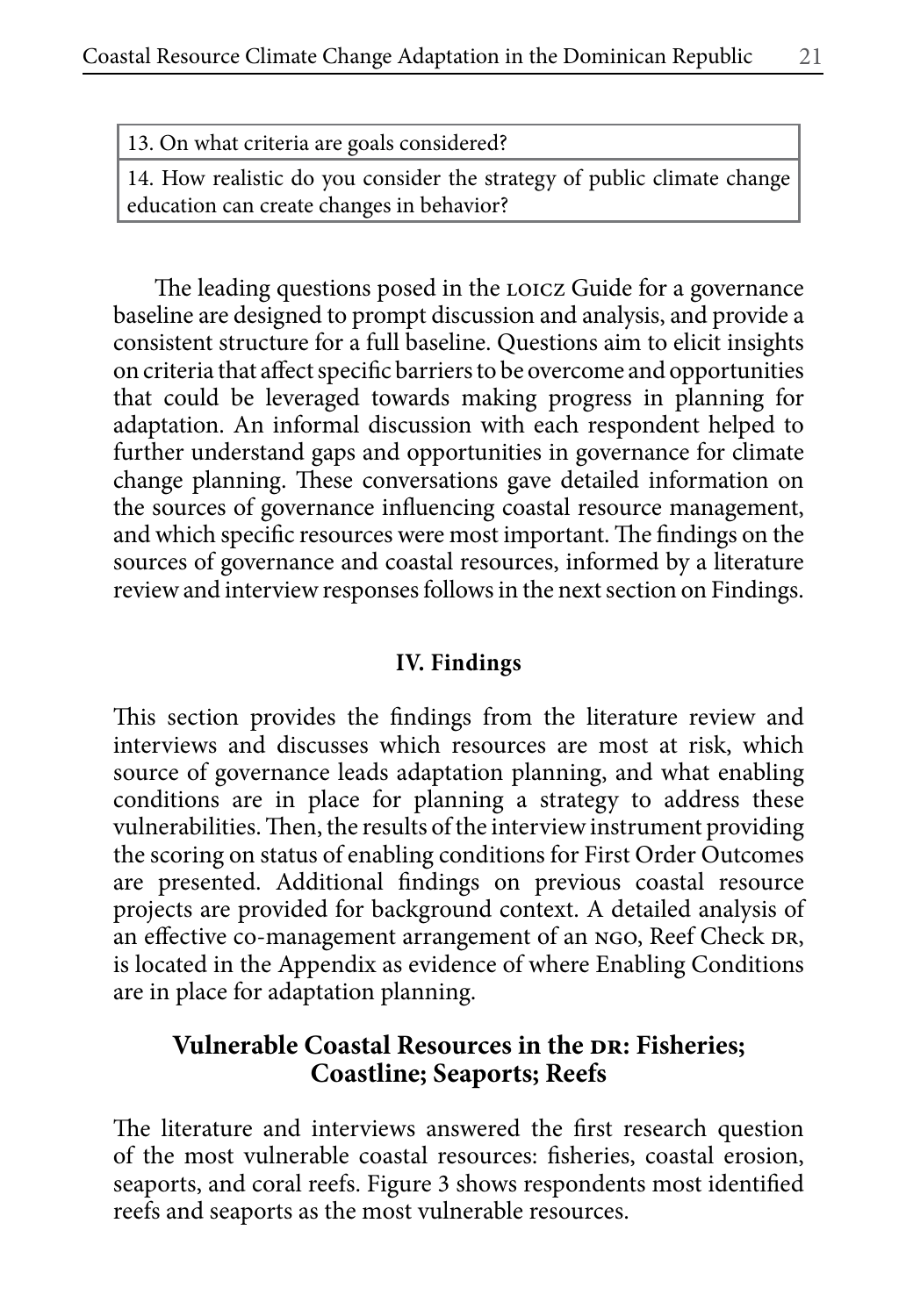| 13. On what criteria are goals considered? |
| --- |
| 14. How realistic do you consider the strategy of public climate change education can create changes in behavior? |

The leading questions posed in the LOICZ Guide for a governance baseline are designed to prompt discussion and analysis, and provide a consistent structure for a full baseline. Questions aim to elicit insights on criteria that affect specific barriers to be overcome and opportunities that could be leveraged towards making progress in planning for adaptation. An informal discussion with each respondent helped to further understand gaps and opportunities in governance for climate change planning. These conversations gave detailed information on the sources of governance influencing coastal resource management, and which specific resources were most important. The findings on the sources of governance and coastal resources, informed by a literature review and interview responses follows in the next section on Findings.

## IV. Findings

This section provides the findings from the literature review and interviews and discusses which resources are most at risk, which source of governance leads adaptation planning, and what enabling conditions are in place for planning a strategy to address these vulnerabilities. Then, the results of the interview instrument providing the scoring on status of enabling conditions for First Order Outcomes are presented. Additional findings on previous coastal resource projects are provided for background context. A detailed analysis of an effective co-management arrangement of an NGO, Reef Check DR, is located in the Appendix as evidence of where Enabling Conditions are in place for adaptation planning.

### Vulnerable Coastal Resources in the DR: Fisheries; Coastline; Seaports; Reefs

The literature and interviews answered the first research question of the most vulnerable coastal resources: fisheries, coastal erosion, seaports, and coral reefs. Figure 3 shows respondents most identified reefs and seaports as the most vulnerable resources.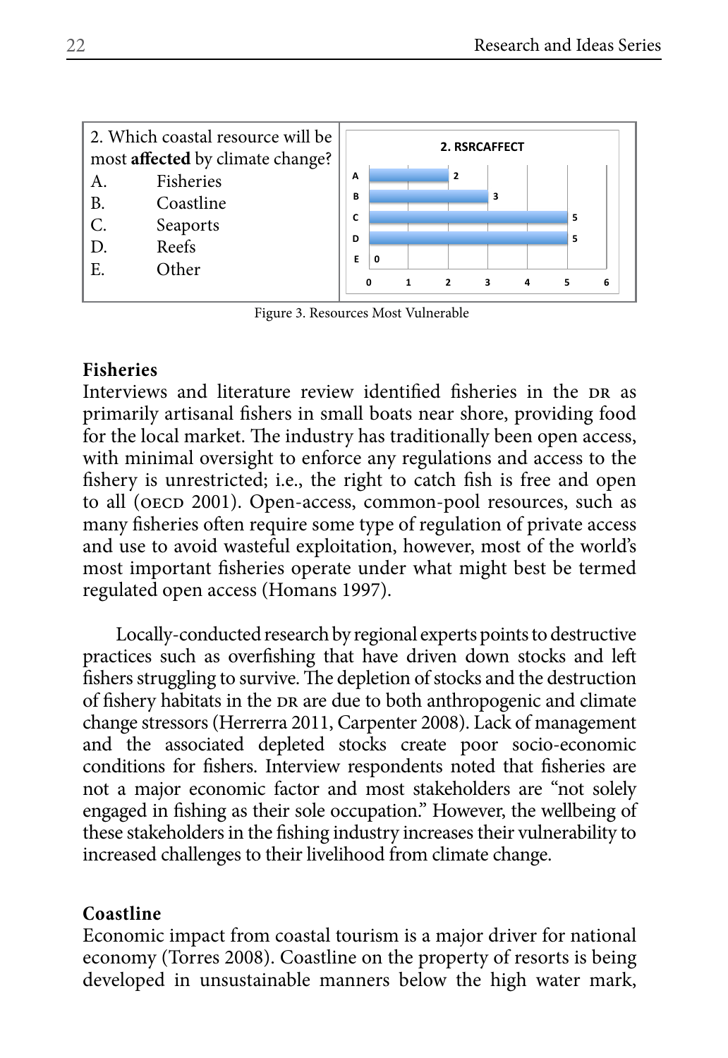| 2. Which coastal resource will be most **affected** by climate change? | 2. RSRCAFFECT |
|---|---|
| A. Fisheries | 2 |
| B. Coastline | 3 |
| C. Seaports | 5 |
| D. Reefs | 5 |
| E. Other | 0 |

Figure 3. Resources Most Vulnerable

## Fisheries

Interviews and literature review identified fisheries in the DR as primarily artisanal fishers in small boats near shore, providing food for the local market. The industry has traditionally been open access, with minimal oversight to enforce any regulations and access to the fishery is unrestricted; i.e., the right to catch fish is free and open to all (OECD 2001). Open-access, common-pool resources, such as many fisheries often require some type of regulation of private access and use to avoid wasteful exploitation, however, most of the world's most important fisheries operate under what might best be termed regulated open access (Homans 1997).

Locally-conducted research by regional experts points to destructive practices such as overfishing that have driven down stocks and left fishers struggling to survive. The depletion of stocks and the destruction of fishery habitats in the DR are due to both anthropogenic and climate change stressors (Herrerra 2011, Carpenter 2008). Lack of management and the associated depleted stocks create poor socio-economic conditions for fishers. Interview respondents noted that fisheries are not a major economic factor and most stakeholders are "not solely engaged in fishing as their sole occupation." However, the wellbeing of these stakeholders in the fishing industry increases their vulnerability to increased challenges to their livelihood from climate change.

## Coastline

Economic impact from coastal tourism is a major driver for national economy (Torres 2008). Coastline on the property of resorts is being developed in unsustainable manners below the high water mark,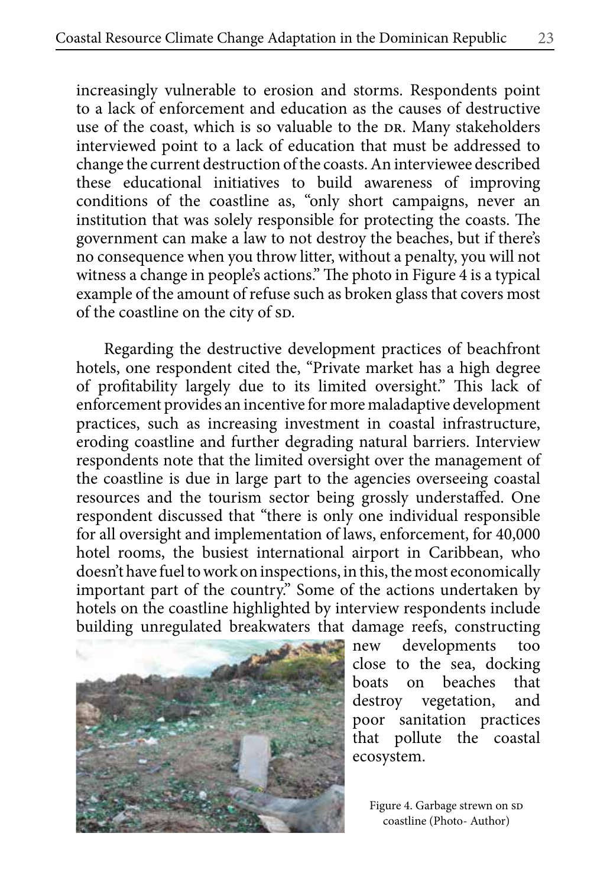increasingly vulnerable to erosion and storms. Respondents point to a lack of enforcement and education as the causes of destructive use of the coast, which is so valuable to the DR. Many stakeholders interviewed point to a lack of education that must be addressed to change the current destruction of the coasts. An interviewee described these educational initiatives to build awareness of improving conditions of the coastline as, "only short campaigns, never an institution that was solely responsible for protecting the coasts. The government can make a law to not destroy the beaches, but if there's no consequence when you throw litter, without a penalty, you will not witness a change in people's actions." The photo in Figure 4 is a typical example of the amount of refuse such as broken glass that covers most of the coastline on the city of SD.

Regarding the destructive development practices of beachfront hotels, one respondent cited the, "Private market has a high degree of profitability largely due to its limited oversight." This lack of enforcement provides an incentive for more maladaptive development practices, such as increasing investment in coastal infrastructure, eroding coastline and further degrading natural barriers. Interview respondents note that the limited oversight over the management of the coastline is due in large part to the agencies overseeing coastal resources and the tourism sector being grossly understaffed. One respondent discussed that "there is only one individual responsible for all oversight and implementation of laws, enforcement, for 40,000 hotel rooms, the busiest international airport in Caribbean, who doesn't have fuel to work on inspections, in this, the most economically important part of the country." Some of the actions undertaken by hotels on the coastline highlighted by interview respondents include building unregulated breakwaters that damage reefs, constructing new developments too close to the sea, docking boats on beaches that destroy vegetation, and poor sanitation practices that pollute the coastal ecosystem.

Figure 4. Garbage strewn on SD coastline (Photo- Author)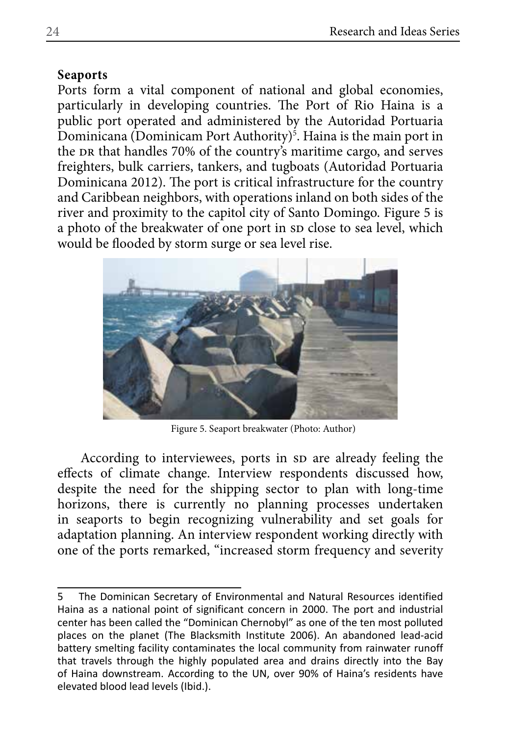**Seaports**

Ports form a vital component of national and global economies, particularly in developing countries. The Port of Rio Haina is a public port operated and administered by the Autoridad Portuaria Dominicana (Dominicam Port Authority)[5]. Haina is the main port in the DR that handles 70% of the country's maritime cargo, and serves freighters, bulk carriers, tankers, and tugboats (Autoridad Portuaria Dominicana 2012). The port is critical infrastructure for the country and Caribbean neighbors, with operations inland on both sides of the river and proximity to the capitol city of Santo Domingo. Figure 5 is a photo of the breakwater of one port in SD close to sea level, which would be flooded by storm surge or sea level rise.

Figure 5. Seaport breakwater (Photo: Author)

According to interviewees, ports in SD are already feeling the effects of climate change. Interview respondents discussed how, despite the need for the shipping sector to plan with long-time horizons, there is currently no planning processes undertaken in seaports to begin recognizing vulnerability and set goals for adaptation planning. An interview respondent working directly with one of the ports remarked, "increased storm frequency and severity

---

5 The Dominican Secretary of Environmental and Natural Resources identified Haina as a national point of significant concern in 2000. The port and industrial center has been called the "Dominican Chernobyl" as one of the ten most polluted places on the planet (The Blacksmith Institute 2006). An abandoned lead-acid battery smelting facility contaminates the local community from rainwater runoff that travels through the highly populated area and drains directly into the Bay of Haina downstream. According to the UN, over 90% of Haina's residents have elevated blood lead levels (Ibid.).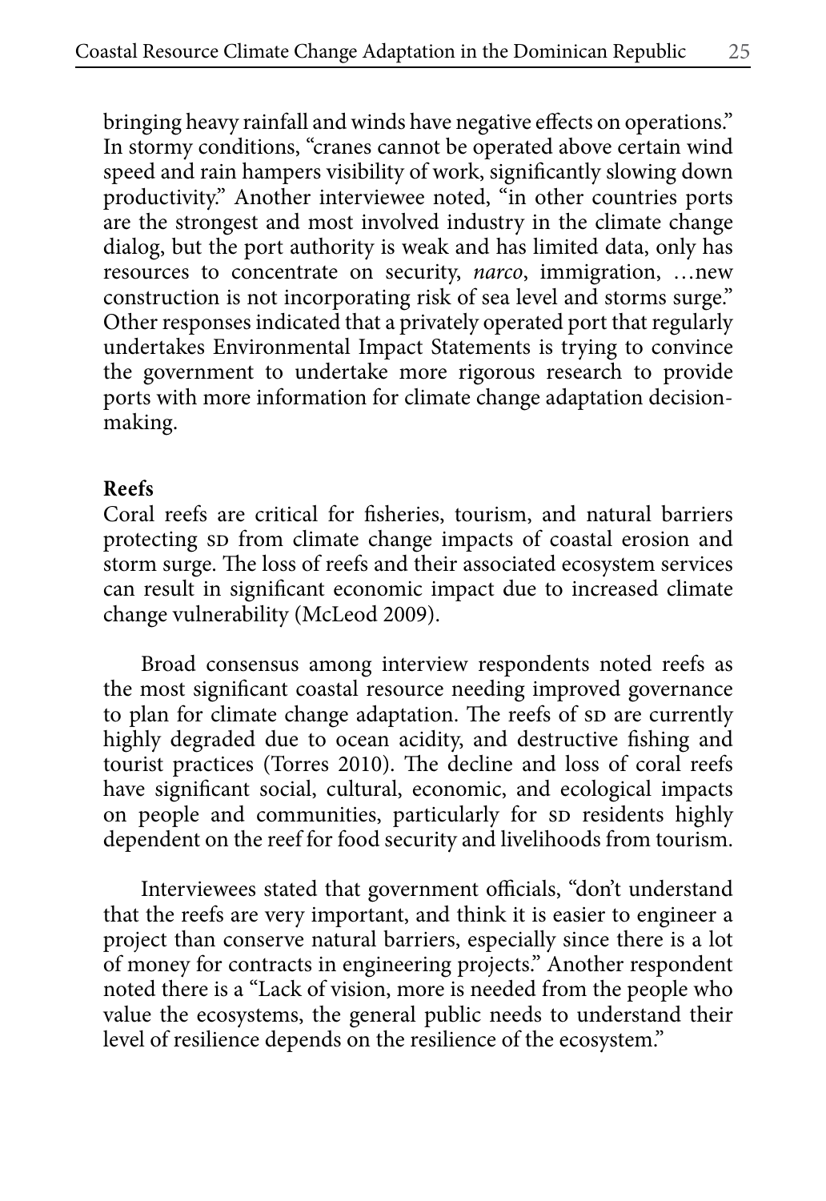bringing heavy rainfall and winds have negative effects on operations." In stormy conditions, "cranes cannot be operated above certain wind speed and rain hampers visibility of work, significantly slowing down productivity." Another interviewee noted, "in other countries ports are the strongest and most involved industry in the climate change dialog, but the port authority is weak and has limited data, only has resources to concentrate on security, *narco*, immigration, …new construction is not incorporating risk of sea level and storms surge." Other responses indicated that a privately operated port that regularly undertakes Environmental Impact Statements is trying to convince the government to undertake more rigorous research to provide ports with more information for climate change adaptation decision-making.

**Reefs**

Coral reefs are critical for fisheries, tourism, and natural barriers protecting SD from climate change impacts of coastal erosion and storm surge. The loss of reefs and their associated ecosystem services can result in significant economic impact due to increased climate change vulnerability (McLeod 2009).

Broad consensus among interview respondents noted reefs as the most significant coastal resource needing improved governance to plan for climate change adaptation. The reefs of SD are currently highly degraded due to ocean acidity, and destructive fishing and tourist practices (Torres 2010). The decline and loss of coral reefs have significant social, cultural, economic, and ecological impacts on people and communities, particularly for SD residents highly dependent on the reef for food security and livelihoods from tourism.

Interviewees stated that government officials, "don't understand that the reefs are very important, and think it is easier to engineer a project than conserve natural barriers, especially since there is a lot of money for contracts in engineering projects." Another respondent noted there is a "Lack of vision, more is needed from the people who value the ecosystems, the general public needs to understand their level of resilience depends on the resilience of the ecosystem."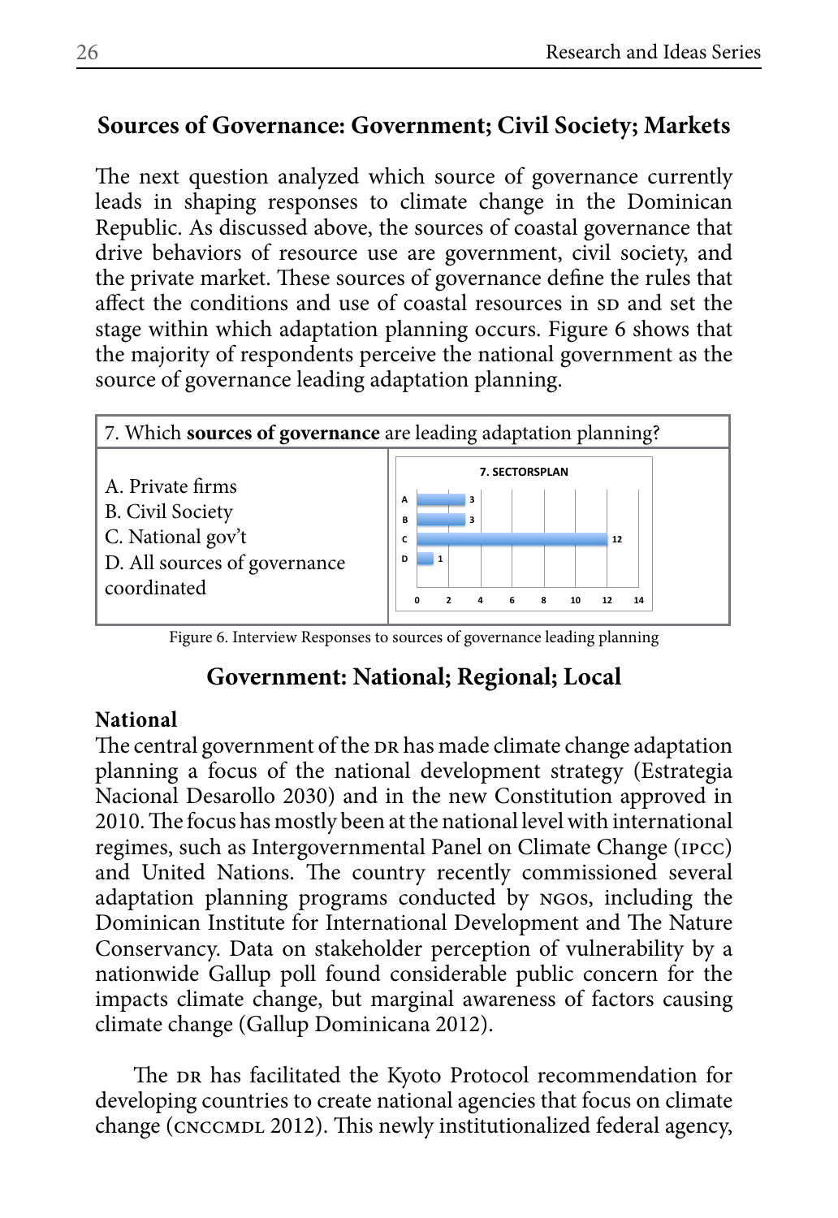## Sources of Governance: Government; Civil Society; Markets

The next question analyzed which source of governance currently leads in shaping responses to climate change in the Dominican Republic. As discussed above, the sources of coastal governance that drive behaviors of resource use are government, civil society, and the private market. These sources of governance define the rules that affect the conditions and use of coastal resources in SD and set the stage within which adaptation planning occurs. Figure 6 shows that the majority of respondents perceive the national government as the source of governance leading adaptation planning.

| 7. Which **sources of governance** are leading adaptation planning? | |
|---|---|
| A. Private firms<br>B. Civil Society<br>C. National gov't<br>D. All sources of governance coordinated | **7. SECTORSPLAN**<br>A: 3<br>B: 3<br>C: 12<br>D: 1 |

Figure 6. Interview Responses to sources of governance leading planning

## Government: National; Regional; Local

### National

The central government of the DR has made climate change adaptation planning a focus of the national development strategy (Estrategia Nacional Desarollo 2030) and in the new Constitution approved in 2010. The focus has mostly been at the national level with international regimes, such as Intergovernmental Panel on Climate Change (IPCC) and United Nations. The country recently commissioned several adaptation planning programs conducted by NGOs, including the Dominican Institute for International Development and The Nature Conservancy. Data on stakeholder perception of vulnerability by a nationwide Gallup poll found considerable public concern for the impacts climate change, but marginal awareness of factors causing climate change (Gallup Dominicana 2012).

The DR has facilitated the Kyoto Protocol recommendation for developing countries to create national agencies that focus on climate change (CNCCMDL 2012). This newly institutionalized federal agency,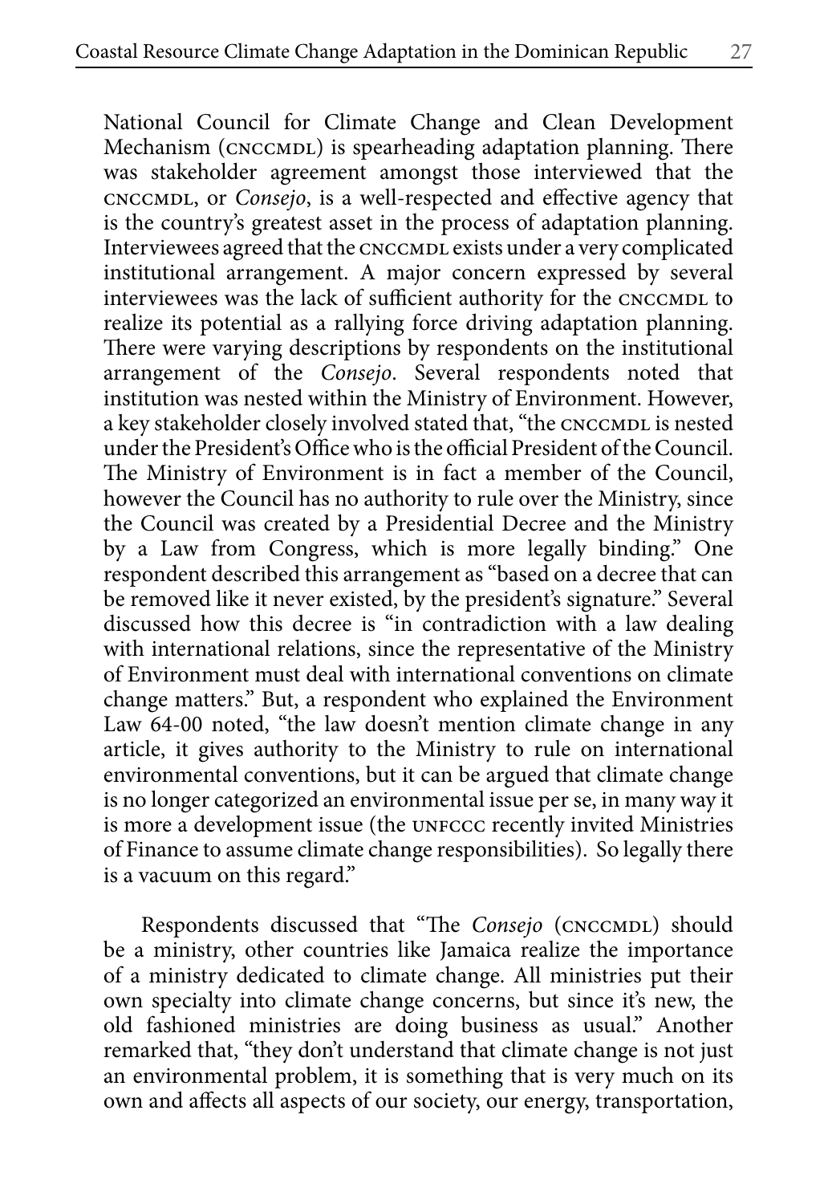National Council for Climate Change and Clean Development Mechanism (CNCCMDL) is spearheading adaptation planning. There was stakeholder agreement amongst those interviewed that the CNCCMDL, or *Consejo*, is a well-respected and effective agency that is the country's greatest asset in the process of adaptation planning. Interviewees agreed that the CNCCMDL exists under a very complicated institutional arrangement. A major concern expressed by several interviewees was the lack of sufficient authority for the CNCCMDL to realize its potential as a rallying force driving adaptation planning. There were varying descriptions by respondents on the institutional arrangement of the *Consejo*. Several respondents noted that institution was nested within the Ministry of Environment. However, a key stakeholder closely involved stated that, "the CNCCMDL is nested under the President's Office who is the official President of the Council. The Ministry of Environment is in fact a member of the Council, however the Council has no authority to rule over the Ministry, since the Council was created by a Presidential Decree and the Ministry by a Law from Congress, which is more legally binding." One respondent described this arrangement as "based on a decree that can be removed like it never existed, by the president's signature." Several discussed how this decree is "in contradiction with a law dealing with international relations, since the representative of the Ministry of Environment must deal with international conventions on climate change matters." But, a respondent who explained the Environment Law 64-00 noted, "the law doesn't mention climate change in any article, it gives authority to the Ministry to rule on international environmental conventions, but it can be argued that climate change is no longer categorized an environmental issue per se, in many way it is more a development issue (the UNFCCC recently invited Ministries of Finance to assume climate change responsibilities). So legally there is a vacuum on this regard."

Respondents discussed that "The *Consejo* (CNCCMDL) should be a ministry, other countries like Jamaica realize the importance of a ministry dedicated to climate change. All ministries put their own specialty into climate change concerns, but since it's new, the old fashioned ministries are doing business as usual." Another remarked that, "they don't understand that climate change is not just an environmental problem, it is something that is very much on its own and affects all aspects of our society, our energy, transportation,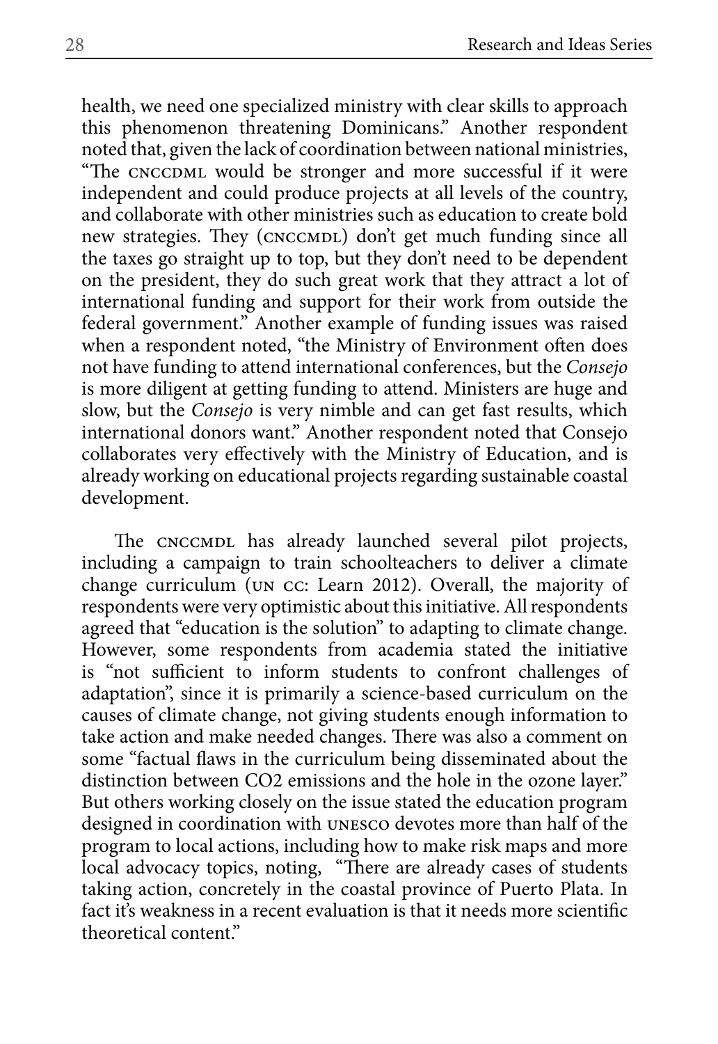health, we need one specialized ministry with clear skills to approach this phenomenon threatening Dominicans." Another respondent noted that, given the lack of coordination between national ministries, "The CNCCDML would be stronger and more successful if it were independent and could produce projects at all levels of the country, and collaborate with other ministries such as education to create bold new strategies. They (CNCCMDL) don't get much funding since all the taxes go straight up to top, but they don't need to be dependent on the president, they do such great work that they attract a lot of international funding and support for their work from outside the federal government." Another example of funding issues was raised when a respondent noted, "the Ministry of Environment often does not have funding to attend international conferences, but the *Consejo* is more diligent at getting funding to attend. Ministers are huge and slow, but the *Consejo* is very nimble and can get fast results, which international donors want." Another respondent noted that Consejo collaborates very effectively with the Ministry of Education, and is already working on educational projects regarding sustainable coastal development.

The CNCCMDL has already launched several pilot projects, including a campaign to train schoolteachers to deliver a climate change curriculum (UN CC: Learn 2012). Overall, the majority of respondents were very optimistic about this initiative. All respondents agreed that "education is the solution" to adapting to climate change. However, some respondents from academia stated the initiative is "not sufficient to inform students to confront challenges of adaptation", since it is primarily a science-based curriculum on the causes of climate change, not giving students enough information to take action and make needed changes. There was also a comment on some "factual flaws in the curriculum being disseminated about the distinction between CO2 emissions and the hole in the ozone layer." But others working closely on the issue stated the education program designed in coordination with UNESCO devotes more than half of the program to local actions, including how to make risk maps and more local advocacy topics, noting, "There are already cases of students taking action, concretely in the coastal province of Puerto Plata. In fact it's weakness in a recent evaluation is that it needs more scientific theoretical content."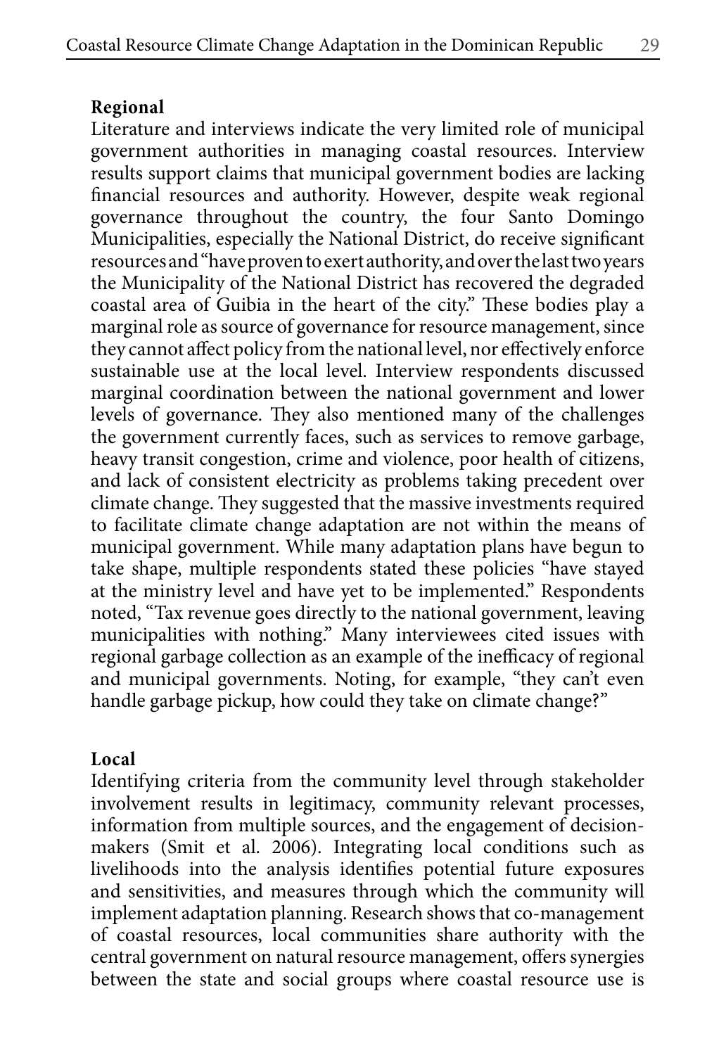### Regional

Literature and interviews indicate the very limited role of municipal government authorities in managing coastal resources. Interview results support claims that municipal government bodies are lacking financial resources and authority. However, despite weak regional governance throughout the country, the four Santo Domingo Municipalities, especially the National District, do receive significant resources and "have proven to exert authority, and over the last two years the Municipality of the National District has recovered the degraded coastal area of Guibia in the heart of the city." These bodies play a marginal role as source of governance for resource management, since they cannot affect policy from the national level, nor effectively enforce sustainable use at the local level. Interview respondents discussed marginal coordination between the national government and lower levels of governance. They also mentioned many of the challenges the government currently faces, such as services to remove garbage, heavy transit congestion, crime and violence, poor health of citizens, and lack of consistent electricity as problems taking precedent over climate change. They suggested that the massive investments required to facilitate climate change adaptation are not within the means of municipal government. While many adaptation plans have begun to take shape, multiple respondents stated these policies "have stayed at the ministry level and have yet to be implemented." Respondents noted, "Tax revenue goes directly to the national government, leaving municipalities with nothing." Many interviewees cited issues with regional garbage collection as an example of the inefficacy of regional and municipal governments. Noting, for example, "they can't even handle garbage pickup, how could they take on climate change?"

### Local

Identifying criteria from the community level through stakeholder involvement results in legitimacy, community relevant processes, information from multiple sources, and the engagement of decision-makers (Smit et al. 2006). Integrating local conditions such as livelihoods into the analysis identifies potential future exposures and sensitivities, and measures through which the community will implement adaptation planning. Research shows that co-management of coastal resources, local communities share authority with the central government on natural resource management, offers synergies between the state and social groups where coastal resource use is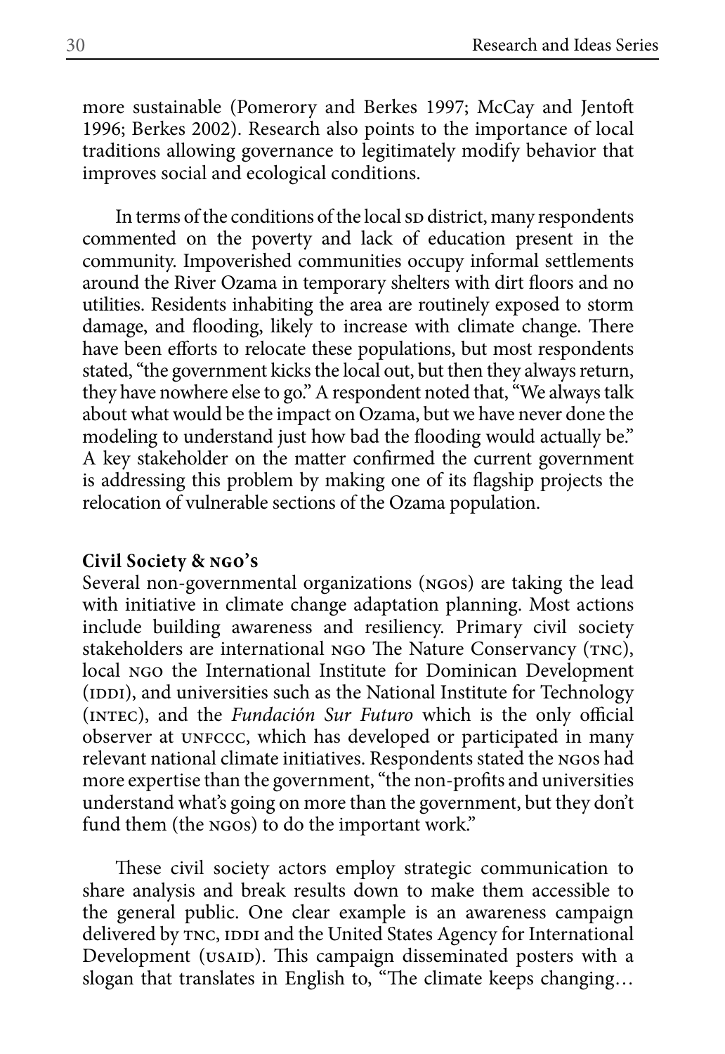more sustainable (Pomerory and Berkes 1997; McCay and Jentoft 1996; Berkes 2002). Research also points to the importance of local traditions allowing governance to legitimately modify behavior that improves social and ecological conditions.

In terms of the conditions of the local SD district, many respondents commented on the poverty and lack of education present in the community. Impoverished communities occupy informal settlements around the River Ozama in temporary shelters with dirt floors and no utilities. Residents inhabiting the area are routinely exposed to storm damage, and flooding, likely to increase with climate change. There have been efforts to relocate these populations, but most respondents stated, "the government kicks the local out, but then they always return, they have nowhere else to go." A respondent noted that, "We always talk about what would be the impact on Ozama, but we have never done the modeling to understand just how bad the flooding would actually be." A key stakeholder on the matter confirmed the current government is addressing this problem by making one of its flagship projects the relocation of vulnerable sections of the Ozama population.

**Civil Society & NGO's**

Several non-governmental organizations (NGOs) are taking the lead with initiative in climate change adaptation planning. Most actions include building awareness and resiliency. Primary civil society stakeholders are international NGO The Nature Conservancy (TNC), local NGO the International Institute for Dominican Development (IDDI), and universities such as the National Institute for Technology (INTEC), and the *Fundación Sur Futuro* which is the only official observer at UNFCCC, which has developed or participated in many relevant national climate initiatives. Respondents stated the NGOs had more expertise than the government, "the non-profits and universities understand what's going on more than the government, but they don't fund them (the NGOs) to do the important work."

These civil society actors employ strategic communication to share analysis and break results down to make them accessible to the general public. One clear example is an awareness campaign delivered by TNC, IDDI and the United States Agency for International Development (USAID). This campaign disseminated posters with a slogan that translates in English to, "The climate keeps changing…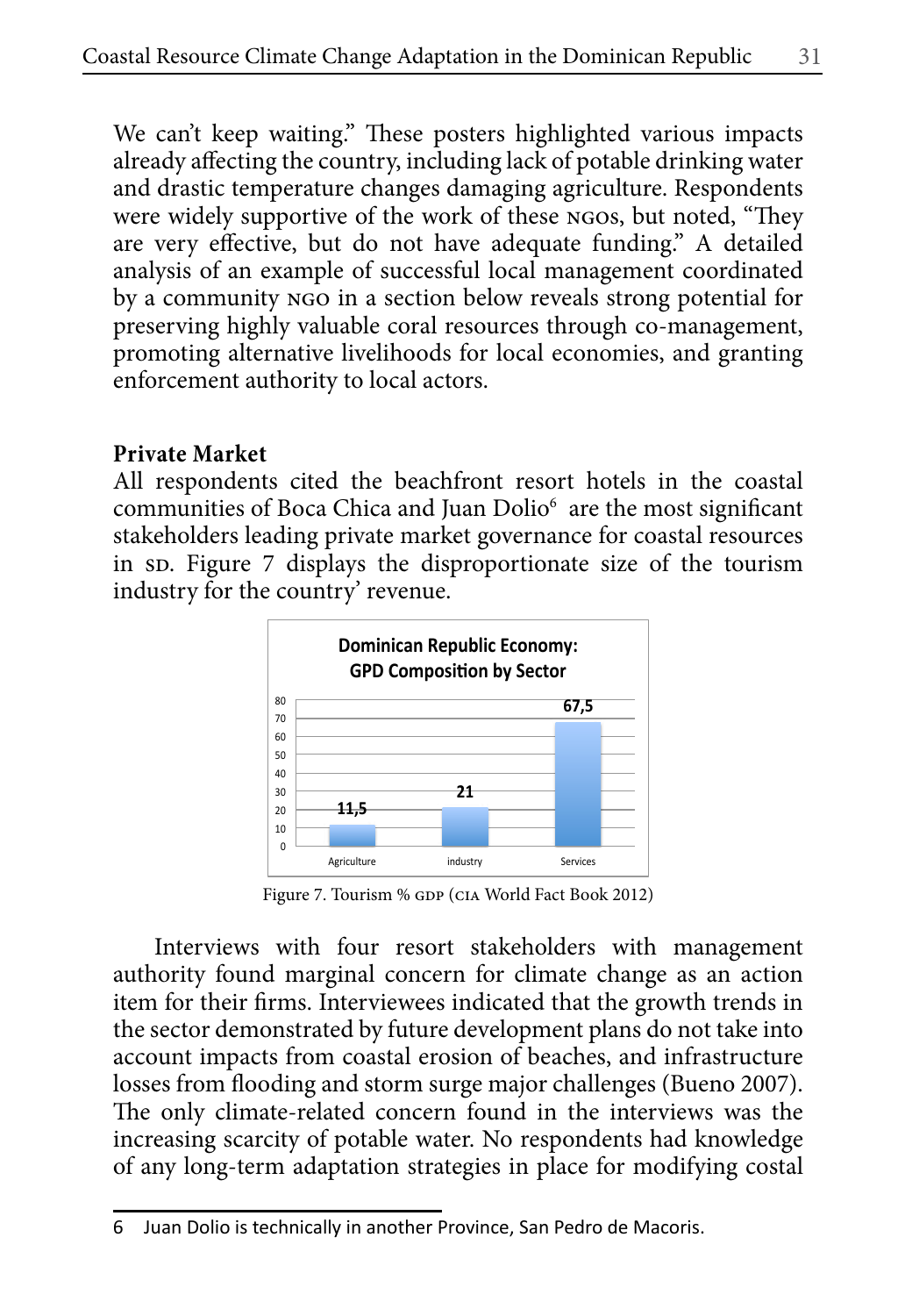We can't keep waiting." These posters highlighted various impacts already affecting the country, including lack of potable drinking water and drastic temperature changes damaging agriculture. Respondents were widely supportive of the work of these NGOs, but noted, "They are very effective, but do not have adequate funding." A detailed analysis of an example of successful local management coordinated by a community NGO in a section below reveals strong potential for preserving highly valuable coral resources through co-management, promoting alternative livelihoods for local economies, and granting enforcement authority to local actors.

**Private Market**

All respondents cited the beachfront resort hotels in the coastal communities of Boca Chica and Juan Dolio[6] are the most significant stakeholders leading private market governance for coastal resources in SD. Figure 7 displays the disproportionate size of the tourism industry for the country' revenue.

**Dominican Republic Economy: GPD Composition by Sector**

| Sector | % |
|---|---|
| Agriculture | 11,5 |
| industry | 21 |
| Services | 67,5 |

Figure 7. Tourism % GDP (CIA World Fact Book 2012)

Interviews with four resort stakeholders with management authority found marginal concern for climate change as an action item for their firms. Interviewees indicated that the growth trends in the sector demonstrated by future development plans do not take into account impacts from coastal erosion of beaches, and infrastructure losses from flooding and storm surge major challenges (Bueno 2007). The only climate-related concern found in the interviews was the increasing scarcity of potable water. No respondents had knowledge of any long-term adaptation strategies in place for modifying costal

---

6 Juan Dolio is technically in another Province, San Pedro de Macoris.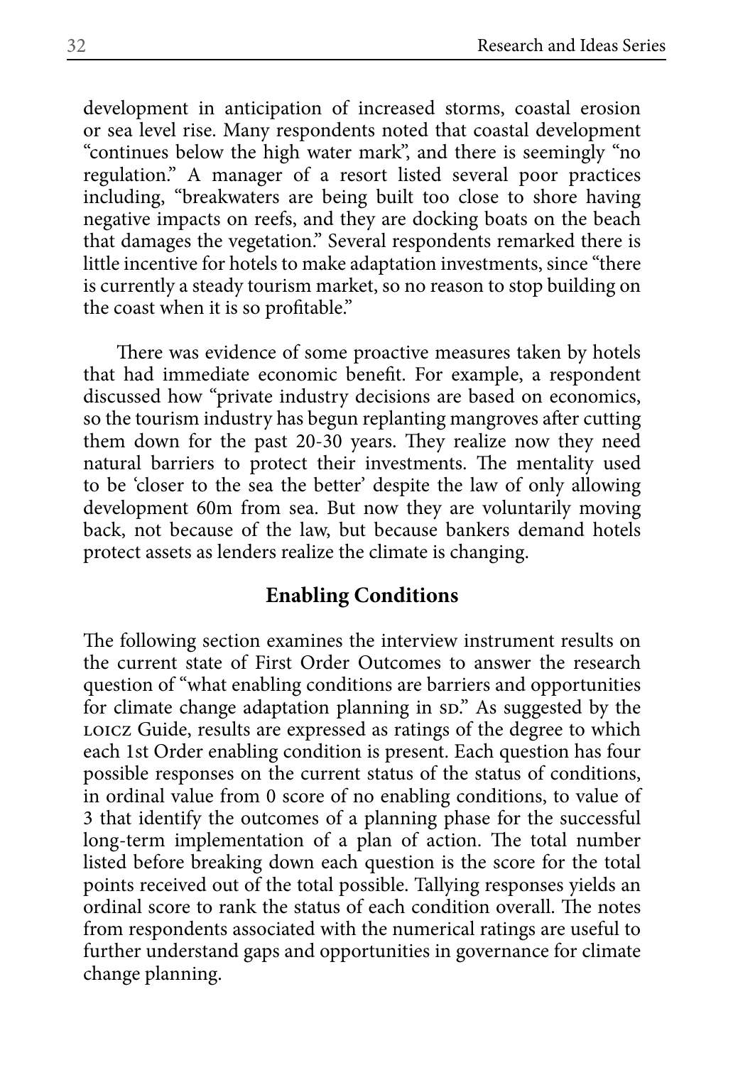development in anticipation of increased storms, coastal erosion or sea level rise. Many respondents noted that coastal development "continues below the high water mark", and there is seemingly "no regulation." A manager of a resort listed several poor practices including, "breakwaters are being built too close to shore having negative impacts on reefs, and they are docking boats on the beach that damages the vegetation." Several respondents remarked there is little incentive for hotels to make adaptation investments, since "there is currently a steady tourism market, so no reason to stop building on the coast when it is so profitable."

There was evidence of some proactive measures taken by hotels that had immediate economic benefit. For example, a respondent discussed how "private industry decisions are based on economics, so the tourism industry has begun replanting mangroves after cutting them down for the past 20-30 years. They realize now they need natural barriers to protect their investments. The mentality used to be 'closer to the sea the better' despite the law of only allowing development 60m from sea. But now they are voluntarily moving back, not because of the law, but because bankers demand hotels protect assets as lenders realize the climate is changing.

## Enabling Conditions

The following section examines the interview instrument results on the current state of First Order Outcomes to answer the research question of "what enabling conditions are barriers and opportunities for climate change adaptation planning in SD." As suggested by the LOICZ Guide, results are expressed as ratings of the degree to which each 1st Order enabling condition is present. Each question has four possible responses on the current status of the status of conditions, in ordinal value from 0 score of no enabling conditions, to value of 3 that identify the outcomes of a planning phase for the successful long-term implementation of a plan of action. The total number listed before breaking down each question is the score for the total points received out of the total possible. Tallying responses yields an ordinal score to rank the status of each condition overall. The notes from respondents associated with the numerical ratings are useful to further understand gaps and opportunities in governance for climate change planning.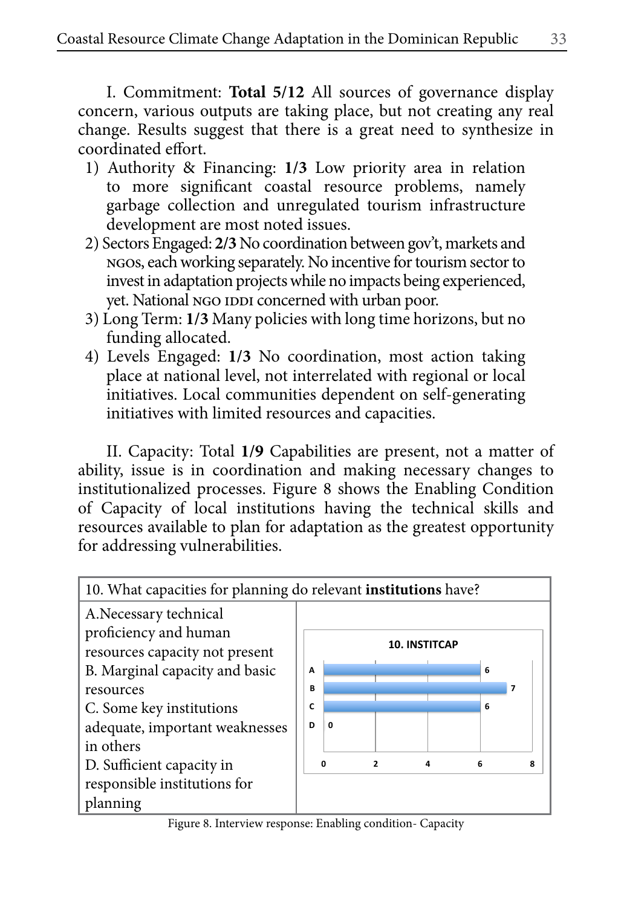I. Commitment: **Total 5/12** All sources of governance display concern, various outputs are taking place, but not creating any real change. Results suggest that there is a great need to synthesize in coordinated effort.

1) Authority & Financing: **1/3** Low priority area in relation to more significant coastal resource problems, namely garbage collection and unregulated tourism infrastructure development are most noted issues.
2) Sectors Engaged: **2/3** No coordination between gov't, markets and NGOs, each working separately. No incentive for tourism sector to invest in adaptation projects while no impacts being experienced, yet. National NGO IDDI concerned with urban poor.
3) Long Term: **1/3** Many policies with long time horizons, but no funding allocated.
4) Levels Engaged: **1/3** No coordination, most action taking place at national level, not interrelated with regional or local initiatives. Local communities dependent on self-generating initiatives with limited resources and capacities.

II. Capacity: Total **1/9** Capabilities are present, not a matter of ability, issue is in coordination and making necessary changes to institutionalized processes. Figure 8 shows the Enabling Condition of Capacity of local institutions having the technical skills and resources available to plan for adaptation as the greatest opportunity for addressing vulnerabilities.

| 10. What capacities for planning do relevant **institutions** have? | |
|---|---|
| A. Necessary technical proficiency and human resources capacity not present<br>B. Marginal capacity and basic resources<br>C. Some key institutions adequate, important weaknesses in others<br>D. Sufficient capacity in responsible institutions for planning | **10. INSTITCAP**<br>A: 6<br>B: 7<br>C: 6<br>D: 0 |

Figure 8. Interview response: Enabling condition- Capacity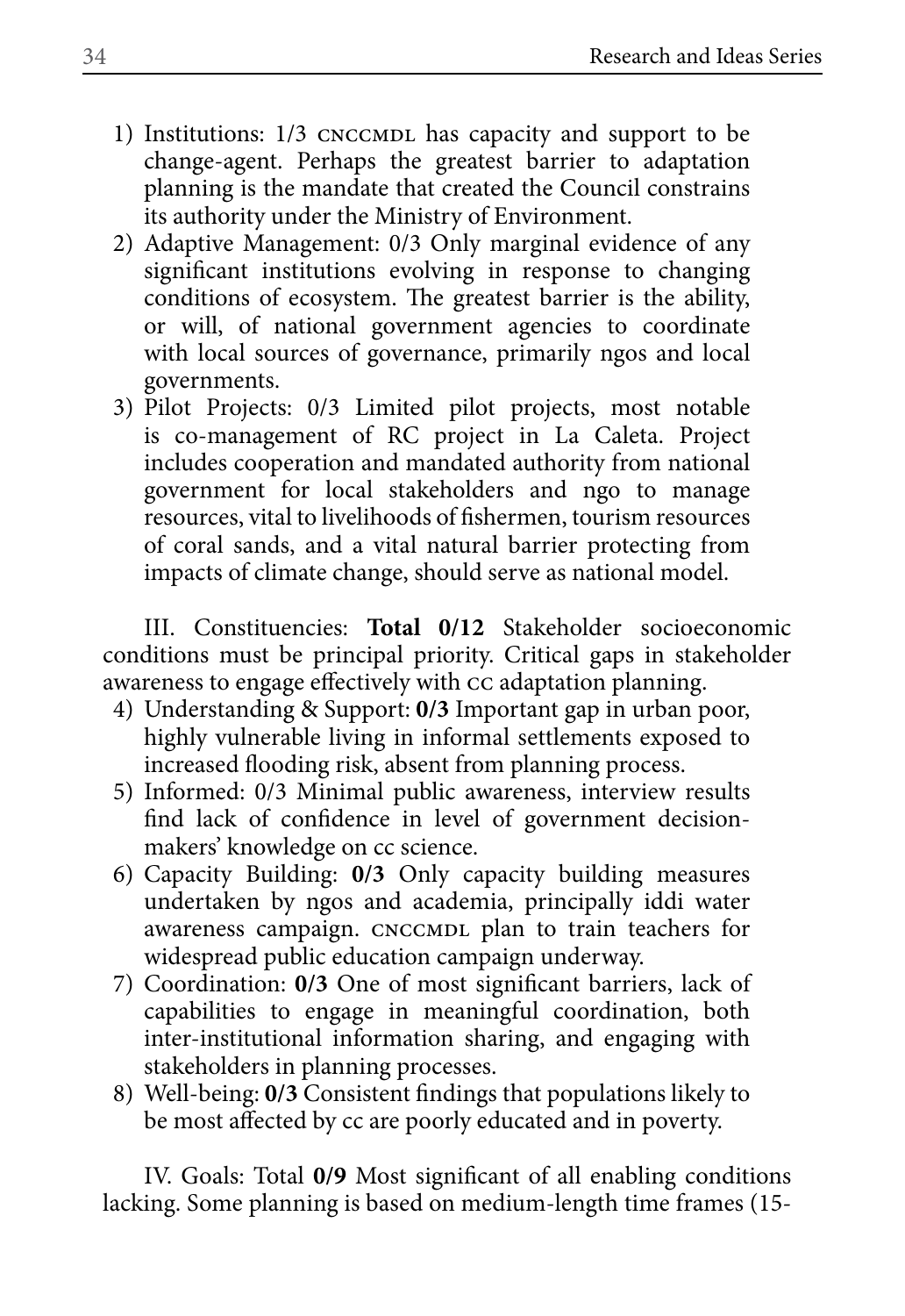1) Institutions: 1/3 CNCCMDL has capacity and support to be change-agent. Perhaps the greatest barrier to adaptation planning is the mandate that created the Council constrains its authority under the Ministry of Environment.
2) Adaptive Management: 0/3 Only marginal evidence of any significant institutions evolving in response to changing conditions of ecosystem. The greatest barrier is the ability, or will, of national government agencies to coordinate with local sources of governance, primarily NGOs and local governments.
3) Pilot Projects: 0/3 Limited pilot projects, most notable is co-management of RC project in La Caleta. Project includes cooperation and mandated authority from national government for local stakeholders and NGO to manage resources, vital to livelihoods of fishermen, tourism resources of coral sands, and a vital natural barrier protecting from impacts of climate change, should serve as national model.

III. Constituencies: **Total 0/12** Stakeholder socioeconomic conditions must be principal priority. Critical gaps in stakeholder awareness to engage effectively with CC adaptation planning.

4) Understanding & Support: **0/3** Important gap in urban poor, highly vulnerable living in informal settlements exposed to increased flooding risk, absent from planning process.
5) Informed: 0/3 Minimal public awareness, interview results find lack of confidence in level of government decision-makers' knowledge on CC science.
6) Capacity Building: **0/3** Only capacity building measures undertaken by NGOs and academia, principally IDDI water awareness campaign. CNCCMDL plan to train teachers for widespread public education campaign underway.
7) Coordination: **0/3** One of most significant barriers, lack of capabilities to engage in meaningful coordination, both inter-institutional information sharing, and engaging with stakeholders in planning processes.
8) Well-being: **0/3** Consistent findings that populations likely to be most affected by CC are poorly educated and in poverty.

IV. Goals: Total **0/9** Most significant of all enabling conditions lacking. Some planning is based on medium-length time frames (15-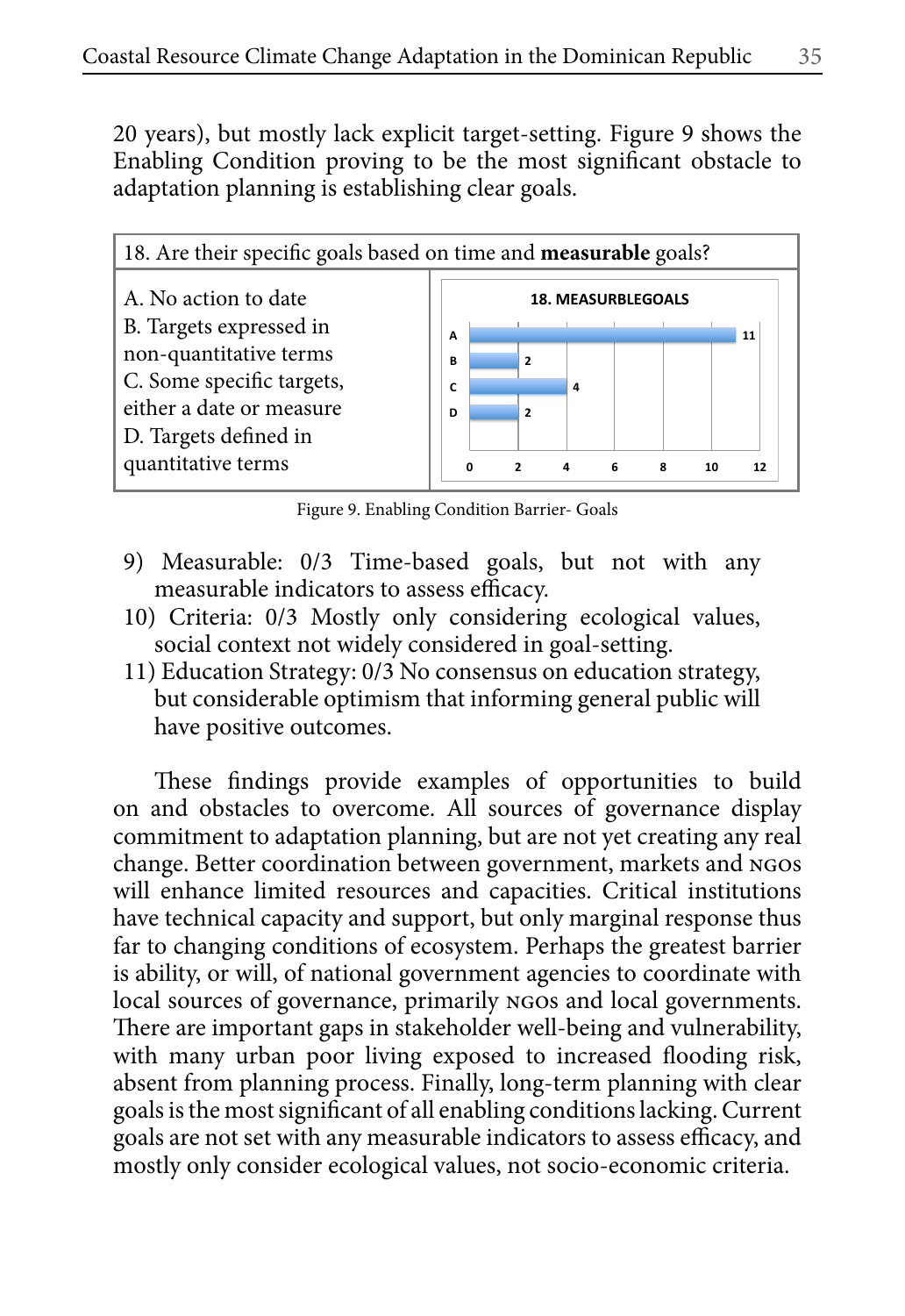20 years), but mostly lack explicit target-setting. Figure 9 shows the Enabling Condition proving to be the most significant obstacle to adaptation planning is establishing clear goals.

| 18. Are their specific goals based on time and **measurable** goals? | |
|---|---|
| A. No action to date<br>B. Targets expressed in non-quantitative terms<br>C. Some specific targets, either a date or measure<br>D. Targets defined in quantitative terms | **18. MEASURBLEGOALS**<br>A: 11<br>B: 2<br>C: 4<br>D: 2 |

Figure 9. Enabling Condition Barrier- Goals

9) Measurable: 0/3 Time-based goals, but not with any measurable indicators to assess efficacy.
10) Criteria: 0/3 Mostly only considering ecological values, social context not widely considered in goal-setting.
11) Education Strategy: 0/3 No consensus on education strategy, but considerable optimism that informing general public will have positive outcomes.

These findings provide examples of opportunities to build on and obstacles to overcome. All sources of governance display commitment to adaptation planning, but are not yet creating any real change. Better coordination between government, markets and NGOs will enhance limited resources and capacities. Critical institutions have technical capacity and support, but only marginal response thus far to changing conditions of ecosystem. Perhaps the greatest barrier is ability, or will, of national government agencies to coordinate with local sources of governance, primarily NGOs and local governments. There are important gaps in stakeholder well-being and vulnerability, with many urban poor living exposed to increased flooding risk, absent from planning process. Finally, long-term planning with clear goals is the most significant of all enabling conditions lacking. Current goals are not set with any measurable indicators to assess efficacy, and mostly only consider ecological values, not socio-economic criteria.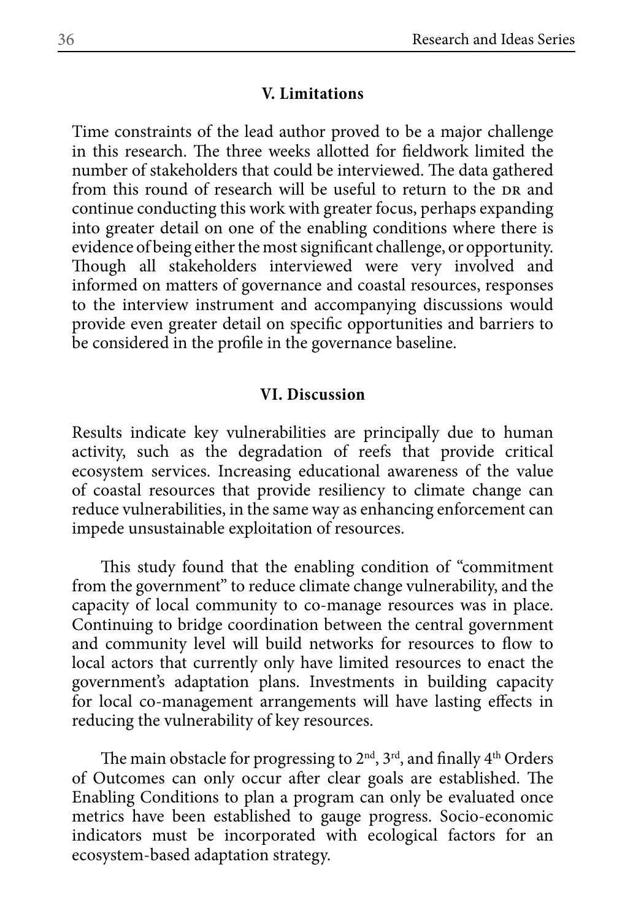## V. Limitations

Time constraints of the lead author proved to be a major challenge in this research. The three weeks allotted for fieldwork limited the number of stakeholders that could be interviewed. The data gathered from this round of research will be useful to return to the DR and continue conducting this work with greater focus, perhaps expanding into greater detail on one of the enabling conditions where there is evidence of being either the most significant challenge, or opportunity. Though all stakeholders interviewed were very involved and informed on matters of governance and coastal resources, responses to the interview instrument and accompanying discussions would provide even greater detail on specific opportunities and barriers to be considered in the profile in the governance baseline.

## VI. Discussion

Results indicate key vulnerabilities are principally due to human activity, such as the degradation of reefs that provide critical ecosystem services. Increasing educational awareness of the value of coastal resources that provide resiliency to climate change can reduce vulnerabilities, in the same way as enhancing enforcement can impede unsustainable exploitation of resources.

This study found that the enabling condition of "commitment from the government" to reduce climate change vulnerability, and the capacity of local community to co-manage resources was in place. Continuing to bridge coordination between the central government and community level will build networks for resources to flow to local actors that currently only have limited resources to enact the government's adaptation plans. Investments in building capacity for local co-management arrangements will have lasting effects in reducing the vulnerability of key resources.

The main obstacle for progressing to 2nd, 3rd, and finally 4th Orders of Outcomes can only occur after clear goals are established. The Enabling Conditions to plan a program can only be evaluated once metrics have been established to gauge progress. Socio-economic indicators must be incorporated with ecological factors for an ecosystem-based adaptation strategy.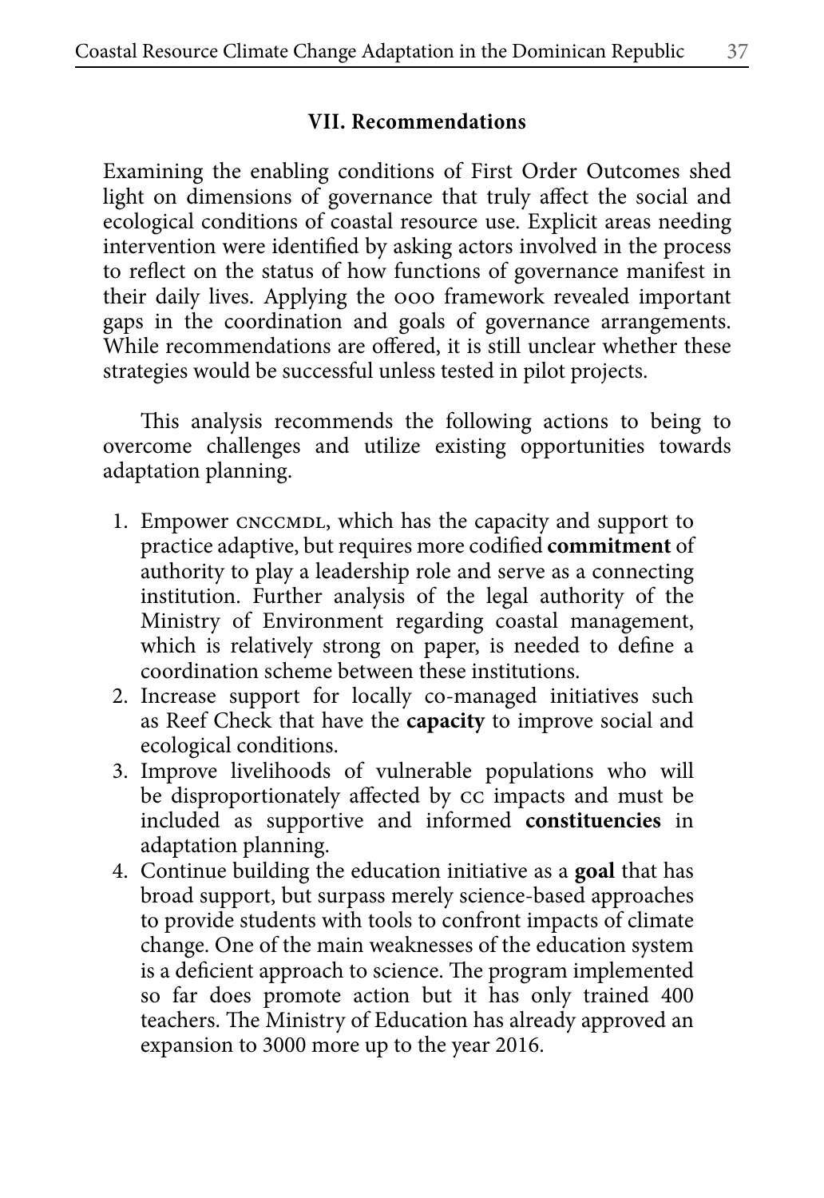## VII. Recommendations

Examining the enabling conditions of First Order Outcomes shed light on dimensions of governance that truly affect the social and ecological conditions of coastal resource use. Explicit areas needing intervention were identified by asking actors involved in the process to reflect on the status of how functions of governance manifest in their daily lives. Applying the OOO framework revealed important gaps in the coordination and goals of governance arrangements. While recommendations are offered, it is still unclear whether these strategies would be successful unless tested in pilot projects.

This analysis recommends the following actions to being to overcome challenges and utilize existing opportunities towards adaptation planning.

1. Empower CNCCMDL, which has the capacity and support to practice adaptive, but requires more codified **commitment** of authority to play a leadership role and serve as a connecting institution. Further analysis of the legal authority of the Ministry of Environment regarding coastal management, which is relatively strong on paper, is needed to define a coordination scheme between these institutions.
2. Increase support for locally co-managed initiatives such as Reef Check that have the **capacity** to improve social and ecological conditions.
3. Improve livelihoods of vulnerable populations who will be disproportionately affected by CC impacts and must be included as supportive and informed **constituencies** in adaptation planning.
4. Continue building the education initiative as a **goal** that has broad support, but surpass merely science-based approaches to provide students with tools to confront impacts of climate change. One of the main weaknesses of the education system is a deficient approach to science. The program implemented so far does promote action but it has only trained 400 teachers. The Ministry of Education has already approved an expansion to 3000 more up to the year 2016.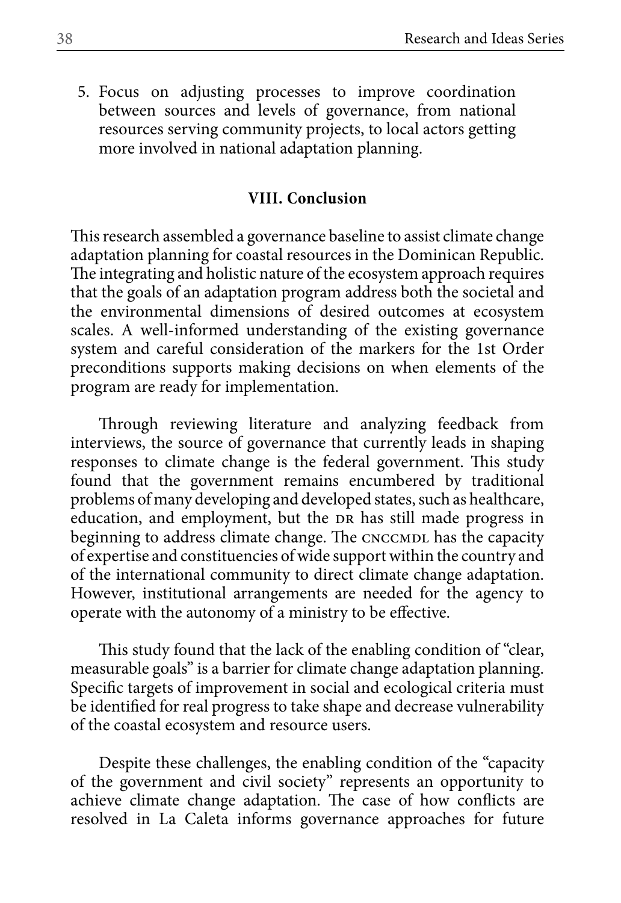5. Focus on adjusting processes to improve coordination between sources and levels of governance, from national resources serving community projects, to local actors getting more involved in national adaptation planning.

## VIII. Conclusion

This research assembled a governance baseline to assist climate change adaptation planning for coastal resources in the Dominican Republic. The integrating and holistic nature of the ecosystem approach requires that the goals of an adaptation program address both the societal and the environmental dimensions of desired outcomes at ecosystem scales. A well-informed understanding of the existing governance system and careful consideration of the markers for the 1st Order preconditions supports making decisions on when elements of the program are ready for implementation.

Through reviewing literature and analyzing feedback from interviews, the source of governance that currently leads in shaping responses to climate change is the federal government. This study found that the government remains encumbered by traditional problems of many developing and developed states, such as healthcare, education, and employment, but the DR has still made progress in beginning to address climate change. The CNCCMDL has the capacity of expertise and constituencies of wide support within the country and of the international community to direct climate change adaptation. However, institutional arrangements are needed for the agency to operate with the autonomy of a ministry to be effective.

This study found that the lack of the enabling condition of "clear, measurable goals" is a barrier for climate change adaptation planning. Specific targets of improvement in social and ecological criteria must be identified for real progress to take shape and decrease vulnerability of the coastal ecosystem and resource users.

Despite these challenges, the enabling condition of the "capacity of the government and civil society" represents an opportunity to achieve climate change adaptation. The case of how conflicts are resolved in La Caleta informs governance approaches for future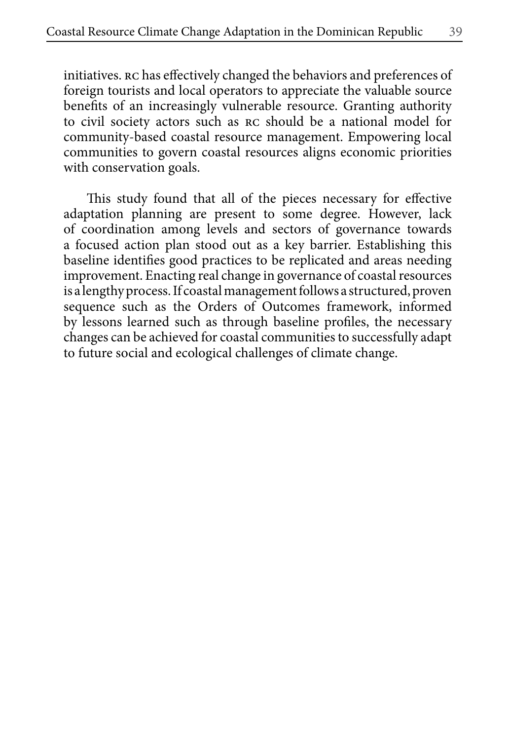initiatives. RC has effectively changed the behaviors and preferences of foreign tourists and local operators to appreciate the valuable source benefits of an increasingly vulnerable resource. Granting authority to civil society actors such as RC should be a national model for community-based coastal resource management. Empowering local communities to govern coastal resources aligns economic priorities with conservation goals.

This study found that all of the pieces necessary for effective adaptation planning are present to some degree. However, lack of coordination among levels and sectors of governance towards a focused action plan stood out as a key barrier. Establishing this baseline identifies good practices to be replicated and areas needing improvement. Enacting real change in governance of coastal resources is a lengthy process. If coastal management follows a structured, proven sequence such as the Orders of Outcomes framework, informed by lessons learned such as through baseline profiles, the necessary changes can be achieved for coastal communities to successfully adapt to future social and ecological challenges of climate change.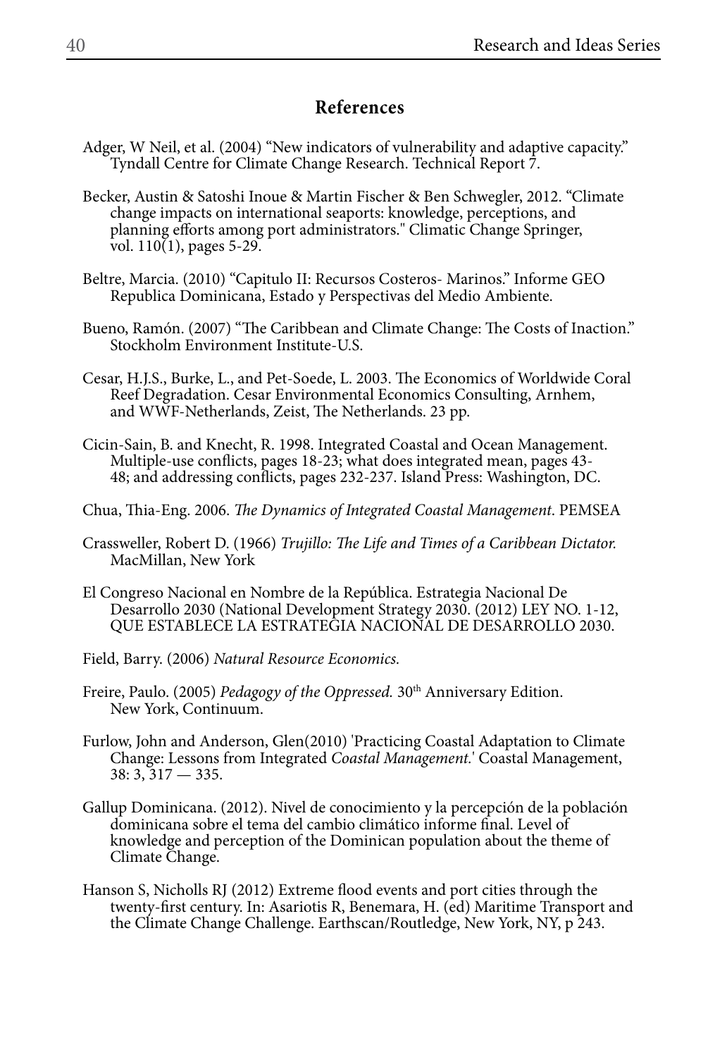## References

Adger, W Neil, et al. (2004) "New indicators of vulnerability and adaptive capacity." Tyndall Centre for Climate Change Research. Technical Report 7.

Becker, Austin & Satoshi Inoue & Martin Fischer & Ben Schwegler, 2012. "Climate change impacts on international seaports: knowledge, perceptions, and planning efforts among port administrators." Climatic Change Springer, vol. 110(1), pages 5-29.

Beltre, Marcia. (2010) "Capitulo II: Recursos Costeros- Marinos." Informe GEO Republica Dominicana, Estado y Perspectivas del Medio Ambiente.

Bueno, Ramón. (2007) "The Caribbean and Climate Change: The Costs of Inaction." Stockholm Environment Institute-U.S.

Cesar, H.J.S., Burke, L., and Pet-Soede, L. 2003. The Economics of Worldwide Coral Reef Degradation. Cesar Environmental Economics Consulting, Arnhem, and WWF-Netherlands, Zeist, The Netherlands. 23 pp.

Cicin-Sain, B. and Knecht, R. 1998. Integrated Coastal and Ocean Management. Multiple-use conflicts, pages 18-23; what does integrated mean, pages 43-48; and addressing conflicts, pages 232-237. Island Press: Washington, DC.

Chua, Thia-Eng. 2006. *The Dynamics of Integrated Coastal Management*. PEMSEA

Crassweller, Robert D. (1966) *Trujillo: The Life and Times of a Caribbean Dictator.* MacMillan, New York

El Congreso Nacional en Nombre de la República. Estrategia Nacional De Desarrollo 2030 (National Development Strategy 2030. (2012) LEY NO. 1-12, QUE ESTABLECE LA ESTRATEGIA NACIONAL DE DESARROLLO 2030.

Field, Barry. (2006) *Natural Resource Economics.*

Freire, Paulo. (2005) *Pedagogy of the Oppressed.* 30th Anniversary Edition. New York, Continuum.

Furlow, John and Anderson, Glen(2010) 'Practicing Coastal Adaptation to Climate Change: Lessons from Integrated *Coastal Management.*' Coastal Management, 38: 3, 317 — 335.

Gallup Dominicana. (2012). Nivel de conocimiento y la percepción de la población dominicana sobre el tema del cambio climático informe final. Level of knowledge and perception of the Dominican population about the theme of Climate Change.

Hanson S, Nicholls RJ (2012) Extreme flood events and port cities through the twenty-first century. In: Asariotis R, Benemara, H. (ed) Maritime Transport and the Climate Change Challenge. Earthscan/Routledge, New York, NY, p 243.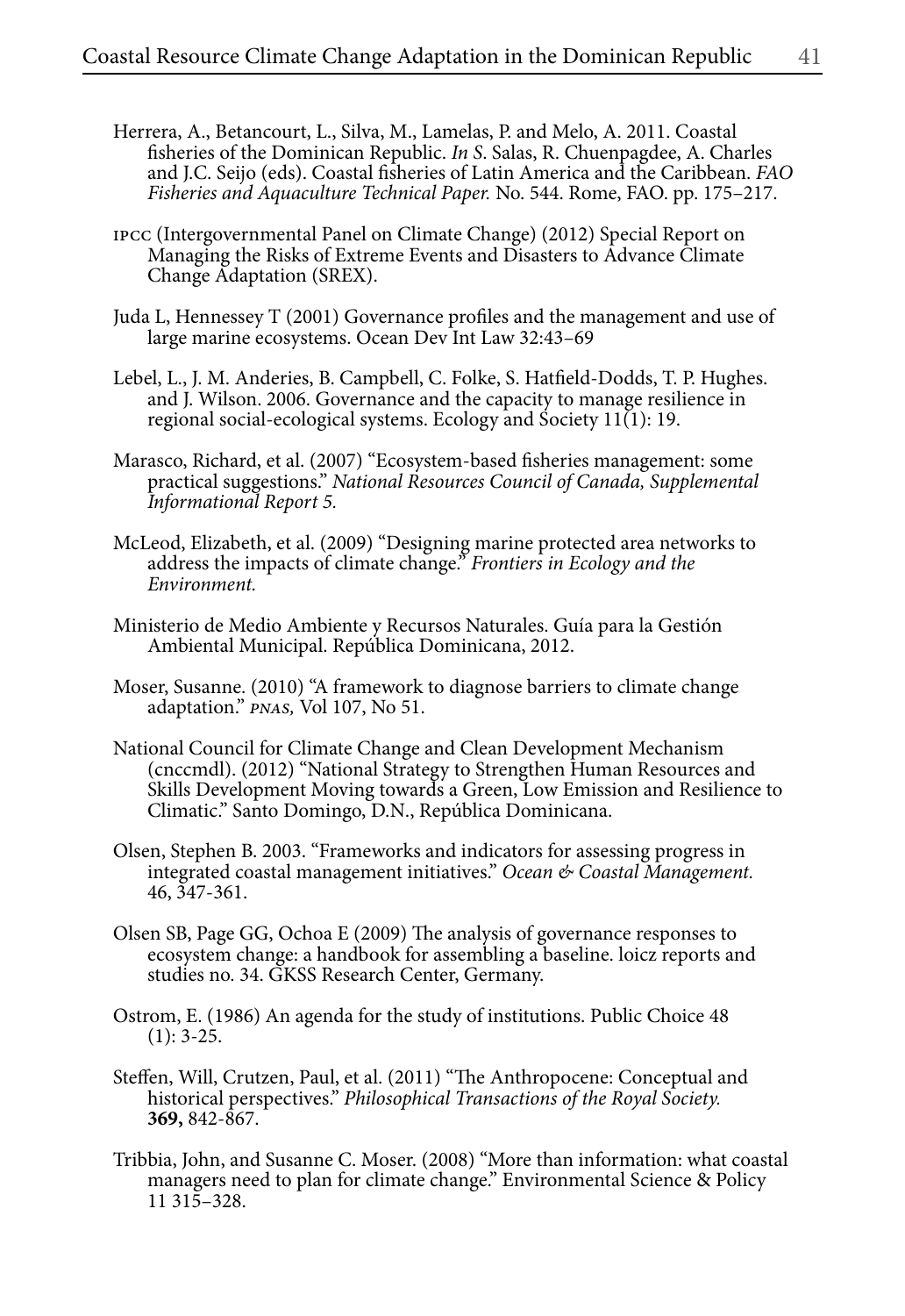Herrera, A., Betancourt, L., Silva, M., Lamelas, P. and Melo, A. 2011. Coastal fisheries of the Dominican Republic. *In S*. Salas, R. Chuenpagdee, A. Charles and J.C. Seijo (eds). Coastal fisheries of Latin America and the Caribbean. *FAO Fisheries and Aquaculture Technical Paper.* No. 544. Rome, FAO. pp. 175–217.

IPCC (Intergovernmental Panel on Climate Change) (2012) Special Report on Managing the Risks of Extreme Events and Disasters to Advance Climate Change Adaptation (SREX).

Juda L, Hennessey T (2001) Governance profiles and the management and use of large marine ecosystems. Ocean Dev Int Law 32:43–69

Lebel, L., J. M. Anderies, B. Campbell, C. Folke, S. Hatfield-Dodds, T. P. Hughes. and J. Wilson. 2006. Governance and the capacity to manage resilience in regional social-ecological systems. Ecology and Society 11(1): 19.

Marasco, Richard, et al. (2007) "Ecosystem-based fisheries management: some practical suggestions." *National Resources Council of Canada, Supplemental Informational Report 5.*

McLeod, Elizabeth, et al. (2009) "Designing marine protected area networks to address the impacts of climate change." *Frontiers in Ecology and the Environment.*

Ministerio de Medio Ambiente y Recursos Naturales. Guía para la Gestión Ambiental Municipal. República Dominicana, 2012.

Moser, Susanne. (2010) "A framework to diagnose barriers to climate change adaptation." *PNAS,* Vol 107, No 51.

National Council for Climate Change and Clean Development Mechanism (cnccmdl). (2012) "National Strategy to Strengthen Human Resources and Skills Development Moving towards a Green, Low Emission and Resilience to Climatic." Santo Domingo, D.N., República Dominicana.

Olsen, Stephen B. 2003. "Frameworks and indicators for assessing progress in integrated coastal management initiatives." *Ocean & Coastal Management.* 46, 347-361.

Olsen SB, Page GG, Ochoa E (2009) The analysis of governance responses to ecosystem change: a handbook for assembling a baseline. loicz reports and studies no. 34. GKSS Research Center, Germany.

Ostrom, E. (1986) An agenda for the study of institutions. Public Choice 48 (1): 3-25.

Steffen, Will, Crutzen, Paul, et al. (2011) "The Anthropocene: Conceptual and historical perspectives." *Philosophical Transactions of the Royal Society.* **369,** 842-867.

Tribbia, John, and Susanne C. Moser. (2008) "More than information: what coastal managers need to plan for climate change." Environmental Science & Policy 11 315–328.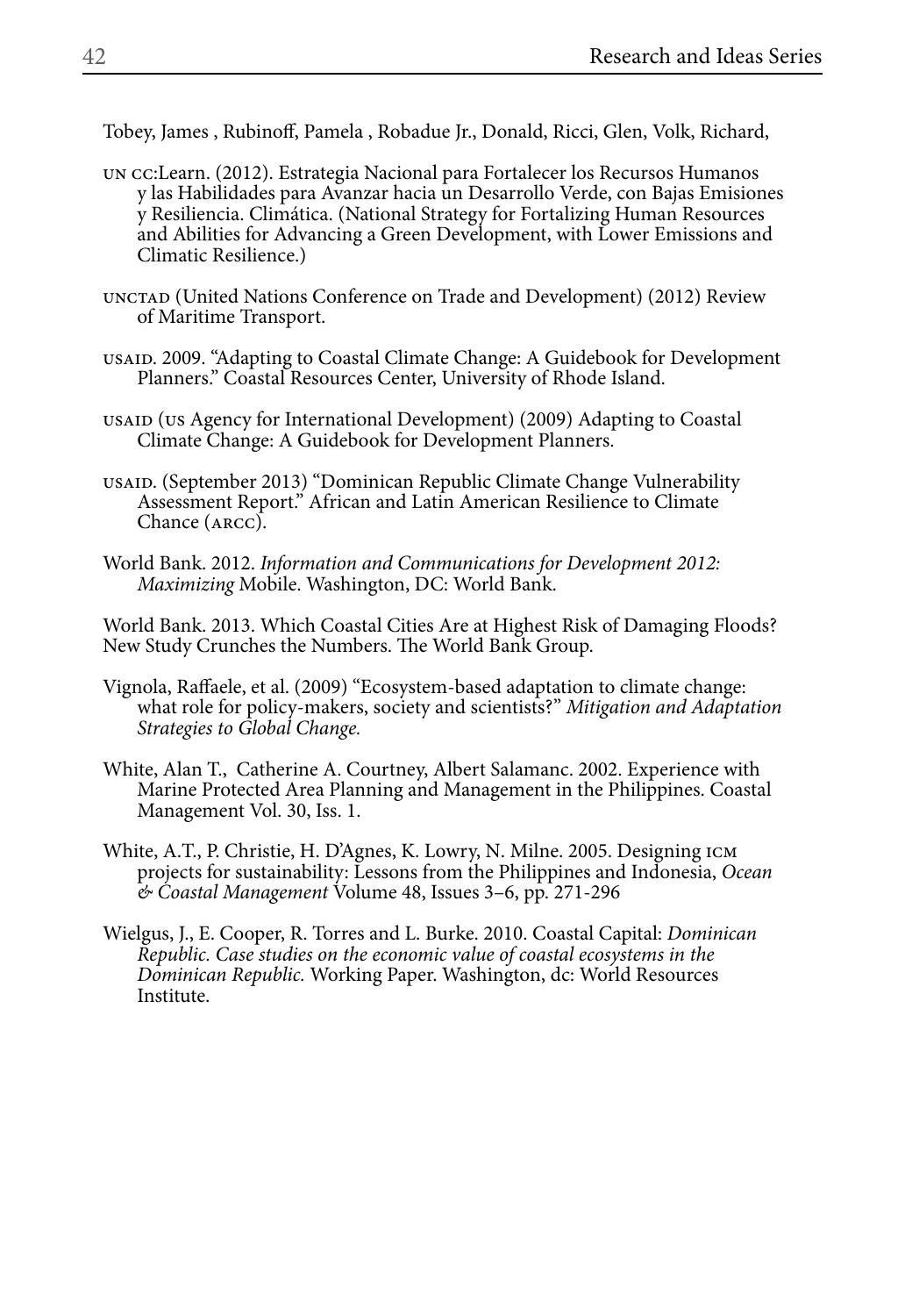Tobey, James , Rubinoff, Pamela , Robadue Jr., Donald, Ricci, Glen, Volk, Richard,

UN CC:Learn. (2012). Estrategia Nacional para Fortalecer los Recursos Humanos y las Habilidades para Avanzar hacia un Desarrollo Verde, con Bajas Emisiones y Resiliencia. Climática. (National Strategy for Fortalizing Human Resources and Abilities for Advancing a Green Development, with Lower Emissions and Climatic Resilience.)

UNCTAD (United Nations Conference on Trade and Development) (2012) Review of Maritime Transport.

USAID. 2009. "Adapting to Coastal Climate Change: A Guidebook for Development Planners." Coastal Resources Center, University of Rhode Island.

USAID (US Agency for International Development) (2009) Adapting to Coastal Climate Change: A Guidebook for Development Planners.

USAID. (September 2013) "Dominican Republic Climate Change Vulnerability Assessment Report." African and Latin American Resilience to Climate Chance (ARCC).

World Bank. 2012. *Information and Communications for Development 2012: Maximizing* Mobile. Washington, DC: World Bank.

World Bank. 2013. Which Coastal Cities Are at Highest Risk of Damaging Floods? New Study Crunches the Numbers. The World Bank Group.

Vignola, Raffaele, et al. (2009) "Ecosystem-based adaptation to climate change: what role for policy-makers, society and scientists?" *Mitigation and Adaptation Strategies to Global Change.*

White, Alan T., Catherine A. Courtney, Albert Salamanc. 2002. Experience with Marine Protected Area Planning and Management in the Philippines. Coastal Management Vol. 30, Iss. 1.

White, A.T., P. Christie, H. D'Agnes, K. Lowry, N. Milne. 2005. Designing ICM projects for sustainability: Lessons from the Philippines and Indonesia, *Ocean & Coastal Management* Volume 48, Issues 3–6, pp. 271-296

Wielgus, J., E. Cooper, R. Torres and L. Burke. 2010. Coastal Capital: *Dominican Republic. Case studies on the economic value of coastal ecosystems in the Dominican Republic.* Working Paper. Washington, dc: World Resources Institute.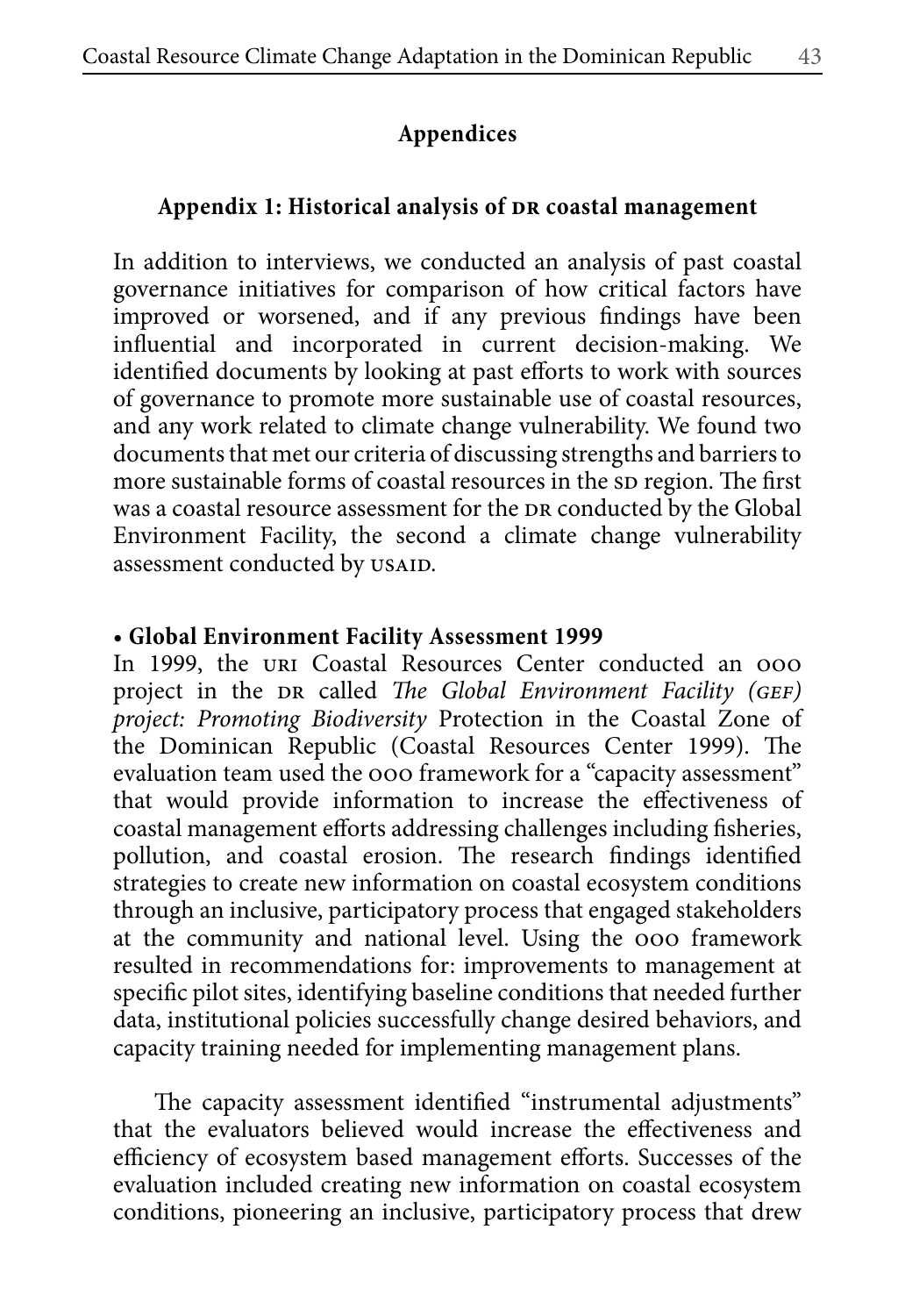# Appendices

## Appendix 1: Historical analysis of DR coastal management

In addition to interviews, we conducted an analysis of past coastal governance initiatives for comparison of how critical factors have improved or worsened, and if any previous findings have been influential and incorporated in current decision-making. We identified documents by looking at past efforts to work with sources of governance to promote more sustainable use of coastal resources, and any work related to climate change vulnerability. We found two documents that met our criteria of discussing strengths and barriers to more sustainable forms of coastal resources in the SD region. The first was a coastal resource assessment for the DR conducted by the Global Environment Facility, the second a climate change vulnerability assessment conducted by USAID.

- **Global Environment Facility Assessment 1999**

In 1999, the URI Coastal Resources Center conducted an OOO project in the DR called *The Global Environment Facility (GEF) project: Promoting Biodiversity* Protection in the Coastal Zone of the Dominican Republic (Coastal Resources Center 1999). The evaluation team used the OOO framework for a "capacity assessment" that would provide information to increase the effectiveness of coastal management efforts addressing challenges including fisheries, pollution, and coastal erosion. The research findings identified strategies to create new information on coastal ecosystem conditions through an inclusive, participatory process that engaged stakeholders at the community and national level. Using the OOO framework resulted in recommendations for: improvements to management at specific pilot sites, identifying baseline conditions that needed further data, institutional policies successfully change desired behaviors, and capacity training needed for implementing management plans.

The capacity assessment identified "instrumental adjustments" that the evaluators believed would increase the effectiveness and efficiency of ecosystem based management efforts. Successes of the evaluation included creating new information on coastal ecosystem conditions, pioneering an inclusive, participatory process that drew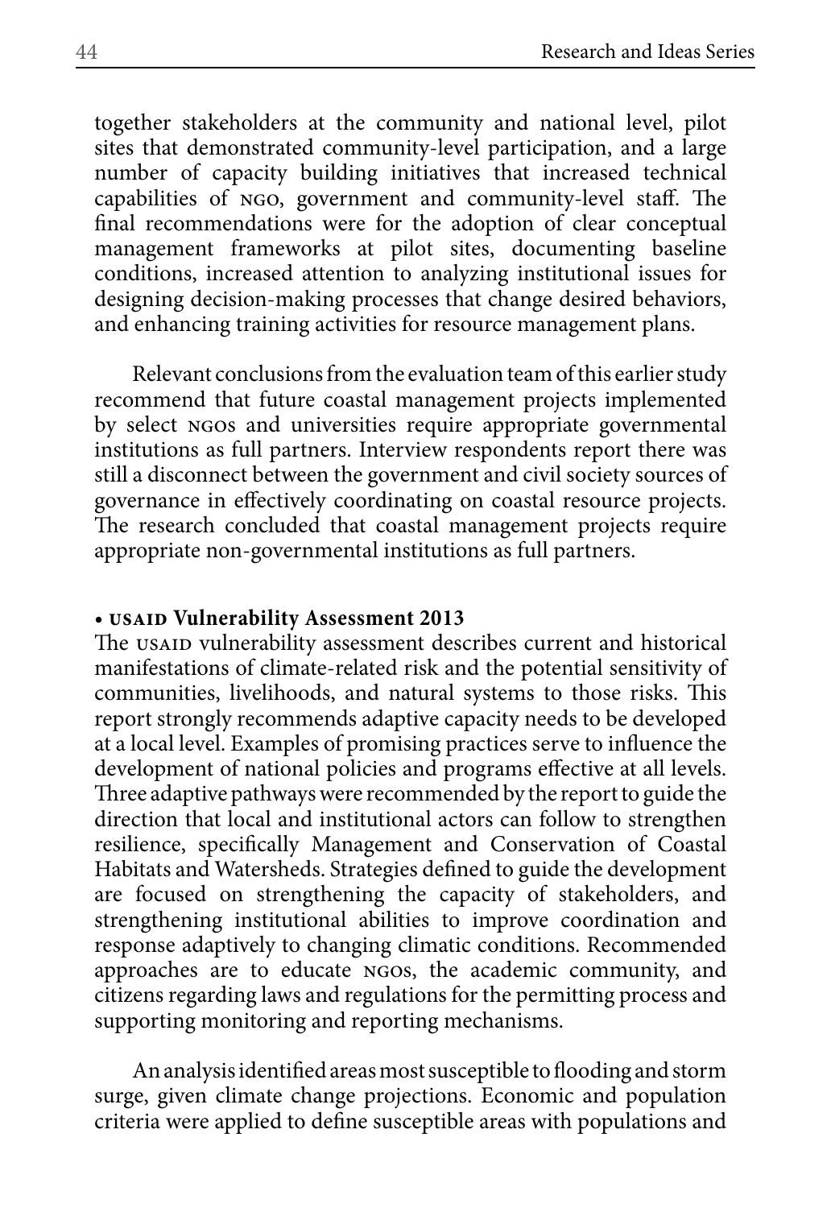together stakeholders at the community and national level, pilot sites that demonstrated community-level participation, and a large number of capacity building initiatives that increased technical capabilities of NGO, government and community-level staff. The final recommendations were for the adoption of clear conceptual management frameworks at pilot sites, documenting baseline conditions, increased attention to analyzing institutional issues for designing decision-making processes that change desired behaviors, and enhancing training activities for resource management plans.

Relevant conclusions from the evaluation team of this earlier study recommend that future coastal management projects implemented by select NGOs and universities require appropriate governmental institutions as full partners. Interview respondents report there was still a disconnect between the government and civil society sources of governance in effectively coordinating on coastal resource projects. The research concluded that coastal management projects require appropriate non-governmental institutions as full partners.

- **USAID Vulnerability Assessment 2013**

The USAID vulnerability assessment describes current and historical manifestations of climate-related risk and the potential sensitivity of communities, livelihoods, and natural systems to those risks. This report strongly recommends adaptive capacity needs to be developed at a local level. Examples of promising practices serve to influence the development of national policies and programs effective at all levels. Three adaptive pathways were recommended by the report to guide the direction that local and institutional actors can follow to strengthen resilience, specifically Management and Conservation of Coastal Habitats and Watersheds. Strategies defined to guide the development are focused on strengthening the capacity of stakeholders, and strengthening institutional abilities to improve coordination and response adaptively to changing climatic conditions. Recommended approaches are to educate NGOs, the academic community, and citizens regarding laws and regulations for the permitting process and supporting monitoring and reporting mechanisms.

An analysis identified areas most susceptible to flooding and storm surge, given climate change projections. Economic and population criteria were applied to define susceptible areas with populations and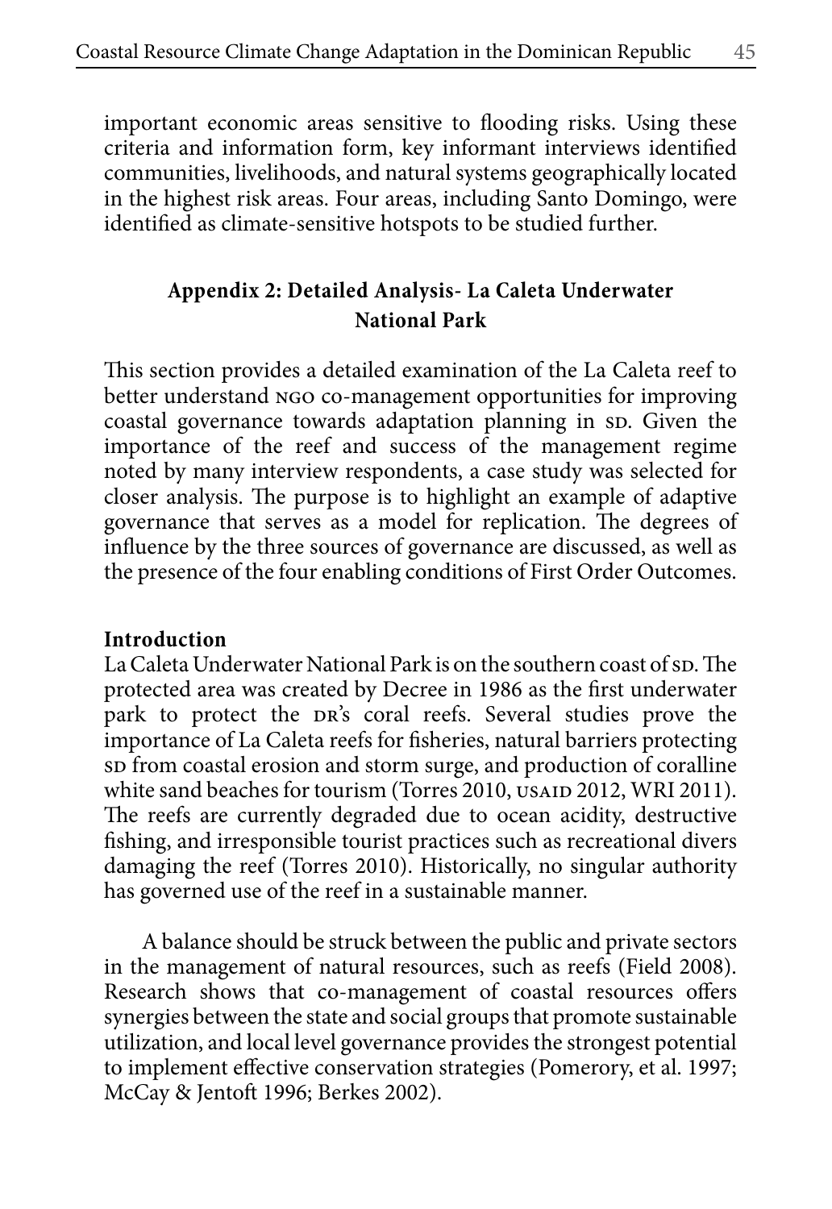important economic areas sensitive to flooding risks. Using these criteria and information form, key informant interviews identified communities, livelihoods, and natural systems geographically located in the highest risk areas. Four areas, including Santo Domingo, were identified as climate-sensitive hotspots to be studied further.

## Appendix 2: Detailed Analysis- La Caleta Underwater National Park

This section provides a detailed examination of the La Caleta reef to better understand NGO co-management opportunities for improving coastal governance towards adaptation planning in SD. Given the importance of the reef and success of the management regime noted by many interview respondents, a case study was selected for closer analysis. The purpose is to highlight an example of adaptive governance that serves as a model for replication. The degrees of influence by the three sources of governance are discussed, as well as the presence of the four enabling conditions of First Order Outcomes.

### Introduction

La Caleta Underwater National Park is on the southern coast of SD. The protected area was created by Decree in 1986 as the first underwater park to protect the DR's coral reefs. Several studies prove the importance of La Caleta reefs for fisheries, natural barriers protecting SD from coastal erosion and storm surge, and production of coralline white sand beaches for tourism (Torres 2010, USAID 2012, WRI 2011). The reefs are currently degraded due to ocean acidity, destructive fishing, and irresponsible tourist practices such as recreational divers damaging the reef (Torres 2010). Historically, no singular authority has governed use of the reef in a sustainable manner.

A balance should be struck between the public and private sectors in the management of natural resources, such as reefs (Field 2008). Research shows that co-management of coastal resources offers synergies between the state and social groups that promote sustainable utilization, and local level governance provides the strongest potential to implement effective conservation strategies (Pomerory, et al. 1997; McCay & Jentoft 1996; Berkes 2002).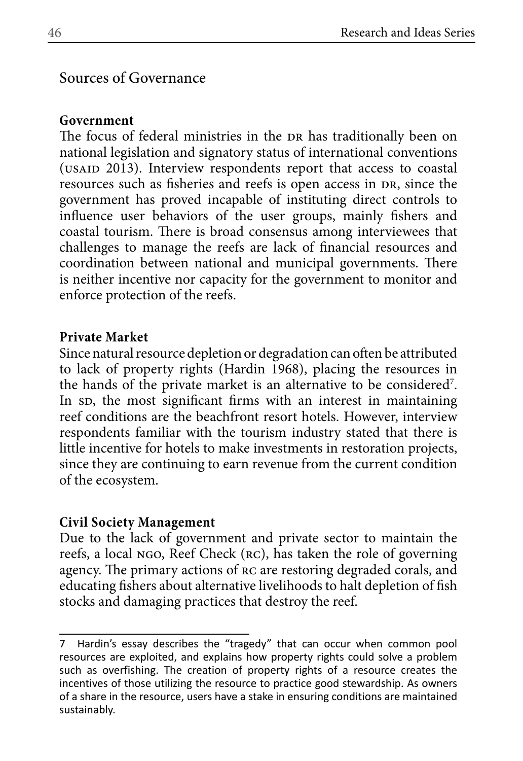## Sources of Governance

### Government

The focus of federal ministries in the DR has traditionally been on national legislation and signatory status of international conventions (USAID 2013). Interview respondents report that access to coastal resources such as fisheries and reefs is open access in DR, since the government has proved incapable of instituting direct controls to influence user behaviors of the user groups, mainly fishers and coastal tourism. There is broad consensus among interviewees that challenges to manage the reefs are lack of financial resources and coordination between national and municipal governments. There is neither incentive nor capacity for the government to monitor and enforce protection of the reefs.

### Private Market

Since natural resource depletion or degradation can often be attributed to lack of property rights (Hardin 1968), placing the resources in the hands of the private market is an alternative to be considered[7]. In SD, the most significant firms with an interest in maintaining reef conditions are the beachfront resort hotels. However, interview respondents familiar with the tourism industry stated that there is little incentive for hotels to make investments in restoration projects, since they are continuing to earn revenue from the current condition of the ecosystem.

### Civil Society Management

Due to the lack of government and private sector to maintain the reefs, a local NGO, Reef Check (RC), has taken the role of governing agency. The primary actions of RC are restoring degraded corals, and educating fishers about alternative livelihoods to halt depletion of fish stocks and damaging practices that destroy the reef.

---

7 Hardin's essay describes the "tragedy" that can occur when common pool resources are exploited, and explains how property rights could solve a problem such as overfishing. The creation of property rights of a resource creates the incentives of those utilizing the resource to practice good stewardship. As owners of a share in the resource, users have a stake in ensuring conditions are maintained sustainably.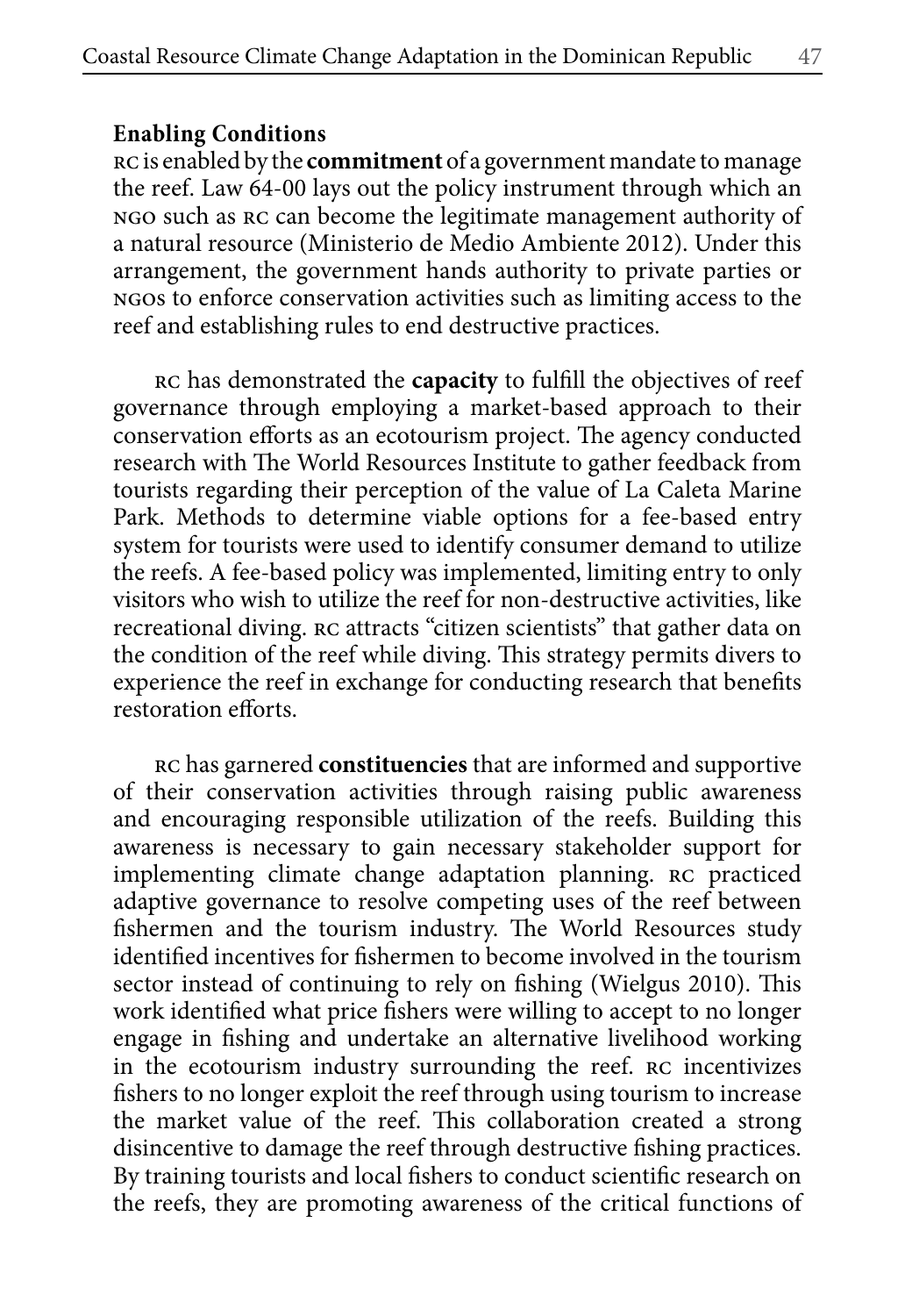### Enabling Conditions

RC is enabled by the **commitment** of a government mandate to manage the reef. Law 64-00 lays out the policy instrument through which an NGO such as RC can become the legitimate management authority of a natural resource (Ministerio de Medio Ambiente 2012). Under this arrangement, the government hands authority to private parties or NGOs to enforce conservation activities such as limiting access to the reef and establishing rules to end destructive practices.

RC has demonstrated the **capacity** to fulfill the objectives of reef governance through employing a market-based approach to their conservation efforts as an ecotourism project. The agency conducted research with The World Resources Institute to gather feedback from tourists regarding their perception of the value of La Caleta Marine Park. Methods to determine viable options for a fee-based entry system for tourists were used to identify consumer demand to utilize the reefs. A fee-based policy was implemented, limiting entry to only visitors who wish to utilize the reef for non-destructive activities, like recreational diving. RC attracts "citizen scientists" that gather data on the condition of the reef while diving. This strategy permits divers to experience the reef in exchange for conducting research that benefits restoration efforts.

RC has garnered **constituencies** that are informed and supportive of their conservation activities through raising public awareness and encouraging responsible utilization of the reefs. Building this awareness is necessary to gain necessary stakeholder support for implementing climate change adaptation planning. RC practiced adaptive governance to resolve competing uses of the reef between fishermen and the tourism industry. The World Resources study identified incentives for fishermen to become involved in the tourism sector instead of continuing to rely on fishing (Wielgus 2010). This work identified what price fishers were willing to accept to no longer engage in fishing and undertake an alternative livelihood working in the ecotourism industry surrounding the reef. RC incentivizes fishers to no longer exploit the reef through using tourism to increase the market value of the reef. This collaboration created a strong disincentive to damage the reef through destructive fishing practices. By training tourists and local fishers to conduct scientific research on the reefs, they are promoting awareness of the critical functions of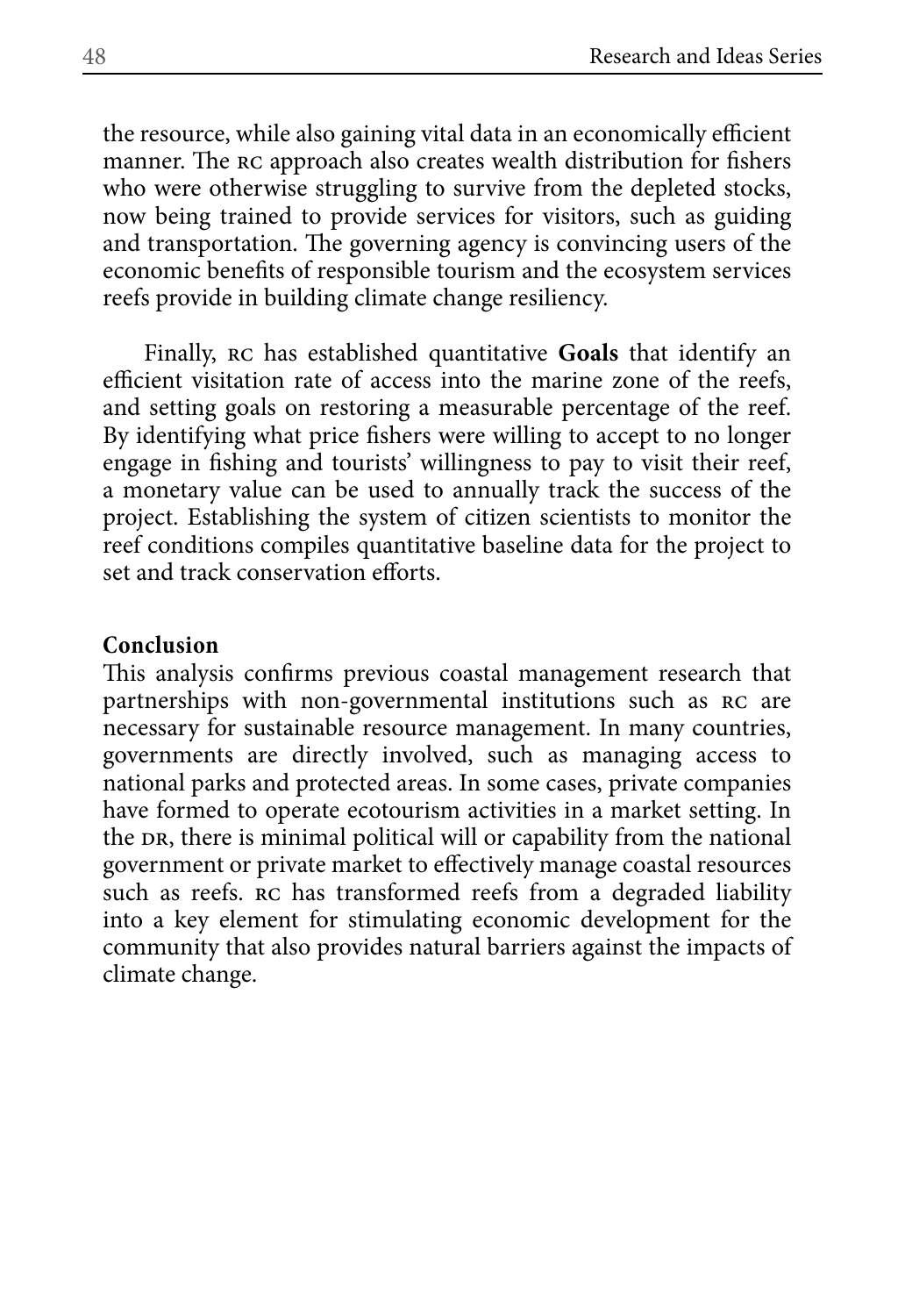the resource, while also gaining vital data in an economically efficient manner. The RC approach also creates wealth distribution for fishers who were otherwise struggling to survive from the depleted stocks, now being trained to provide services for visitors, such as guiding and transportation. The governing agency is convincing users of the economic benefits of responsible tourism and the ecosystem services reefs provide in building climate change resiliency.

Finally, RC has established quantitative **Goals** that identify an efficient visitation rate of access into the marine zone of the reefs, and setting goals on restoring a measurable percentage of the reef. By identifying what price fishers were willing to accept to no longer engage in fishing and tourists' willingness to pay to visit their reef, a monetary value can be used to annually track the success of the project. Establishing the system of citizen scientists to monitor the reef conditions compiles quantitative baseline data for the project to set and track conservation efforts.

**Conclusion**

This analysis confirms previous coastal management research that partnerships with non-governmental institutions such as RC are necessary for sustainable resource management. In many countries, governments are directly involved, such as managing access to national parks and protected areas. In some cases, private companies have formed to operate ecotourism activities in a market setting. In the DR, there is minimal political will or capability from the national government or private market to effectively manage coastal resources such as reefs. RC has transformed reefs from a degraded liability into a key element for stimulating economic development for the community that also provides natural barriers against the impacts of climate change.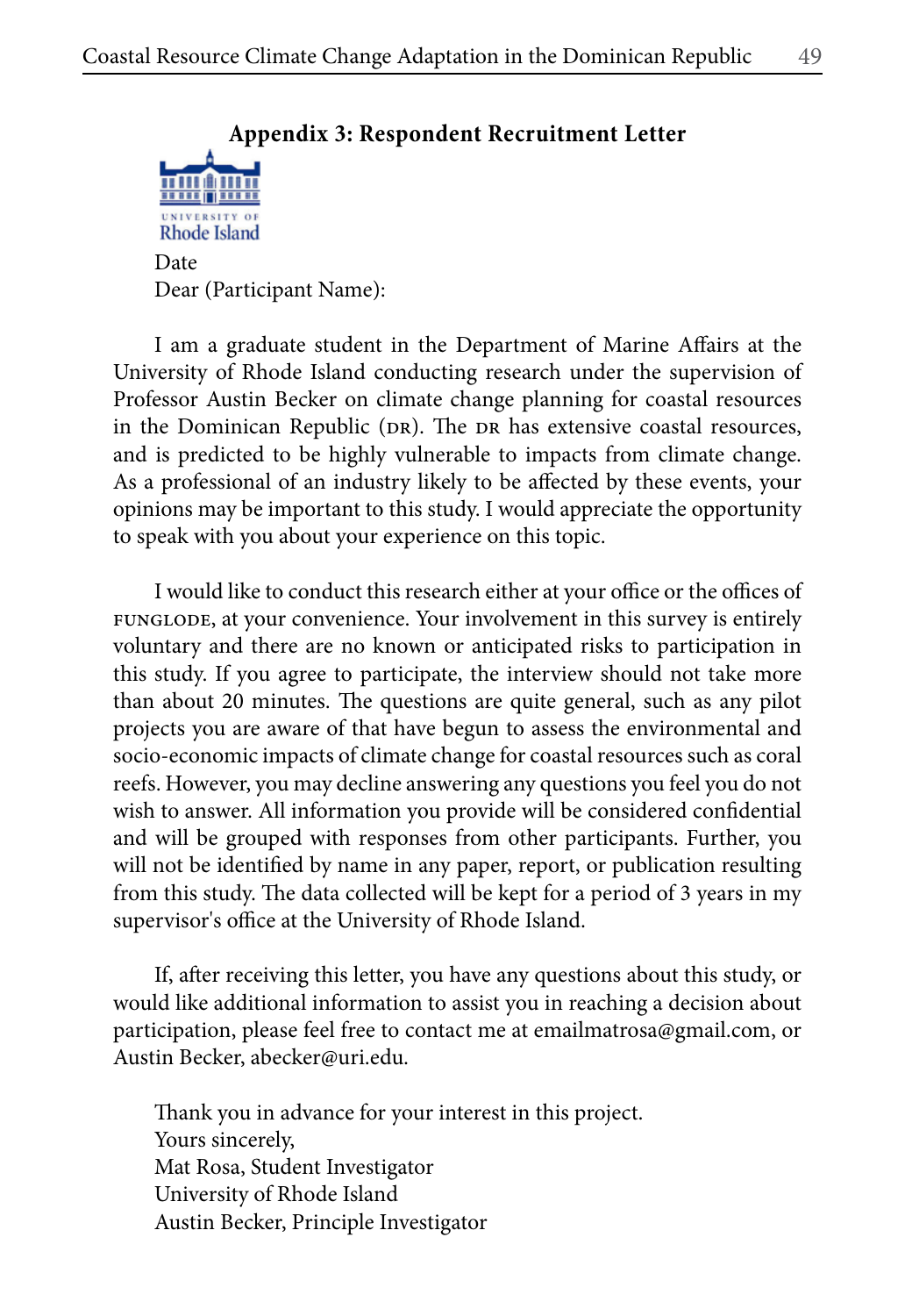## Appendix 3: Respondent Recruitment Letter

UNIVERSITY OF
Rhode Island

Date
Dear (Participant Name):

I am a graduate student in the Department of Marine Affairs at the University of Rhode Island conducting research under the supervision of Professor Austin Becker on climate change planning for coastal resources in the Dominican Republic (DR). The DR has extensive coastal resources, and is predicted to be highly vulnerable to impacts from climate change. As a professional of an industry likely to be affected by these events, your opinions may be important to this study. I would appreciate the opportunity to speak with you about your experience on this topic.

I would like to conduct this research either at your office or the offices of FUNGLODE, at your convenience. Your involvement in this survey is entirely voluntary and there are no known or anticipated risks to participation in this study. If you agree to participate, the interview should not take more than about 20 minutes. The questions are quite general, such as any pilot projects you are aware of that have begun to assess the environmental and socio-economic impacts of climate change for coastal resources such as coral reefs. However, you may decline answering any questions you feel you do not wish to answer. All information you provide will be considered confidential and will be grouped with responses from other participants. Further, you will not be identified by name in any paper, report, or publication resulting from this study. The data collected will be kept for a period of 3 years in my supervisor's office at the University of Rhode Island.

If, after receiving this letter, you have any questions about this study, or would like additional information to assist you in reaching a decision about participation, please feel free to contact me at emailmatrosa@gmail.com, or Austin Becker, abecker@uri.edu.

Thank you in advance for your interest in this project.
Yours sincerely,
Mat Rosa, Student Investigator
University of Rhode Island
Austin Becker, Principle Investigator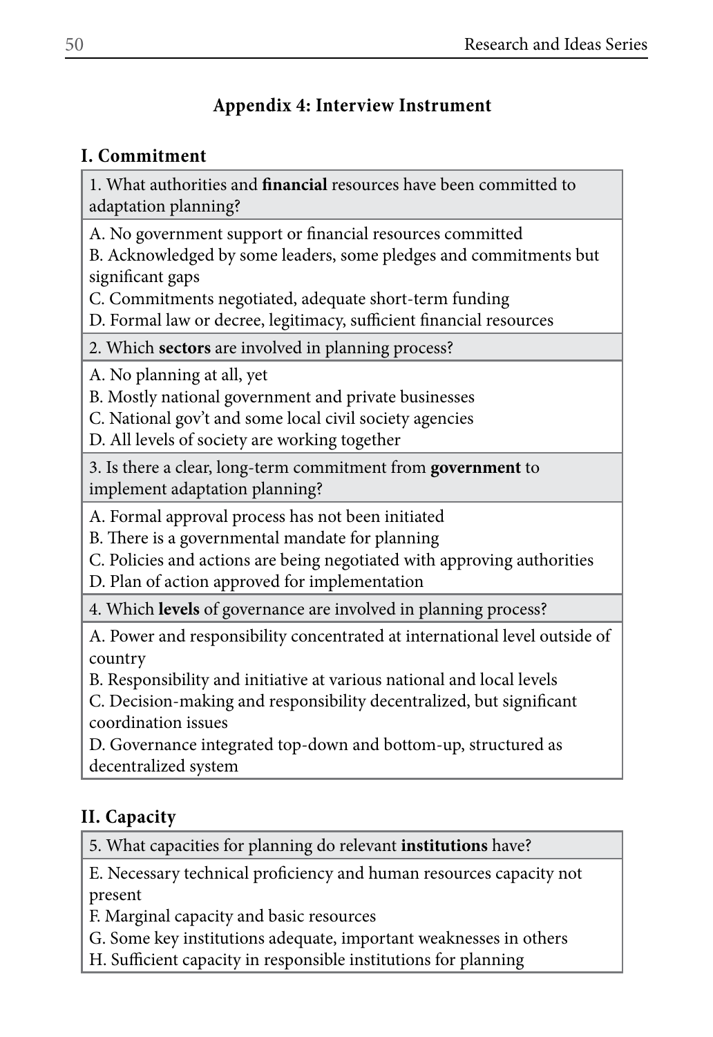## Appendix 4: Interview Instrument

### I. Commitment

| 1. What authorities and **financial** resources have been committed to adaptation planning? |
|---|
| A. No government support or financial resources committed<br>B. Acknowledged by some leaders, some pledges and commitments but significant gaps<br>C. Commitments negotiated, adequate short-term funding<br>D. Formal law or decree, legitimacy, sufficient financial resources |
| 2. Which **sectors** are involved in planning process? |
| A. No planning at all, yet<br>B. Mostly national government and private businesses<br>C. National gov't and some local civil society agencies<br>D. All levels of society are working together |
| 3. Is there a clear, long-term commitment from **government** to implement adaptation planning? |
| A. Formal approval process has not been initiated<br>B. There is a governmental mandate for planning<br>C. Policies and actions are being negotiated with approving authorities<br>D. Plan of action approved for implementation |
| 4. Which **levels** of governance are involved in planning process? |
| A. Power and responsibility concentrated at international level outside of country<br>B. Responsibility and initiative at various national and local levels<br>C. Decision-making and responsibility decentralized, but significant coordination issues<br>D. Governance integrated top-down and bottom-up, structured as decentralized system |

### II. Capacity

| 5. What capacities for planning do relevant **institutions** have? |
|---|
| E. Necessary technical proficiency and human resources capacity not present<br>F. Marginal capacity and basic resources<br>G. Some key institutions adequate, important weaknesses in others<br>H. Sufficient capacity in responsible institutions for planning |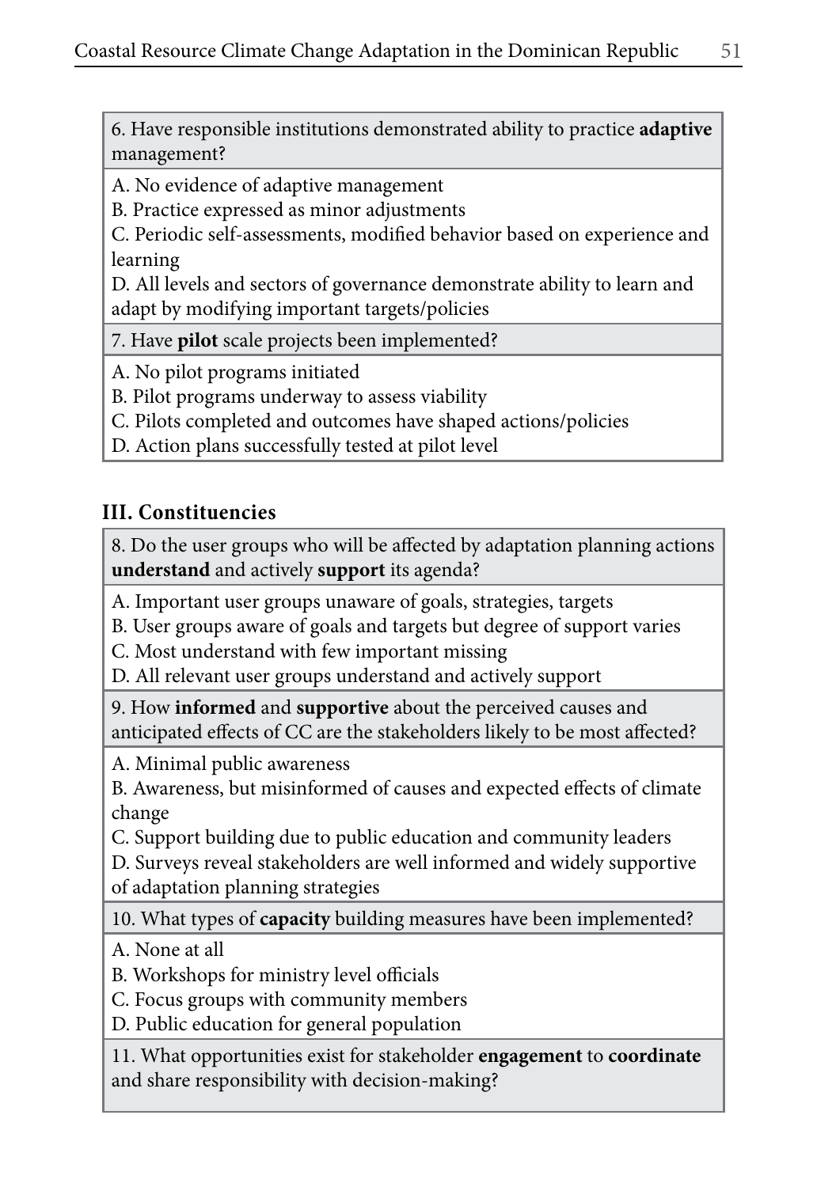| 6. Have responsible institutions demonstrated ability to practice **adaptive** management? |
| --- |
| A. No evidence of adaptive management<br>B. Practice expressed as minor adjustments<br>C. Periodic self-assessments, modified behavior based on experience and learning<br>D. All levels and sectors of governance demonstrate ability to learn and adapt by modifying important targets/policies |
| 7. Have **pilot** scale projects been implemented? |
| A. No pilot programs initiated<br>B. Pilot programs underway to assess viability<br>C. Pilots completed and outcomes have shaped actions/policies<br>D. Action plans successfully tested at pilot level |

### III. Constituencies

| 8. Do the user groups who will be affected by adaptation planning actions **understand** and actively **support** its agenda? |
| --- |
| A. Important user groups unaware of goals, strategies, targets<br>B. User groups aware of goals and targets but degree of support varies<br>C. Most understand with few important missing<br>D. All relevant user groups understand and actively support |
| 9. How **informed** and **supportive** about the perceived causes and anticipated effects of CC are the stakeholders likely to be most affected? |
| A. Minimal public awareness<br>B. Awareness, but misinformed of causes and expected effects of climate change<br>C. Support building due to public education and community leaders<br>D. Surveys reveal stakeholders are well informed and widely supportive of adaptation planning strategies |
| 10. What types of **capacity** building measures have been implemented? |
| A. None at all<br>B. Workshops for ministry level officials<br>C. Focus groups with community members<br>D. Public education for general population |
| 11. What opportunities exist for stakeholder **engagement** to **coordinate** and share responsibility with decision-making? |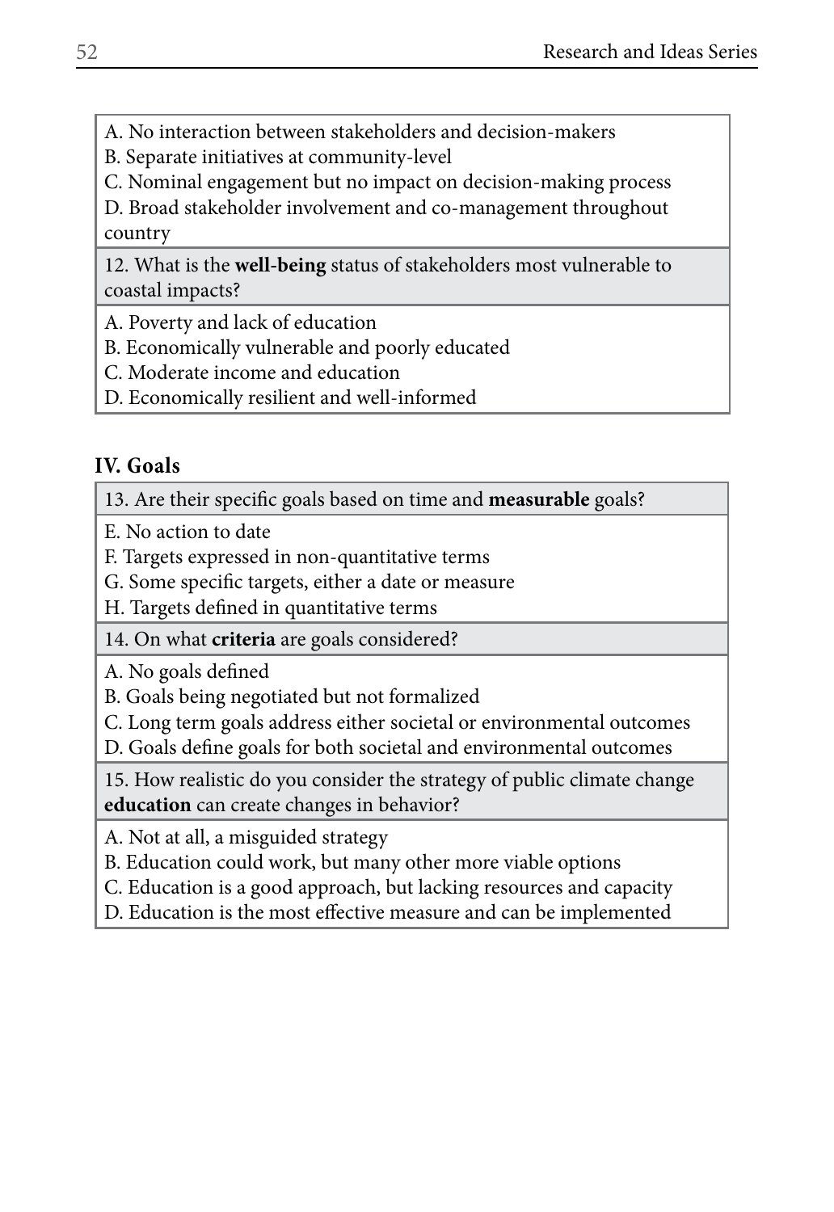A. No interaction between stakeholders and decision-makers
B. Separate initiatives at community-level
C. Nominal engagement but no impact on decision-making process
D. Broad stakeholder involvement and co-management throughout country

12. What is the **well-being** status of stakeholders most vulnerable to coastal impacts?

A. Poverty and lack of education
B. Economically vulnerable and poorly educated
C. Moderate income and education
D. Economically resilient and well-informed

## IV. Goals

13. Are their specific goals based on time and **measurable** goals?

E. No action to date
F. Targets expressed in non-quantitative terms
G. Some specific targets, either a date or measure
H. Targets defined in quantitative terms

14. On what **criteria** are goals considered?

A. No goals defined
B. Goals being negotiated but not formalized
C. Long term goals address either societal or environmental outcomes
D. Goals define goals for both societal and environmental outcomes

15. How realistic do you consider the strategy of public climate change **education** can create changes in behavior?

A. Not at all, a misguided strategy
B. Education could work, but many other more viable options
C. Education is a good approach, but lacking resources and capacity
D. Education is the most effective measure and can be implemented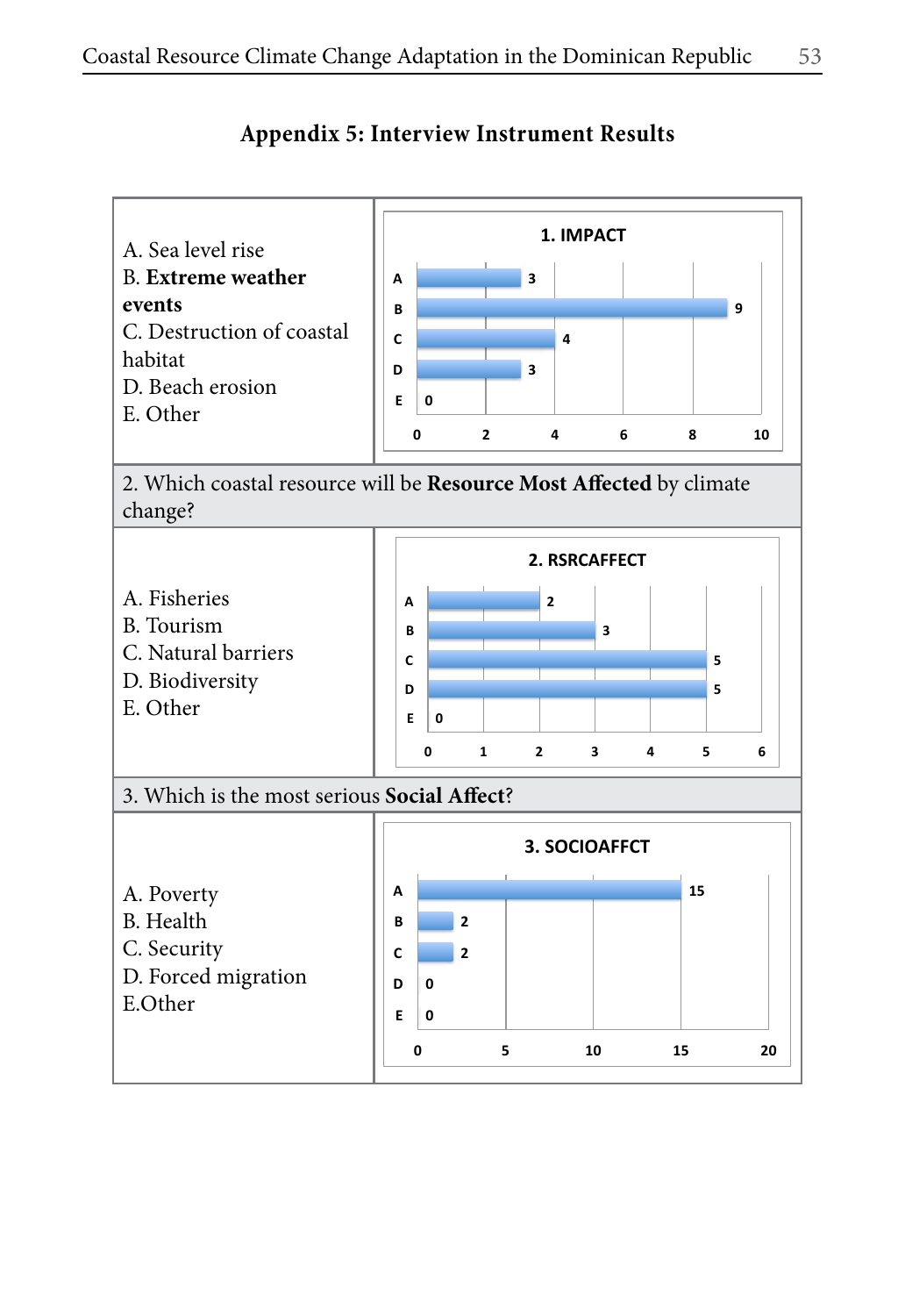## Appendix 5: Interview Instrument Results

| | |
|---|---|
| A. Sea level rise<br>B. **Extreme weather events**<br>C. Destruction of coastal habitat<br>D. Beach erosion<br>E. Other | **1. IMPACT**<br>A: 3<br>B: 9<br>C: 4<br>D: 3<br>E: 0 |
| 2. Which coastal resource will be **Resource Most Affected** by climate change? | |
| A. Fisheries<br>B. Tourism<br>C. Natural barriers<br>D. Biodiversity<br>E. Other | **2. RSRCAFFECT**<br>A: 2<br>B: 3<br>C: 5<br>D: 5<br>E: 0 |
| 3. Which is the most serious **Social Affect**? | |
| A. Poverty<br>B. Health<br>C. Security<br>D. Forced migration<br>E.Other | **3. SOCIOAFFCT**<br>A: 15<br>B: 2<br>C: 2<br>D: 0<br>E: 0 |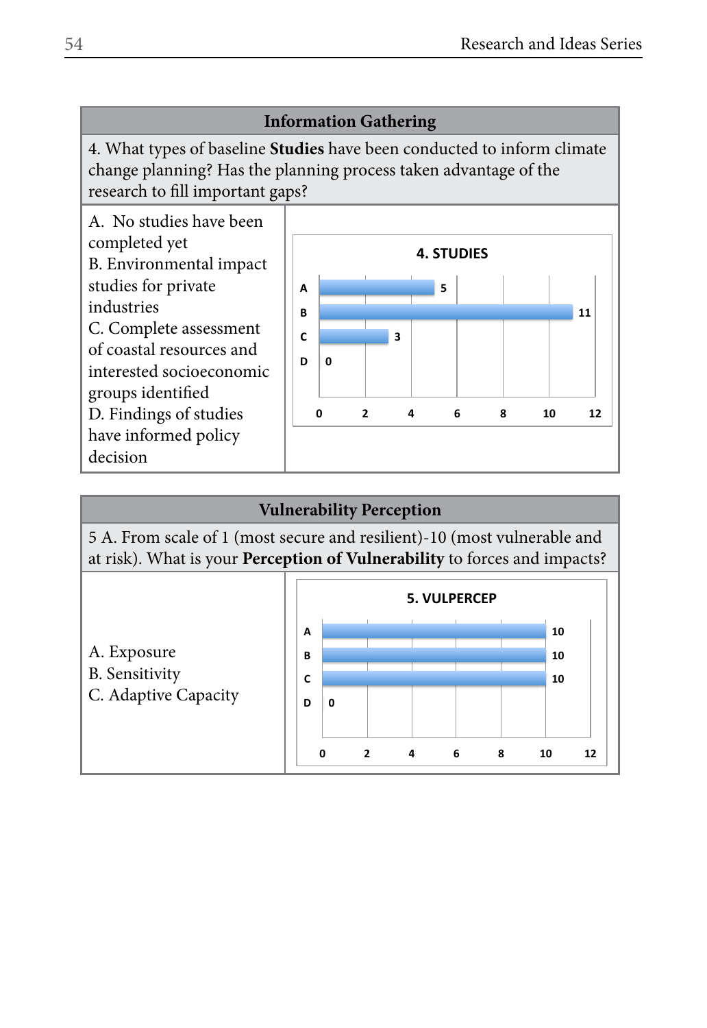| Information Gathering | |
|---|---|
| 4. What types of baseline **Studies** have been conducted to inform climate change planning? Has the planning process taken advantage of the research to fill important gaps? | |
| A. No studies have been completed yet<br>B. Environmental impact studies for private industries<br>C. Complete assessment of coastal resources and interested socioeconomic groups identified<br>D. Findings of studies have informed policy decision | **4. STUDIES**<br>A: 5<br>B: 11<br>C: 3<br>D: 0 |

| Vulnerability Perception | |
|---|---|
| 5 A. From scale of 1 (most secure and resilient)-10 (most vulnerable and at risk). What is your **Perception of Vulnerability** to forces and impacts? | |
| A. Exposure<br>B. Sensitivity<br>C. Adaptive Capacity | **5. VULPERCEP**<br>A: 10<br>B: 10<br>C: 10<br>D: 0 |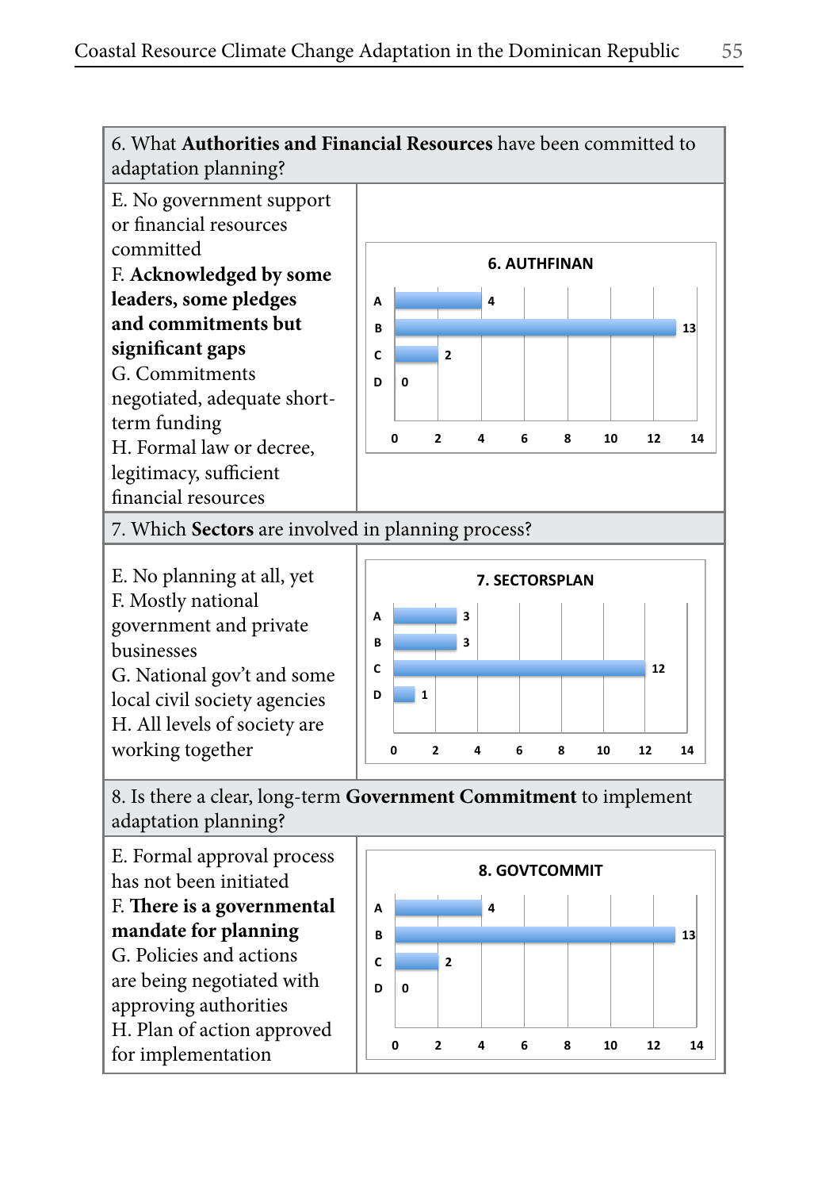| 6. What **Authorities and Financial Resources** have been committed to adaptation planning? | |
|---|---|
| E. No government support or financial resources committed<br>F. **Acknowledged by some leaders, some pledges and commitments but significant gaps**<br>G. Commitments negotiated, adequate short-term funding<br>H. Formal law or decree, legitimacy, sufficient financial resources | **6. AUTHFINAN**<br>A: 4<br>B: 13<br>C: 2<br>D: 0 |
| 7. Which **Sectors** are involved in planning process? | |
| E. No planning at all, yet<br>F. Mostly national government and private businesses<br>G. National gov't and some local civil society agencies<br>H. All levels of society are working together | **7. SECTORSPLAN**<br>A: 3<br>B: 3<br>C: 12<br>D: 1 |
| 8. Is there a clear, long-term **Government Commitment** to implement adaptation planning? | |
| E. Formal approval process has not been initiated<br>F. **There is a governmental mandate for planning**<br>G. Policies and actions are being negotiated with approving authorities<br>H. Plan of action approved for implementation | **8. GOVTCOMMIT**<br>A: 4<br>B: 13<br>C: 2<br>D: 0 |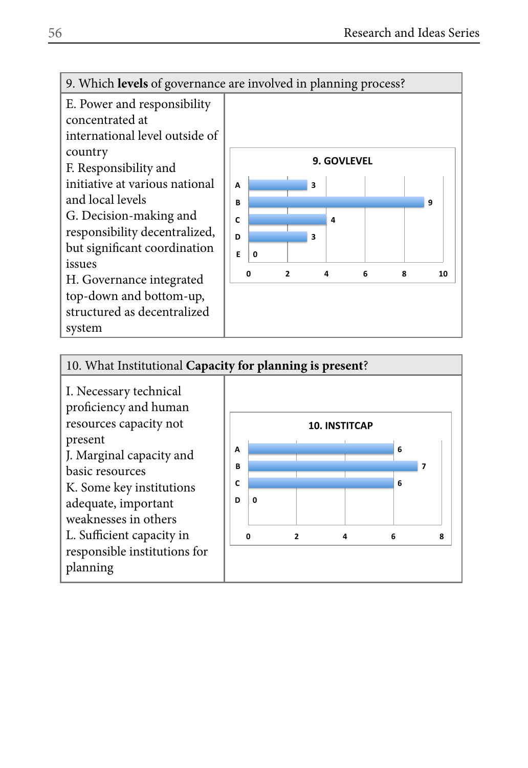| 9. Which **levels** of governance are involved in planning process? | |
|---|---|
| E. Power and responsibility concentrated at international level outside of country<br>F. Responsibility and initiative at various national and local levels<br>G. Decision-making and responsibility decentralized, but significant coordination issues<br>H. Governance integrated top-down and bottom-up, structured as decentralized system | **9. GOVLEVEL**<br>A: 3<br>B: 9<br>C: 4<br>D: 3<br>E: 0 |

| 10. What Institutional **Capacity for planning is present**? | |
|---|---|
| I. Necessary technical proficiency and human resources capacity not present<br>J. Marginal capacity and basic resources<br>K. Some key institutions adequate, important weaknesses in others<br>L. Sufficient capacity in responsible institutions for planning | **10. INSTITCAP**<br>A: 6<br>B: 7<br>C: 6<br>D: 0 |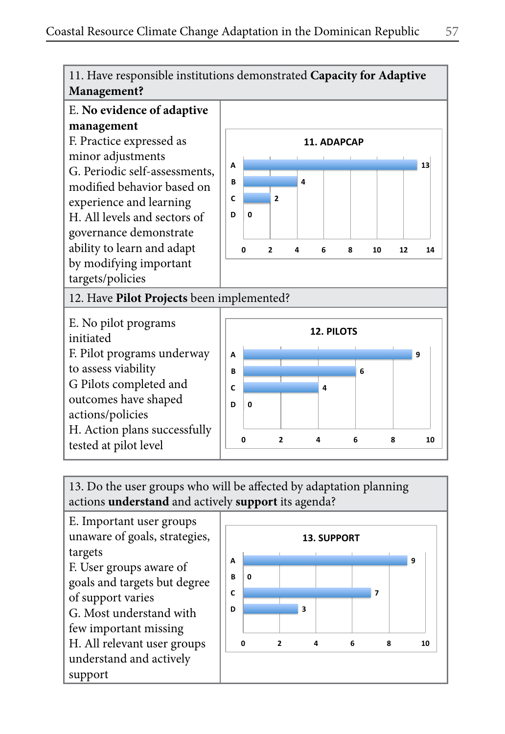| 11. Have responsible institutions demonstrated **Capacity for Adaptive Management?** | |
|---|---|
| E. **No evidence of adaptive management**<br>F. Practice expressed as minor adjustments<br>G. Periodic self-assessments, modified behavior based on experience and learning<br>H. All levels and sectors of governance demonstrate ability to learn and adapt by modifying important targets/policies | **11. ADAPCAP**<br>A: 13<br>B: 4<br>C: 2<br>D: 0 |
| 12. Have **Pilot Projects** been implemented? | |
| E. No pilot programs initiated<br>F. Pilot programs underway to assess viability<br>G Pilots completed and outcomes have shaped actions/policies<br>H. Action plans successfully tested at pilot level | **12. PILOTS**<br>A: 9<br>B: 6<br>C: 4<br>D: 0 |

| 13. Do the user groups who will be affected by adaptation planning actions **understand** and actively **support** its agenda? | |
|---|---|
| E. Important user groups unaware of goals, strategies, targets<br>F. User groups aware of goals and targets but degree of support varies<br>G. Most understand with few important missing<br>H. All relevant user groups understand and actively support | **13. SUPPORT**<br>A: 9<br>B: 0<br>C: 7<br>D: 3 |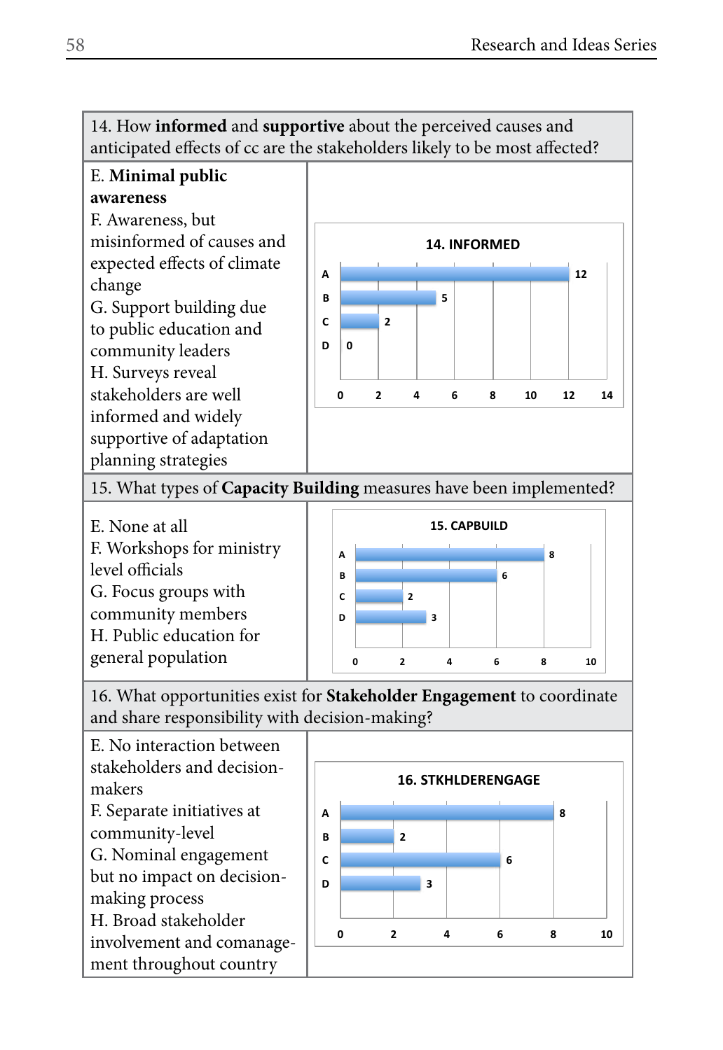| 14. How **informed** and **supportive** about the perceived causes and anticipated effects of cc are the stakeholders likely to be most affected? | |
|---|---|
| E. **Minimal public awareness**<br>F. Awareness, but misinformed of causes and expected effects of climate change<br>G. Support building due to public education and community leaders<br>H. Surveys reveal stakeholders are well informed and widely supportive of adaptation planning strategies | **14. INFORMED**<br>A: 12<br>B: 5<br>C: 2<br>D: 0 |
| 15. What types of **Capacity Building** measures have been implemented? | |
| E. None at all<br>F. Workshops for ministry level officials<br>G. Focus groups with community members<br>H. Public education for general population | **15. CAPBUILD**<br>A: 8<br>B: 6<br>C: 2<br>D: 3 |
| 16. What opportunities exist for **Stakeholder Engagement** to coordinate and share responsibility with decision-making? | |
| E. No interaction between stakeholders and decision-makers<br>F. Separate initiatives at community-level<br>G. Nominal engagement but no impact on decision-making process<br>H. Broad stakeholder involvement and comanagement throughout country | **16. STKHLDERENGAGE**<br>A: 8<br>B: 2<br>C: 6<br>D: 3 |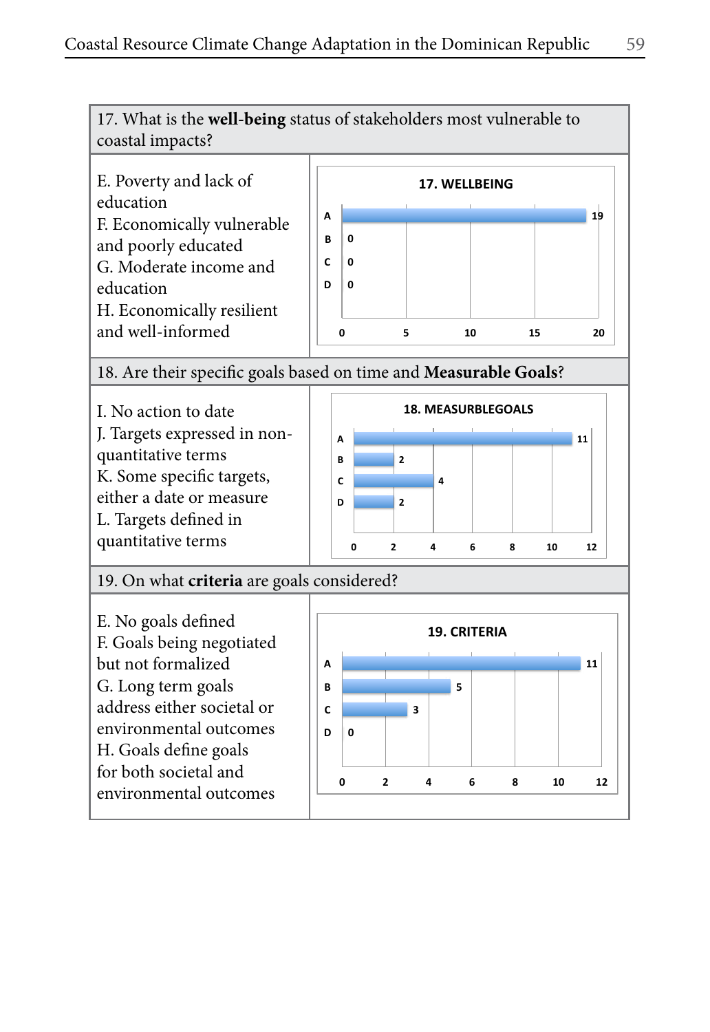| 17. What is the **well-being** status of stakeholders most vulnerable to coastal impacts? | |
|---|---|
| E. Poverty and lack of education<br>F. Economically vulnerable and poorly educated<br>G. Moderate income and education<br>H. Economically resilient and well-informed | **17. WELLBEING**<br>A: 19<br>B: 0<br>C: 0<br>D: 0 |
| 18. Are their specific goals based on time and **Measurable Goals**? | |
| I. No action to date<br>J. Targets expressed in non-quantitative terms<br>K. Some specific targets, either a date or measure<br>L. Targets defined in quantitative terms | **18. MEASURBLEGOALS**<br>A: 11<br>B: 2<br>C: 4<br>D: 2 |
| 19. On what **criteria** are goals considered? | |
| E. No goals defined<br>F. Goals being negotiated but not formalized<br>G. Long term goals address either societal or environmental outcomes<br>H. Goals define goals for both societal and environmental outcomes | **19. CRITERIA**<br>A: 11<br>B: 5<br>C: 3<br>D: 0 |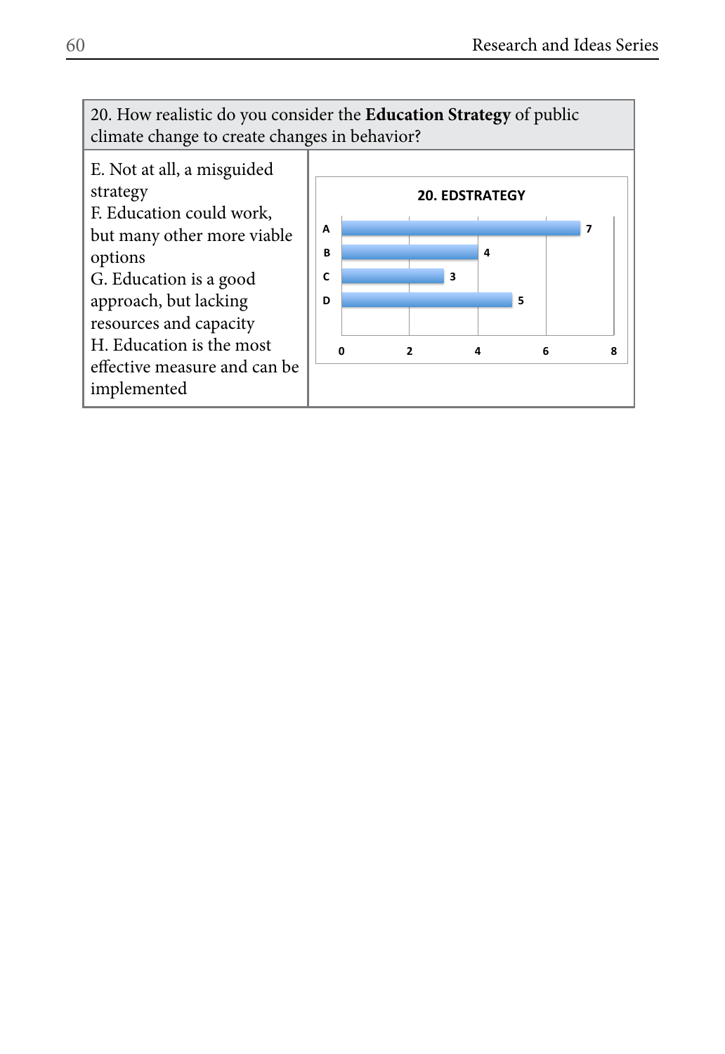| 20. How realistic do you consider the **Education Strategy** of public climate change to create changes in behavior? | |
|---|---|
| E. Not at all, a misguided strategy<br>F. Education could work, but many other more viable options<br>G. Education is a good approach, but lacking resources and capacity<br>H. Education is the most effective measure and can be implemented | **20. EDSTRATEGY**<br>A: 7<br>B: 4<br>C: 3<br>D: 5 |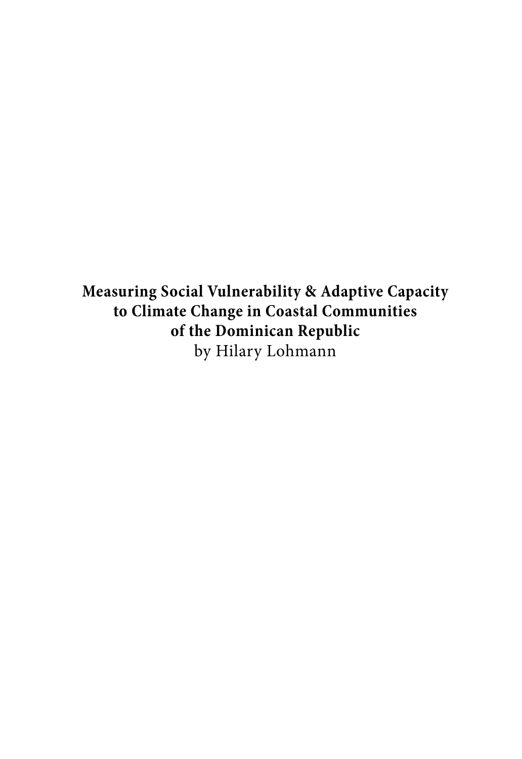**Measuring Social Vulnerability & Adaptive Capacity to Climate Change in Coastal Communities of the Dominican Republic**
by Hilary Lohmann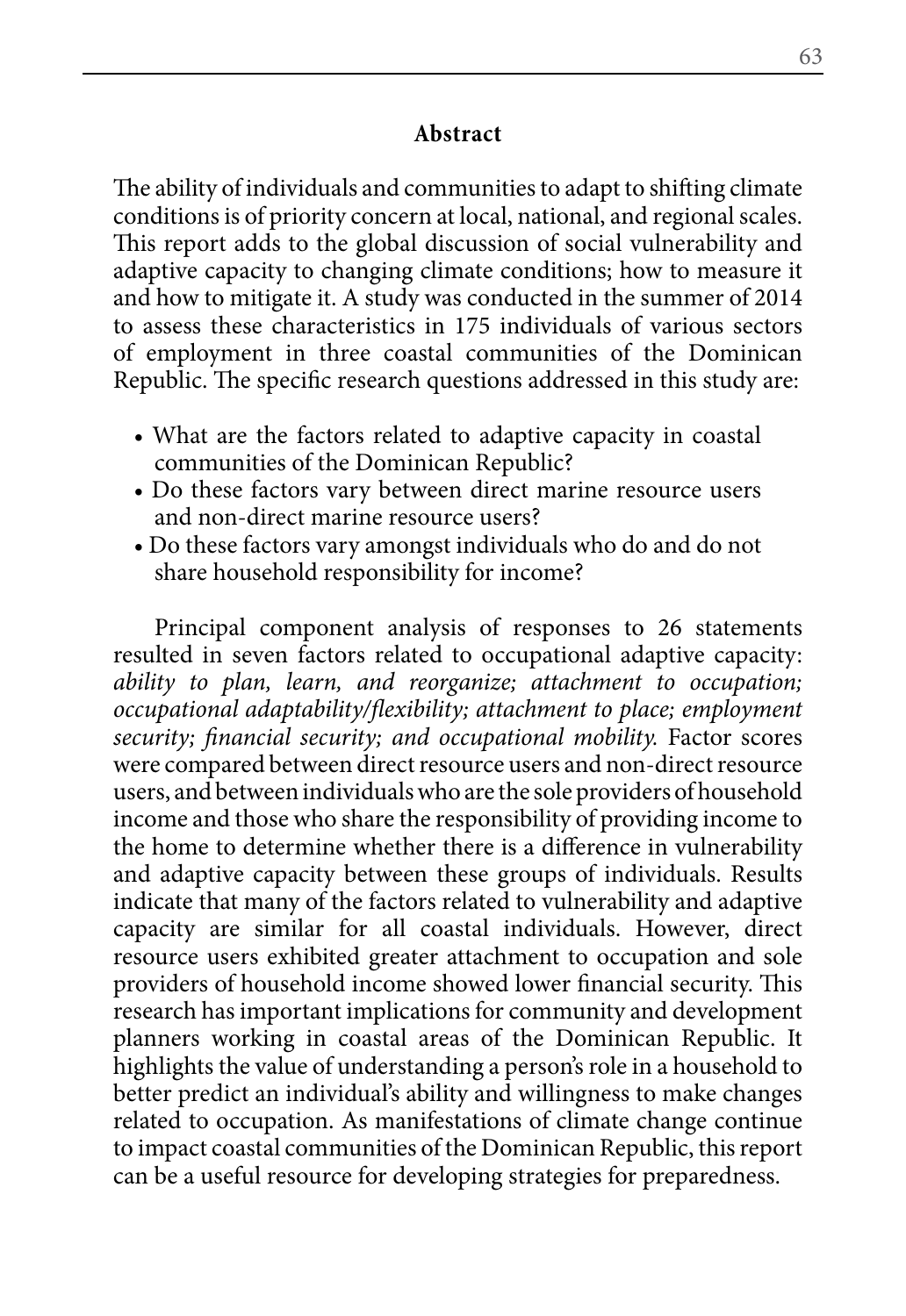## Abstract

The ability of individuals and communities to adapt to shifting climate conditions is of priority concern at local, national, and regional scales. This report adds to the global discussion of social vulnerability and adaptive capacity to changing climate conditions; how to measure it and how to mitigate it. A study was conducted in the summer of 2014 to assess these characteristics in 175 individuals of various sectors of employment in three coastal communities of the Dominican Republic. The specific research questions addressed in this study are:

- What are the factors related to adaptive capacity in coastal communities of the Dominican Republic?
- Do these factors vary between direct marine resource users and non-direct marine resource users?
- Do these factors vary amongst individuals who do and do not share household responsibility for income?

Principal component analysis of responses to 26 statements resulted in seven factors related to occupational adaptive capacity: *ability to plan, learn, and reorganize; attachment to occupation; occupational adaptability/flexibility; attachment to place; employment security; financial security; and occupational mobility.* Factor scores were compared between direct resource users and non-direct resource users, and between individuals who are the sole providers of household income and those who share the responsibility of providing income to the home to determine whether there is a difference in vulnerability and adaptive capacity between these groups of individuals. Results indicate that many of the factors related to vulnerability and adaptive capacity are similar for all coastal individuals. However, direct resource users exhibited greater attachment to occupation and sole providers of household income showed lower financial security. This research has important implications for community and development planners working in coastal areas of the Dominican Republic. It highlights the value of understanding a person's role in a household to better predict an individual's ability and willingness to make changes related to occupation. As manifestations of climate change continue to impact coastal communities of the Dominican Republic, this report can be a useful resource for developing strategies for preparedness.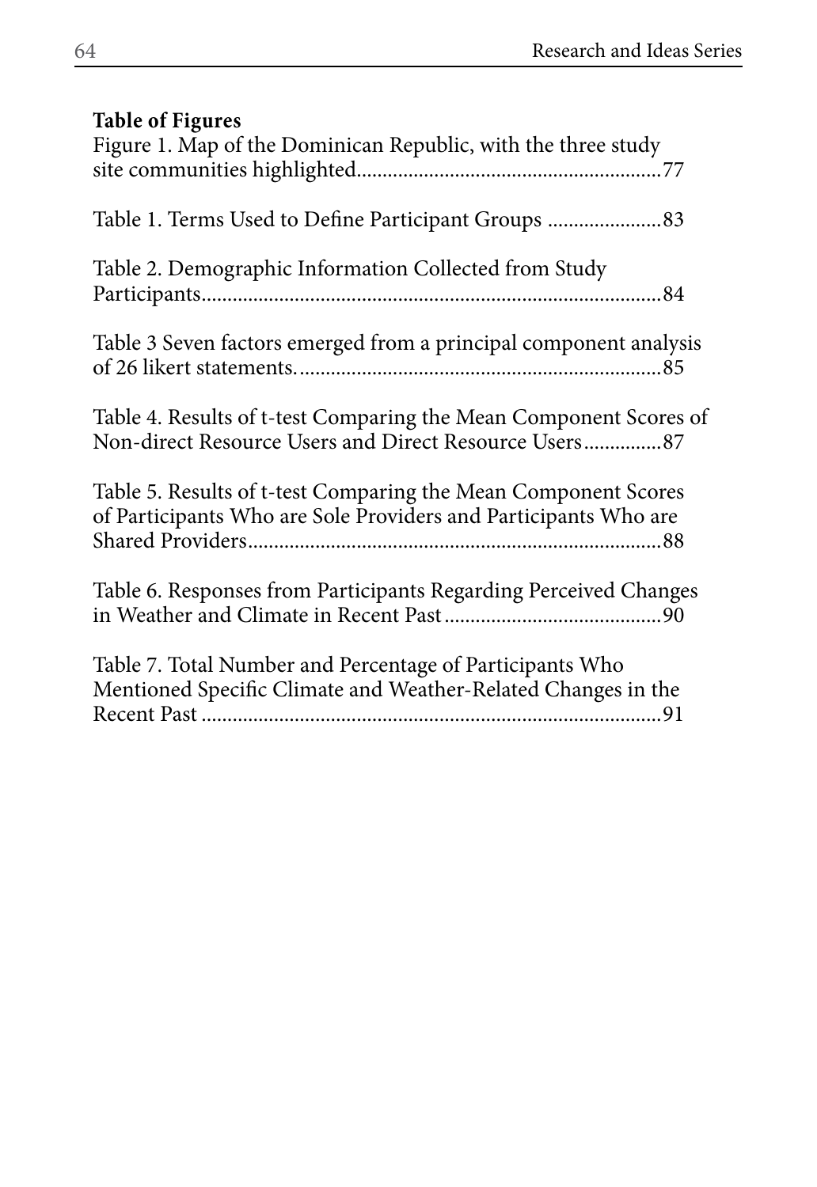**Table of Figures**

Figure 1. Map of the Dominican Republic, with the three study site communities highlighted..........................................................77

Table 1. Terms Used to Define Participant Groups ......................83

Table 2. Demographic Information Collected from Study Participants.........................................................................................84

Table 3 Seven factors emerged from a principal component analysis of 26 likert statements.......................................................................85

Table 4. Results of t-test Comparing the Mean Component Scores of Non-direct Resource Users and Direct Resource Users...............87

Table 5. Results of t-test Comparing the Mean Component Scores of Participants Who are Sole Providers and Participants Who are Shared Providers...............................................................................88

Table 6. Responses from Participants Regarding Perceived Changes in Weather and Climate in Recent Past..........................................90

Table 7. Total Number and Percentage of Participants Who Mentioned Specific Climate and Weather-Related Changes in the Recent Past .........................................................................................91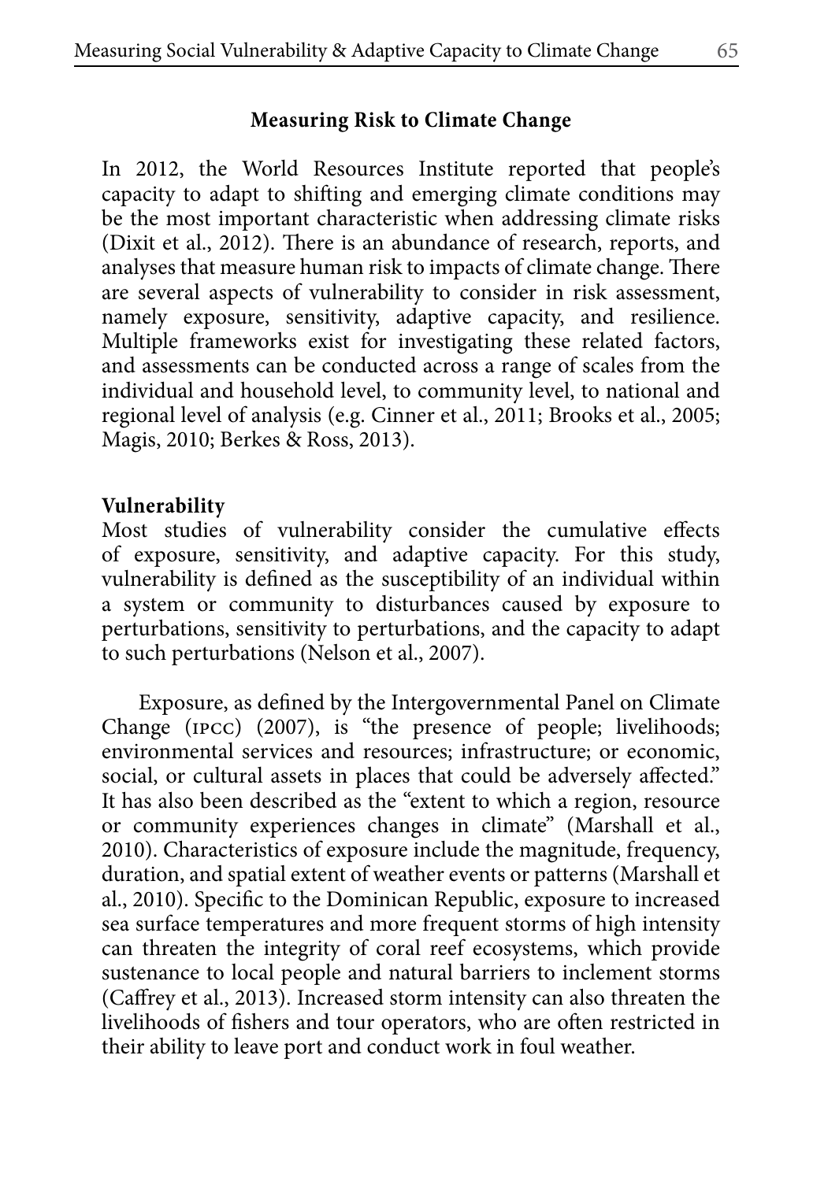## Measuring Risk to Climate Change

In 2012, the World Resources Institute reported that people's capacity to adapt to shifting and emerging climate conditions may be the most important characteristic when addressing climate risks (Dixit et al., 2012). There is an abundance of research, reports, and analyses that measure human risk to impacts of climate change. There are several aspects of vulnerability to consider in risk assessment, namely exposure, sensitivity, adaptive capacity, and resilience. Multiple frameworks exist for investigating these related factors, and assessments can be conducted across a range of scales from the individual and household level, to community level, to national and regional level of analysis (e.g. Cinner et al., 2011; Brooks et al., 2005; Magis, 2010; Berkes & Ross, 2013).

### Vulnerability

Most studies of vulnerability consider the cumulative effects of exposure, sensitivity, and adaptive capacity. For this study, vulnerability is defined as the susceptibility of an individual within a system or community to disturbances caused by exposure to perturbations, sensitivity to perturbations, and the capacity to adapt to such perturbations (Nelson et al., 2007).

Exposure, as defined by the Intergovernmental Panel on Climate Change (IPCC) (2007), is "the presence of people; livelihoods; environmental services and resources; infrastructure; or economic, social, or cultural assets in places that could be adversely affected." It has also been described as the "extent to which a region, resource or community experiences changes in climate" (Marshall et al., 2010). Characteristics of exposure include the magnitude, frequency, duration, and spatial extent of weather events or patterns (Marshall et al., 2010). Specific to the Dominican Republic, exposure to increased sea surface temperatures and more frequent storms of high intensity can threaten the integrity of coral reef ecosystems, which provide sustenance to local people and natural barriers to inclement storms (Caffrey et al., 2013). Increased storm intensity can also threaten the livelihoods of fishers and tour operators, who are often restricted in their ability to leave port and conduct work in foul weather.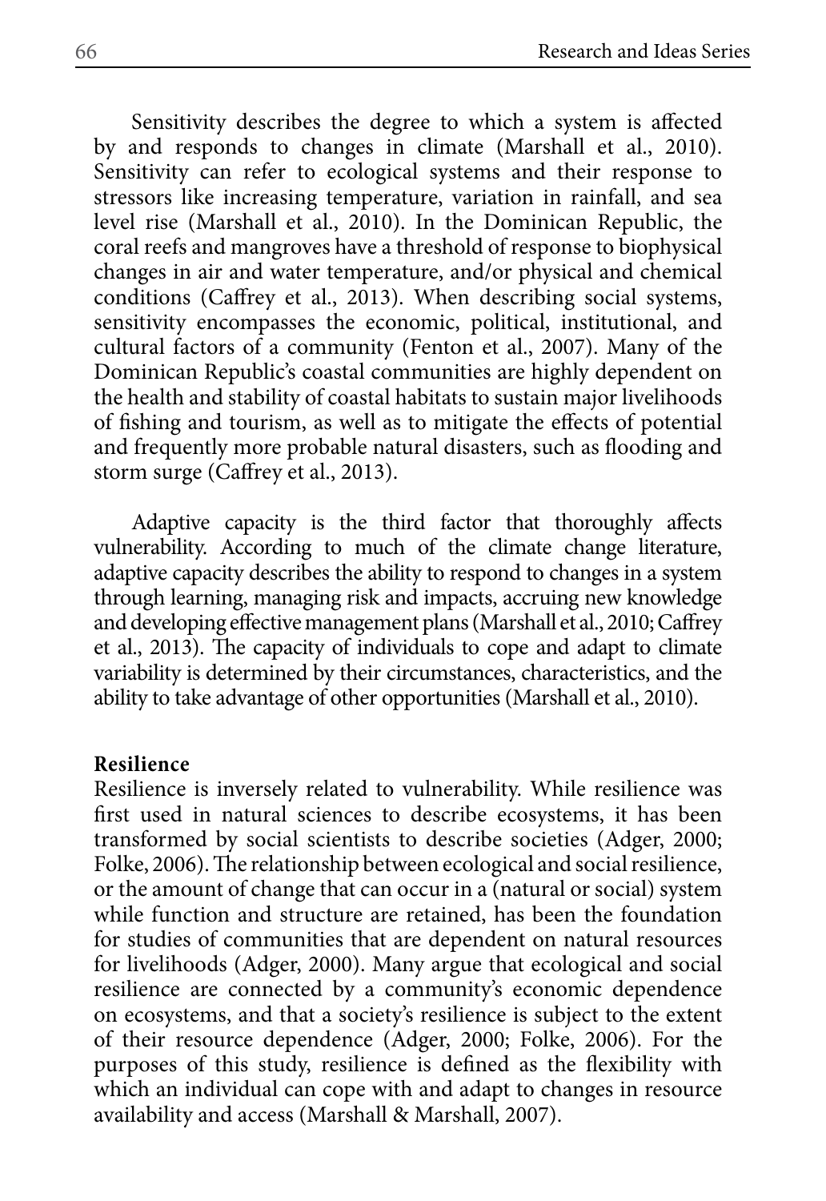Sensitivity describes the degree to which a system is affected by and responds to changes in climate (Marshall et al., 2010). Sensitivity can refer to ecological systems and their response to stressors like increasing temperature, variation in rainfall, and sea level rise (Marshall et al., 2010). In the Dominican Republic, the coral reefs and mangroves have a threshold of response to biophysical changes in air and water temperature, and/or physical and chemical conditions (Caffrey et al., 2013). When describing social systems, sensitivity encompasses the economic, political, institutional, and cultural factors of a community (Fenton et al., 2007). Many of the Dominican Republic's coastal communities are highly dependent on the health and stability of coastal habitats to sustain major livelihoods of fishing and tourism, as well as to mitigate the effects of potential and frequently more probable natural disasters, such as flooding and storm surge (Caffrey et al., 2013).

Adaptive capacity is the third factor that thoroughly affects vulnerability. According to much of the climate change literature, adaptive capacity describes the ability to respond to changes in a system through learning, managing risk and impacts, accruing new knowledge and developing effective management plans (Marshall et al., 2010; Caffrey et al., 2013). The capacity of individuals to cope and adapt to climate variability is determined by their circumstances, characteristics, and the ability to take advantage of other opportunities (Marshall et al., 2010).

**Resilience**

Resilience is inversely related to vulnerability. While resilience was first used in natural sciences to describe ecosystems, it has been transformed by social scientists to describe societies (Adger, 2000; Folke, 2006). The relationship between ecological and social resilience, or the amount of change that can occur in a (natural or social) system while function and structure are retained, has been the foundation for studies of communities that are dependent on natural resources for livelihoods (Adger, 2000). Many argue that ecological and social resilience are connected by a community's economic dependence on ecosystems, and that a society's resilience is subject to the extent of their resource dependence (Adger, 2000; Folke, 2006). For the purposes of this study, resilience is defined as the flexibility with which an individual can cope with and adapt to changes in resource availability and access (Marshall & Marshall, 2007).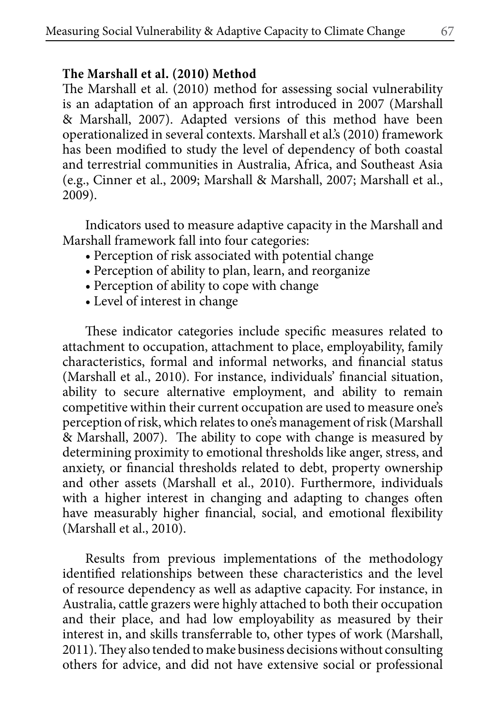**The Marshall et al. (2010) Method**

The Marshall et al. (2010) method for assessing social vulnerability is an adaptation of an approach first introduced in 2007 (Marshall & Marshall, 2007). Adapted versions of this method have been operationalized in several contexts. Marshall et al.'s (2010) framework has been modified to study the level of dependency of both coastal and terrestrial communities in Australia, Africa, and Southeast Asia (e.g., Cinner et al., 2009; Marshall & Marshall, 2007; Marshall et al., 2009).

Indicators used to measure adaptive capacity in the Marshall and Marshall framework fall into four categories:

- Perception of risk associated with potential change
- Perception of ability to plan, learn, and reorganize
- Perception of ability to cope with change
- Level of interest in change

These indicator categories include specific measures related to attachment to occupation, attachment to place, employability, family characteristics, formal and informal networks, and financial status (Marshall et al., 2010). For instance, individuals' financial situation, ability to secure alternative employment, and ability to remain competitive within their current occupation are used to measure one's perception of risk, which relates to one's management of risk (Marshall & Marshall, 2007). The ability to cope with change is measured by determining proximity to emotional thresholds like anger, stress, and anxiety, or financial thresholds related to debt, property ownership and other assets (Marshall et al., 2010). Furthermore, individuals with a higher interest in changing and adapting to changes often have measurably higher financial, social, and emotional flexibility (Marshall et al., 2010).

Results from previous implementations of the methodology identified relationships between these characteristics and the level of resource dependency as well as adaptive capacity. For instance, in Australia, cattle grazers were highly attached to both their occupation and their place, and had low employability as measured by their interest in, and skills transferrable to, other types of work (Marshall, 2011). They also tended to make business decisions without consulting others for advice, and did not have extensive social or professional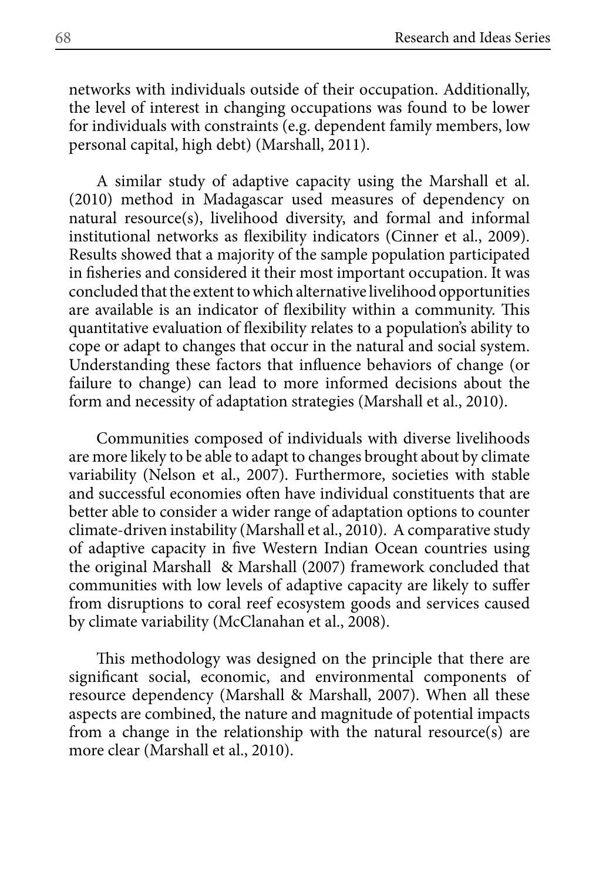networks with individuals outside of their occupation. Additionally, the level of interest in changing occupations was found to be lower for individuals with constraints (e.g. dependent family members, low personal capital, high debt) (Marshall, 2011).

A similar study of adaptive capacity using the Marshall et al. (2010) method in Madagascar used measures of dependency on natural resource(s), livelihood diversity, and formal and informal institutional networks as flexibility indicators (Cinner et al., 2009). Results showed that a majority of the sample population participated in fisheries and considered it their most important occupation. It was concluded that the extent to which alternative livelihood opportunities are available is an indicator of flexibility within a community. This quantitative evaluation of flexibility relates to a population's ability to cope or adapt to changes that occur in the natural and social system. Understanding these factors that influence behaviors of change (or failure to change) can lead to more informed decisions about the form and necessity of adaptation strategies (Marshall et al., 2010).

Communities composed of individuals with diverse livelihoods are more likely to be able to adapt to changes brought about by climate variability (Nelson et al., 2007). Furthermore, societies with stable and successful economies often have individual constituents that are better able to consider a wider range of adaptation options to counter climate-driven instability (Marshall et al., 2010). A comparative study of adaptive capacity in five Western Indian Ocean countries using the original Marshall & Marshall (2007) framework concluded that communities with low levels of adaptive capacity are likely to suffer from disruptions to coral reef ecosystem goods and services caused by climate variability (McClanahan et al., 2008).

This methodology was designed on the principle that there are significant social, economic, and environmental components of resource dependency (Marshall & Marshall, 2007). When all these aspects are combined, the nature and magnitude of potential impacts from a change in the relationship with the natural resource(s) are more clear (Marshall et al., 2010).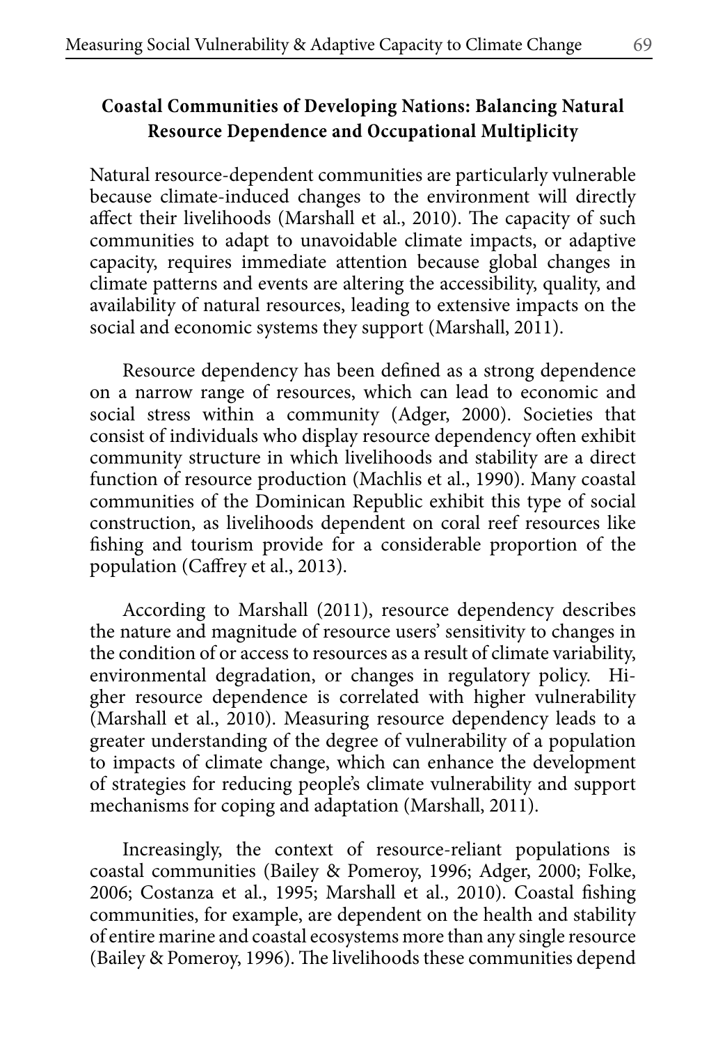### Coastal Communities of Developing Nations: Balancing Natural Resource Dependence and Occupational Multiplicity

Natural resource-dependent communities are particularly vulnerable because climate-induced changes to the environment will directly affect their livelihoods (Marshall et al., 2010). The capacity of such communities to adapt to unavoidable climate impacts, or adaptive capacity, requires immediate attention because global changes in climate patterns and events are altering the accessibility, quality, and availability of natural resources, leading to extensive impacts on the social and economic systems they support (Marshall, 2011).

Resource dependency has been defined as a strong dependence on a narrow range of resources, which can lead to economic and social stress within a community (Adger, 2000). Societies that consist of individuals who display resource dependency often exhibit community structure in which livelihoods and stability are a direct function of resource production (Machlis et al., 1990). Many coastal communities of the Dominican Republic exhibit this type of social construction, as livelihoods dependent on coral reef resources like fishing and tourism provide for a considerable proportion of the population (Caffrey et al., 2013).

According to Marshall (2011), resource dependency describes the nature and magnitude of resource users' sensitivity to changes in the condition of or access to resources as a result of climate variability, environmental degradation, or changes in regulatory policy. Higher resource dependence is correlated with higher vulnerability (Marshall et al., 2010). Measuring resource dependency leads to a greater understanding of the degree of vulnerability of a population to impacts of climate change, which can enhance the development of strategies for reducing people's climate vulnerability and support mechanisms for coping and adaptation (Marshall, 2011).

Increasingly, the context of resource-reliant populations is coastal communities (Bailey & Pomeroy, 1996; Adger, 2000; Folke, 2006; Costanza et al., 1995; Marshall et al., 2010). Coastal fishing communities, for example, are dependent on the health and stability of entire marine and coastal ecosystems more than any single resource (Bailey & Pomeroy, 1996). The livelihoods these communities depend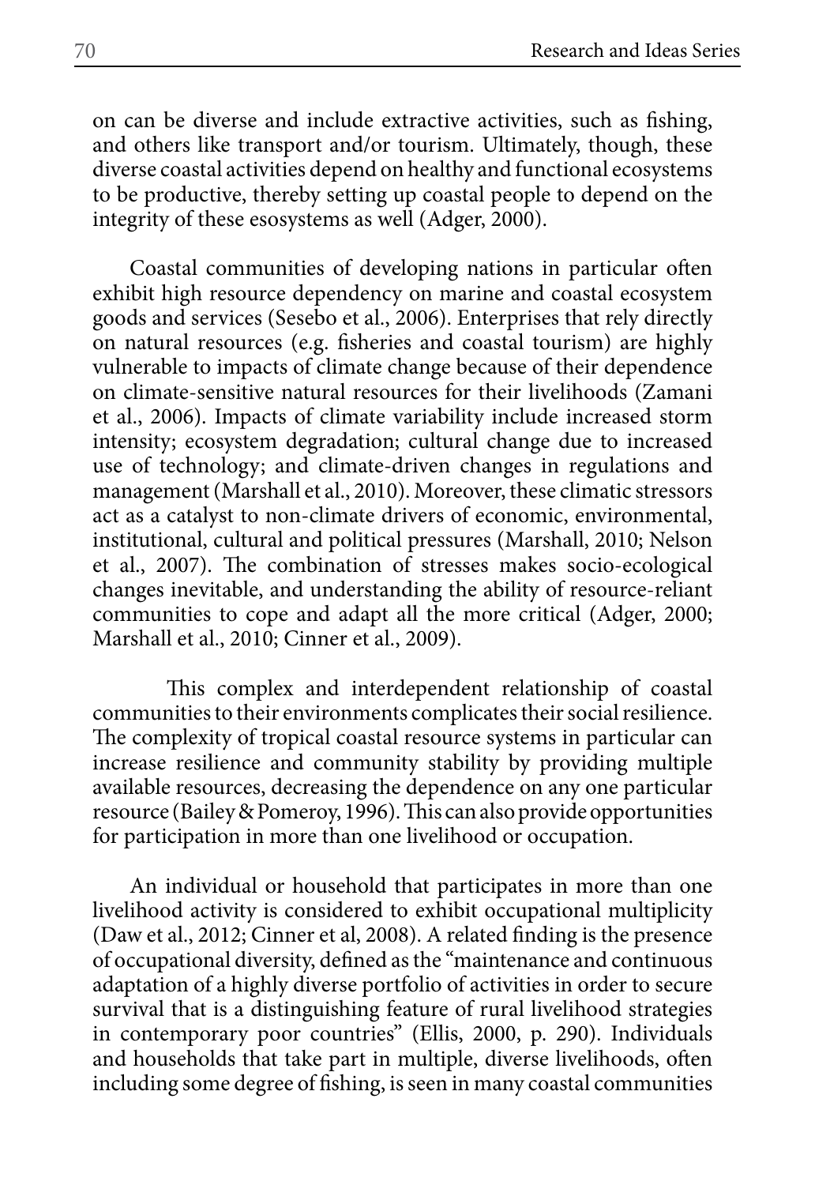on can be diverse and include extractive activities, such as fishing, and others like transport and/or tourism. Ultimately, though, these diverse coastal activities depend on healthy and functional ecosystems to be productive, thereby setting up coastal people to depend on the integrity of these esosystems as well (Adger, 2000).

Coastal communities of developing nations in particular often exhibit high resource dependency on marine and coastal ecosystem goods and services (Sesebo et al., 2006). Enterprises that rely directly on natural resources (e.g. fisheries and coastal tourism) are highly vulnerable to impacts of climate change because of their dependence on climate-sensitive natural resources for their livelihoods (Zamani et al., 2006). Impacts of climate variability include increased storm intensity; ecosystem degradation; cultural change due to increased use of technology; and climate-driven changes in regulations and management (Marshall et al., 2010). Moreover, these climatic stressors act as a catalyst to non-climate drivers of economic, environmental, institutional, cultural and political pressures (Marshall, 2010; Nelson et al., 2007). The combination of stresses makes socio-ecological changes inevitable, and understanding the ability of resource-reliant communities to cope and adapt all the more critical (Adger, 2000; Marshall et al., 2010; Cinner et al., 2009).

This complex and interdependent relationship of coastal communities to their environments complicates their social resilience. The complexity of tropical coastal resource systems in particular can increase resilience and community stability by providing multiple available resources, decreasing the dependence on any one particular resource (Bailey & Pomeroy, 1996). This can also provide opportunities for participation in more than one livelihood or occupation.

An individual or household that participates in more than one livelihood activity is considered to exhibit occupational multiplicity (Daw et al., 2012; Cinner et al, 2008). A related finding is the presence of occupational diversity, defined as the "maintenance and continuous adaptation of a highly diverse portfolio of activities in order to secure survival that is a distinguishing feature of rural livelihood strategies in contemporary poor countries" (Ellis, 2000, p. 290). Individuals and households that take part in multiple, diverse livelihoods, often including some degree of fishing, is seen in many coastal communities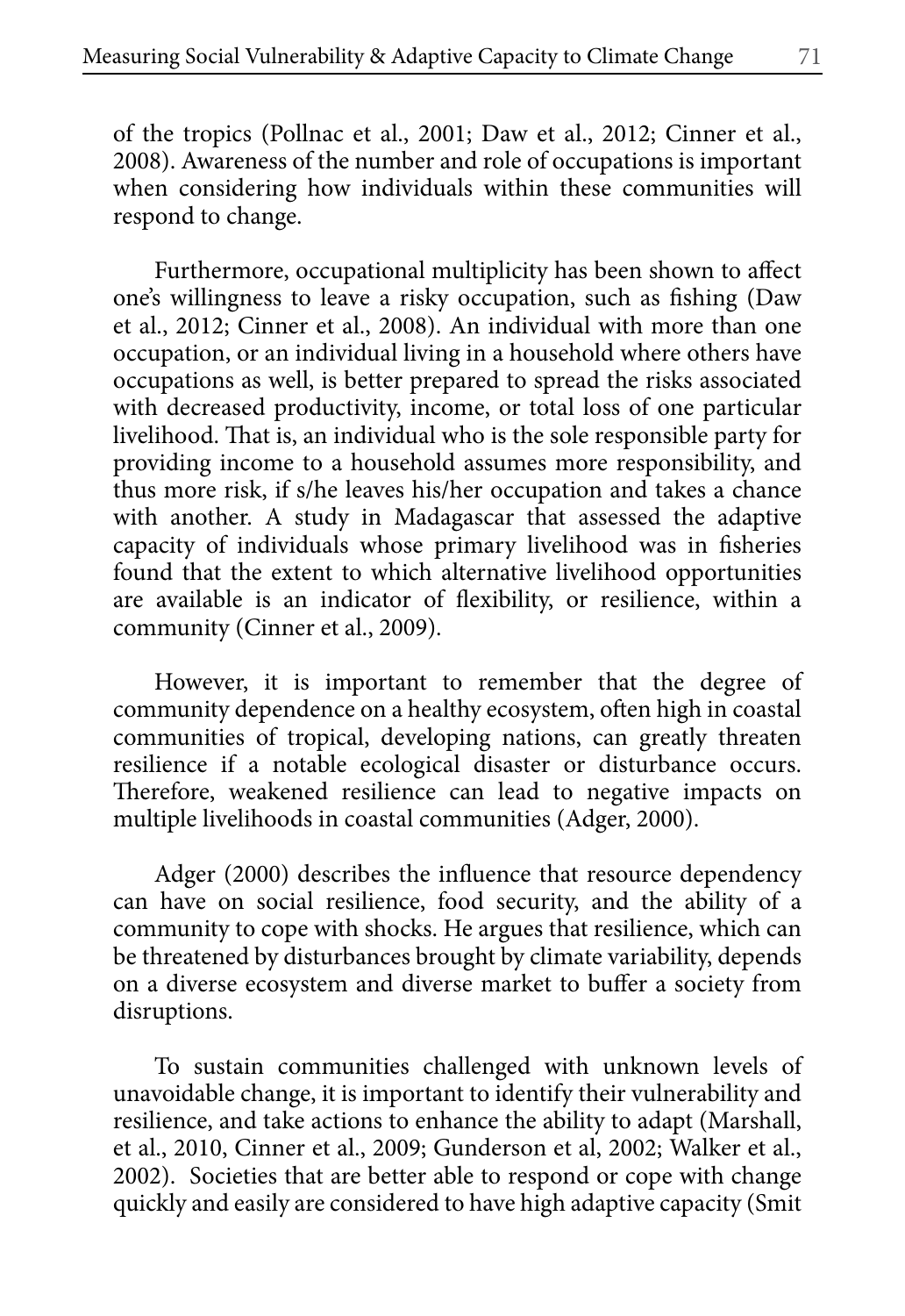of the tropics (Pollnac et al., 2001; Daw et al., 2012; Cinner et al., 2008). Awareness of the number and role of occupations is important when considering how individuals within these communities will respond to change.

Furthermore, occupational multiplicity has been shown to affect one's willingness to leave a risky occupation, such as fishing (Daw et al., 2012; Cinner et al., 2008). An individual with more than one occupation, or an individual living in a household where others have occupations as well, is better prepared to spread the risks associated with decreased productivity, income, or total loss of one particular livelihood. That is, an individual who is the sole responsible party for providing income to a household assumes more responsibility, and thus more risk, if s/he leaves his/her occupation and takes a chance with another. A study in Madagascar that assessed the adaptive capacity of individuals whose primary livelihood was in fisheries found that the extent to which alternative livelihood opportunities are available is an indicator of flexibility, or resilience, within a community (Cinner et al., 2009).

However, it is important to remember that the degree of community dependence on a healthy ecosystem, often high in coastal communities of tropical, developing nations, can greatly threaten resilience if a notable ecological disaster or disturbance occurs. Therefore, weakened resilience can lead to negative impacts on multiple livelihoods in coastal communities (Adger, 2000).

Adger (2000) describes the influence that resource dependency can have on social resilience, food security, and the ability of a community to cope with shocks. He argues that resilience, which can be threatened by disturbances brought by climate variability, depends on a diverse ecosystem and diverse market to buffer a society from disruptions.

To sustain communities challenged with unknown levels of unavoidable change, it is important to identify their vulnerability and resilience, and take actions to enhance the ability to adapt (Marshall, et al., 2010, Cinner et al., 2009; Gunderson et al, 2002; Walker et al., 2002). Societies that are better able to respond or cope with change quickly and easily are considered to have high adaptive capacity (Smit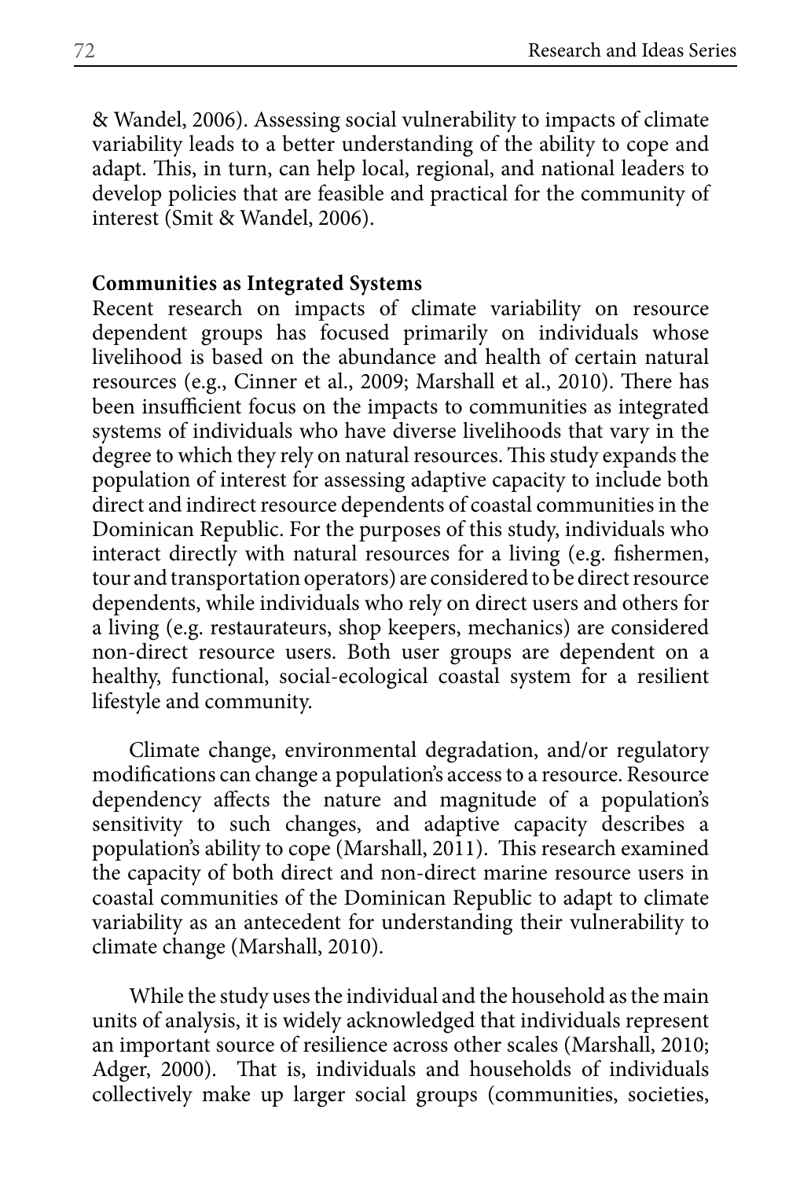& Wandel, 2006). Assessing social vulnerability to impacts of climate variability leads to a better understanding of the ability to cope and adapt. This, in turn, can help local, regional, and national leaders to develop policies that are feasible and practical for the community of interest (Smit & Wandel, 2006).

**Communities as Integrated Systems**

Recent research on impacts of climate variability on resource dependent groups has focused primarily on individuals whose livelihood is based on the abundance and health of certain natural resources (e.g., Cinner et al., 2009; Marshall et al., 2010). There has been insufficient focus on the impacts to communities as integrated systems of individuals who have diverse livelihoods that vary in the degree to which they rely on natural resources. This study expands the population of interest for assessing adaptive capacity to include both direct and indirect resource dependents of coastal communities in the Dominican Republic. For the purposes of this study, individuals who interact directly with natural resources for a living (e.g. fishermen, tour and transportation operators) are considered to be direct resource dependents, while individuals who rely on direct users and others for a living (e.g. restaurateurs, shop keepers, mechanics) are considered non-direct resource users. Both user groups are dependent on a healthy, functional, social-ecological coastal system for a resilient lifestyle and community.

Climate change, environmental degradation, and/or regulatory modifications can change a population's access to a resource. Resource dependency affects the nature and magnitude of a population's sensitivity to such changes, and adaptive capacity describes a population's ability to cope (Marshall, 2011). This research examined the capacity of both direct and non-direct marine resource users in coastal communities of the Dominican Republic to adapt to climate variability as an antecedent for understanding their vulnerability to climate change (Marshall, 2010).

While the study uses the individual and the household as the main units of analysis, it is widely acknowledged that individuals represent an important source of resilience across other scales (Marshall, 2010; Adger, 2000). That is, individuals and households of individuals collectively make up larger social groups (communities, societies,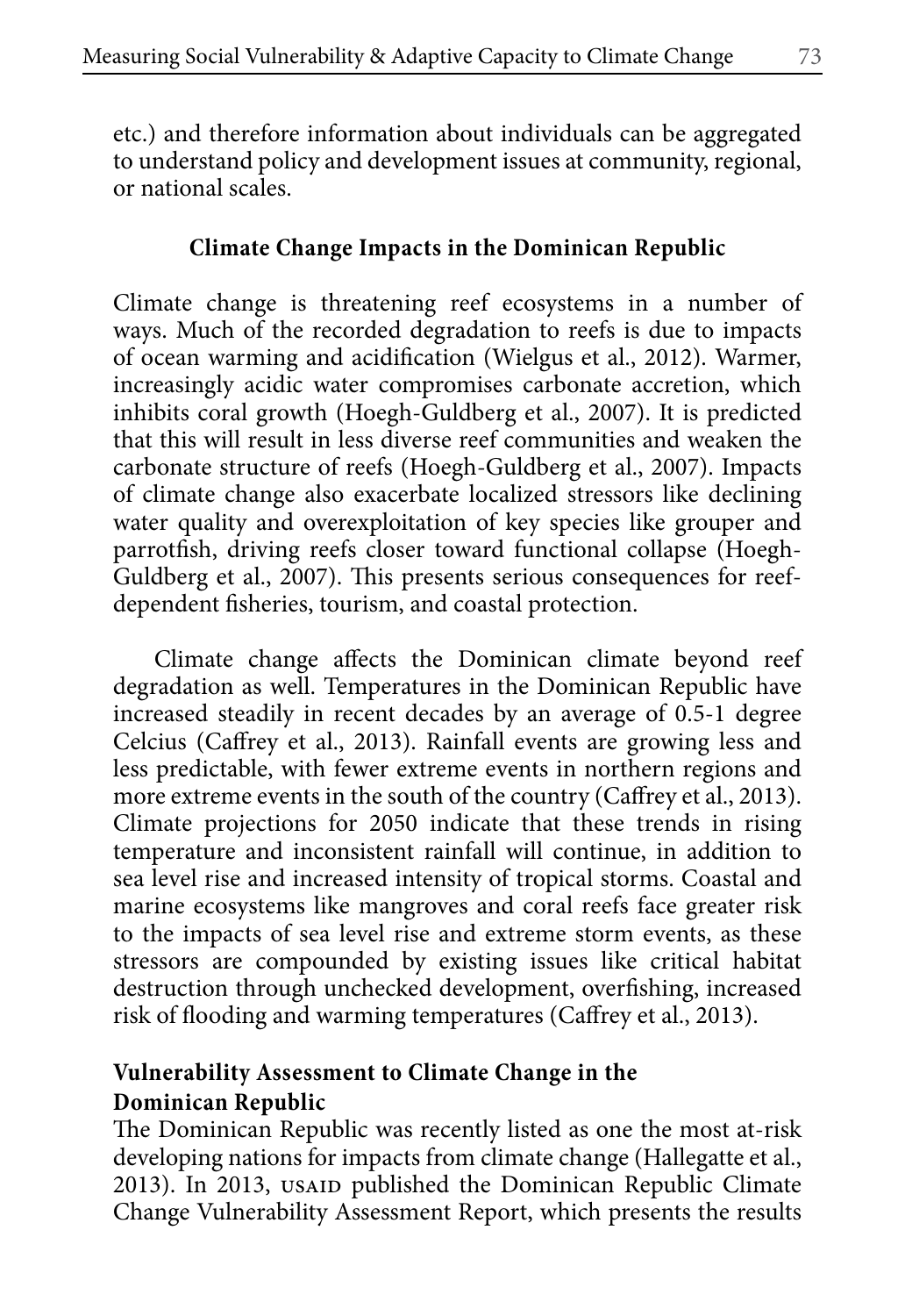etc.) and therefore information about individuals can be aggregated to understand policy and development issues at community, regional, or national scales.

## Climate Change Impacts in the Dominican Republic

Climate change is threatening reef ecosystems in a number of ways. Much of the recorded degradation to reefs is due to impacts of ocean warming and acidification (Wielgus et al., 2012). Warmer, increasingly acidic water compromises carbonate accretion, which inhibits coral growth (Hoegh-Guldberg et al., 2007). It is predicted that this will result in less diverse reef communities and weaken the carbonate structure of reefs (Hoegh-Guldberg et al., 2007). Impacts of climate change also exacerbate localized stressors like declining water quality and overexploitation of key species like grouper and parrotfish, driving reefs closer toward functional collapse (Hoegh-Guldberg et al., 2007). This presents serious consequences for reef-dependent fisheries, tourism, and coastal protection.

Climate change affects the Dominican climate beyond reef degradation as well. Temperatures in the Dominican Republic have increased steadily in recent decades by an average of 0.5-1 degree Celcius (Caffrey et al., 2013). Rainfall events are growing less and less predictable, with fewer extreme events in northern regions and more extreme events in the south of the country (Caffrey et al., 2013). Climate projections for 2050 indicate that these trends in rising temperature and inconsistent rainfall will continue, in addition to sea level rise and increased intensity of tropical storms. Coastal and marine ecosystems like mangroves and coral reefs face greater risk to the impacts of sea level rise and extreme storm events, as these stressors are compounded by existing issues like critical habitat destruction through unchecked development, overfishing, increased risk of flooding and warming temperatures (Caffrey et al., 2013).

### Vulnerability Assessment to Climate Change in the Dominican Republic

The Dominican Republic was recently listed as one the most at-risk developing nations for impacts from climate change (Hallegatte et al., 2013). In 2013, USAID published the Dominican Republic Climate Change Vulnerability Assessment Report, which presents the results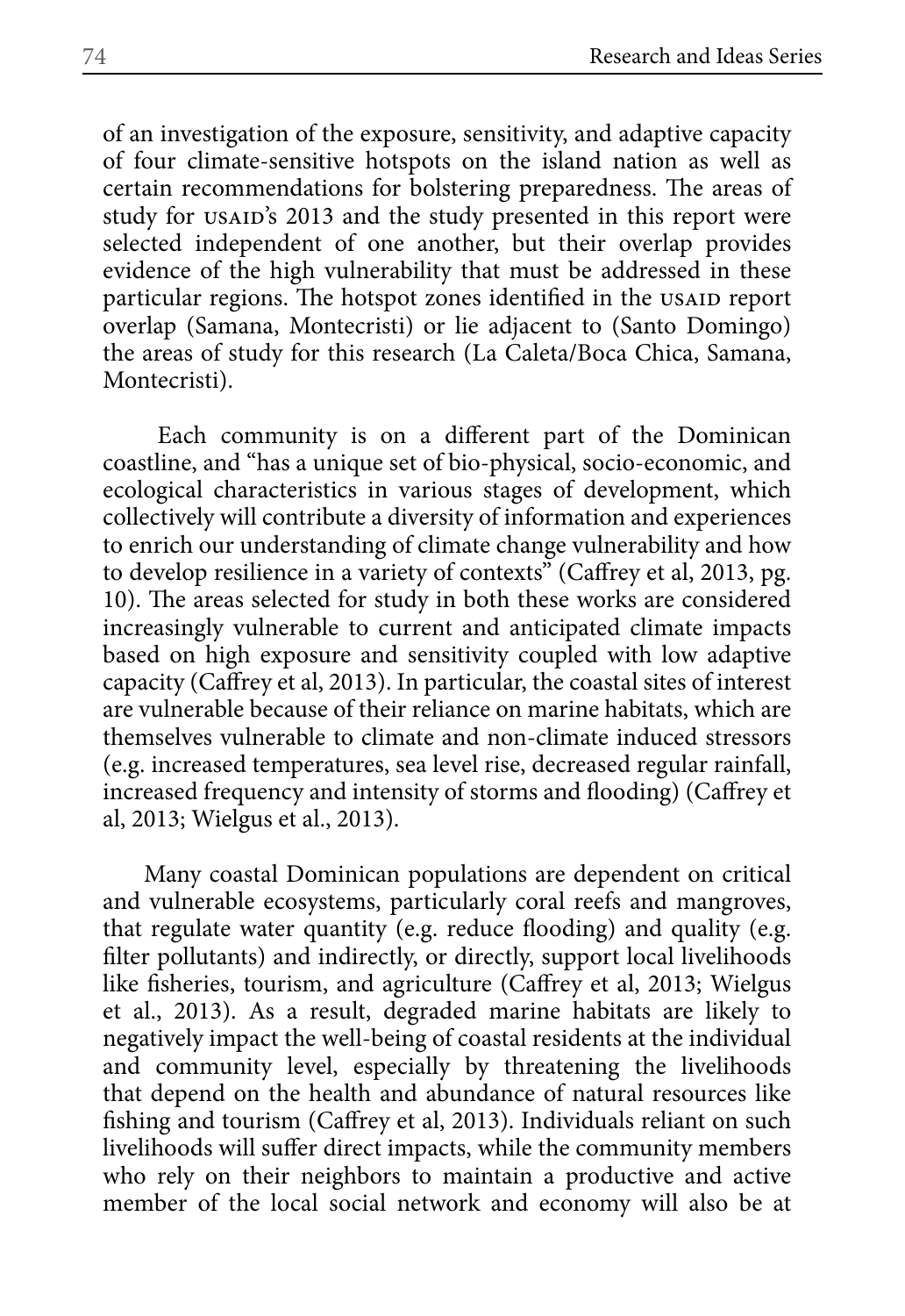of an investigation of the exposure, sensitivity, and adaptive capacity of four climate-sensitive hotspots on the island nation as well as certain recommendations for bolstering preparedness. The areas of study for USAID's 2013 and the study presented in this report were selected independent of one another, but their overlap provides evidence of the high vulnerability that must be addressed in these particular regions. The hotspot zones identified in the USAID report overlap (Samana, Montecristi) or lie adjacent to (Santo Domingo) the areas of study for this research (La Caleta/Boca Chica, Samana, Montecristi).

Each community is on a different part of the Dominican coastline, and "has a unique set of bio-physical, socio-economic, and ecological characteristics in various stages of development, which collectively will contribute a diversity of information and experiences to enrich our understanding of climate change vulnerability and how to develop resilience in a variety of contexts" (Caffrey et al, 2013, pg. 10). The areas selected for study in both these works are considered increasingly vulnerable to current and anticipated climate impacts based on high exposure and sensitivity coupled with low adaptive capacity (Caffrey et al, 2013). In particular, the coastal sites of interest are vulnerable because of their reliance on marine habitats, which are themselves vulnerable to climate and non-climate induced stressors (e.g. increased temperatures, sea level rise, decreased regular rainfall, increased frequency and intensity of storms and flooding) (Caffrey et al, 2013; Wielgus et al., 2013).

Many coastal Dominican populations are dependent on critical and vulnerable ecosystems, particularly coral reefs and mangroves, that regulate water quantity (e.g. reduce flooding) and quality (e.g. filter pollutants) and indirectly, or directly, support local livelihoods like fisheries, tourism, and agriculture (Caffrey et al, 2013; Wielgus et al., 2013). As a result, degraded marine habitats are likely to negatively impact the well-being of coastal residents at the individual and community level, especially by threatening the livelihoods that depend on the health and abundance of natural resources like fishing and tourism (Caffrey et al, 2013). Individuals reliant on such livelihoods will suffer direct impacts, while the community members who rely on their neighbors to maintain a productive and active member of the local social network and economy will also be at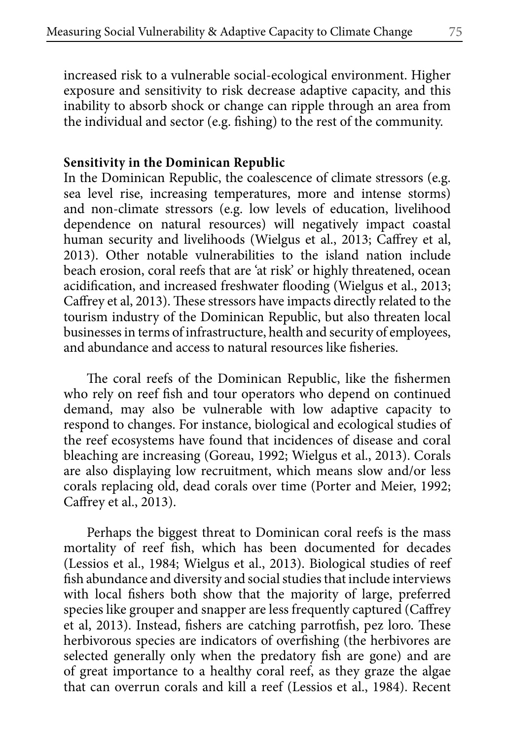increased risk to a vulnerable social-ecological environment. Higher exposure and sensitivity to risk decrease adaptive capacity, and this inability to absorb shock or change can ripple through an area from the individual and sector (e.g. fishing) to the rest of the community.

**Sensitivity in the Dominican Republic**

In the Dominican Republic, the coalescence of climate stressors (e.g. sea level rise, increasing temperatures, more and intense storms) and non-climate stressors (e.g. low levels of education, livelihood dependence on natural resources) will negatively impact coastal human security and livelihoods (Wielgus et al., 2013; Caffrey et al, 2013). Other notable vulnerabilities to the island nation include beach erosion, coral reefs that are 'at risk' or highly threatened, ocean acidification, and increased freshwater flooding (Wielgus et al., 2013; Caffrey et al, 2013). These stressors have impacts directly related to the tourism industry of the Dominican Republic, but also threaten local businesses in terms of infrastructure, health and security of employees, and abundance and access to natural resources like fisheries.

The coral reefs of the Dominican Republic, like the fishermen who rely on reef fish and tour operators who depend on continued demand, may also be vulnerable with low adaptive capacity to respond to changes. For instance, biological and ecological studies of the reef ecosystems have found that incidences of disease and coral bleaching are increasing (Goreau, 1992; Wielgus et al., 2013). Corals are also displaying low recruitment, which means slow and/or less corals replacing old, dead corals over time (Porter and Meier, 1992; Caffrey et al., 2013).

Perhaps the biggest threat to Dominican coral reefs is the mass mortality of reef fish, which has been documented for decades (Lessios et al., 1984; Wielgus et al., 2013). Biological studies of reef fish abundance and diversity and social studies that include interviews with local fishers both show that the majority of large, preferred species like grouper and snapper are less frequently captured (Caffrey et al, 2013). Instead, fishers are catching parrotfish, pez loro. These herbivorous species are indicators of overfishing (the herbivores are selected generally only when the predatory fish are gone) and are of great importance to a healthy coral reef, as they graze the algae that can overrun corals and kill a reef (Lessios et al., 1984). Recent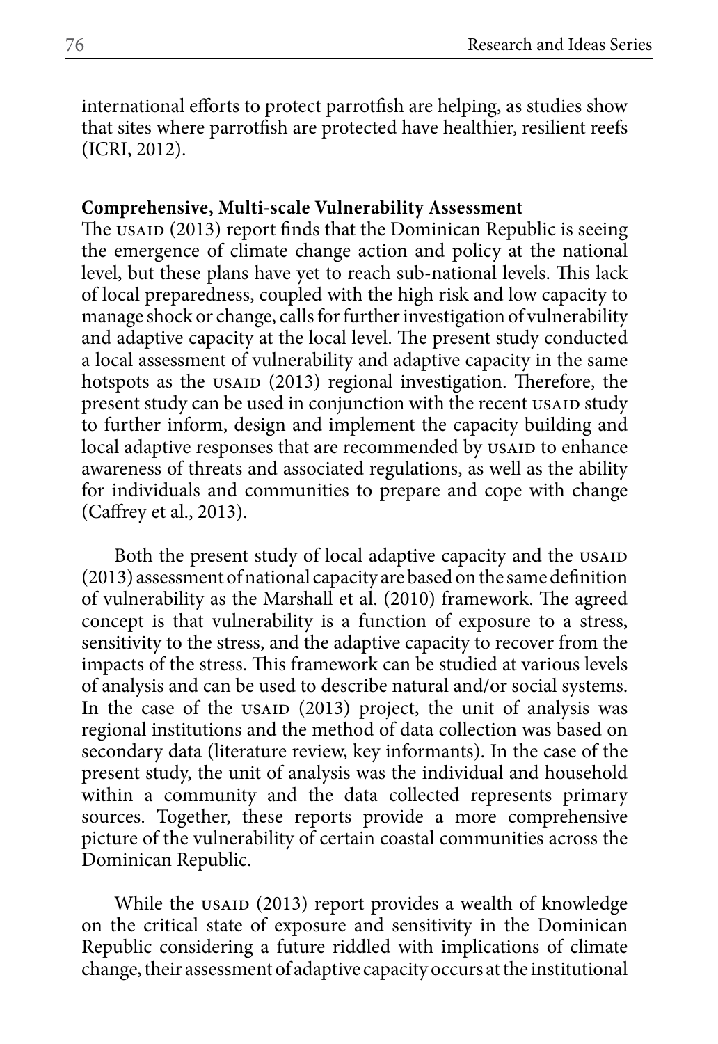international efforts to protect parrotfish are helping, as studies show that sites where parrotfish are protected have healthier, resilient reefs (ICRI, 2012).

**Comprehensive, Multi-scale Vulnerability Assessment**

The USAID (2013) report finds that the Dominican Republic is seeing the emergence of climate change action and policy at the national level, but these plans have yet to reach sub-national levels. This lack of local preparedness, coupled with the high risk and low capacity to manage shock or change, calls for further investigation of vulnerability and adaptive capacity at the local level. The present study conducted a local assessment of vulnerability and adaptive capacity in the same hotspots as the USAID (2013) regional investigation. Therefore, the present study can be used in conjunction with the recent USAID study to further inform, design and implement the capacity building and local adaptive responses that are recommended by USAID to enhance awareness of threats and associated regulations, as well as the ability for individuals and communities to prepare and cope with change (Caffrey et al., 2013).

Both the present study of local adaptive capacity and the USAID (2013) assessment of national capacity are based on the same definition of vulnerability as the Marshall et al. (2010) framework. The agreed concept is that vulnerability is a function of exposure to a stress, sensitivity to the stress, and the adaptive capacity to recover from the impacts of the stress. This framework can be studied at various levels of analysis and can be used to describe natural and/or social systems. In the case of the USAID (2013) project, the unit of analysis was regional institutions and the method of data collection was based on secondary data (literature review, key informants). In the case of the present study, the unit of analysis was the individual and household within a community and the data collected represents primary sources. Together, these reports provide a more comprehensive picture of the vulnerability of certain coastal communities across the Dominican Republic.

While the USAID (2013) report provides a wealth of knowledge on the critical state of exposure and sensitivity in the Dominican Republic considering a future riddled with implications of climate change, their assessment of adaptive capacity occurs at the institutional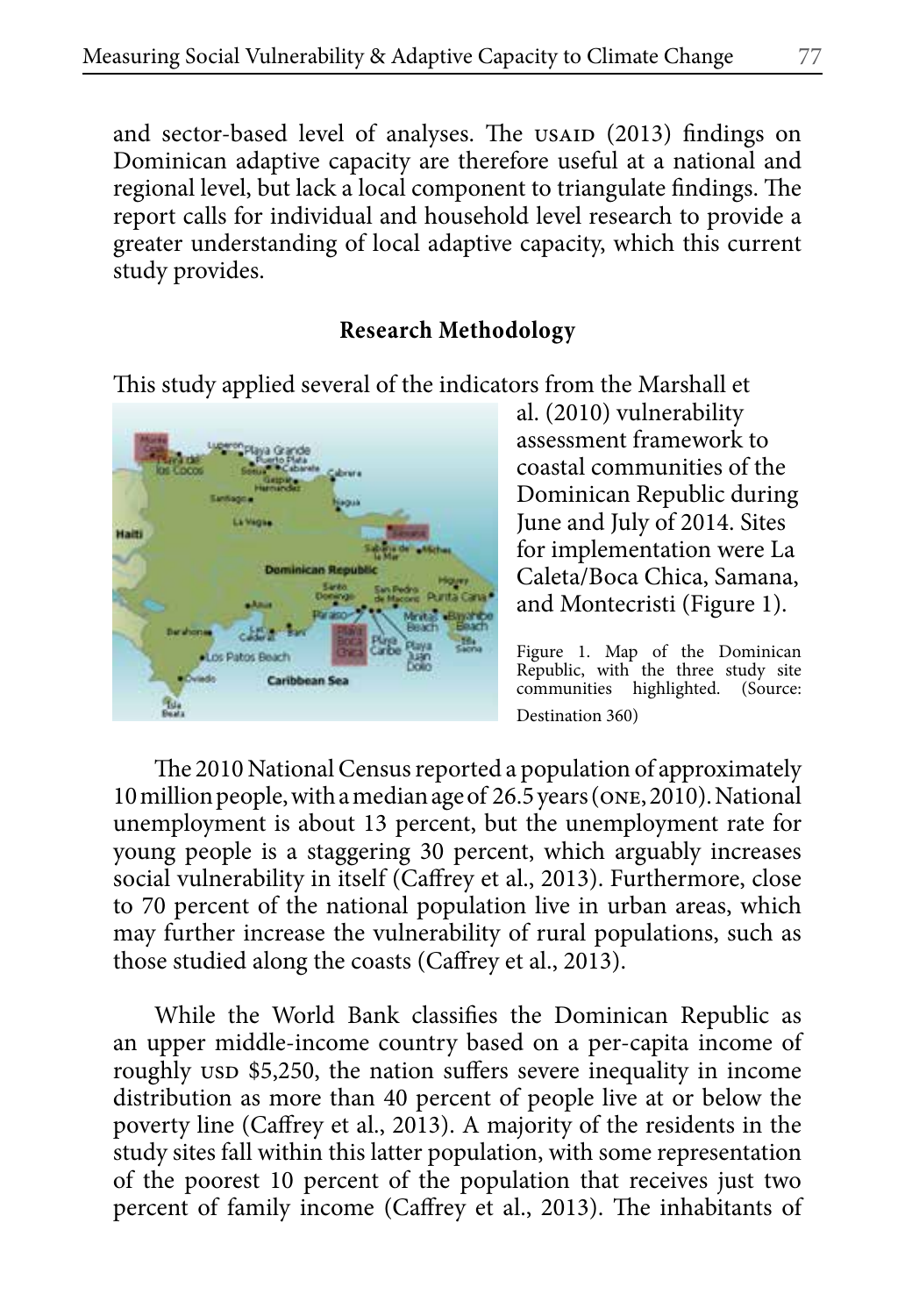and sector-based level of analyses. The USAID (2013) findings on Dominican adaptive capacity are therefore useful at a national and regional level, but lack a local component to triangulate findings. The report calls for individual and household level research to provide a greater understanding of local adaptive capacity, which this current study provides.

## Research Methodology

This study applied several of the indicators from the Marshall et al. (2010) vulnerability assessment framework to coastal communities of the Dominican Republic during June and July of 2014. Sites for implementation were La Caleta/Boca Chica, Samana, and Montecristi (Figure 1).

Figure 1. Map of the Dominican Republic, with the three study site communities highlighted. (Source: Destination 360)

The 2010 National Census reported a population of approximately 10 million people, with a median age of 26.5 years (ONE, 2010). National unemployment is about 13 percent, but the unemployment rate for young people is a staggering 30 percent, which arguably increases social vulnerability in itself (Caffrey et al., 2013). Furthermore, close to 70 percent of the national population live in urban areas, which may further increase the vulnerability of rural populations, such as those studied along the coasts (Caffrey et al., 2013).

While the World Bank classifies the Dominican Republic as an upper middle-income country based on a per-capita income of roughly USD $5,250, the nation suffers severe inequality in income distribution as more than 40 percent of people live at or below the poverty line (Caffrey et al., 2013). A majority of the residents in the study sites fall within this latter population, with some representation of the poorest 10 percent of the population that receives just two percent of family income (Caffrey et al., 2013). The inhabitants of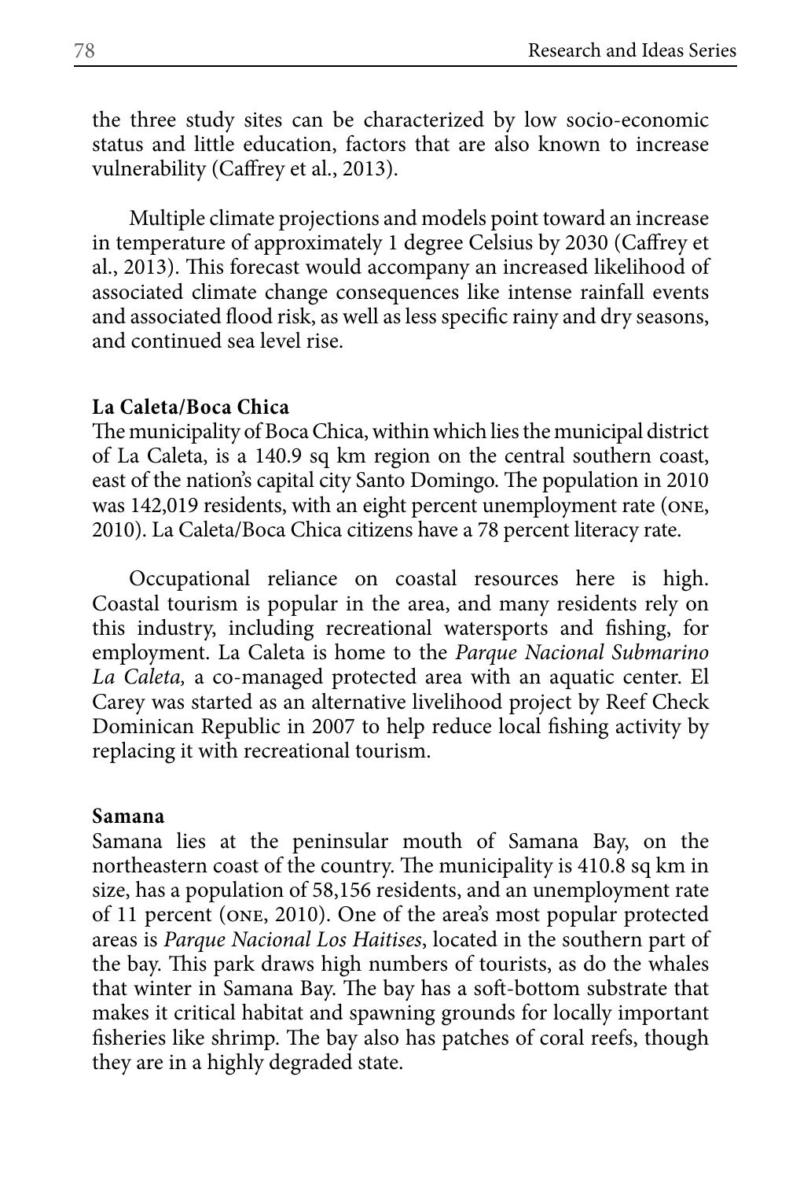the three study sites can be characterized by low socio-economic status and little education, factors that are also known to increase vulnerability (Caffrey et al., 2013).

Multiple climate projections and models point toward an increase in temperature of approximately 1 degree Celsius by 2030 (Caffrey et al., 2013). This forecast would accompany an increased likelihood of associated climate change consequences like intense rainfall events and associated flood risk, as well as less specific rainy and dry seasons, and continued sea level rise.

**La Caleta/Boca Chica**

The municipality of Boca Chica, within which lies the municipal district of La Caleta, is a 140.9 sq km region on the central southern coast, east of the nation's capital city Santo Domingo. The population in 2010 was 142,019 residents, with an eight percent unemployment rate (ONE, 2010). La Caleta/Boca Chica citizens have a 78 percent literacy rate.

Occupational reliance on coastal resources here is high. Coastal tourism is popular in the area, and many residents rely on this industry, including recreational watersports and fishing, for employment. La Caleta is home to the *Parque Nacional Submarino La Caleta,* a co-managed protected area with an aquatic center. El Carey was started as an alternative livelihood project by Reef Check Dominican Republic in 2007 to help reduce local fishing activity by replacing it with recreational tourism.

**Samana**

Samana lies at the peninsular mouth of Samana Bay, on the northeastern coast of the country. The municipality is 410.8 sq km in size, has a population of 58,156 residents, and an unemployment rate of 11 percent (ONE, 2010). One of the area's most popular protected areas is *Parque Nacional Los Haitises*, located in the southern part of the bay. This park draws high numbers of tourists, as do the whales that winter in Samana Bay. The bay has a soft-bottom substrate that makes it critical habitat and spawning grounds for locally important fisheries like shrimp. The bay also has patches of coral reefs, though they are in a highly degraded state.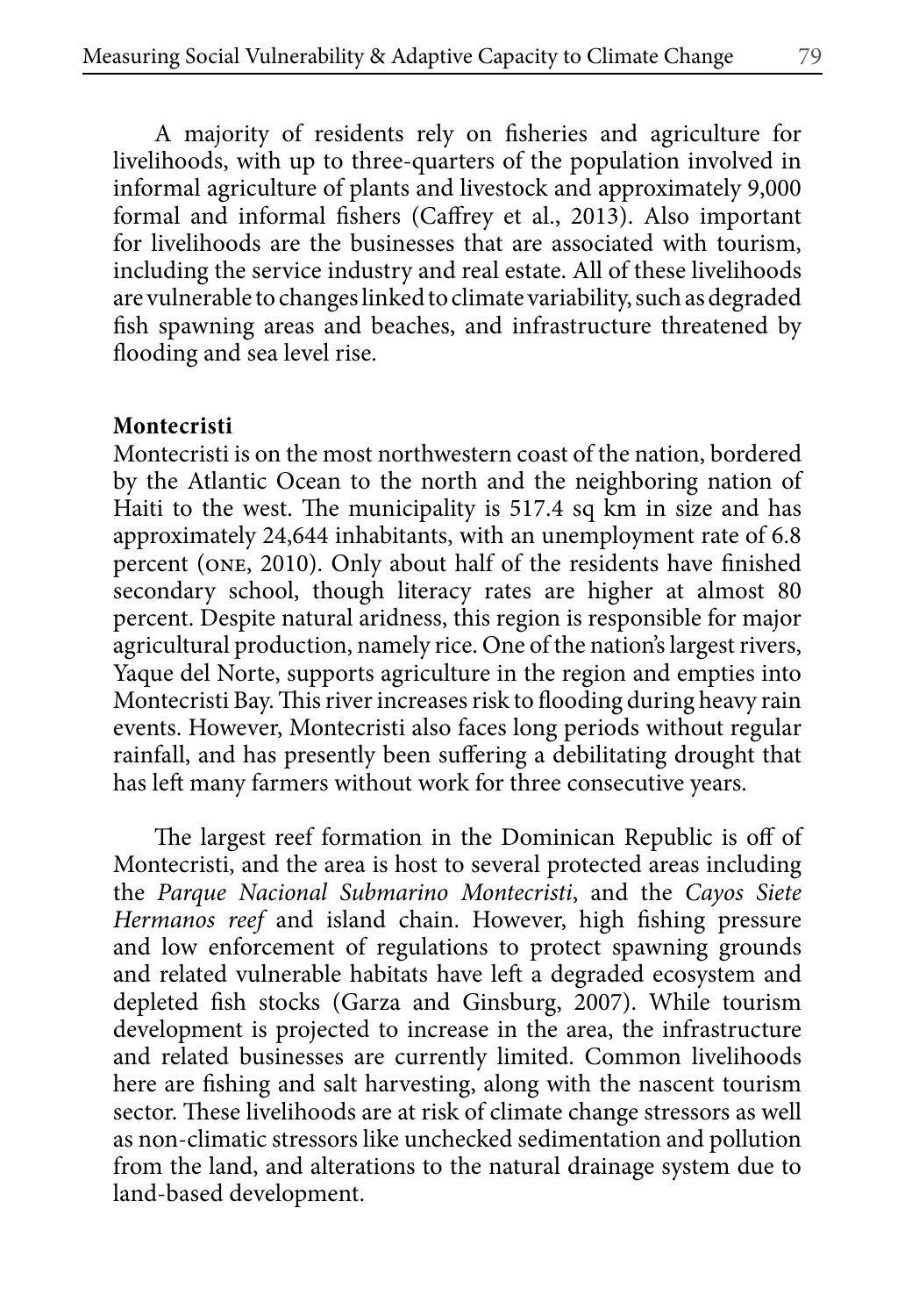A majority of residents rely on fisheries and agriculture for livelihoods, with up to three-quarters of the population involved in informal agriculture of plants and livestock and approximately 9,000 formal and informal fishers (Caffrey et al., 2013). Also important for livelihoods are the businesses that are associated with tourism, including the service industry and real estate. All of these livelihoods are vulnerable to changes linked to climate variability, such as degraded fish spawning areas and beaches, and infrastructure threatened by flooding and sea level rise.

**Montecristi**

Montecristi is on the most northwestern coast of the nation, bordered by the Atlantic Ocean to the north and the neighboring nation of Haiti to the west. The municipality is 517.4 sq km in size and has approximately 24,644 inhabitants, with an unemployment rate of 6.8 percent (ONE, 2010). Only about half of the residents have finished secondary school, though literacy rates are higher at almost 80 percent. Despite natural aridness, this region is responsible for major agricultural production, namely rice. One of the nation's largest rivers, Yaque del Norte, supports agriculture in the region and empties into Montecristi Bay. This river increases risk to flooding during heavy rain events. However, Montecristi also faces long periods without regular rainfall, and has presently been suffering a debilitating drought that has left many farmers without work for three consecutive years.

The largest reef formation in the Dominican Republic is off of Montecristi, and the area is host to several protected areas including the *Parque Nacional Submarino Montecristi*, and the *Cayos Siete Hermanos reef* and island chain. However, high fishing pressure and low enforcement of regulations to protect spawning grounds and related vulnerable habitats have left a degraded ecosystem and depleted fish stocks (Garza and Ginsburg, 2007). While tourism development is projected to increase in the area, the infrastructure and related businesses are currently limited. Common livelihoods here are fishing and salt harvesting, along with the nascent tourism sector. These livelihoods are at risk of climate change stressors as well as non-climatic stressors like unchecked sedimentation and pollution from the land, and alterations to the natural drainage system due to land-based development.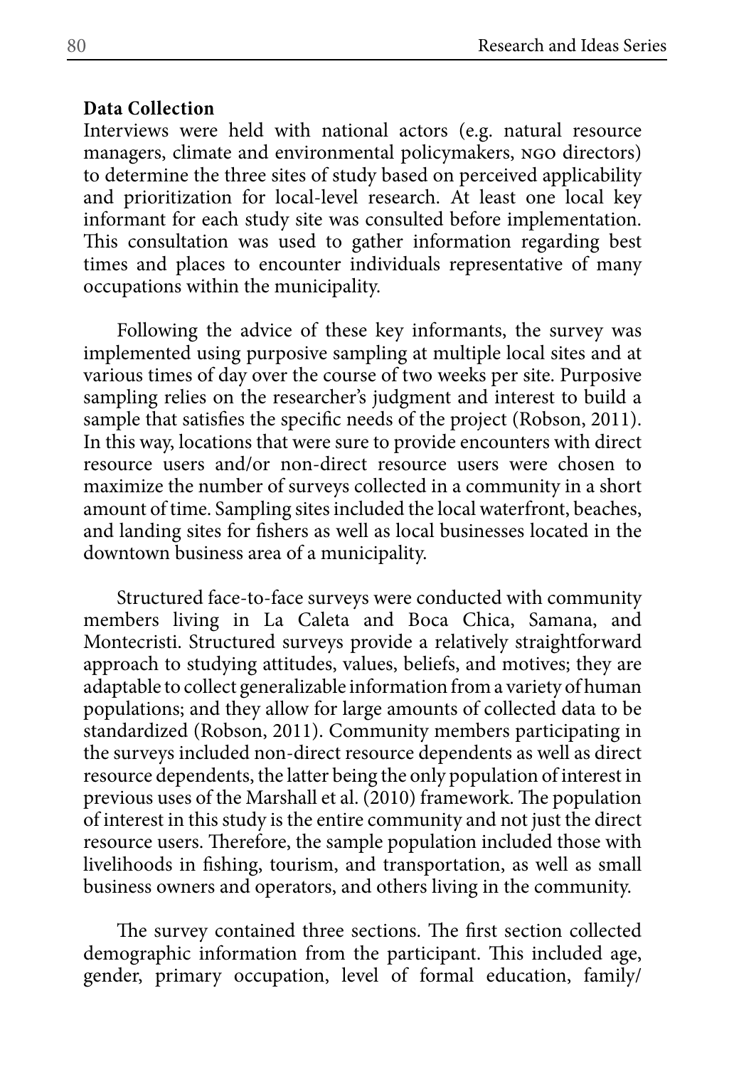**Data Collection**

Interviews were held with national actors (e.g. natural resource managers, climate and environmental policymakers, NGO directors) to determine the three sites of study based on perceived applicability and prioritization for local-level research. At least one local key informant for each study site was consulted before implementation. This consultation was used to gather information regarding best times and places to encounter individuals representative of many occupations within the municipality.

Following the advice of these key informants, the survey was implemented using purposive sampling at multiple local sites and at various times of day over the course of two weeks per site. Purposive sampling relies on the researcher's judgment and interest to build a sample that satisfies the specific needs of the project (Robson, 2011). In this way, locations that were sure to provide encounters with direct resource users and/or non-direct resource users were chosen to maximize the number of surveys collected in a community in a short amount of time. Sampling sites included the local waterfront, beaches, and landing sites for fishers as well as local businesses located in the downtown business area of a municipality.

Structured face-to-face surveys were conducted with community members living in La Caleta and Boca Chica, Samana, and Montecristi. Structured surveys provide a relatively straightforward approach to studying attitudes, values, beliefs, and motives; they are adaptable to collect generalizable information from a variety of human populations; and they allow for large amounts of collected data to be standardized (Robson, 2011). Community members participating in the surveys included non-direct resource dependents as well as direct resource dependents, the latter being the only population of interest in previous uses of the Marshall et al. (2010) framework. The population of interest in this study is the entire community and not just the direct resource users. Therefore, the sample population included those with livelihoods in fishing, tourism, and transportation, as well as small business owners and operators, and others living in the community.

The survey contained three sections. The first section collected demographic information from the participant. This included age, gender, primary occupation, level of formal education, family/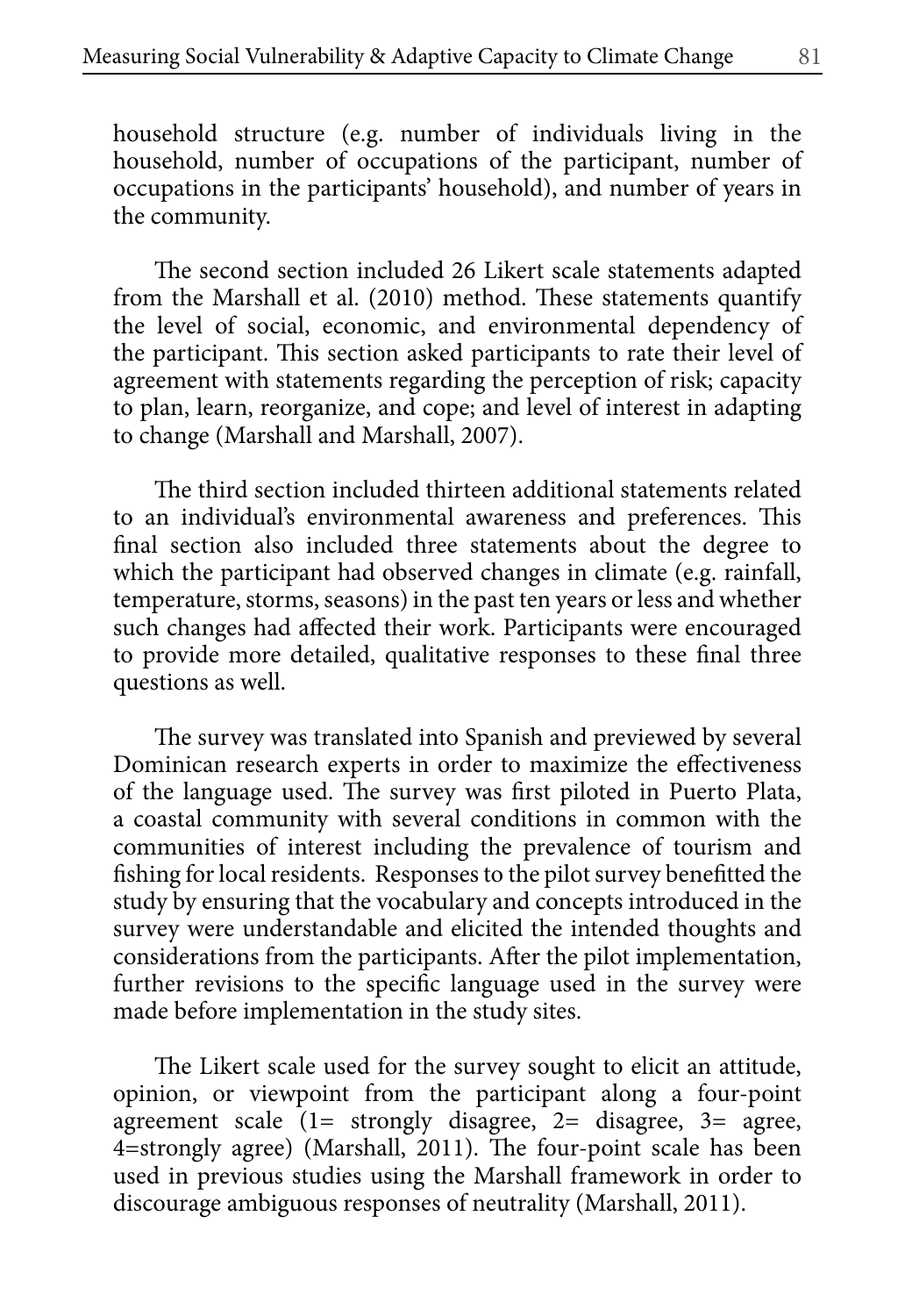household structure (e.g. number of individuals living in the household, number of occupations of the participant, number of occupations in the participants' household), and number of years in the community.

The second section included 26 Likert scale statements adapted from the Marshall et al. (2010) method. These statements quantify the level of social, economic, and environmental dependency of the participant. This section asked participants to rate their level of agreement with statements regarding the perception of risk; capacity to plan, learn, reorganize, and cope; and level of interest in adapting to change (Marshall and Marshall, 2007).

The third section included thirteen additional statements related to an individual's environmental awareness and preferences. This final section also included three statements about the degree to which the participant had observed changes in climate (e.g. rainfall, temperature, storms, seasons) in the past ten years or less and whether such changes had affected their work. Participants were encouraged to provide more detailed, qualitative responses to these final three questions as well.

The survey was translated into Spanish and previewed by several Dominican research experts in order to maximize the effectiveness of the language used. The survey was first piloted in Puerto Plata, a coastal community with several conditions in common with the communities of interest including the prevalence of tourism and fishing for local residents. Responses to the pilot survey benefitted the study by ensuring that the vocabulary and concepts introduced in the survey were understandable and elicited the intended thoughts and considerations from the participants. After the pilot implementation, further revisions to the specific language used in the survey were made before implementation in the study sites.

The Likert scale used for the survey sought to elicit an attitude, opinion, or viewpoint from the participant along a four-point agreement scale (1= strongly disagree, 2= disagree, 3= agree, 4=strongly agree) (Marshall, 2011). The four-point scale has been used in previous studies using the Marshall framework in order to discourage ambiguous responses of neutrality (Marshall, 2011).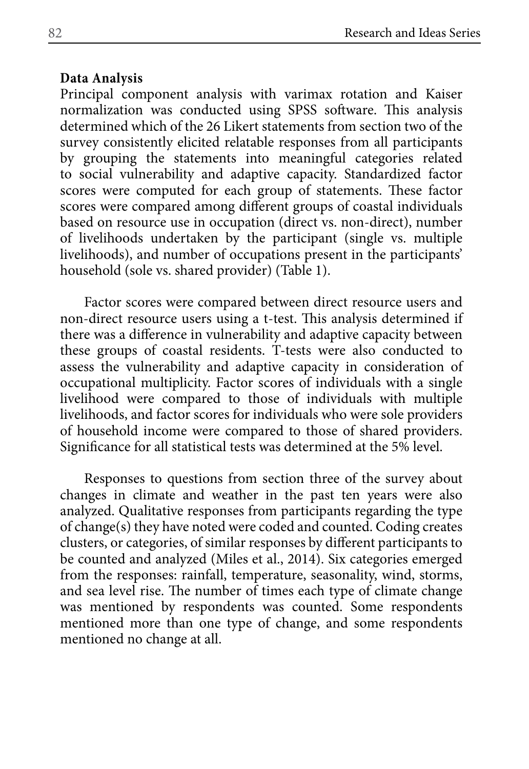**Data Analysis**

Principal component analysis with varimax rotation and Kaiser normalization was conducted using SPSS software. This analysis determined which of the 26 Likert statements from section two of the survey consistently elicited relatable responses from all participants by grouping the statements into meaningful categories related to social vulnerability and adaptive capacity. Standardized factor scores were computed for each group of statements. These factor scores were compared among different groups of coastal individuals based on resource use in occupation (direct vs. non-direct), number of livelihoods undertaken by the participant (single vs. multiple livelihoods), and number of occupations present in the participants' household (sole vs. shared provider) (Table 1).

Factor scores were compared between direct resource users and non-direct resource users using a t-test. This analysis determined if there was a difference in vulnerability and adaptive capacity between these groups of coastal residents. T-tests were also conducted to assess the vulnerability and adaptive capacity in consideration of occupational multiplicity. Factor scores of individuals with a single livelihood were compared to those of individuals with multiple livelihoods, and factor scores for individuals who were sole providers of household income were compared to those of shared providers. Significance for all statistical tests was determined at the 5% level.

Responses to questions from section three of the survey about changes in climate and weather in the past ten years were also analyzed. Qualitative responses from participants regarding the type of change(s) they have noted were coded and counted. Coding creates clusters, or categories, of similar responses by different participants to be counted and analyzed (Miles et al., 2014). Six categories emerged from the responses: rainfall, temperature, seasonality, wind, storms, and sea level rise. The number of times each type of climate change was mentioned by respondents was counted. Some respondents mentioned more than one type of change, and some respondents mentioned no change at all.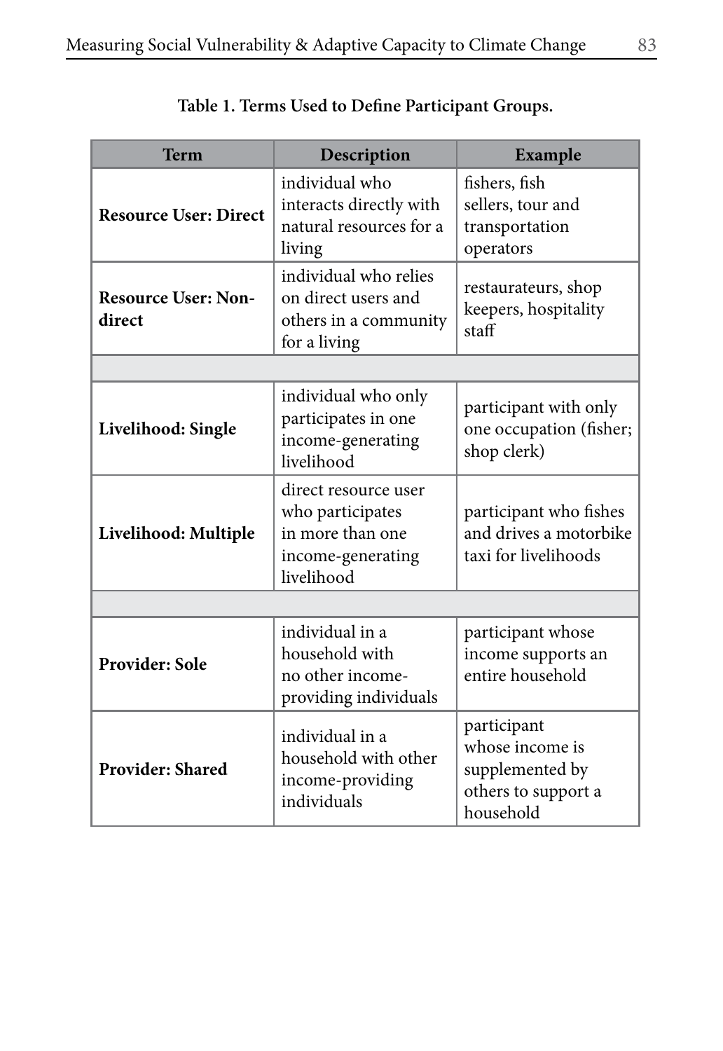**Table 1. Terms Used to Define Participant Groups.**

| Term | Description | Example |
|---|---|---|
| **Resource User: Direct** | individual who interacts directly with natural resources for a living | fishers, fish sellers, tour and transportation operators |
| **Resource User: Non-direct** | individual who relies on direct users and others in a community for a living | restaurateurs, shop keepers, hospitality staff |
| | | |
| **Livelihood: Single** | individual who only participates in one income-generating livelihood | participant with only one occupation (fisher; shop clerk) |
| **Livelihood: Multiple** | direct resource user who participates in more than one income-generating livelihood | participant who fishes and drives a motorbike taxi for livelihoods |
| | | |
| **Provider: Sole** | individual in a household with no other income-providing individuals | participant whose income supports an entire household |
| **Provider: Shared** | individual in a household with other income-providing individuals | participant whose income is supplemented by others to support a household |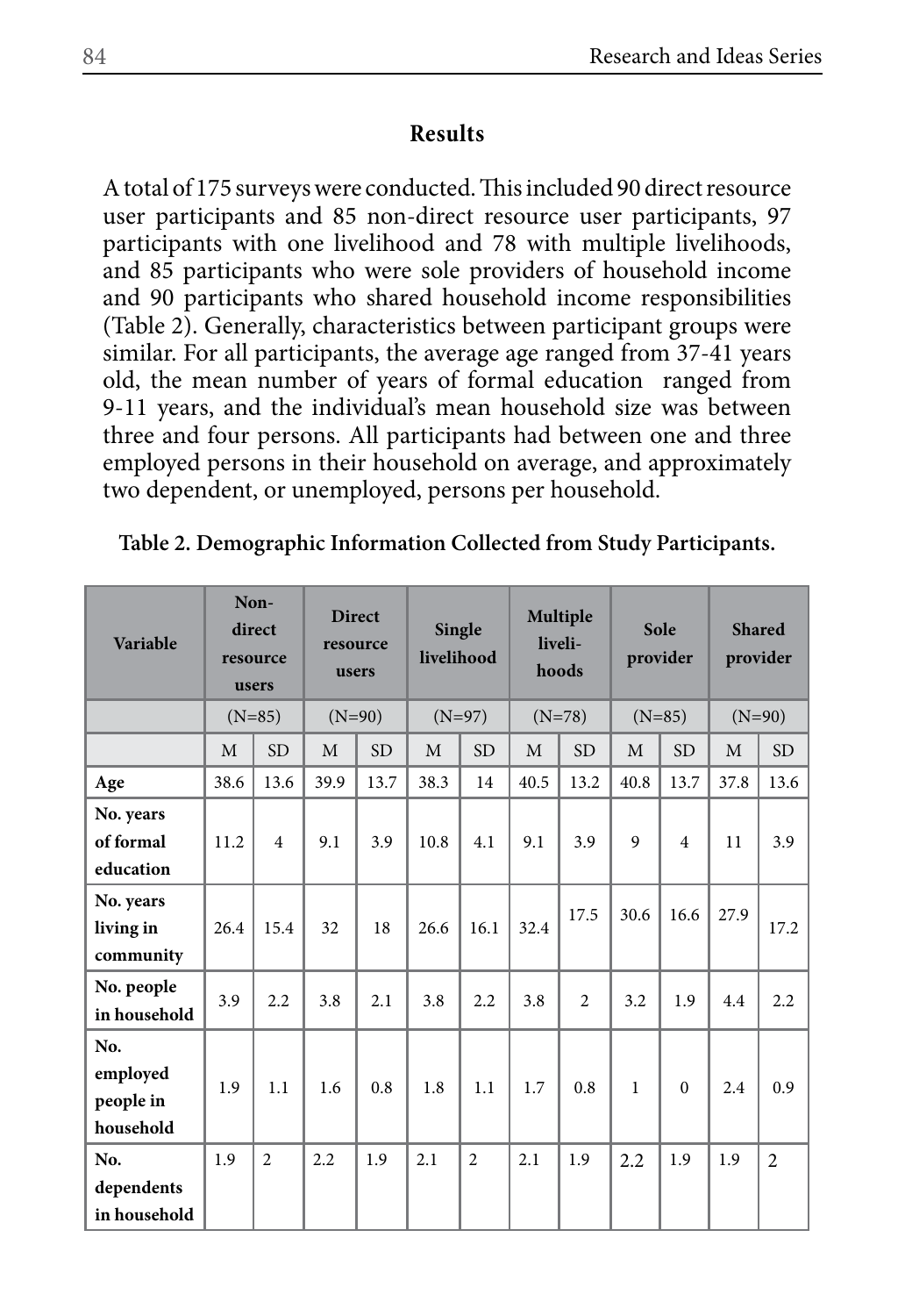## Results

A total of 175 surveys were conducted. This included 90 direct resource user participants and 85 non-direct resource user participants, 97 participants with one livelihood and 78 with multiple livelihoods, and 85 participants who were sole providers of household income and 90 participants who shared household income responsibilities (Table 2). Generally, characteristics between participant groups were similar. For all participants, the average age ranged from 37-41 years old, the mean number of years of formal education ranged from 9-11 years, and the individual's mean household size was between three and four persons. All participants had between one and three employed persons in their household on average, and approximately two dependent, or unemployed, persons per household.

**Table 2. Demographic Information Collected from Study Participants.**

| Variable | Non-direct resource users | | Direct resource users | | Single livelihood | | Multiple liveli-hoods | | Sole provider | | Shared provider | |
|---|---|---|---|---|---|---|---|---|---|---|---|---|
| | (N=85) | | (N=90) | | (N=97) | | (N=78) | | (N=85) | | (N=90) | |
| | M | SD | M | SD | M | SD | M | SD | M | SD | M | SD |
| **Age** | 38.6 | 13.6 | 39.9 | 13.7 | 38.3 | 14 | 40.5 | 13.2 | 40.8 | 13.7 | 37.8 | 13.6 |
| **No. years of formal education** | 11.2 | 4 | 9.1 | 3.9 | 10.8 | 4.1 | 9.1 | 3.9 | 9 | 4 | 11 | 3.9 |
| **No. years living in community** | 26.4 | 15.4 | 32 | 18 | 26.6 | 16.1 | 32.4 | 17.5 | 30.6 | 16.6 | 27.9 | 17.2 |
| **No. people in household** | 3.9 | 2.2 | 3.8 | 2.1 | 3.8 | 2.2 | 3.8 | 2 | 3.2 | 1.9 | 4.4 | 2.2 |
| **No. employed people in household** | 1.9 | 1.1 | 1.6 | 0.8 | 1.8 | 1.1 | 1.7 | 0.8 | 1 | 0 | 2.4 | 0.9 |
| **No. dependents in household** | 1.9 | 2 | 2.2 | 1.9 | 2.1 | 2 | 2.1 | 1.9 | 2.2 | 1.9 | 1.9 | 2 |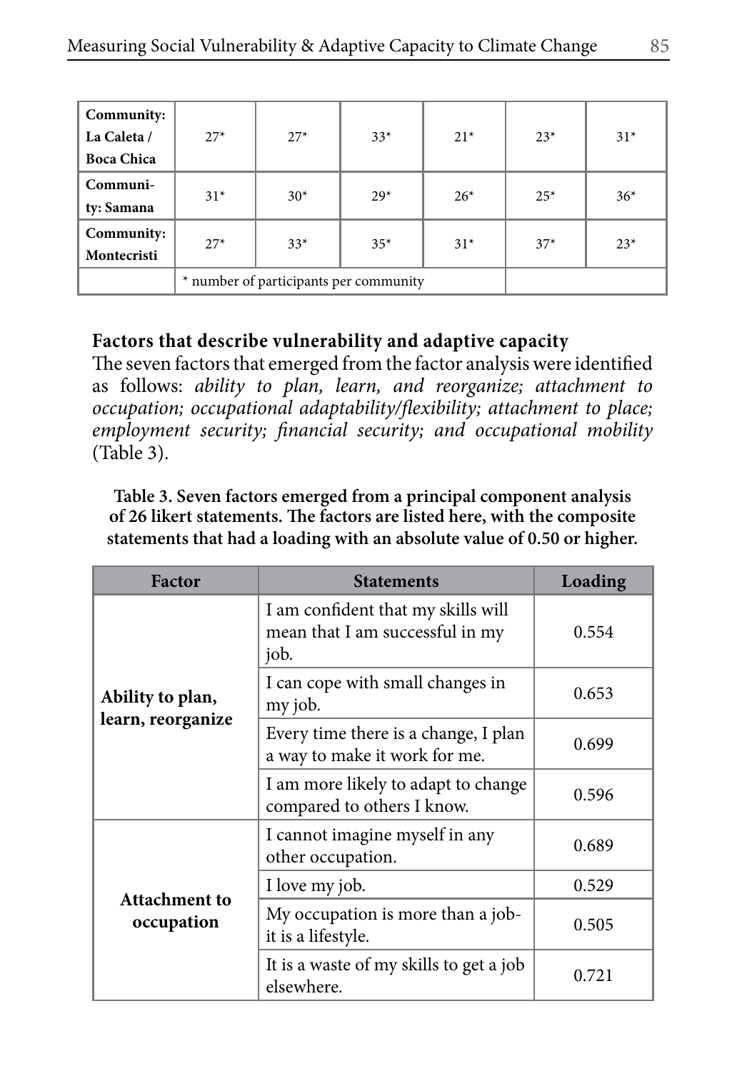| Community: La Caleta / Boca Chica | 27* | 27* | 33* | 21* | 23* | 31* |
|---|---|---|---|---|---|---|
| Community: Samana | 31* | 30* | 29* | 26* | 25* | 36* |
| Community: Montecristi | 27* | 33* | 35* | 31* | 37* | 23* |
| | * number of participants per community | | | | | |

**Factors that describe vulnerability and adaptive capacity**

The seven factors that emerged from the factor analysis were identified as follows: *ability to plan, learn, and reorganize; attachment to occupation; occupational adaptability/flexibility; attachment to place; employment security; financial security; and occupational mobility* (Table 3).

**Table 3. Seven factors emerged from a principal component analysis of 26 likert statements. The factors are listed here, with the composite statements that had a loading with an absolute value of 0.50 or higher.**

| Factor | Statements | Loading |
|---|---|---|
| **Ability to plan, learn, reorganize** | I am confident that my skills will mean that I am successful in my job. | 0.554 |
| | I can cope with small changes in my job. | 0.653 |
| | Every time there is a change, I plan a way to make it work for me. | 0.699 |
| | I am more likely to adapt to change compared to others I know. | 0.596 |
| **Attachment to occupation** | I cannot imagine myself in any other occupation. | 0.689 |
| | I love my job. | 0.529 |
| | My occupation is more than a job- it is a lifestyle. | 0.505 |
| | It is a waste of my skills to get a job elsewhere. | 0.721 |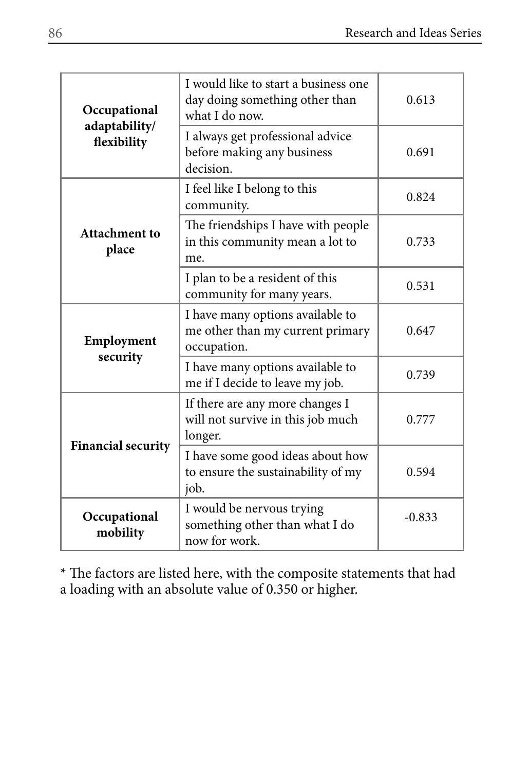| | | |
|---|---|---|
| **Occupational adaptability/ flexibility** | I would like to start a business one day doing something other than what I do now. | 0.613 |
| | I always get professional advice before making any business decision. | 0.691 |
| **Attachment to place** | I feel like I belong to this community. | 0.824 |
| | The friendships I have with people in this community mean a lot to me. | 0.733 |
| | I plan to be a resident of this community for many years. | 0.531 |
| **Employment security** | I have many options available to me other than my current primary occupation. | 0.647 |
| | I have many options available to me if I decide to leave my job. | 0.739 |
| **Financial security** | If there are any more changes I will not survive in this job much longer. | 0.777 |
| | I have some good ideas about how to ensure the sustainability of my job. | 0.594 |
| **Occupational mobility** | I would be nervous trying something other than what I do now for work. | -0.833 |

* The factors are listed here, with the composite statements that had a loading with an absolute value of 0.350 or higher.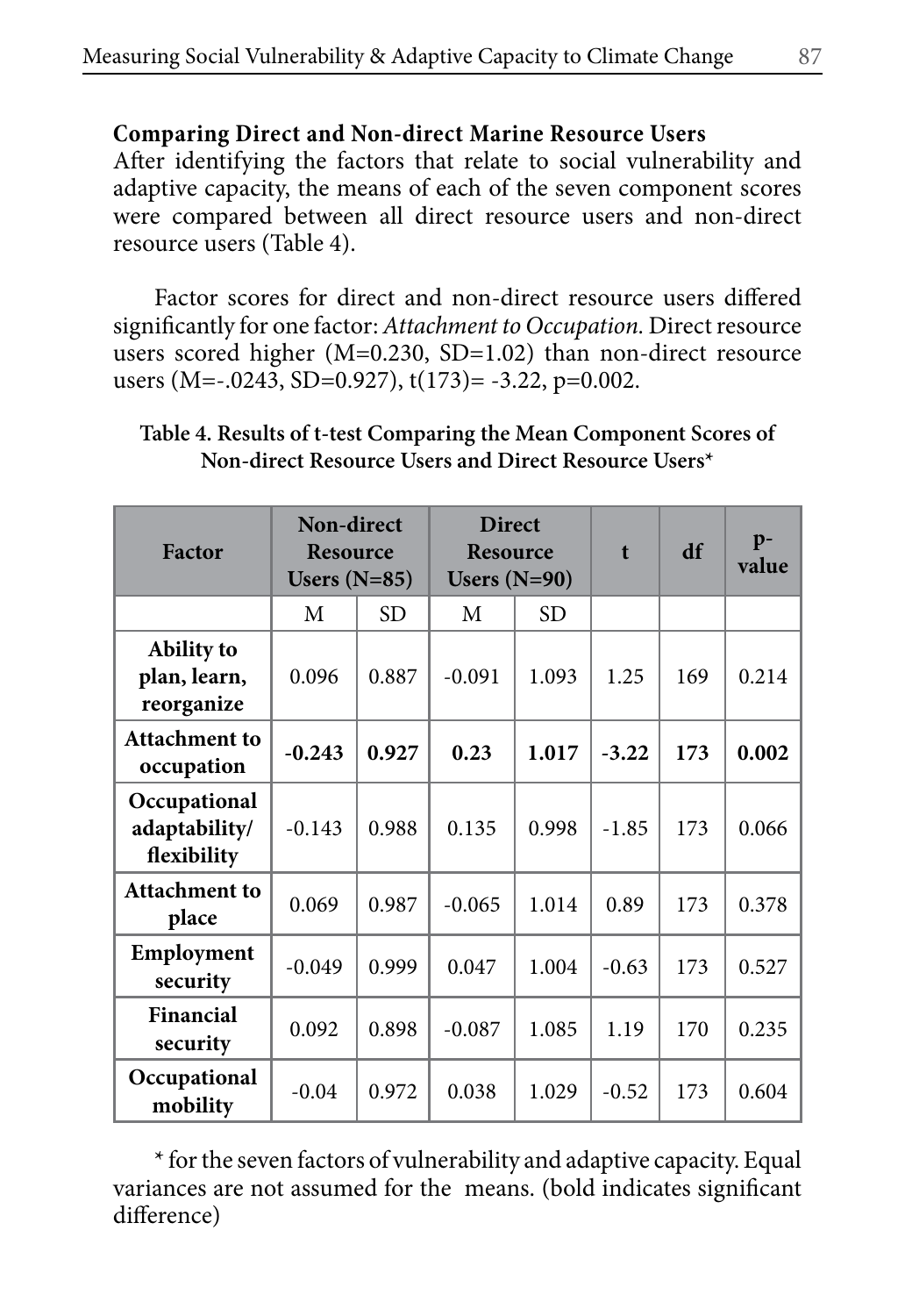**Comparing Direct and Non-direct Marine Resource Users**

After identifying the factors that relate to social vulnerability and adaptive capacity, the means of each of the seven component scores were compared between all direct resource users and non-direct resource users (Table 4).

Factor scores for direct and non-direct resource users differed significantly for one factor: *Attachment to Occupation.* Direct resource users scored higher (M=0.230, SD=1.02) than non-direct resource users (M=-.0243, SD=0.927), t(173)= -3.22, p=0.002.

**Table 4. Results of t-test Comparing the Mean Component Scores of Non-direct Resource Users and Direct Resource Users***

| Factor | Non-direct Resource Users (N=85) | | Direct Resource Users (N=90) | | t | df | p-value |
|---|---|---|---|---|---|---|---|
| | M | SD | M | SD | | | |
| **Ability to plan, learn, reorganize** | 0.096 | 0.887 | -0.091 | 1.093 | 1.25 | 169 | 0.214 |
| **Attachment to occupation** | **-0.243** | **0.927** | **0.23** | **1.017** | **-3.22** | **173** | **0.002** |
| **Occupational adaptability/ flexibility** | -0.143 | 0.988 | 0.135 | 0.998 | -1.85 | 173 | 0.066 |
| **Attachment to place** | 0.069 | 0.987 | -0.065 | 1.014 | 0.89 | 173 | 0.378 |
| **Employment security** | -0.049 | 0.999 | 0.047 | 1.004 | -0.63 | 173 | 0.527 |
| **Financial security** | 0.092 | 0.898 | -0.087 | 1.085 | 1.19 | 170 | 0.235 |
| **Occupational mobility** | -0.04 | 0.972 | 0.038 | 1.029 | -0.52 | 173 | 0.604 |

* for the seven factors of vulnerability and adaptive capacity. Equal variances are not assumed for the means. (bold indicates significant difference)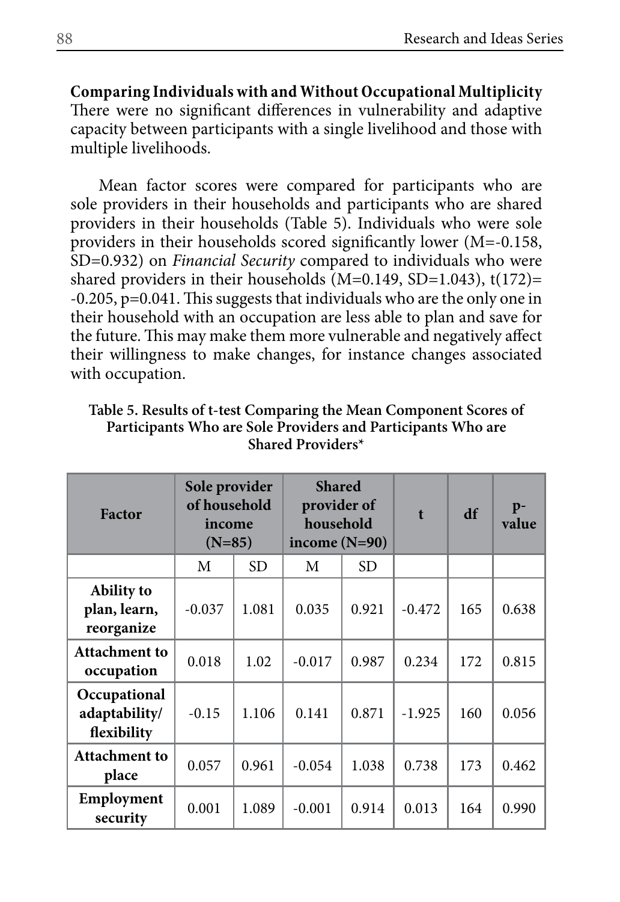**Comparing Individuals with and Without Occupational Multiplicity**
There were no significant differences in vulnerability and adaptive capacity between participants with a single livelihood and those with multiple livelihoods.

Mean factor scores were compared for participants who are sole providers in their households and participants who are shared providers in their households (Table 5). Individuals who were sole providers in their households scored significantly lower (M=-0.158, SD=0.932) on *Financial Security* compared to individuals who were shared providers in their households (M=0.149, SD=1.043), t(172)= -0.205, p=0.041. This suggests that individuals who are the only one in their household with an occupation are less able to plan and save for the future. This may make them more vulnerable and negatively affect their willingness to make changes, for instance changes associated with occupation.

**Table 5. Results of t-test Comparing the Mean Component Scores of Participants Who are Sole Providers and Participants Who are Shared Providers***

| Factor | Sole provider of household income (N=85) | | Shared provider of household income (N=90) | | t | df | p-value |
|---|---|---|---|---|---|---|---|
| | M | SD | M | SD | | | |
| **Ability to plan, learn, reorganize** | -0.037 | 1.081 | 0.035 | 0.921 | -0.472 | 165 | 0.638 |
| **Attachment to occupation** | 0.018 | 1.02 | -0.017 | 0.987 | 0.234 | 172 | 0.815 |
| **Occupational adaptability/ flexibility** | -0.15 | 1.106 | 0.141 | 0.871 | -1.925 | 160 | 0.056 |
| **Attachment to place** | 0.057 | 0.961 | -0.054 | 1.038 | 0.738 | 173 | 0.462 |
| **Employment security** | 0.001 | 1.089 | -0.001 | 0.914 | 0.013 | 164 | 0.990 |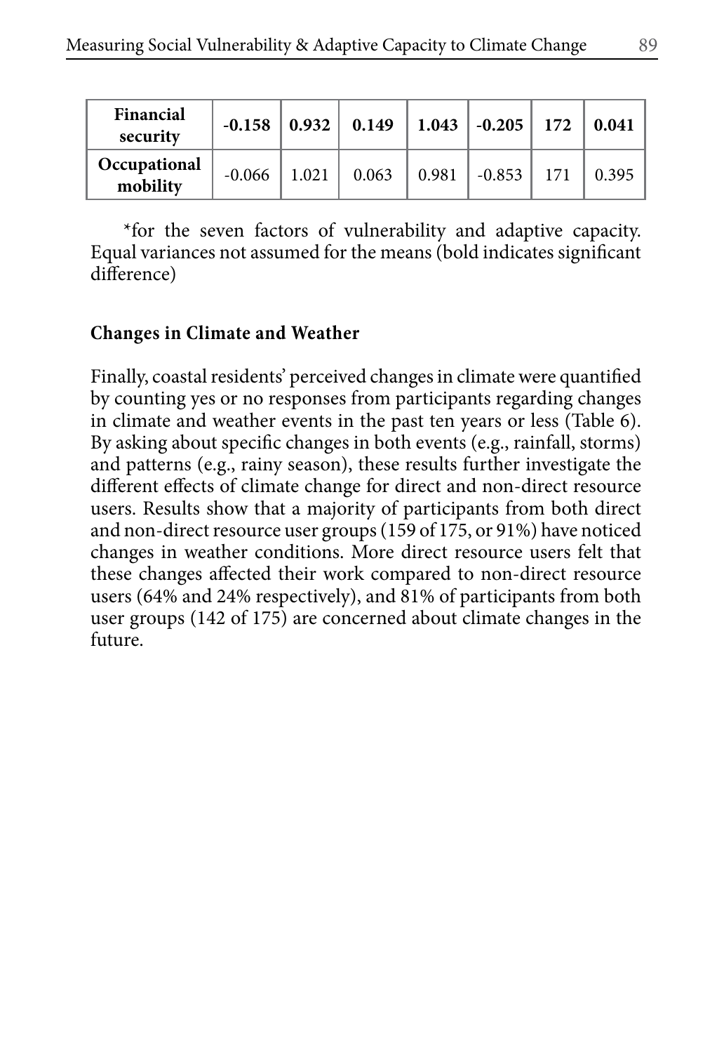| **Financial security** | **-0.158** | **0.932** | **0.149** | **1.043** | **-0.205** | **172** | **0.041** |
|---|---|---|---|---|---|---|---|
| **Occupational mobility** | -0.066 | 1.021 | 0.063 | 0.981 | -0.853 | 171 | 0.395 |

*for the seven factors of vulnerability and adaptive capacity. Equal variances not assumed for the means (bold indicates significant difference)

**Changes in Climate and Weather**

Finally, coastal residents' perceived changes in climate were quantified by counting yes or no responses from participants regarding changes in climate and weather events in the past ten years or less (Table 6). By asking about specific changes in both events (e.g., rainfall, storms) and patterns (e.g., rainy season), these results further investigate the different effects of climate change for direct and non-direct resource users. Results show that a majority of participants from both direct and non-direct resource user groups (159 of 175, or 91%) have noticed changes in weather conditions. More direct resource users felt that these changes affected their work compared to non-direct resource users (64% and 24% respectively), and 81% of participants from both user groups (142 of 175) are concerned about climate changes in the future.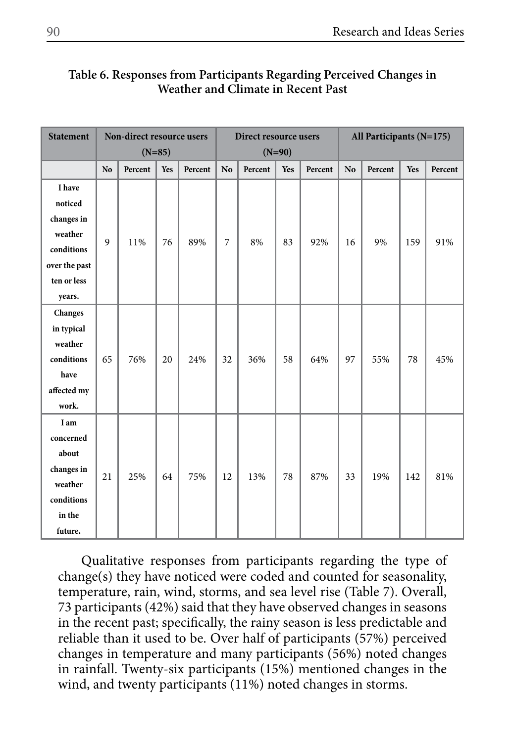**Table 6. Responses from Participants Regarding Perceived Changes in Weather and Climate in Recent Past**

| Statement | Non-direct resource users (N=85) | | | | Direct resource users (N=90) | | | | All Participants (N=175) | | | |
|---|---|---|---|---|---|---|---|---|---|---|---|---|
| | No | Percent | Yes | Percent | No | Percent | Yes | Percent | No | Percent | Yes | Percent |
| I have noticed changes in weather conditions over the past ten or less years. | 9 | 11% | 76 | 89% | 7 | 8% | 83 | 92% | 16 | 9% | 159 | 91% |
| Changes in typical weather conditions have affected my work. | 65 | 76% | 20 | 24% | 32 | 36% | 58 | 64% | 97 | 55% | 78 | 45% |
| I am concerned about changes in weather conditions in the future. | 21 | 25% | 64 | 75% | 12 | 13% | 78 | 87% | 33 | 19% | 142 | 81% |

Qualitative responses from participants regarding the type of change(s) they have noticed were coded and counted for seasonality, temperature, rain, wind, storms, and sea level rise (Table 7). Overall, 73 participants (42%) said that they have observed changes in seasons in the recent past; specifically, the rainy season is less predictable and reliable than it used to be. Over half of participants (57%) perceived changes in temperature and many participants (56%) noted changes in rainfall. Twenty-six participants (15%) mentioned changes in the wind, and twenty participants (11%) noted changes in storms.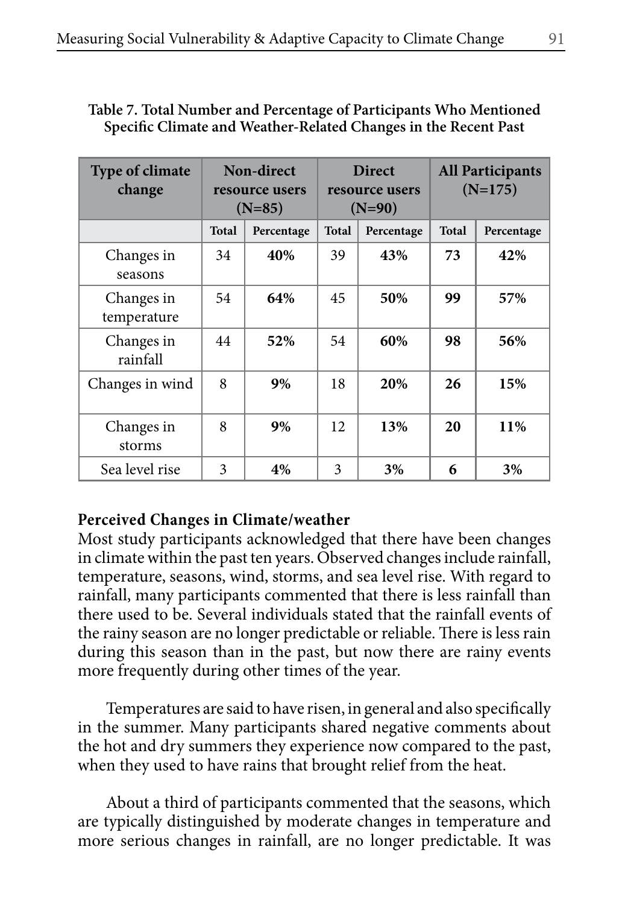**Table 7. Total Number and Percentage of Participants Who Mentioned Specific Climate and Weather-Related Changes in the Recent Past**

| Type of climate change | Non-direct resource users (N=85) | | Direct resource users (N=90) | | All Participants (N=175) | |
|---|---|---|---|---|---|---|
| | Total | Percentage | Total | Percentage | Total | Percentage |
| Changes in seasons | 34 | **40%** | 39 | **43%** | **73** | **42%** |
| Changes in temperature | 54 | **64%** | 45 | **50%** | **99** | **57%** |
| Changes in rainfall | 44 | **52%** | 54 | **60%** | **98** | **56%** |
| Changes in wind | 8 | **9%** | 18 | **20%** | **26** | **15%** |
| Changes in storms | 8 | **9%** | 12 | **13%** | **20** | **11%** |
| Sea level rise | 3 | **4%** | 3 | **3%** | **6** | **3%** |

**Perceived Changes in Climate/weather**

Most study participants acknowledged that there have been changes in climate within the past ten years. Observed changes include rainfall, temperature, seasons, wind, storms, and sea level rise. With regard to rainfall, many participants commented that there is less rainfall than there used to be. Several individuals stated that the rainfall events of the rainy season are no longer predictable or reliable. There is less rain during this season than in the past, but now there are rainy events more frequently during other times of the year.

Temperatures are said to have risen, in general and also specifically in the summer. Many participants shared negative comments about the hot and dry summers they experience now compared to the past, when they used to have rains that brought relief from the heat.

About a third of participants commented that the seasons, which are typically distinguished by moderate changes in temperature and more serious changes in rainfall, are no longer predictable. It was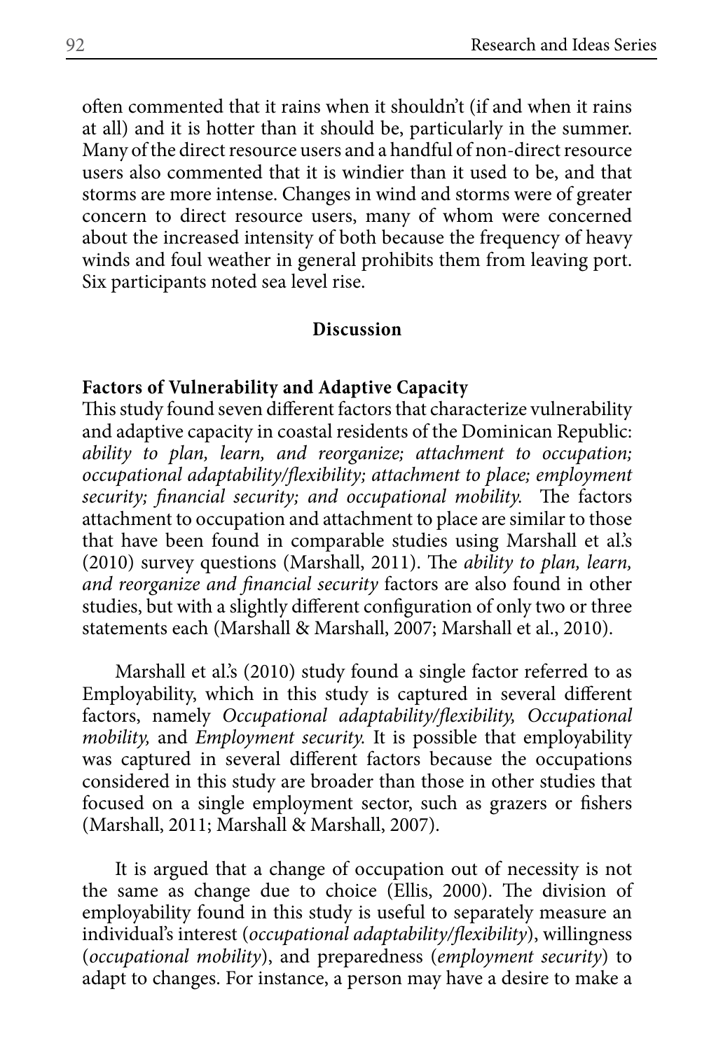often commented that it rains when it shouldn't (if and when it rains at all) and it is hotter than it should be, particularly in the summer. Many of the direct resource users and a handful of non-direct resource users also commented that it is windier than it used to be, and that storms are more intense. Changes in wind and storms were of greater concern to direct resource users, many of whom were concerned about the increased intensity of both because the frequency of heavy winds and foul weather in general prohibits them from leaving port. Six participants noted sea level rise.

## Discussion

### Factors of Vulnerability and Adaptive Capacity

This study found seven different factors that characterize vulnerability and adaptive capacity in coastal residents of the Dominican Republic: *ability to plan, learn, and reorganize; attachment to occupation; occupational adaptability/flexibility; attachment to place; employment security; financial security; and occupational mobility.* The factors attachment to occupation and attachment to place are similar to those that have been found in comparable studies using Marshall et al.'s (2010) survey questions (Marshall, 2011). The *ability to plan, learn, and reorganize and financial security* factors are also found in other studies, but with a slightly different configuration of only two or three statements each (Marshall & Marshall, 2007; Marshall et al., 2010).

Marshall et al.'s (2010) study found a single factor referred to as Employability, which in this study is captured in several different factors, namely *Occupational adaptability/flexibility, Occupational mobility,* and *Employment security.* It is possible that employability was captured in several different factors because the occupations considered in this study are broader than those in other studies that focused on a single employment sector, such as grazers or fishers (Marshall, 2011; Marshall & Marshall, 2007).

It is argued that a change of occupation out of necessity is not the same as change due to choice (Ellis, 2000). The division of employability found in this study is useful to separately measure an individual's interest (*occupational adaptability/flexibility*), willingness (*occupational mobility*), and preparedness (*employment security*) to adapt to changes. For instance, a person may have a desire to make a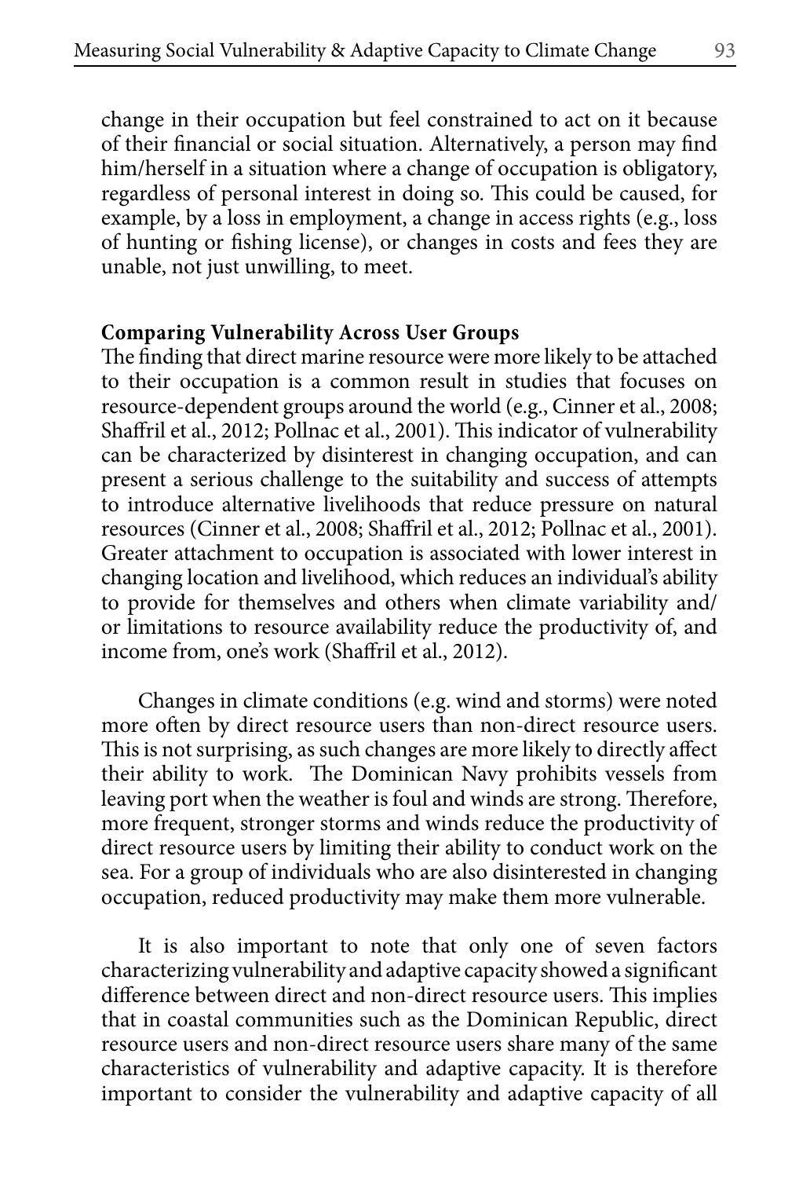change in their occupation but feel constrained to act on it because of their financial or social situation. Alternatively, a person may find him/herself in a situation where a change of occupation is obligatory, regardless of personal interest in doing so. This could be caused, for example, by a loss in employment, a change in access rights (e.g., loss of hunting or fishing license), or changes in costs and fees they are unable, not just unwilling, to meet.

**Comparing Vulnerability Across User Groups**

The finding that direct marine resource were more likely to be attached to their occupation is a common result in studies that focuses on resource-dependent groups around the world (e.g., Cinner et al., 2008; Shaffril et al., 2012; Pollnac et al., 2001). This indicator of vulnerability can be characterized by disinterest in changing occupation, and can present a serious challenge to the suitability and success of attempts to introduce alternative livelihoods that reduce pressure on natural resources (Cinner et al., 2008; Shaffril et al., 2012; Pollnac et al., 2001). Greater attachment to occupation is associated with lower interest in changing location and livelihood, which reduces an individual's ability to provide for themselves and others when climate variability and/ or limitations to resource availability reduce the productivity of, and income from, one's work (Shaffril et al., 2012).

Changes in climate conditions (e.g. wind and storms) were noted more often by direct resource users than non-direct resource users. This is not surprising, as such changes are more likely to directly affect their ability to work. The Dominican Navy prohibits vessels from leaving port when the weather is foul and winds are strong. Therefore, more frequent, stronger storms and winds reduce the productivity of direct resource users by limiting their ability to conduct work on the sea. For a group of individuals who are also disinterested in changing occupation, reduced productivity may make them more vulnerable.

It is also important to note that only one of seven factors characterizing vulnerability and adaptive capacity showed a significant difference between direct and non-direct resource users. This implies that in coastal communities such as the Dominican Republic, direct resource users and non-direct resource users share many of the same characteristics of vulnerability and adaptive capacity. It is therefore important to consider the vulnerability and adaptive capacity of all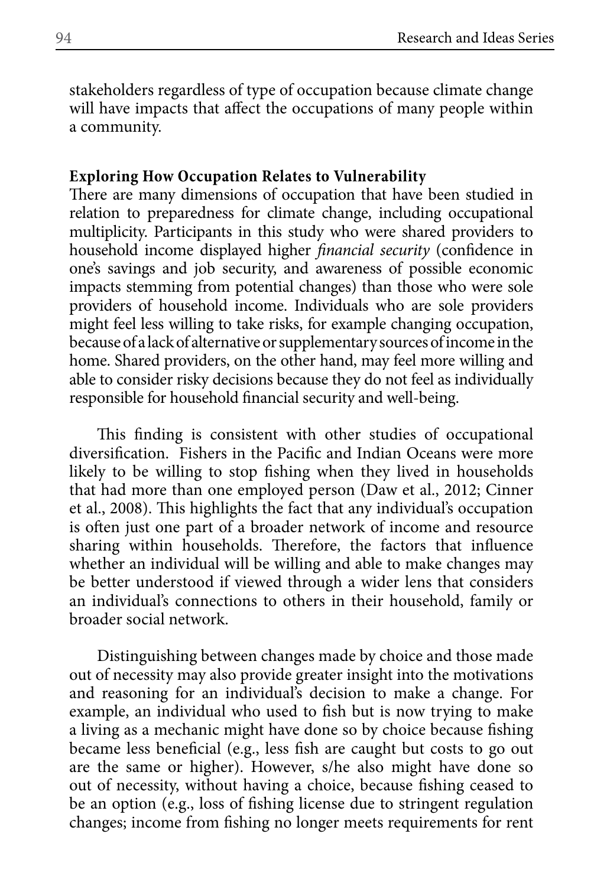stakeholders regardless of type of occupation because climate change will have impacts that affect the occupations of many people within a community.

**Exploring How Occupation Relates to Vulnerability**

There are many dimensions of occupation that have been studied in relation to preparedness for climate change, including occupational multiplicity. Participants in this study who were shared providers to household income displayed higher *financial security* (confidence in one's savings and job security, and awareness of possible economic impacts stemming from potential changes) than those who were sole providers of household income. Individuals who are sole providers might feel less willing to take risks, for example changing occupation, because of a lack of alternative or supplementary sources of income in the home. Shared providers, on the other hand, may feel more willing and able to consider risky decisions because they do not feel as individually responsible for household financial security and well-being.

This finding is consistent with other studies of occupational diversification. Fishers in the Pacific and Indian Oceans were more likely to be willing to stop fishing when they lived in households that had more than one employed person (Daw et al., 2012; Cinner et al., 2008). This highlights the fact that any individual's occupation is often just one part of a broader network of income and resource sharing within households. Therefore, the factors that influence whether an individual will be willing and able to make changes may be better understood if viewed through a wider lens that considers an individual's connections to others in their household, family or broader social network.

Distinguishing between changes made by choice and those made out of necessity may also provide greater insight into the motivations and reasoning for an individual's decision to make a change. For example, an individual who used to fish but is now trying to make a living as a mechanic might have done so by choice because fishing became less beneficial (e.g., less fish are caught but costs to go out are the same or higher). However, s/he also might have done so out of necessity, without having a choice, because fishing ceased to be an option (e.g., loss of fishing license due to stringent regulation changes; income from fishing no longer meets requirements for rent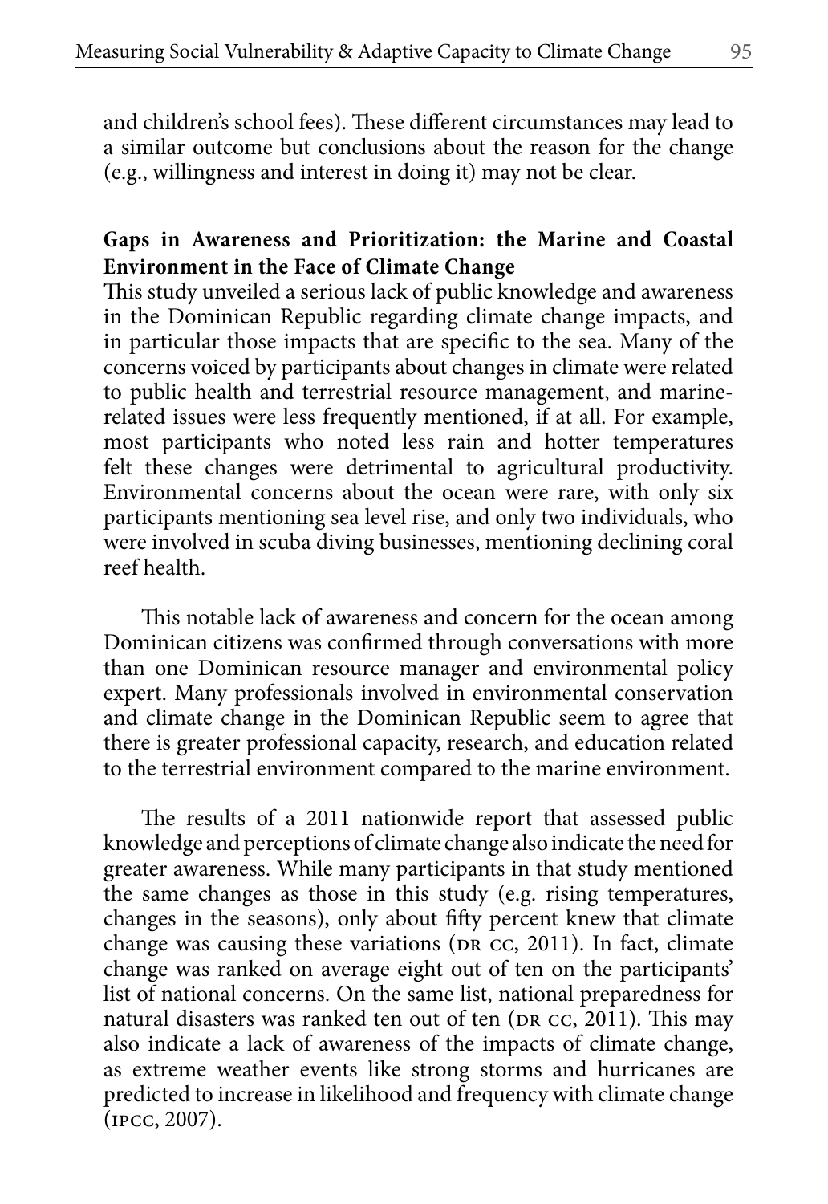and children's school fees). These different circumstances may lead to a similar outcome but conclusions about the reason for the change (e.g., willingness and interest in doing it) may not be clear.

**Gaps in Awareness and Prioritization: the Marine and Coastal Environment in the Face of Climate Change**

This study unveiled a serious lack of public knowledge and awareness in the Dominican Republic regarding climate change impacts, and in particular those impacts that are specific to the sea. Many of the concerns voiced by participants about changes in climate were related to public health and terrestrial resource management, and marine-related issues were less frequently mentioned, if at all. For example, most participants who noted less rain and hotter temperatures felt these changes were detrimental to agricultural productivity. Environmental concerns about the ocean were rare, with only six participants mentioning sea level rise, and only two individuals, who were involved in scuba diving businesses, mentioning declining coral reef health.

This notable lack of awareness and concern for the ocean among Dominican citizens was confirmed through conversations with more than one Dominican resource manager and environmental policy expert. Many professionals involved in environmental conservation and climate change in the Dominican Republic seem to agree that there is greater professional capacity, research, and education related to the terrestrial environment compared to the marine environment.

The results of a 2011 nationwide report that assessed public knowledge and perceptions of climate change also indicate the need for greater awareness. While many participants in that study mentioned the same changes as those in this study (e.g. rising temperatures, changes in the seasons), only about fifty percent knew that climate change was causing these variations (DR CC, 2011). In fact, climate change was ranked on average eight out of ten on the participants' list of national concerns. On the same list, national preparedness for natural disasters was ranked ten out of ten (DR CC, 2011). This may also indicate a lack of awareness of the impacts of climate change, as extreme weather events like strong storms and hurricanes are predicted to increase in likelihood and frequency with climate change (IPCC, 2007).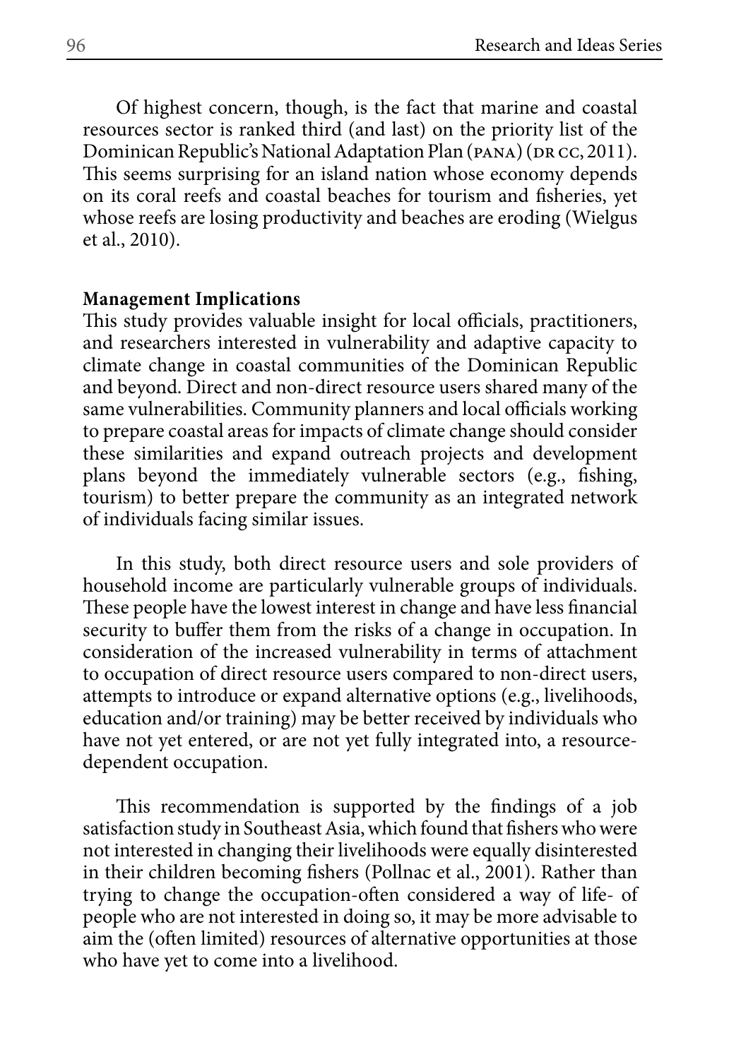Of highest concern, though, is the fact that marine and coastal resources sector is ranked third (and last) on the priority list of the Dominican Republic's National Adaptation Plan (PANA) (DR CC, 2011). This seems surprising for an island nation whose economy depends on its coral reefs and coastal beaches for tourism and fisheries, yet whose reefs are losing productivity and beaches are eroding (Wielgus et al., 2010).

**Management Implications**

This study provides valuable insight for local officials, practitioners, and researchers interested in vulnerability and adaptive capacity to climate change in coastal communities of the Dominican Republic and beyond. Direct and non-direct resource users shared many of the same vulnerabilities. Community planners and local officials working to prepare coastal areas for impacts of climate change should consider these similarities and expand outreach projects and development plans beyond the immediately vulnerable sectors (e.g., fishing, tourism) to better prepare the community as an integrated network of individuals facing similar issues.

In this study, both direct resource users and sole providers of household income are particularly vulnerable groups of individuals. These people have the lowest interest in change and have less financial security to buffer them from the risks of a change in occupation. In consideration of the increased vulnerability in terms of attachment to occupation of direct resource users compared to non-direct users, attempts to introduce or expand alternative options (e.g., livelihoods, education and/or training) may be better received by individuals who have not yet entered, or are not yet fully integrated into, a resource-dependent occupation.

This recommendation is supported by the findings of a job satisfaction study in Southeast Asia, which found that fishers who were not interested in changing their livelihoods were equally disinterested in their children becoming fishers (Pollnac et al., 2001). Rather than trying to change the occupation-often considered a way of life- of people who are not interested in doing so, it may be more advisable to aim the (often limited) resources of alternative opportunities at those who have yet to come into a livelihood.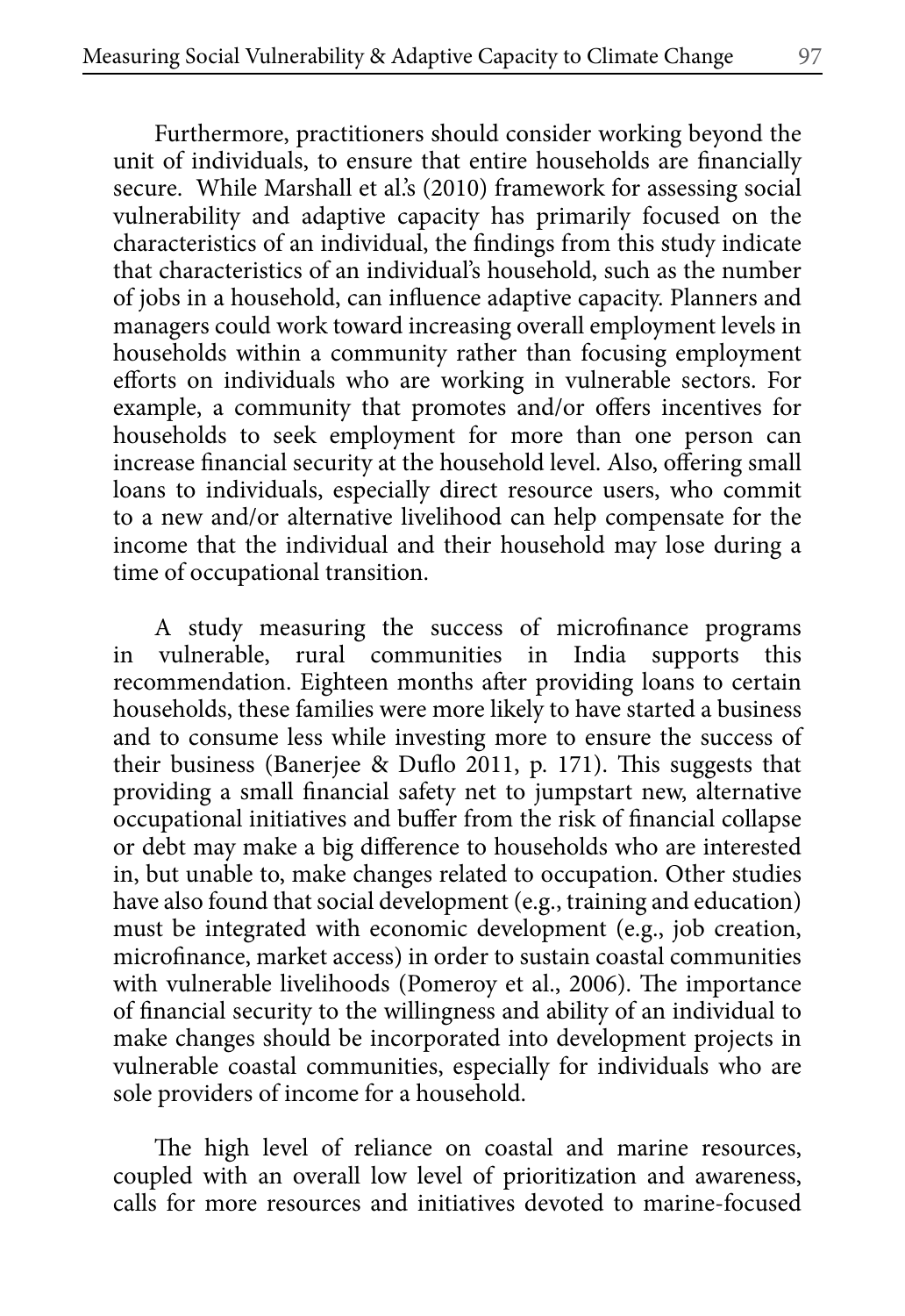Furthermore, practitioners should consider working beyond the unit of individuals, to ensure that entire households are financially secure. While Marshall et al.'s (2010) framework for assessing social vulnerability and adaptive capacity has primarily focused on the characteristics of an individual, the findings from this study indicate that characteristics of an individual's household, such as the number of jobs in a household, can influence adaptive capacity. Planners and managers could work toward increasing overall employment levels in households within a community rather than focusing employment efforts on individuals who are working in vulnerable sectors. For example, a community that promotes and/or offers incentives for households to seek employment for more than one person can increase financial security at the household level. Also, offering small loans to individuals, especially direct resource users, who commit to a new and/or alternative livelihood can help compensate for the income that the individual and their household may lose during a time of occupational transition.

A study measuring the success of microfinance programs in vulnerable, rural communities in India supports this recommendation. Eighteen months after providing loans to certain households, these families were more likely to have started a business and to consume less while investing more to ensure the success of their business (Banerjee & Duflo 2011, p. 171). This suggests that providing a small financial safety net to jumpstart new, alternative occupational initiatives and buffer from the risk of financial collapse or debt may make a big difference to households who are interested in, but unable to, make changes related to occupation. Other studies have also found that social development (e.g., training and education) must be integrated with economic development (e.g., job creation, microfinance, market access) in order to sustain coastal communities with vulnerable livelihoods (Pomeroy et al., 2006). The importance of financial security to the willingness and ability of an individual to make changes should be incorporated into development projects in vulnerable coastal communities, especially for individuals who are sole providers of income for a household.

The high level of reliance on coastal and marine resources, coupled with an overall low level of prioritization and awareness, calls for more resources and initiatives devoted to marine-focused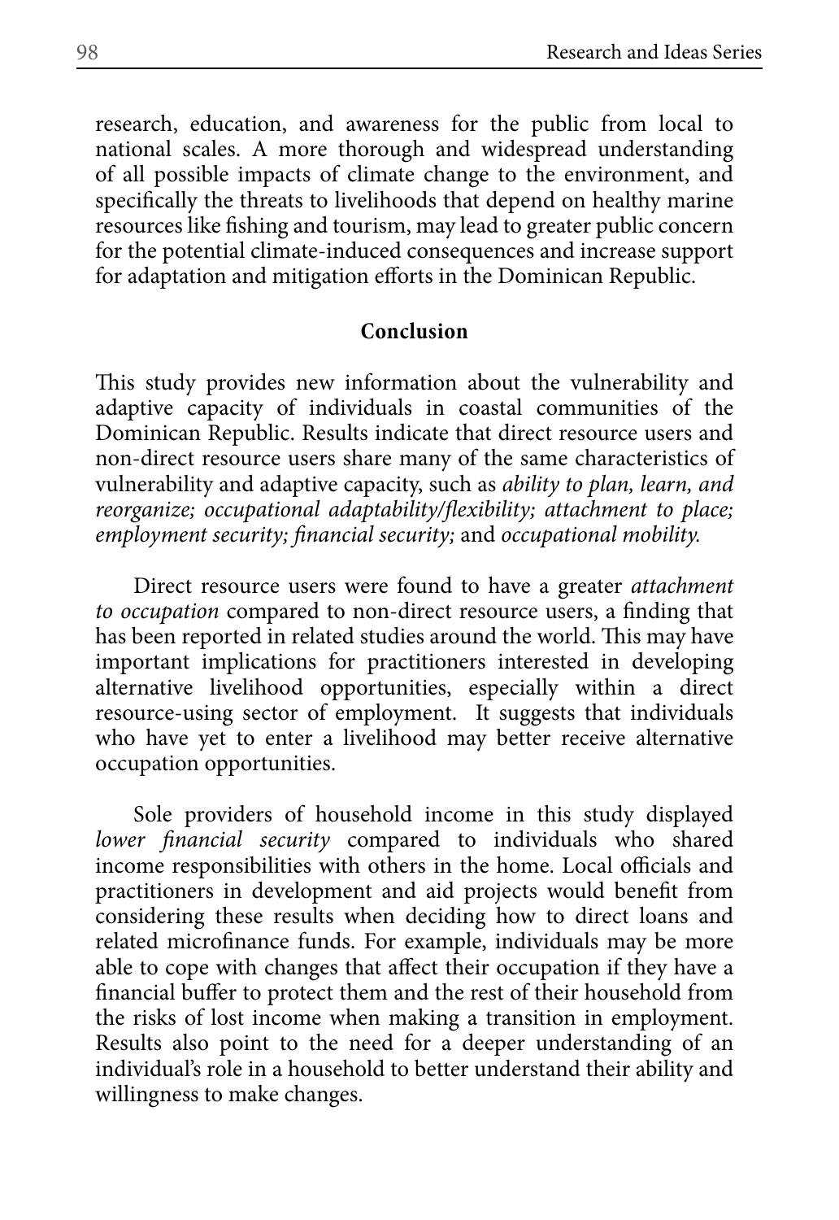research, education, and awareness for the public from local to national scales. A more thorough and widespread understanding of all possible impacts of climate change to the environment, and specifically the threats to livelihoods that depend on healthy marine resources like fishing and tourism, may lead to greater public concern for the potential climate-induced consequences and increase support for adaptation and mitigation efforts in the Dominican Republic.

## Conclusion

This study provides new information about the vulnerability and adaptive capacity of individuals in coastal communities of the Dominican Republic. Results indicate that direct resource users and non-direct resource users share many of the same characteristics of vulnerability and adaptive capacity, such as *ability to plan, learn, and reorganize; occupational adaptability/flexibility; attachment to place; employment security; financial security;* and *occupational mobility.*

Direct resource users were found to have a greater *attachment to occupation* compared to non-direct resource users, a finding that has been reported in related studies around the world. This may have important implications for practitioners interested in developing alternative livelihood opportunities, especially within a direct resource-using sector of employment. It suggests that individuals who have yet to enter a livelihood may better receive alternative occupation opportunities.

Sole providers of household income in this study displayed *lower financial security* compared to individuals who shared income responsibilities with others in the home. Local officials and practitioners in development and aid projects would benefit from considering these results when deciding how to direct loans and related microfinance funds. For example, individuals may be more able to cope with changes that affect their occupation if they have a financial buffer to protect them and the rest of their household from the risks of lost income when making a transition in employment. Results also point to the need for a deeper understanding of an individual's role in a household to better understand their ability and willingness to make changes.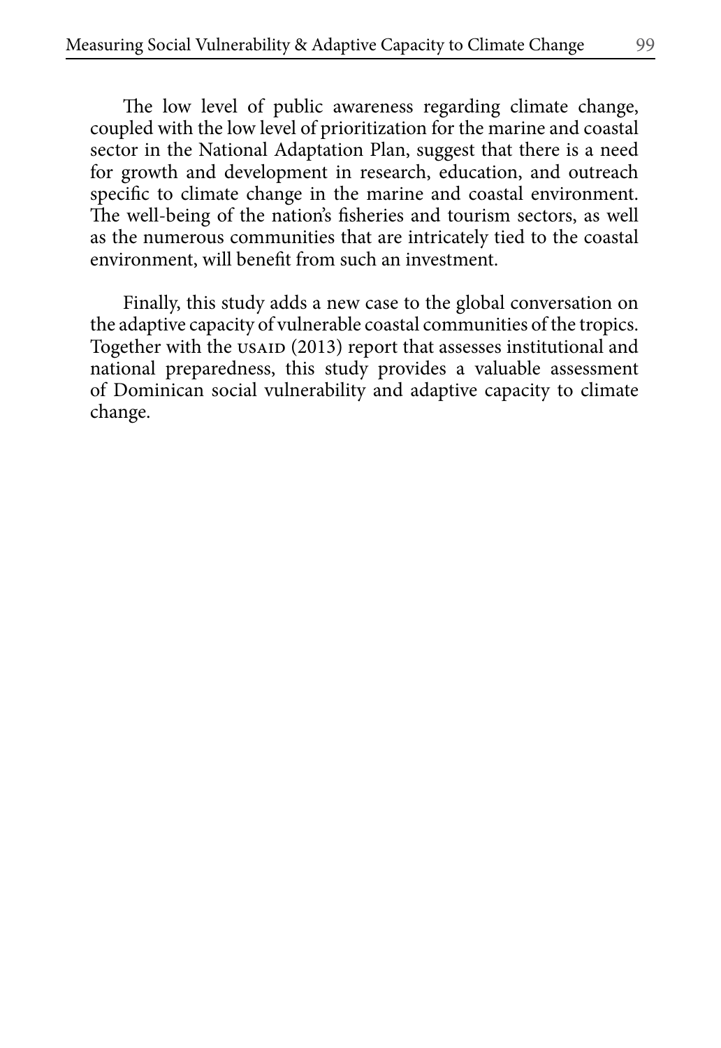The low level of public awareness regarding climate change, coupled with the low level of prioritization for the marine and coastal sector in the National Adaptation Plan, suggest that there is a need for growth and development in research, education, and outreach specific to climate change in the marine and coastal environment. The well-being of the nation's fisheries and tourism sectors, as well as the numerous communities that are intricately tied to the coastal environment, will benefit from such an investment.

Finally, this study adds a new case to the global conversation on the adaptive capacity of vulnerable coastal communities of the tropics. Together with the USAID (2013) report that assesses institutional and national preparedness, this study provides a valuable assessment of Dominican social vulnerability and adaptive capacity to climate change.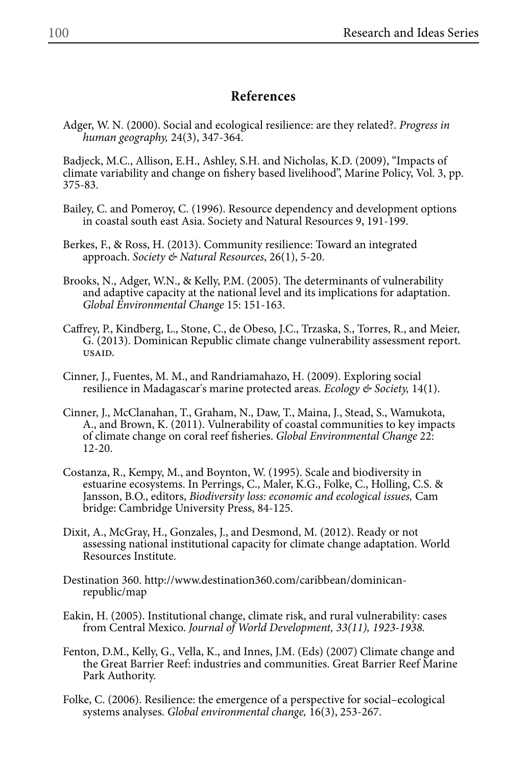## References

Adger, W. N. (2000). Social and ecological resilience: are they related?. *Progress in human geography,* 24(3), 347-364.

Badjeck, M.C., Allison, E.H., Ashley, S.H. and Nicholas, K.D. (2009), "Impacts of climate variability and change on fishery based livelihood", Marine Policy, Vol. 3, pp. 375-83.

Bailey, C. and Pomeroy, C. (1996). Resource dependency and development options in coastal south east Asia. Society and Natural Resources 9, 191-199.

Berkes, F., & Ross, H. (2013). Community resilience: Toward an integrated approach. *Society & Natural Resources*, 26(1), 5-20.

Brooks, N., Adger, W.N., & Kelly, P.M. (2005). The determinants of vulnerability and adaptive capacity at the national level and its implications for adaptation. *Global Environmental Change* 15: 151-163.

Caffrey, P., Kindberg, L., Stone, C., de Obeso, J.C., Trzaska, S., Torres, R., and Meier, G. (2013). Dominican Republic climate change vulnerability assessment report. USAID.

Cinner, J., Fuentes, M. M., and Randriamahazo, H. (2009). Exploring social resilience in Madagascar's marine protected areas. *Ecology & Society,* 14(1).

Cinner, J., McClanahan, T., Graham, N., Daw, T., Maina, J., Stead, S., Wamukota, A., and Brown, K. (2011). Vulnerability of coastal communities to key impacts of climate change on coral reef fisheries. *Global Environmental Change* 22: 12-20.

Costanza, R., Kempy, M., and Boynton, W. (1995). Scale and biodiversity in estuarine ecosystems. In Perrings, C., Maler, K.G., Folke, C., Holling, C.S. & Jansson, B.O., editors, *Biodiversity loss: economic and ecological issues,* Cam bridge: Cambridge University Press, 84-125.

Dixit, A., McGray, H., Gonzales, J., and Desmond, M. (2012). Ready or not assessing national institutional capacity for climate change adaptation. World Resources Institute.

Destination 360. http://www.destination360.com/caribbean/dominican-republic/map

Eakin, H. (2005). Institutional change, climate risk, and rural vulnerability: cases from Central Mexico. *Journal of World Development, 33(11), 1923-1938.*

Fenton, D.M., Kelly, G., Vella, K., and Innes, J.M. (Eds) (2007) Climate change and the Great Barrier Reef: industries and communities. Great Barrier Reef Marine Park Authority.

Folke, C. (2006). Resilience: the emergence of a perspective for social–ecological systems analyses. *Global environmental change,* 16(3), 253-267.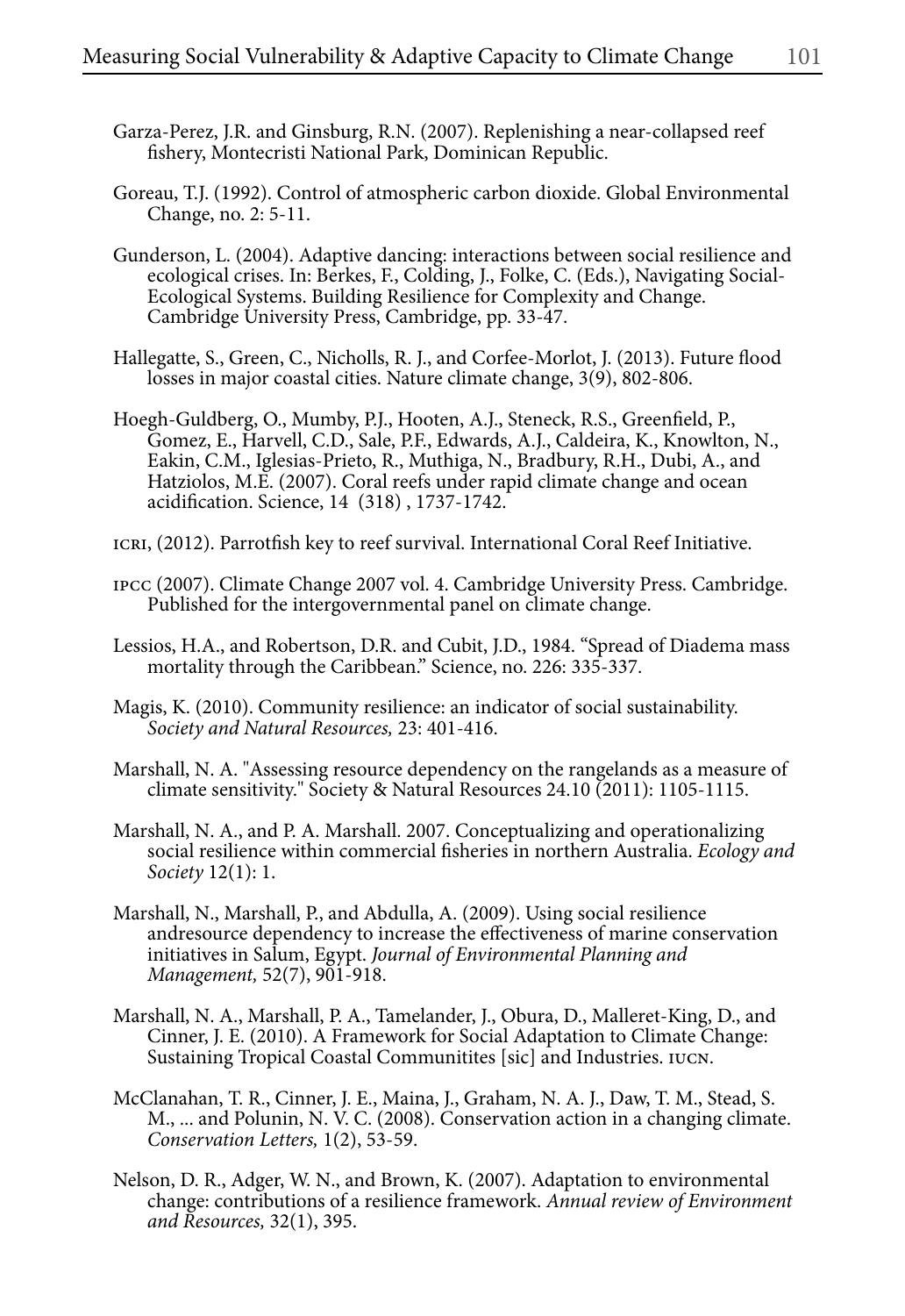Garza-Perez, J.R. and Ginsburg, R.N. (2007). Replenishing a near-collapsed reef fishery, Montecristi National Park, Dominican Republic.

Goreau, T.J. (1992). Control of atmospheric carbon dioxide. Global Environmental Change, no. 2: 5-11.

Gunderson, L. (2004). Adaptive dancing: interactions between social resilience and ecological crises. In: Berkes, F., Colding, J., Folke, C. (Eds.), Navigating Social-Ecological Systems. Building Resilience for Complexity and Change. Cambridge University Press, Cambridge, pp. 33-47.

Hallegatte, S., Green, C., Nicholls, R. J., and Corfee-Morlot, J. (2013). Future flood losses in major coastal cities. Nature climate change, 3(9), 802-806.

Hoegh-Guldberg, O., Mumby, P.J., Hooten, A.J., Steneck, R.S., Greenfield, P., Gomez, E., Harvell, C.D., Sale, P.F., Edwards, A.J., Caldeira, K., Knowlton, N., Eakin, C.M., Iglesias-Prieto, R., Muthiga, N., Bradbury, R.H., Dubi, A., and Hatziolos, M.E. (2007). Coral reefs under rapid climate change and ocean acidification. Science, 14 (318) , 1737-1742.

ICRI, (2012). Parrotfish key to reef survival. International Coral Reef Initiative.

IPCC (2007). Climate Change 2007 vol. 4. Cambridge University Press. Cambridge. Published for the intergovernmental panel on climate change.

Lessios, H.A., and Robertson, D.R. and Cubit, J.D., 1984. "Spread of Diadema mass mortality through the Caribbean." Science, no. 226: 335-337.

Magis, K. (2010). Community resilience: an indicator of social sustainability. *Society and Natural Resources,* 23: 401-416.

Marshall, N. A. "Assessing resource dependency on the rangelands as a measure of climate sensitivity." Society & Natural Resources 24.10 (2011): 1105-1115.

Marshall, N. A., and P. A. Marshall. 2007. Conceptualizing and operationalizing social resilience within commercial fisheries in northern Australia. *Ecology and Society* 12(1): 1.

Marshall, N., Marshall, P., and Abdulla, A. (2009). Using social resilience andresource dependency to increase the effectiveness of marine conservation initiatives in Salum, Egypt. *Journal of Environmental Planning and Management,* 52(7), 901-918.

Marshall, N. A., Marshall, P. A., Tamelander, J., Obura, D., Malleret-King, D., and Cinner, J. E. (2010). A Framework for Social Adaptation to Climate Change: Sustaining Tropical Coastal Communitites [sic] and Industries. IUCN.

McClanahan, T. R., Cinner, J. E., Maina, J., Graham, N. A. J., Daw, T. M., Stead, S. M., ... and Polunin, N. V. C. (2008). Conservation action in a changing climate. *Conservation Letters,* 1(2), 53-59.

Nelson, D. R., Adger, W. N., and Brown, K. (2007). Adaptation to environmental change: contributions of a resilience framework. *Annual review of Environment and Resources,* 32(1), 395.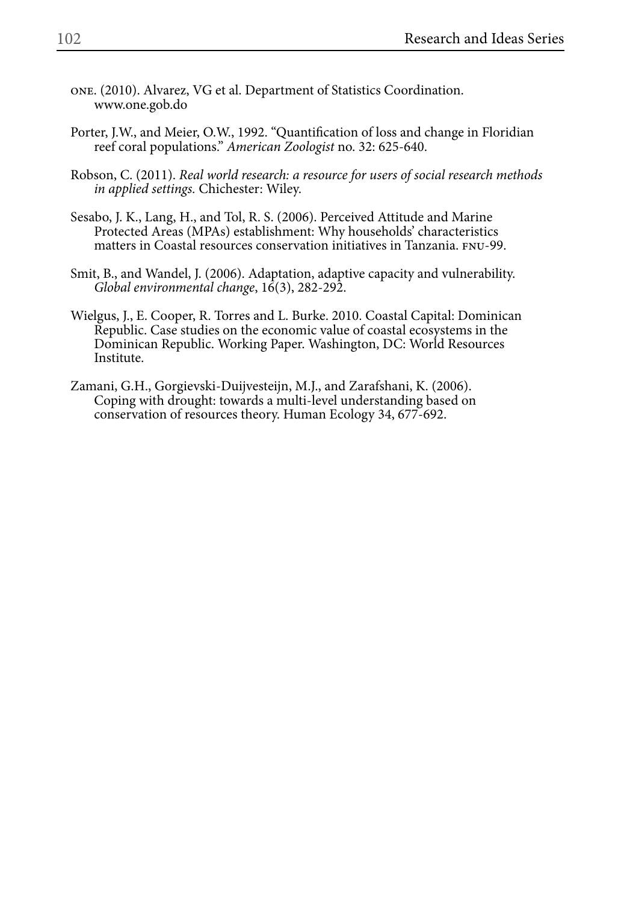ONE. (2010). Alvarez, VG et al. Department of Statistics Coordination. www.one.gob.do

Porter, J.W., and Meier, O.W., 1992. "Quantification of loss and change in Floridian reef coral populations." *American Zoologist* no. 32: 625-640.

Robson, C. (2011). *Real world research: a resource for users of social research methods in applied settings.* Chichester: Wiley.

Sesabo, J. K., Lang, H., and Tol, R. S. (2006). Perceived Attitude and Marine Protected Areas (MPAs) establishment: Why households' characteristics matters in Coastal resources conservation initiatives in Tanzania. FNU-99.

Smit, B., and Wandel, J. (2006). Adaptation, adaptive capacity and vulnerability. *Global environmental change*, 16(3), 282-292.

Wielgus, J., E. Cooper, R. Torres and L. Burke. 2010. Coastal Capital: Dominican Republic. Case studies on the economic value of coastal ecosystems in the Dominican Republic. Working Paper. Washington, DC: World Resources Institute.

Zamani, G.H., Gorgievski-Duijvesteijn, M.J., and Zarafshani, K. (2006). Coping with drought: towards a multi-level understanding based on conservation of resources theory. Human Ecology 34, 677-692.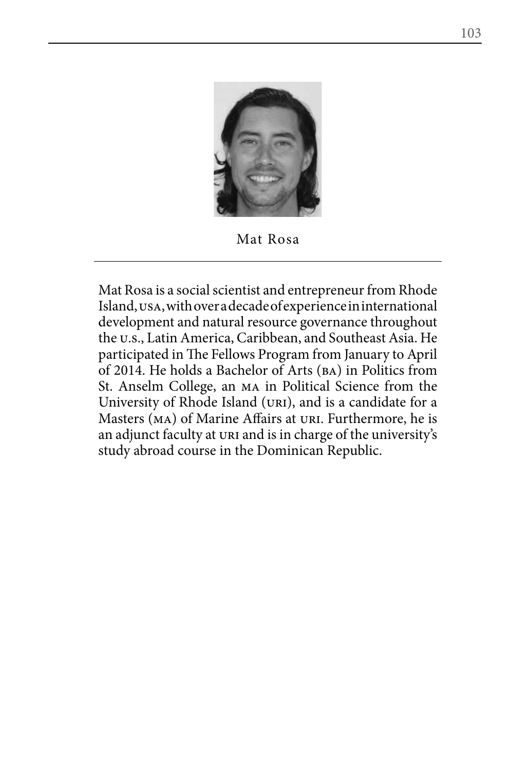Mat Rosa

Mat Rosa is a social scientist and entrepreneur from Rhode Island, USA, with over a decade of experience in international development and natural resource governance throughout the U.S., Latin America, Caribbean, and Southeast Asia. He participated in The Fellows Program from January to April of 2014. He holds a Bachelor of Arts (BA) in Politics from St. Anselm College, an MA in Political Science from the University of Rhode Island (URI), and is a candidate for a Masters (MA) of Marine Affairs at URI. Furthermore, he is an adjunct faculty at URI and is in charge of the university's study abroad course in the Dominican Republic.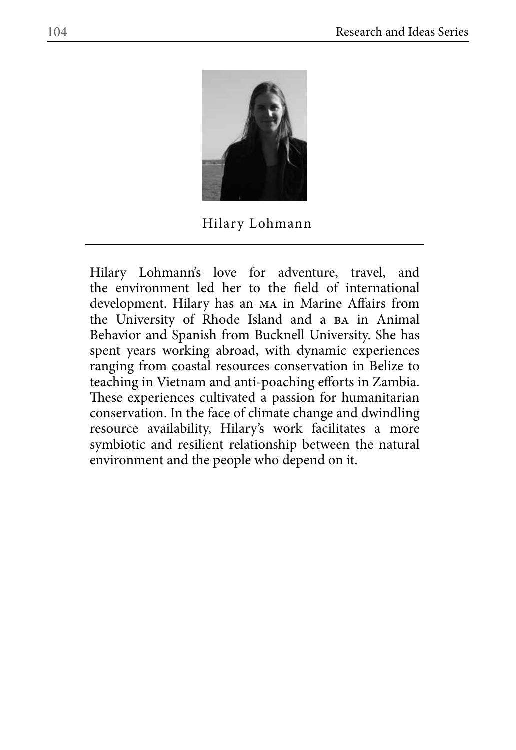Hilary Lohmann

Hilary Lohmann's love for adventure, travel, and the environment led her to the field of international development. Hilary has an MA in Marine Affairs from the University of Rhode Island and a BA in Animal Behavior and Spanish from Bucknell University. She has spent years working abroad, with dynamic experiences ranging from coastal resources conservation in Belize to teaching in Vietnam and anti-poaching efforts in Zambia. These experiences cultivated a passion for humanitarian conservation. In the face of climate change and dwindling resource availability, Hilary's work facilitates a more symbiotic and resilient relationship between the natural environment and the people who depend on it.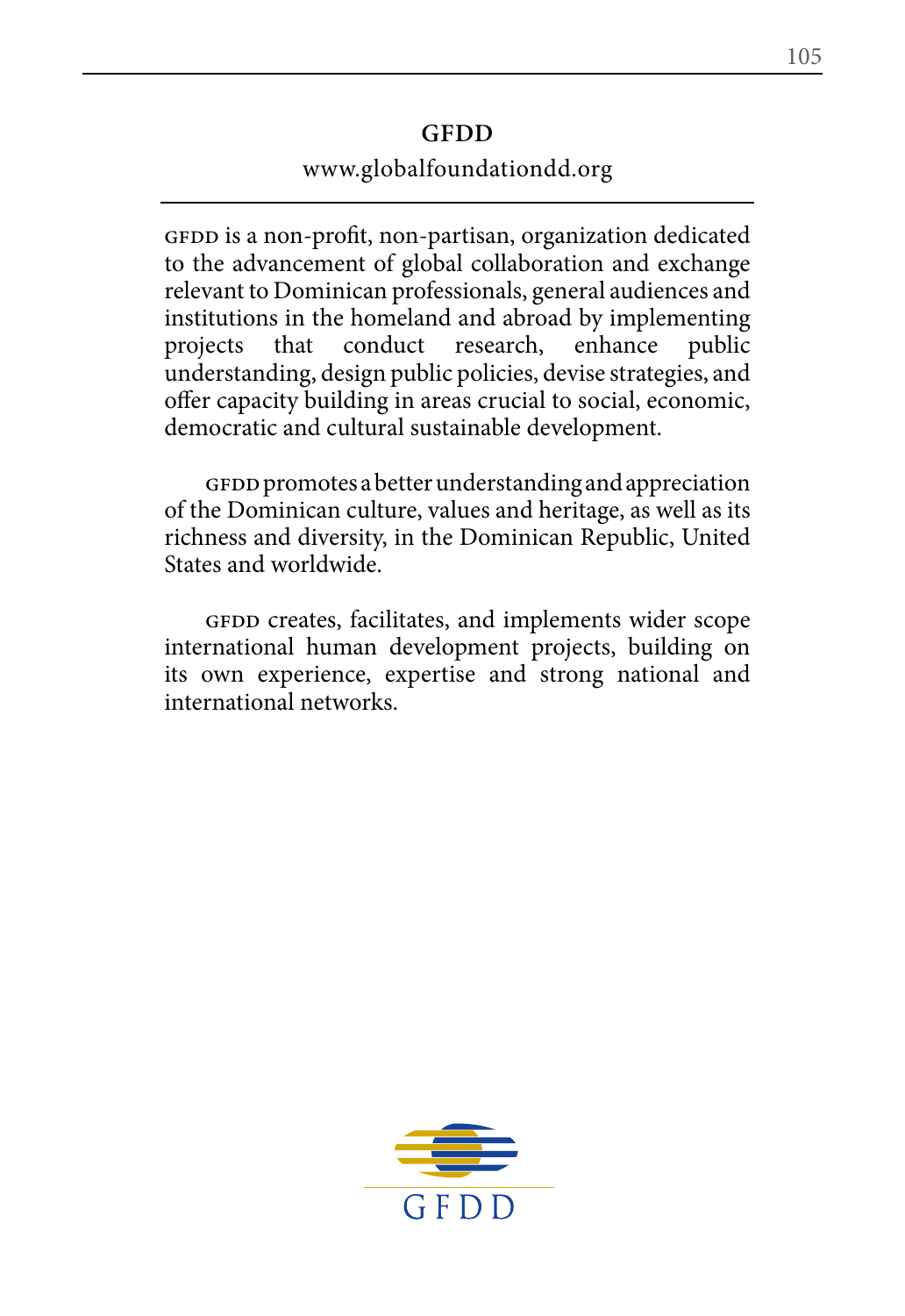## GFDD

www.globalfoundationdd.org

GFDD is a non-profit, non-partisan, organization dedicated to the advancement of global collaboration and exchange relevant to Dominican professionals, general audiences and institutions in the homeland and abroad by implementing projects that conduct research, enhance public understanding, design public policies, devise strategies, and offer capacity building in areas crucial to social, economic, democratic and cultural sustainable development.

GFDD promotes a better understanding and appreciation of the Dominican culture, values and heritage, as well as its richness and diversity, in the Dominican Republic, United States and worldwide.

GFDD creates, facilitates, and implements wider scope international human development projects, building on its own experience, expertise and strong national and international networks.

GFDD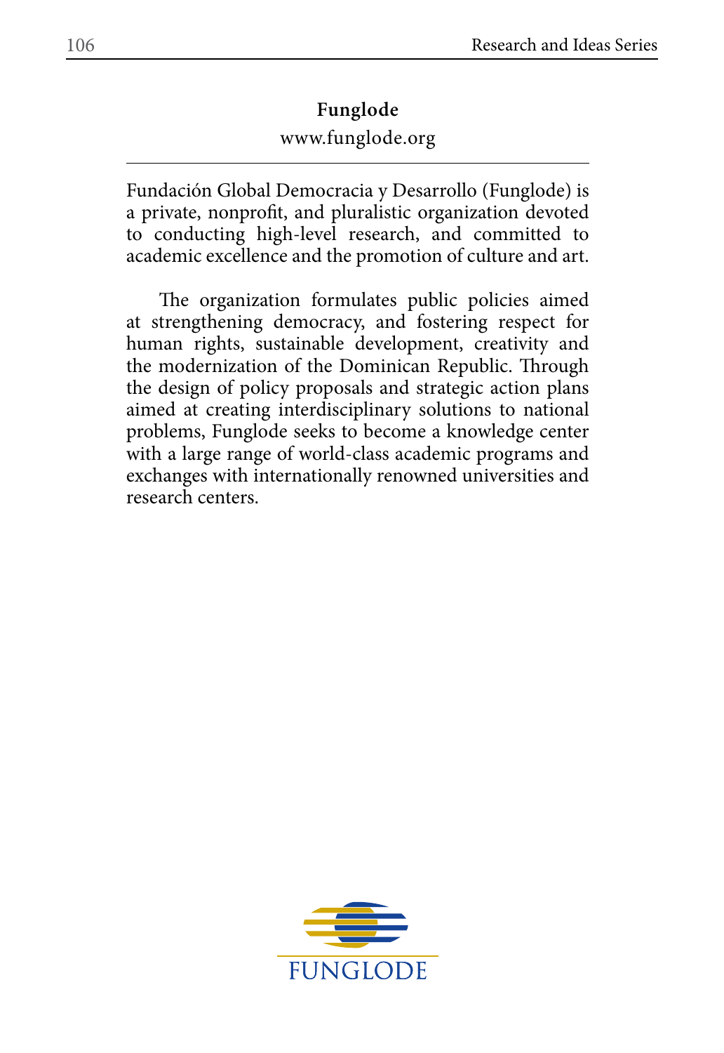## Funglode

www.funglode.org

---

Fundación Global Democracia y Desarrollo (Funglode) is a private, nonprofit, and pluralistic organization devoted to conducting high-level research, and committed to academic excellence and the promotion of culture and art.

The organization formulates public policies aimed at strengthening democracy, and fostering respect for human rights, sustainable development, creativity and the modernization of the Dominican Republic. Through the design of policy proposals and strategic action plans aimed at creating interdisciplinary solutions to national problems, Funglode seeks to become a knowledge center with a large range of world-class academic programs and exchanges with internationally renowned universities and research centers.

FUNGLODE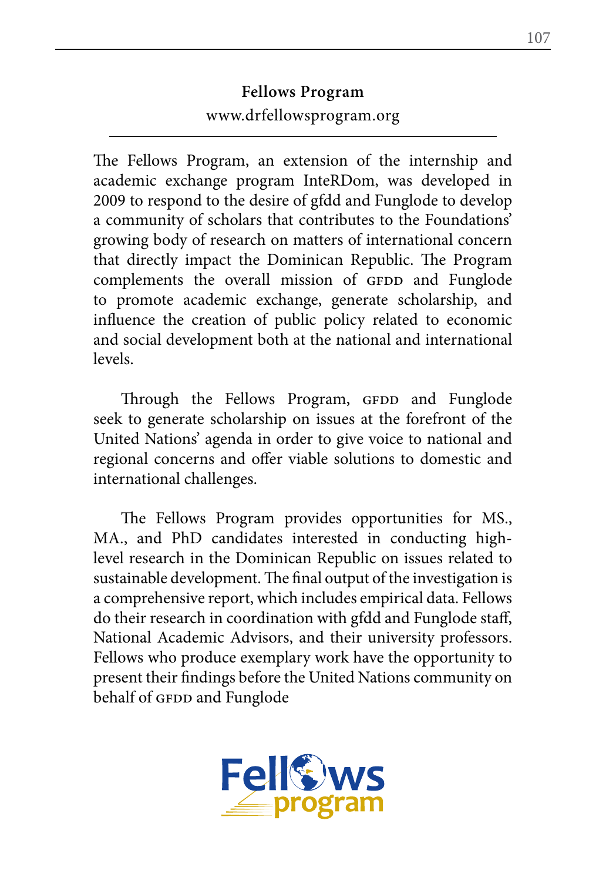## Fellows Program

www.drfellowsprogram.org

The Fellows Program, an extension of the internship and academic exchange program InteRDom, was developed in 2009 to respond to the desire of gfdd and Funglode to develop a community of scholars that contributes to the Foundations' growing body of research on matters of international concern that directly impact the Dominican Republic. The Program complements the overall mission of GFDD and Funglode to promote academic exchange, generate scholarship, and influence the creation of public policy related to economic and social development both at the national and international levels.

Through the Fellows Program, GFDD and Funglode seek to generate scholarship on issues at the forefront of the United Nations' agenda in order to give voice to national and regional concerns and offer viable solutions to domestic and international challenges.

The Fellows Program provides opportunities for MS., MA., and PhD candidates interested in conducting high-level research in the Dominican Republic on issues related to sustainable development. The final output of the investigation is a comprehensive report, which includes empirical data. Fellows do their research in coordination with gfdd and Funglode staff, National Academic Advisors, and their university professors. Fellows who produce exemplary work have the opportunity to present their findings before the United Nations community on behalf of GFDD and Funglode

Fellows program